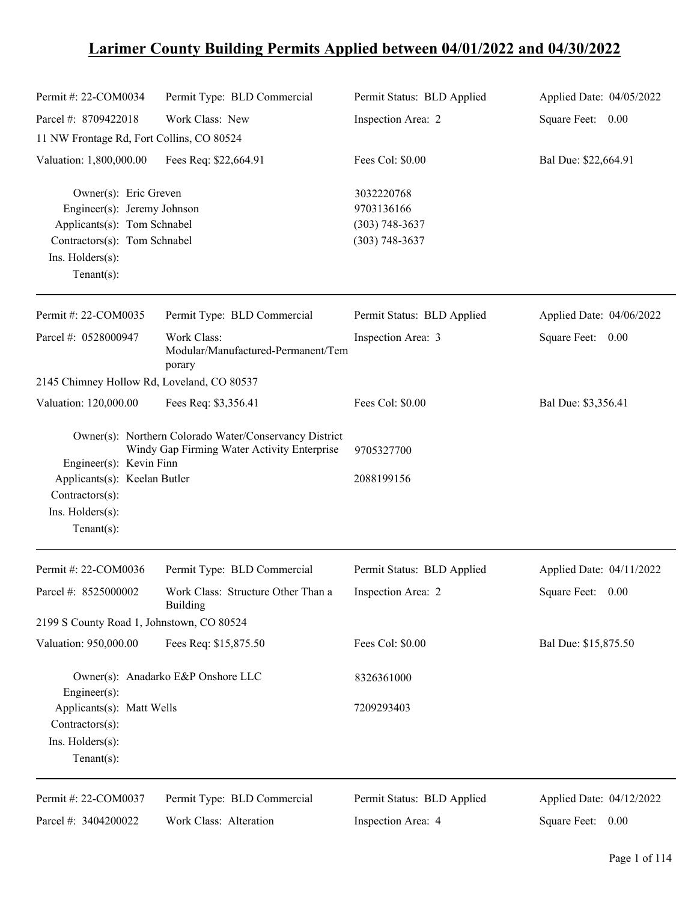# Larimer County Building Permits Applied between 04/01/2022 and 04/30/2022

| | | | |
|---|---|---|---|
| Permit #: 22-COM0034 | Permit Type: BLD Commercial | Permit Status: BLD Applied | Applied Date: 04/05/2022 |
| Parcel #: 8709422018 | Work Class: New | Inspection Area: 2 | Square Feet: 0.00 |

11 NW Frontage Rd, Fort Collins, CO 80524

| | | | |
|---|---|---|---|
| Valuation: 1,800,000.00 | Fees Req: $22,664.91 | Fees Col: $0.00 | Bal Due: $22,664.91 |

| | | |
|---|---|---|
| Owner(s): | Eric Greven | 3032220768 |
| Engineer(s): | Jeremy Johnson | 9703136166 |
| Applicants(s): | Tom Schnabel | (303) 748-3637 |
| Contractors(s): | Tom Schnabel | (303) 748-3637 |
| Ins. Holders(s): | | |
| Tenant(s): | | |

---

| | | | |
|---|---|---|---|
| Permit #: 22-COM0035 | Permit Type: BLD Commercial | Permit Status: BLD Applied | Applied Date: 04/06/2022 |
| Parcel #: 0528000947 | Work Class: Modular/Manufactured-Permanent/Temporary | Inspection Area: 3 | Square Feet: 0.00 |

2145 Chimney Hollow Rd, Loveland, CO 80537

| | | | |
|---|---|---|---|
| Valuation: 120,000.00 | Fees Req: $3,356.41 | Fees Col: $0.00 | Bal Due: $3,356.41 |

| | | |
|---|---|---|
| Owner(s): | Northern Colorado Water/Conservancy District Windy Gap Firming Water Activity Enterprise | 9705327700 |
| Engineer(s): | Kevin Finn | |
| Applicants(s): | Keelan Butler | 2088199156 |
| Contractors(s): | | |
| Ins. Holders(s): | | |
| Tenant(s): | | |

---

| | | | |
|---|---|---|---|
| Permit #: 22-COM0036 | Permit Type: BLD Commercial | Permit Status: BLD Applied | Applied Date: 04/11/2022 |
| Parcel #: 8525000002 | Work Class: Structure Other Than a Building | Inspection Area: 2 | Square Feet: 0.00 |

2199 S County Road 1, Johnstown, CO 80524

| | | | |
|---|---|---|---|
| Valuation: 950,000.00 | Fees Req: $15,875.50 | Fees Col: $0.00 | Bal Due: $15,875.50 |

| | | |
|---|---|---|
| Owner(s): | Anadarko E&P Onshore LLC | 8326361000 |
| Engineer(s): | | |
| Applicants(s): | Matt Wells | 7209293403 |
| Contractors(s): | | |
| Ins. Holders(s): | | |
| Tenant(s): | | |

---

| | | | |
|---|---|---|---|
| Permit #: 22-COM0037 | Permit Type: BLD Commercial | Permit Status: BLD Applied | Applied Date: 04/12/2022 |
| Parcel #: 3404200022 | Work Class: Alteration | Inspection Area: 4 | Square Feet: 0.00 |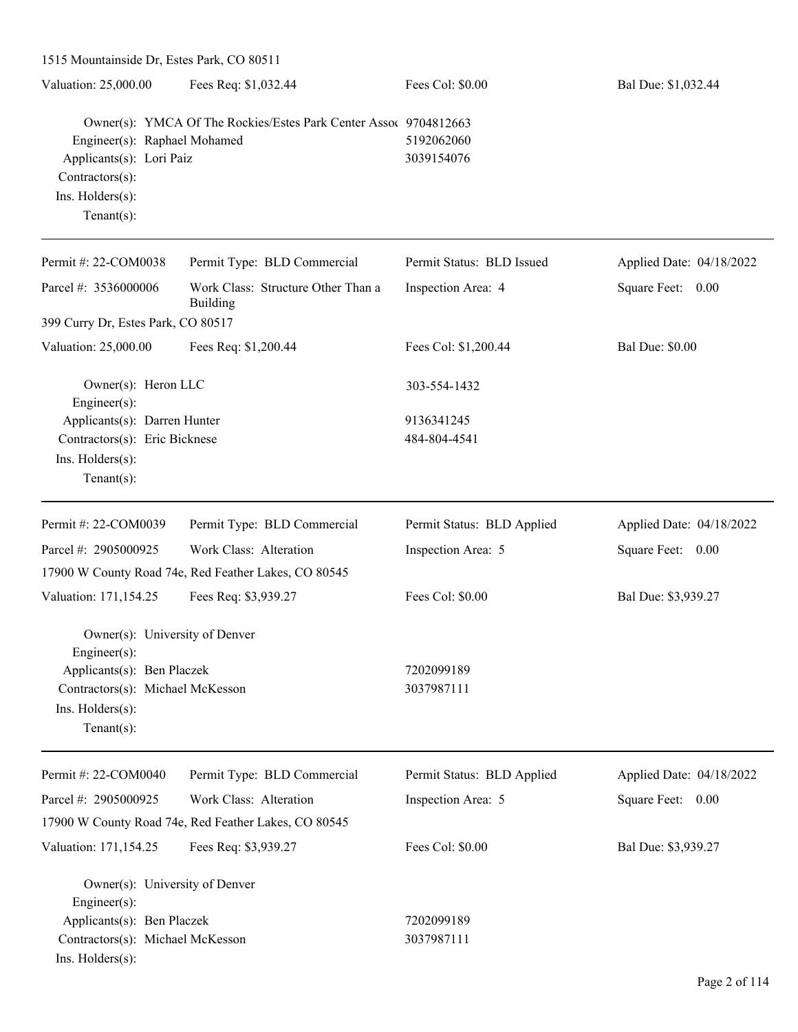1515 Mountainside Dr, Estes Park, CO 80511

| | | | |
|---|---|---|---|
| Valuation: 25,000.00 | Fees Req: $1,032.44 | Fees Col: $0.00 | Bal Due: $1,032.44 |

Owner(s): YMCA Of The Rockies/Estes Park Center Assoc 9704812663
Engineer(s): Raphael Mohamed 5192062060
Applicants(s): Lori Paiz 3039154076
Contractors(s):
Ins. Holders(s):
Tenant(s):

---

| | | | |
|---|---|---|---|
| Permit #: 22-COM0038 | Permit Type: BLD Commercial | Permit Status: BLD Issued | Applied Date: 04/18/2022 |
| Parcel #: 3536000006 | Work Class: Structure Other Than a Building | Inspection Area: 4 | Square Feet: 0.00 |

399 Curry Dr, Estes Park, CO 80517

| | | | |
|---|---|---|---|
| Valuation: 25,000.00 | Fees Req: $1,200.44 | Fees Col: $1,200.44 | Bal Due: $0.00 |

Owner(s): Heron LLC 303-554-1432
Engineer(s):
Applicants(s): Darren Hunter 9136341245
Contractors(s): Eric Bicknese 484-804-4541
Ins. Holders(s):
Tenant(s):

---

| | | | |
|---|---|---|---|
| Permit #: 22-COM0039 | Permit Type: BLD Commercial | Permit Status: BLD Applied | Applied Date: 04/18/2022 |
| Parcel #: 2905000925 | Work Class: Alteration | Inspection Area: 5 | Square Feet: 0.00 |

17900 W County Road 74e, Red Feather Lakes, CO 80545

| | | | |
|---|---|---|---|
| Valuation: 171,154.25 | Fees Req: $3,939.27 | Fees Col: $0.00 | Bal Due: $3,939.27 |

Owner(s): University of Denver
Engineer(s):
Applicants(s): Ben Placzek 7202099189
Contractors(s): Michael McKesson 3037987111
Ins. Holders(s):
Tenant(s):

---

| | | | |
|---|---|---|---|
| Permit #: 22-COM0040 | Permit Type: BLD Commercial | Permit Status: BLD Applied | Applied Date: 04/18/2022 |
| Parcel #: 2905000925 | Work Class: Alteration | Inspection Area: 5 | Square Feet: 0.00 |

17900 W County Road 74e, Red Feather Lakes, CO 80545

| | | | |
|---|---|---|---|
| Valuation: 171,154.25 | Fees Req: $3,939.27 | Fees Col: $0.00 | Bal Due: $3,939.27 |

Owner(s): University of Denver
Engineer(s):
Applicants(s): Ben Placzek 7202099189
Contractors(s): Michael McKesson 3037987111
Ins. Holders(s):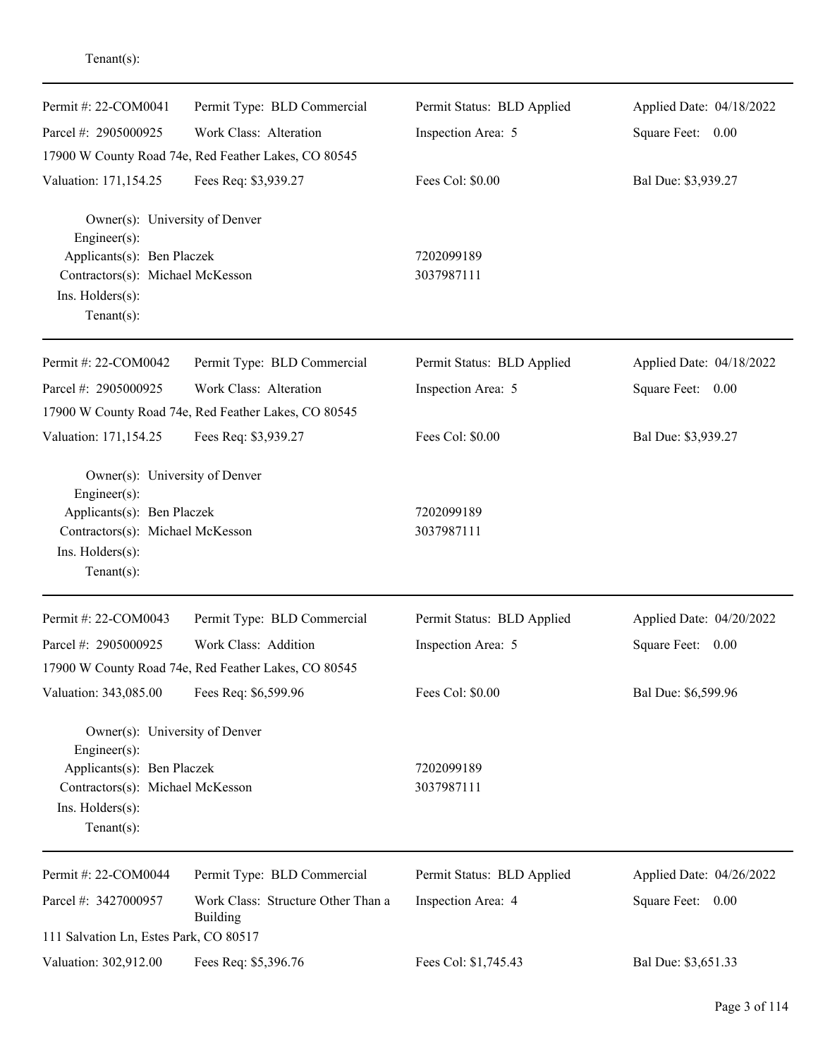Tenant(s):

---

| | | | |
|---|---|---|---|
| Permit #: 22-COM0041 | Permit Type: BLD Commercial | Permit Status: BLD Applied | Applied Date: 04/18/2022 |
| Parcel #: 2905000925 | Work Class: Alteration | Inspection Area: 5 | Square Feet: 0.00 |
| 17900 W County Road 74e, Red Feather Lakes, CO 80545 | | | |
| Valuation: 171,154.25 | Fees Req: $3,939.27 | Fees Col: $0.00 | Bal Due: $3,939.27 |

Owner(s): University of Denver
Engineer(s):
Applicants(s): Ben Placzek 7202099189
Contractors(s): Michael McKesson 3037987111
Ins. Holders(s):
Tenant(s):

---

| | | | |
|---|---|---|---|
| Permit #: 22-COM0042 | Permit Type: BLD Commercial | Permit Status: BLD Applied | Applied Date: 04/18/2022 |
| Parcel #: 2905000925 | Work Class: Alteration | Inspection Area: 5 | Square Feet: 0.00 |
| 17900 W County Road 74e, Red Feather Lakes, CO 80545 | | | |
| Valuation: 171,154.25 | Fees Req: $3,939.27 | Fees Col: $0.00 | Bal Due: $3,939.27 |

Owner(s): University of Denver
Engineer(s):
Applicants(s): Ben Placzek 7202099189
Contractors(s): Michael McKesson 3037987111
Ins. Holders(s):
Tenant(s):

---

| | | | |
|---|---|---|---|
| Permit #: 22-COM0043 | Permit Type: BLD Commercial | Permit Status: BLD Applied | Applied Date: 04/20/2022 |
| Parcel #: 2905000925 | Work Class: Addition | Inspection Area: 5 | Square Feet: 0.00 |
| 17900 W County Road 74e, Red Feather Lakes, CO 80545 | | | |
| Valuation: 343,085.00 | Fees Req: $6,599.96 | Fees Col: $0.00 | Bal Due: $6,599.96 |

Owner(s): University of Denver
Engineer(s):
Applicants(s): Ben Placzek 7202099189
Contractors(s): Michael McKesson 3037987111
Ins. Holders(s):
Tenant(s):

---

| | | | |
|---|---|---|---|
| Permit #: 22-COM0044 | Permit Type: BLD Commercial | Permit Status: BLD Applied | Applied Date: 04/26/2022 |
| Parcel #: 3427000957 | Work Class: Structure Other Than a Building | Inspection Area: 4 | Square Feet: 0.00 |
| 111 Salvation Ln, Estes Park, CO 80517 | | | |
| Valuation: 302,912.00 | Fees Req: $5,396.76 | Fees Col: $1,745.43 | Bal Due: $3,651.33 |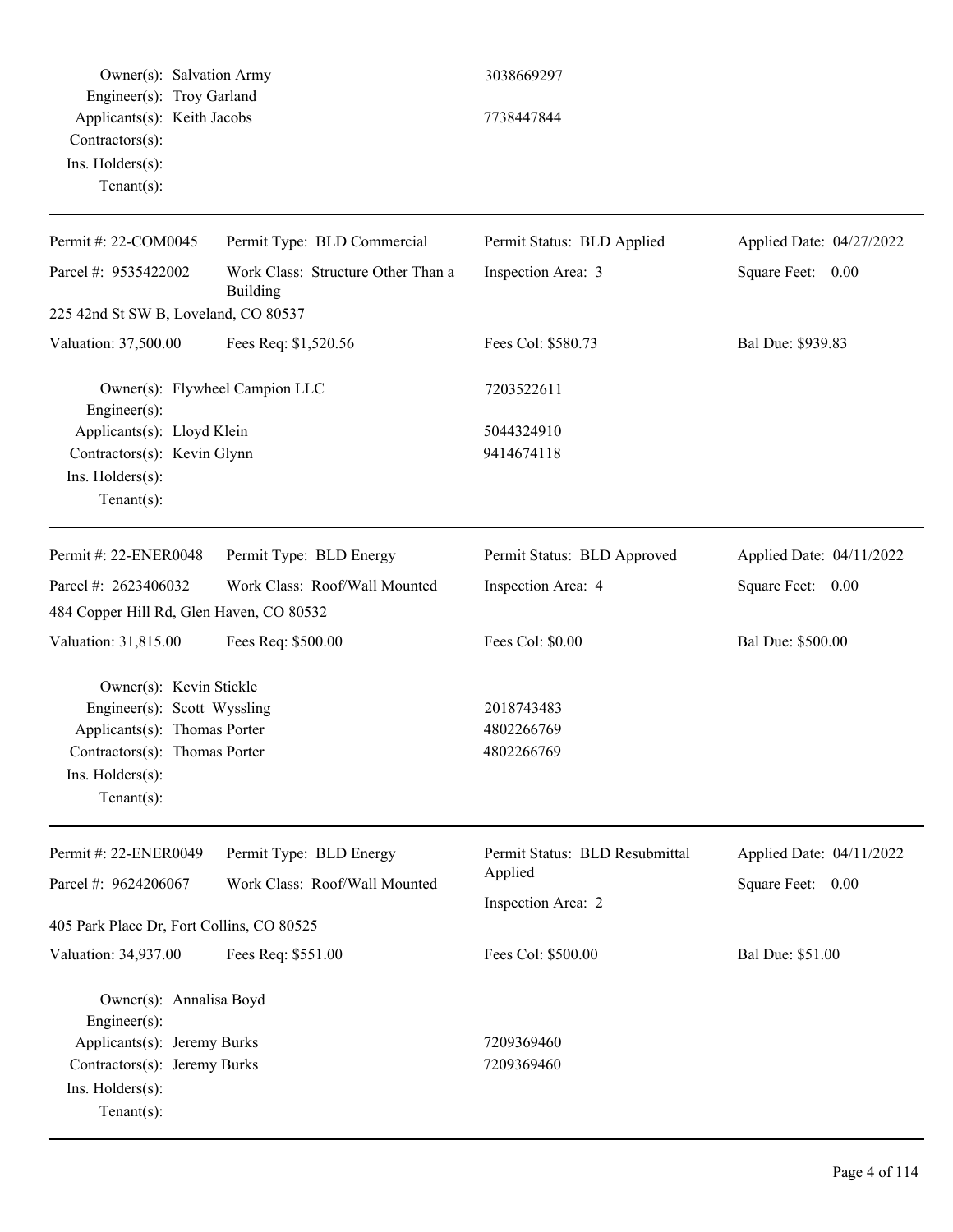Owner(s): Salvation Army 3038669297
Engineer(s): Troy Garland
Applicants(s): Keith Jacobs 7738447844
Contractors(s):
Ins. Holders(s):
Tenant(s):

---

| | | | |
|---|---|---|---|
| Permit #: 22-COM0045 | Permit Type: BLD Commercial | Permit Status: BLD Applied | Applied Date: 04/27/2022 |
| Parcel #: 9535422002 | Work Class: Structure Other Than a Building | Inspection Area: 3 | Square Feet: 0.00 |
| 225 42nd St SW B, Loveland, CO 80537 | | | |
| Valuation: 37,500.00 | Fees Req: $1,520.56 | Fees Col: $580.73 | Bal Due: $939.83 |

Owner(s): Flywheel Campion LLC 7203522611
Engineer(s):
Applicants(s): Lloyd Klein 5044324910
Contractors(s): Kevin Glynn 9414674118
Ins. Holders(s):
Tenant(s):

---

| | | | |
|---|---|---|---|
| Permit #: 22-ENER0048 | Permit Type: BLD Energy | Permit Status: BLD Approved | Applied Date: 04/11/2022 |
| Parcel #: 2623406032 | Work Class: Roof/Wall Mounted | Inspection Area: 4 | Square Feet: 0.00 |
| 484 Copper Hill Rd, Glen Haven, CO 80532 | | | |
| Valuation: 31,815.00 | Fees Req: $500.00 | Fees Col: $0.00 | Bal Due: $500.00 |

Owner(s): Kevin Stickle
Engineer(s): Scott Wyssling 2018743483
Applicants(s): Thomas Porter 4802266769
Contractors(s): Thomas Porter 4802266769
Ins. Holders(s):
Tenant(s):

---

| | | | |
|---|---|---|---|
| Permit #: 22-ENER0049 | Permit Type: BLD Energy | Permit Status: BLD Resubmittal Applied | Applied Date: 04/11/2022 |
| Parcel #: 9624206067 | Work Class: Roof/Wall Mounted | Inspection Area: 2 | Square Feet: 0.00 |
| 405 Park Place Dr, Fort Collins, CO 80525 | | | |
| Valuation: 34,937.00 | Fees Req: $551.00 | Fees Col: $500.00 | Bal Due: $51.00 |

Owner(s): Annalisa Boyd
Engineer(s):
Applicants(s): Jeremy Burks 7209369460
Contractors(s): Jeremy Burks 7209369460
Ins. Holders(s):
Tenant(s):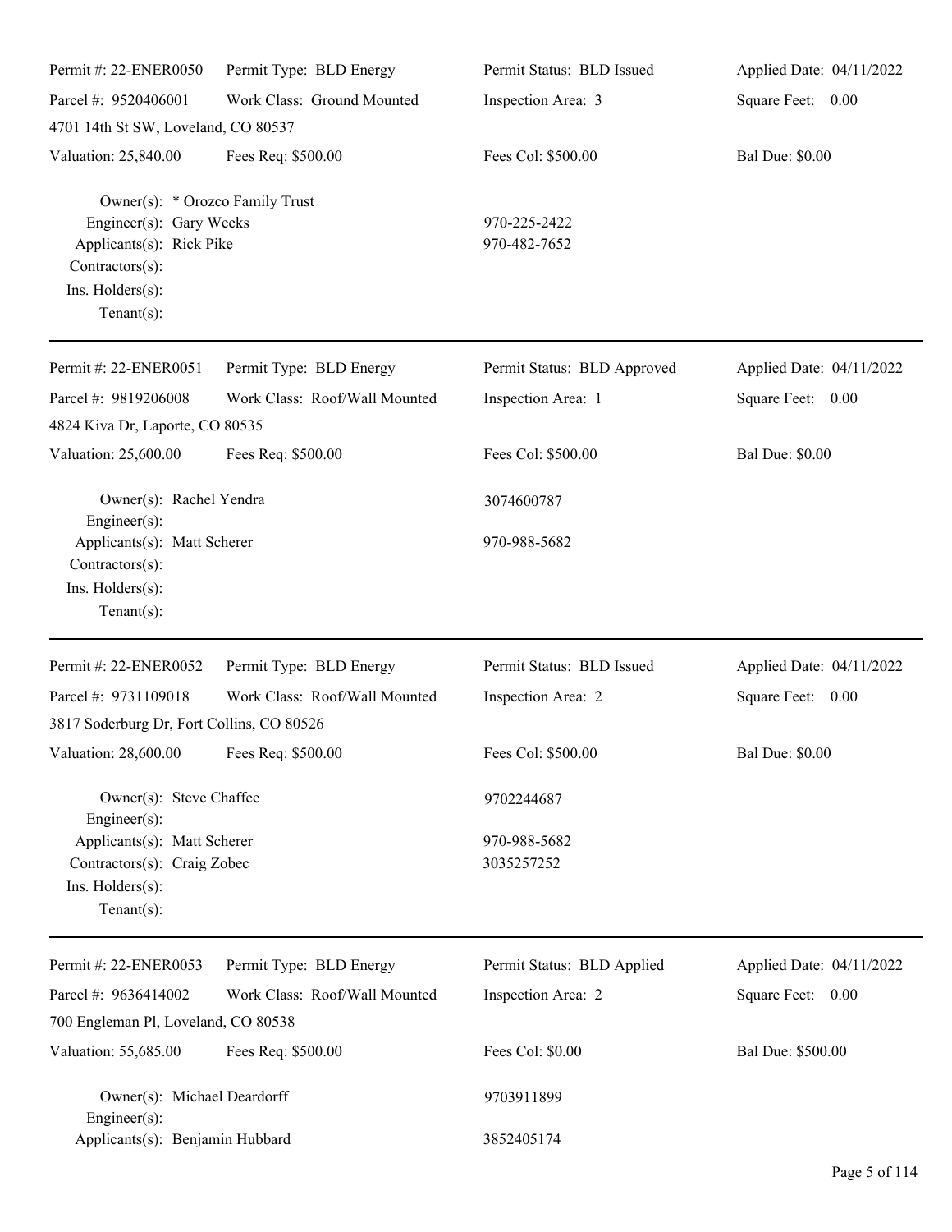Permit #: 22-ENER0050 Permit Type: BLD Energy Permit Status: BLD Issued Applied Date: 04/11/2022

Parcel #: 9520406001 Work Class: Ground Mounted Inspection Area: 3 Square Feet: 0.00

4701 14th St SW, Loveland, CO 80537

Valuation: 25,840.00 Fees Req: $500.00 Fees Col: $500.00 Bal Due: $0.00

Owner(s): * Orozco Family Trust
Engineer(s): Gary Weeks 970-225-2422
Applicants(s): Rick Pike 970-482-7652
Contractors(s):
Ins. Holders(s):
Tenant(s):

---

Permit #: 22-ENER0051 Permit Type: BLD Energy Permit Status: BLD Approved Applied Date: 04/11/2022

Parcel #: 9819206008 Work Class: Roof/Wall Mounted Inspection Area: 1 Square Feet: 0.00

4824 Kiva Dr, Laporte, CO 80535

Valuation: 25,600.00 Fees Req: $500.00 Fees Col: $500.00 Bal Due: $0.00

Owner(s): Rachel Yendra 3074600787
Engineer(s):
Applicants(s): Matt Scherer 970-988-5682
Contractors(s):
Ins. Holders(s):
Tenant(s):

---

Permit #: 22-ENER0052 Permit Type: BLD Energy Permit Status: BLD Issued Applied Date: 04/11/2022

Parcel #: 9731109018 Work Class: Roof/Wall Mounted Inspection Area: 2 Square Feet: 0.00

3817 Soderburg Dr, Fort Collins, CO 80526

Valuation: 28,600.00 Fees Req: $500.00 Fees Col: $500.00 Bal Due: $0.00

Owner(s): Steve Chaffee 9702244687
Engineer(s):
Applicants(s): Matt Scherer 970-988-5682
Contractors(s): Craig Zobec 3035257252
Ins. Holders(s):
Tenant(s):

---

Permit #: 22-ENER0053 Permit Type: BLD Energy Permit Status: BLD Applied Applied Date: 04/11/2022

Parcel #: 9636414002 Work Class: Roof/Wall Mounted Inspection Area: 2 Square Feet: 0.00

700 Engleman Pl, Loveland, CO 80538

Valuation: 55,685.00 Fees Req: $500.00 Fees Col: $0.00 Bal Due: $500.00

Owner(s): Michael Deardorff 9703911899
Engineer(s):
Applicants(s): Benjamin Hubbard 3852405174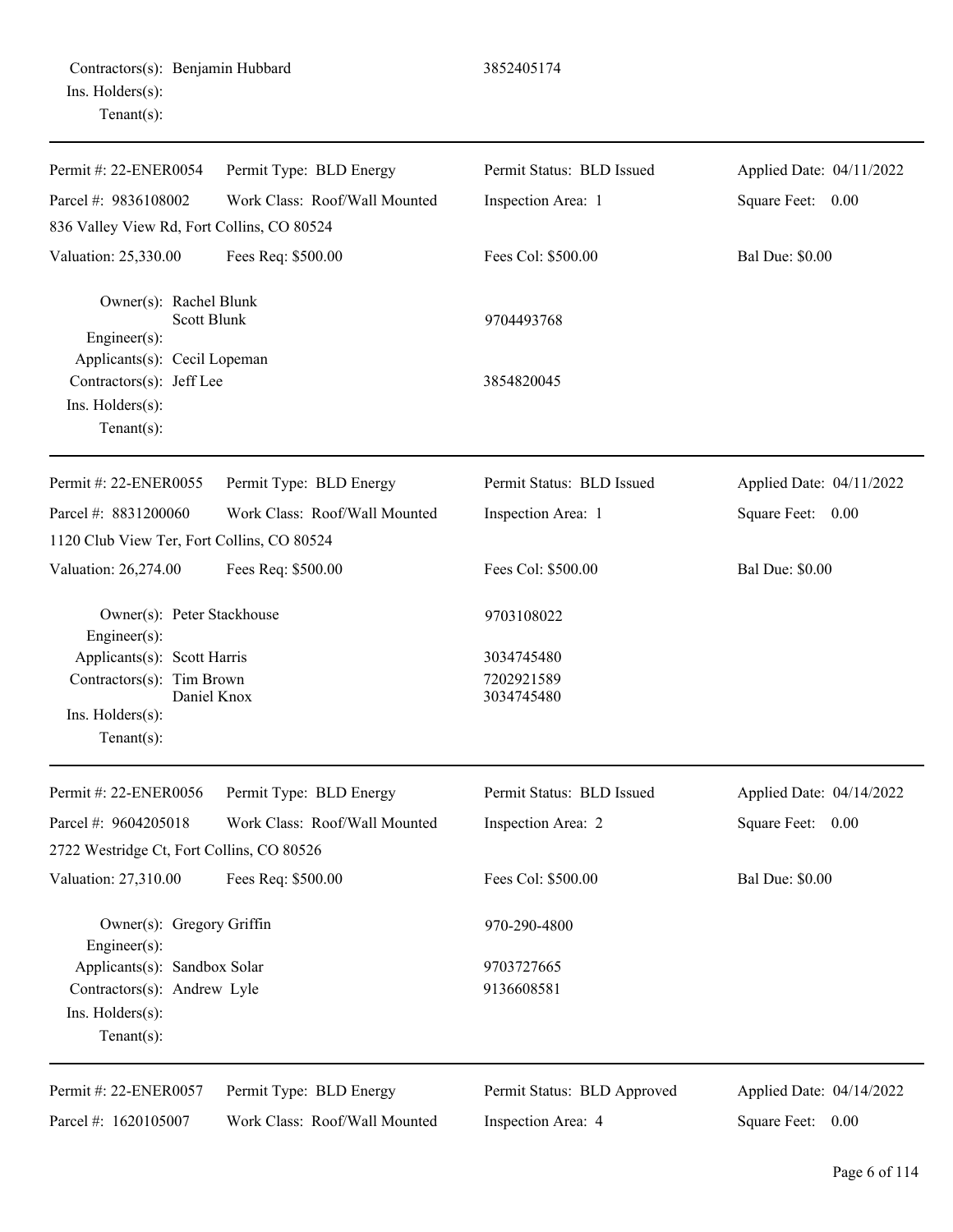Contractors(s): Benjamin Hubbard 3852405174
Ins. Holders(s):
Tenant(s):

---

Permit #: 22-ENER0054 Permit Type: BLD Energy Permit Status: BLD Issued Applied Date: 04/11/2022
Parcel #: 9836108002 Work Class: Roof/Wall Mounted Inspection Area: 1 Square Feet: 0.00
836 Valley View Rd, Fort Collins, CO 80524
Valuation: 25,330.00 Fees Req: $500.00 Fees Col: $500.00 Bal Due: $0.00

Owner(s): Rachel Blunk
Scott Blunk 9704493768
Engineer(s):
Applicants(s): Cecil Lopeman
Contractors(s): Jeff Lee 3854820045
Ins. Holders(s):
Tenant(s):

---

Permit #: 22-ENER0055 Permit Type: BLD Energy Permit Status: BLD Issued Applied Date: 04/11/2022
Parcel #: 8831200060 Work Class: Roof/Wall Mounted Inspection Area: 1 Square Feet: 0.00
1120 Club View Ter, Fort Collins, CO 80524
Valuation: 26,274.00 Fees Req: $500.00 Fees Col: $500.00 Bal Due: $0.00

Owner(s): Peter Stackhouse 9703108022
Engineer(s):
Applicants(s): Scott Harris 3034745480
Contractors(s): Tim Brown 7202921589
Daniel Knox 3034745480
Ins. Holders(s):
Tenant(s):

---

Permit #: 22-ENER0056 Permit Type: BLD Energy Permit Status: BLD Issued Applied Date: 04/14/2022
Parcel #: 9604205018 Work Class: Roof/Wall Mounted Inspection Area: 2 Square Feet: 0.00
2722 Westridge Ct, Fort Collins, CO 80526
Valuation: 27,310.00 Fees Req: $500.00 Fees Col: $500.00 Bal Due: $0.00

Owner(s): Gregory Griffin 970-290-4800
Engineer(s):
Applicants(s): Sandbox Solar 9703727665
Contractors(s): Andrew Lyle 9136608581
Ins. Holders(s):
Tenant(s):

---

Permit #: 22-ENER0057 Permit Type: BLD Energy Permit Status: BLD Approved Applied Date: 04/14/2022
Parcel #: 1620105007 Work Class: Roof/Wall Mounted Inspection Area: 4 Square Feet: 0.00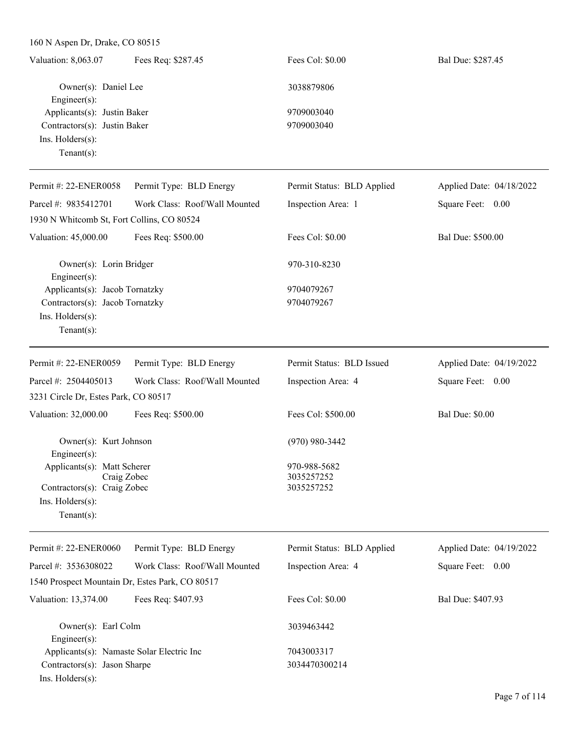160 N Aspen Dr, Drake, CO 80515

| Valuation: 8,063.07 | Fees Req: $287.45 | Fees Col: $0.00 | Bal Due: $287.45 |
|---|---|---|---|

Owner(s): Daniel Lee — 3038879806
Engineer(s):
Applicants(s): Justin Baker — 9709003040
Contractors(s): Justin Baker — 9709003040
Ins. Holders(s):
Tenant(s):

---

| Permit #: 22-ENER0058 | Permit Type: BLD Energy | Permit Status: BLD Applied | Applied Date: 04/18/2022 |
|---|---|---|---|
| Parcel #: 9835412701 | Work Class: Roof/Wall Mounted | Inspection Area: 1 | Square Feet: 0.00 |
| 1930 N Whitcomb St, Fort Collins, CO 80524 | | | |
| Valuation: 45,000.00 | Fees Req: $500.00 | Fees Col: $0.00 | Bal Due: $500.00 |

Owner(s): Lorin Bridger — 970-310-8230
Engineer(s):
Applicants(s): Jacob Tornatzky — 9704079267
Contractors(s): Jacob Tornatzky — 9704079267
Ins. Holders(s):
Tenant(s):

---

| Permit #: 22-ENER0059 | Permit Type: BLD Energy | Permit Status: BLD Issued | Applied Date: 04/19/2022 |
|---|---|---|---|
| Parcel #: 2504405013 | Work Class: Roof/Wall Mounted | Inspection Area: 4 | Square Feet: 0.00 |
| 3231 Circle Dr, Estes Park, CO 80517 | | | |
| Valuation: 32,000.00 | Fees Req: $500.00 | Fees Col: $500.00 | Bal Due: $0.00 |

Owner(s): Kurt Johnson — (970) 980-3442
Engineer(s):
Applicants(s): Matt Scherer — 970-988-5682
Craig Zobec — 3035257252
Contractors(s): Craig Zobec — 3035257252
Ins. Holders(s):
Tenant(s):

---

| Permit #: 22-ENER0060 | Permit Type: BLD Energy | Permit Status: BLD Applied | Applied Date: 04/19/2022 |
|---|---|---|---|
| Parcel #: 3536308022 | Work Class: Roof/Wall Mounted | Inspection Area: 4 | Square Feet: 0.00 |
| 1540 Prospect Mountain Dr, Estes Park, CO 80517 | | | |
| Valuation: 13,374.00 | Fees Req: $407.93 | Fees Col: $0.00 | Bal Due: $407.93 |

Owner(s): Earl Colm — 3039463442
Engineer(s):
Applicants(s): Namaste Solar Electric Inc — 7043003317
Contractors(s): Jason Sharpe — 3034470300214
Ins. Holders(s):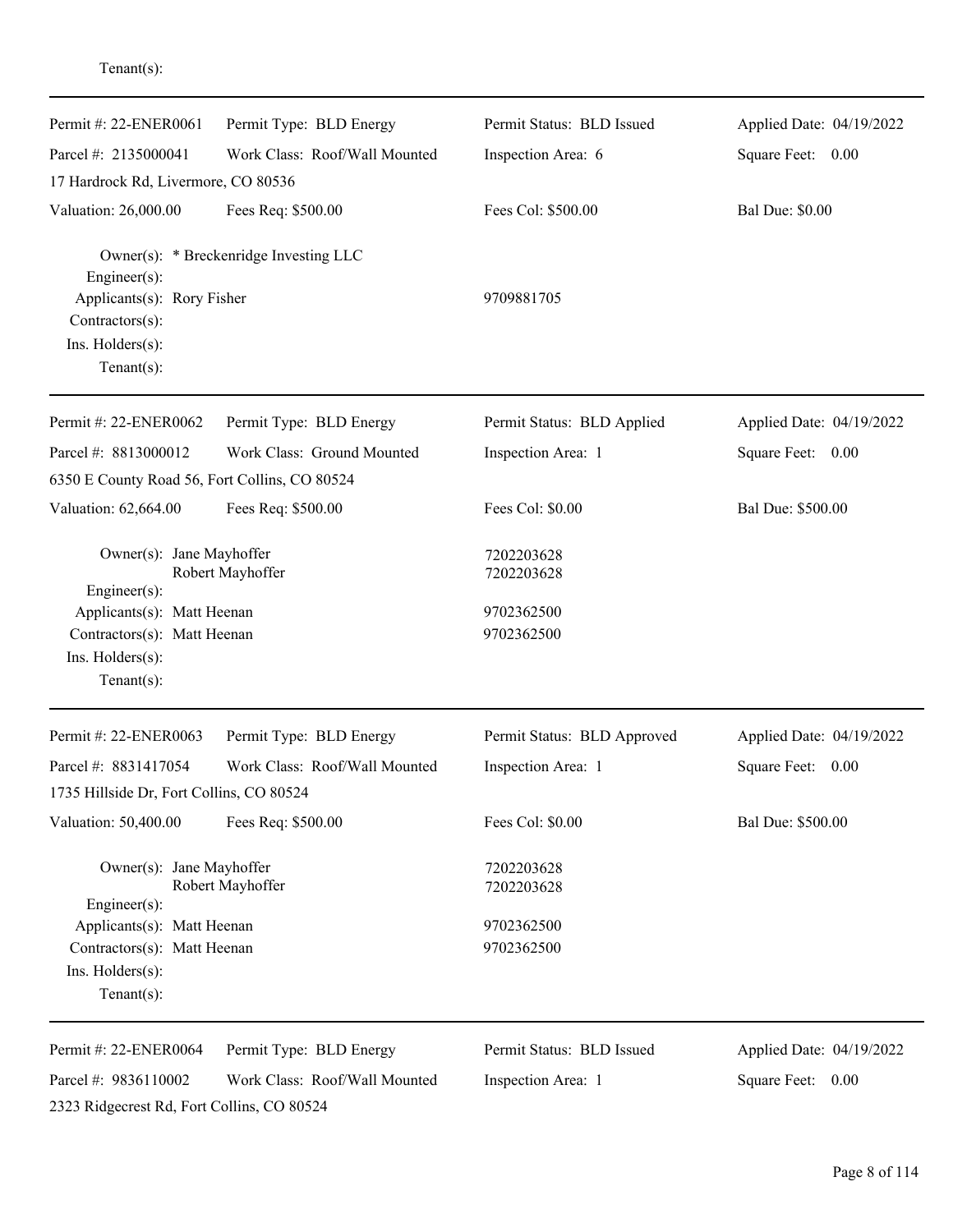Tenant(s):

---

| | | | |
|---|---|---|---|
| Permit #: 22-ENER0061 | Permit Type: BLD Energy | Permit Status: BLD Issued | Applied Date: 04/19/2022 |
| Parcel #: 2135000041 | Work Class: Roof/Wall Mounted | Inspection Area: 6 | Square Feet: 0.00 |
| 17 Hardrock Rd, Livermore, CO 80536 | | | |
| Valuation: 26,000.00 | Fees Req: $500.00 | Fees Col: $500.00 | Bal Due: $0.00 |

Owner(s): * Breckenridge Investing LLC
Engineer(s):
Applicants(s): Rory Fisher 9709881705
Contractors(s):
Ins. Holders(s):
Tenant(s):

---

| | | | |
|---|---|---|---|
| Permit #: 22-ENER0062 | Permit Type: BLD Energy | Permit Status: BLD Applied | Applied Date: 04/19/2022 |
| Parcel #: 8813000012 | Work Class: Ground Mounted | Inspection Area: 1 | Square Feet: 0.00 |
| 6350 E County Road 56, Fort Collins, CO 80524 | | | |
| Valuation: 62,664.00 | Fees Req: $500.00 | Fees Col: $0.00 | Bal Due: $500.00 |

Owner(s): Jane Mayhoffer 7202203628
Robert Mayhoffer 7202203628
Engineer(s):
Applicants(s): Matt Heenan 9702362500
Contractors(s): Matt Heenan 9702362500
Ins. Holders(s):
Tenant(s):

---

| | | | |
|---|---|---|---|
| Permit #: 22-ENER0063 | Permit Type: BLD Energy | Permit Status: BLD Approved | Applied Date: 04/19/2022 |
| Parcel #: 8831417054 | Work Class: Roof/Wall Mounted | Inspection Area: 1 | Square Feet: 0.00 |
| 1735 Hillside Dr, Fort Collins, CO 80524 | | | |
| Valuation: 50,400.00 | Fees Req: $500.00 | Fees Col: $0.00 | Bal Due: $500.00 |

Owner(s): Jane Mayhoffer 7202203628
Robert Mayhoffer 7202203628
Engineer(s):
Applicants(s): Matt Heenan 9702362500
Contractors(s): Matt Heenan 9702362500
Ins. Holders(s):
Tenant(s):

---

| | | | |
|---|---|---|---|
| Permit #: 22-ENER0064 | Permit Type: BLD Energy | Permit Status: BLD Issued | Applied Date: 04/19/2022 |
| Parcel #: 9836110002 | Work Class: Roof/Wall Mounted | Inspection Area: 1 | Square Feet: 0.00 |
| 2323 Ridgecrest Rd, Fort Collins, CO 80524 | | | |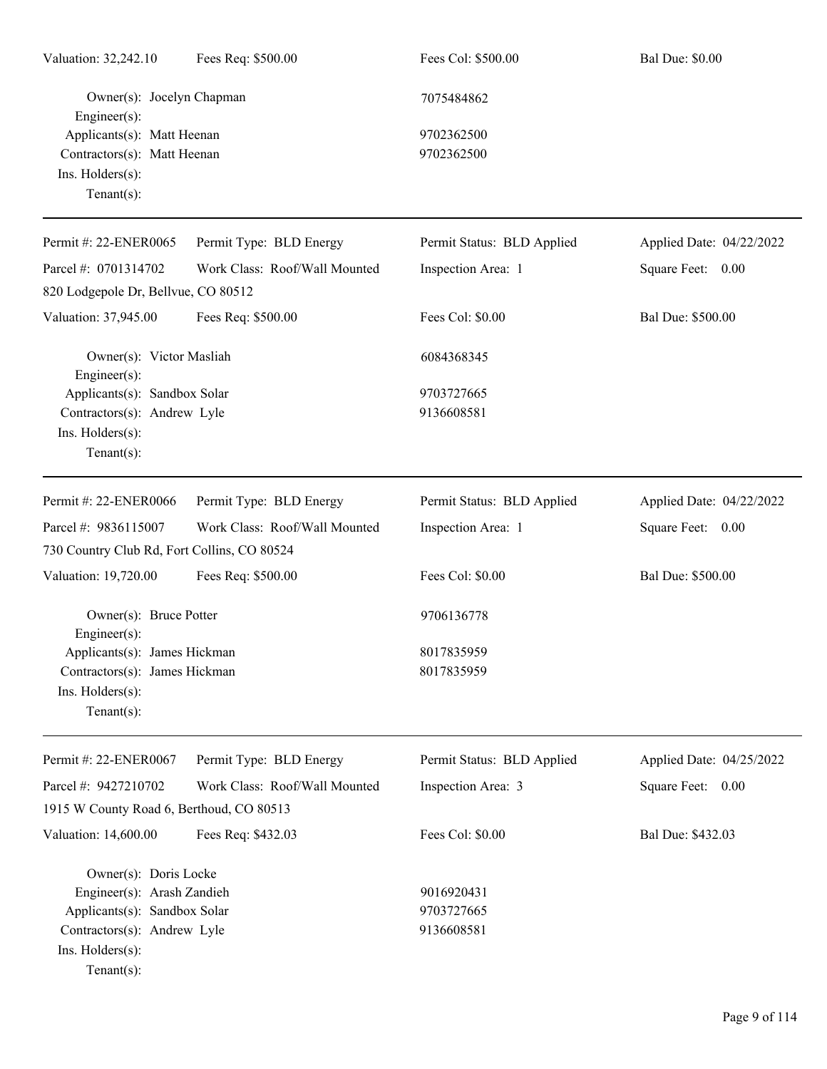Valuation: 32,242.10 | Fees Req: $500.00 | Fees Col: $500.00 | Bal Due: $0.00

Owner(s): Jocelyn Chapman 7075484862
Engineer(s):
Applicants(s): Matt Heenan 9702362500
Contractors(s): Matt Heenan 9702362500
Ins. Holders(s):
Tenant(s):

---

| | | | |
|---|---|---|---|
| Permit #: 22-ENER0065 | Permit Type: BLD Energy | Permit Status: BLD Applied | Applied Date: 04/22/2022 |
| Parcel #: 0701314702 | Work Class: Roof/Wall Mounted | Inspection Area: 1 | Square Feet: 0.00 |
| 820 Lodgepole Dr, Bellvue, CO 80512 | | | |
| Valuation: 37,945.00 | Fees Req: $500.00 | Fees Col: $0.00 | Bal Due: $500.00 |

Owner(s): Victor Masliah 6084368345
Engineer(s):
Applicants(s): Sandbox Solar 9703727665
Contractors(s): Andrew Lyle 9136608581
Ins. Holders(s):
Tenant(s):

---

| | | | |
|---|---|---|---|
| Permit #: 22-ENER0066 | Permit Type: BLD Energy | Permit Status: BLD Applied | Applied Date: 04/22/2022 |
| Parcel #: 9836115007 | Work Class: Roof/Wall Mounted | Inspection Area: 1 | Square Feet: 0.00 |
| 730 Country Club Rd, Fort Collins, CO 80524 | | | |
| Valuation: 19,720.00 | Fees Req: $500.00 | Fees Col: $0.00 | Bal Due: $500.00 |

Owner(s): Bruce Potter 9706136778
Engineer(s):
Applicants(s): James Hickman 8017835959
Contractors(s): James Hickman 8017835959
Ins. Holders(s):
Tenant(s):

---

| | | | |
|---|---|---|---|
| Permit #: 22-ENER0067 | Permit Type: BLD Energy | Permit Status: BLD Applied | Applied Date: 04/25/2022 |
| Parcel #: 9427210702 | Work Class: Roof/Wall Mounted | Inspection Area: 3 | Square Feet: 0.00 |
| 1915 W County Road 6, Berthoud, CO 80513 | | | |
| Valuation: 14,600.00 | Fees Req: $432.03 | Fees Col: $0.00 | Bal Due: $432.03 |

Owner(s): Doris Locke
Engineer(s): Arash Zandieh 9016920431
Applicants(s): Sandbox Solar 9703727665
Contractors(s): Andrew Lyle 9136608581
Ins. Holders(s):
Tenant(s):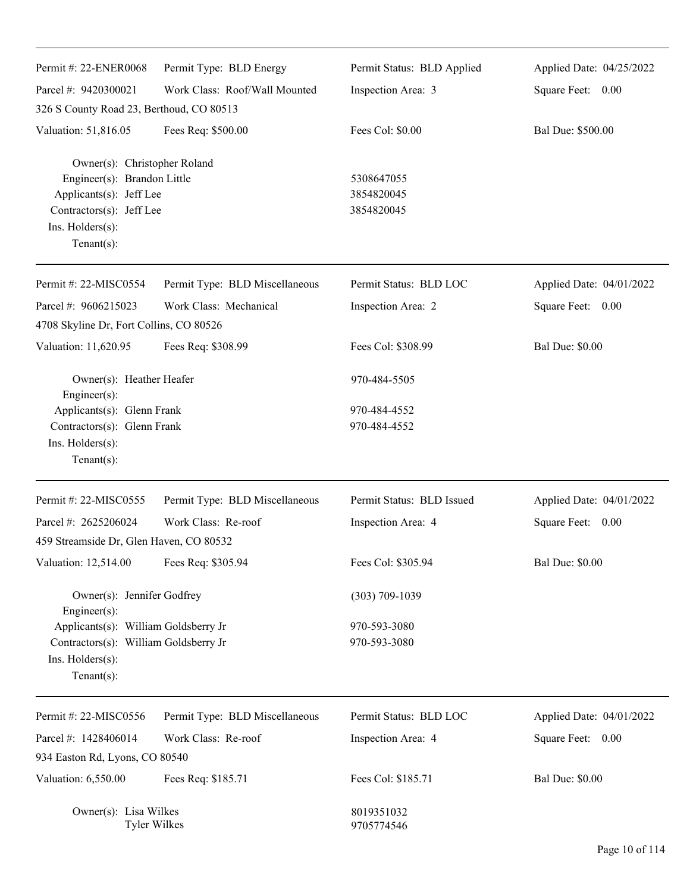| Permit #: 22-ENER0068 | Permit Type: BLD Energy | Permit Status: BLD Applied | Applied Date: 04/25/2022 |
|---|---|---|---|
| Parcel #: 9420300021 | Work Class: Roof/Wall Mounted | Inspection Area: 3 | Square Feet: 0.00 |
| 326 S County Road 23, Berthoud, CO 80513 | | | |
| Valuation: 51,816.05 | Fees Req: $500.00 | Fees Col: $0.00 | Bal Due: $500.00 |

Owner(s): Christopher Roland
Engineer(s): Brandon Little — 5308647055
Applicants(s): Jeff Lee — 3854820045
Contractors(s): Jeff Lee — 3854820045
Ins. Holders(s):
Tenant(s):

---

| Permit #: 22-MISC0554 | Permit Type: BLD Miscellaneous | Permit Status: BLD LOC | Applied Date: 04/01/2022 |
|---|---|---|---|
| Parcel #: 9606215023 | Work Class: Mechanical | Inspection Area: 2 | Square Feet: 0.00 |
| 4708 Skyline Dr, Fort Collins, CO 80526 | | | |
| Valuation: 11,620.95 | Fees Req: $308.99 | Fees Col: $308.99 | Bal Due: $0.00 |

Owner(s): Heather Heafer — 970-484-5505
Engineer(s):
Applicants(s): Glenn Frank — 970-484-4552
Contractors(s): Glenn Frank — 970-484-4552
Ins. Holders(s):
Tenant(s):

---

| Permit #: 22-MISC0555 | Permit Type: BLD Miscellaneous | Permit Status: BLD Issued | Applied Date: 04/01/2022 |
|---|---|---|---|
| Parcel #: 2625206024 | Work Class: Re-roof | Inspection Area: 4 | Square Feet: 0.00 |
| 459 Streamside Dr, Glen Haven, CO 80532 | | | |
| Valuation: 12,514.00 | Fees Req: $305.94 | Fees Col: $305.94 | Bal Due: $0.00 |

Owner(s): Jennifer Godfrey — (303) 709-1039
Engineer(s):
Applicants(s): William Goldsberry Jr — 970-593-3080
Contractors(s): William Goldsberry Jr — 970-593-3080
Ins. Holders(s):
Tenant(s):

---

| Permit #: 22-MISC0556 | Permit Type: BLD Miscellaneous | Permit Status: BLD LOC | Applied Date: 04/01/2022 |
|---|---|---|---|
| Parcel #: 1428406014 | Work Class: Re-roof | Inspection Area: 4 | Square Feet: 0.00 |
| 934 Easton Rd, Lyons, CO 80540 | | | |
| Valuation: 6,550.00 | Fees Req: $185.71 | Fees Col: $185.71 | Bal Due: $0.00 |

Owner(s): Lisa Wilkes — 8019351032
Tyler Wilkes — 9705774546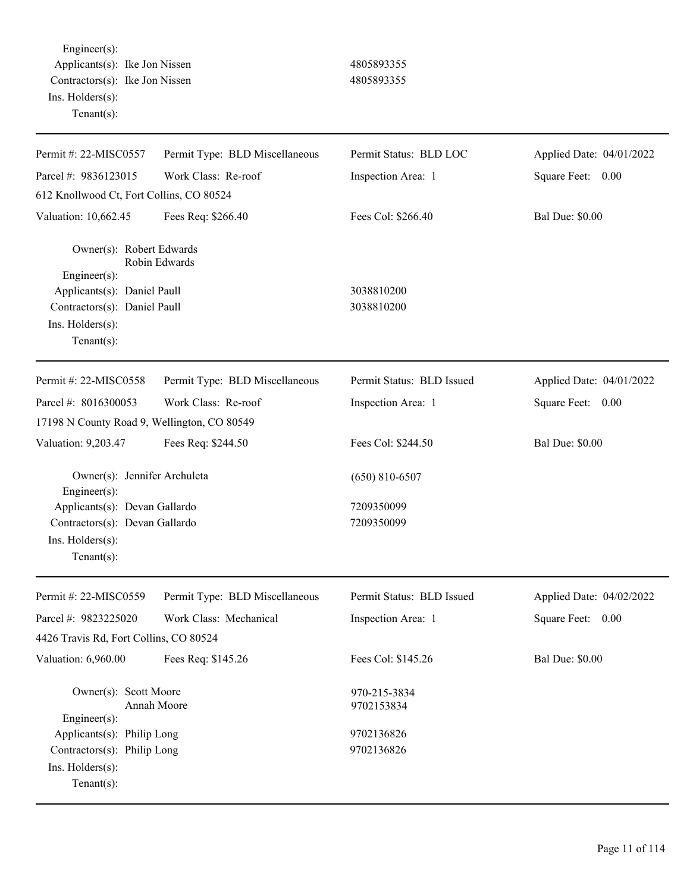Engineer(s):
Applicants(s): Ike Jon Nissen 4805893355
Contractors(s): Ike Jon Nissen 4805893355
Ins. Holders(s):
Tenant(s):

---

| | | | |
|---|---|---|---|
| Permit #: 22-MISC0557 | Permit Type: BLD Miscellaneous | Permit Status: BLD LOC | Applied Date: 04/01/2022 |
| Parcel #: 9836123015 | Work Class: Re-roof | Inspection Area: 1 | Square Feet: 0.00 |
| 612 Knollwood Ct, Fort Collins, CO 80524 | | | |
| Valuation: 10,662.45 | Fees Req: $266.40 | Fees Col: $266.40 | Bal Due: $0.00 |

Owner(s): Robert Edwards
Robin Edwards
Engineer(s):
Applicants(s): Daniel Paull 3038810200
Contractors(s): Daniel Paull 3038810200
Ins. Holders(s):
Tenant(s):

---

| | | | |
|---|---|---|---|
| Permit #: 22-MISC0558 | Permit Type: BLD Miscellaneous | Permit Status: BLD Issued | Applied Date: 04/01/2022 |
| Parcel #: 8016300053 | Work Class: Re-roof | Inspection Area: 1 | Square Feet: 0.00 |
| 17198 N County Road 9, Wellington, CO 80549 | | | |
| Valuation: 9,203.47 | Fees Req: $244.50 | Fees Col: $244.50 | Bal Due: $0.00 |

Owner(s): Jennifer Archuleta (650) 810-6507
Engineer(s):
Applicants(s): Devan Gallardo 7209350099
Contractors(s): Devan Gallardo 7209350099
Ins. Holders(s):
Tenant(s):

---

| | | | |
|---|---|---|---|
| Permit #: 22-MISC0559 | Permit Type: BLD Miscellaneous | Permit Status: BLD Issued | Applied Date: 04/02/2022 |
| Parcel #: 9823225020 | Work Class: Mechanical | Inspection Area: 1 | Square Feet: 0.00 |
| 4426 Travis Rd, Fort Collins, CO 80524 | | | |
| Valuation: 6,960.00 | Fees Req: $145.26 | Fees Col: $145.26 | Bal Due: $0.00 |

Owner(s): Scott Moore 970-215-3834
Annah Moore 9702153834
Engineer(s):
Applicants(s): Philip Long 9702136826
Contractors(s): Philip Long 9702136826
Ins. Holders(s):
Tenant(s):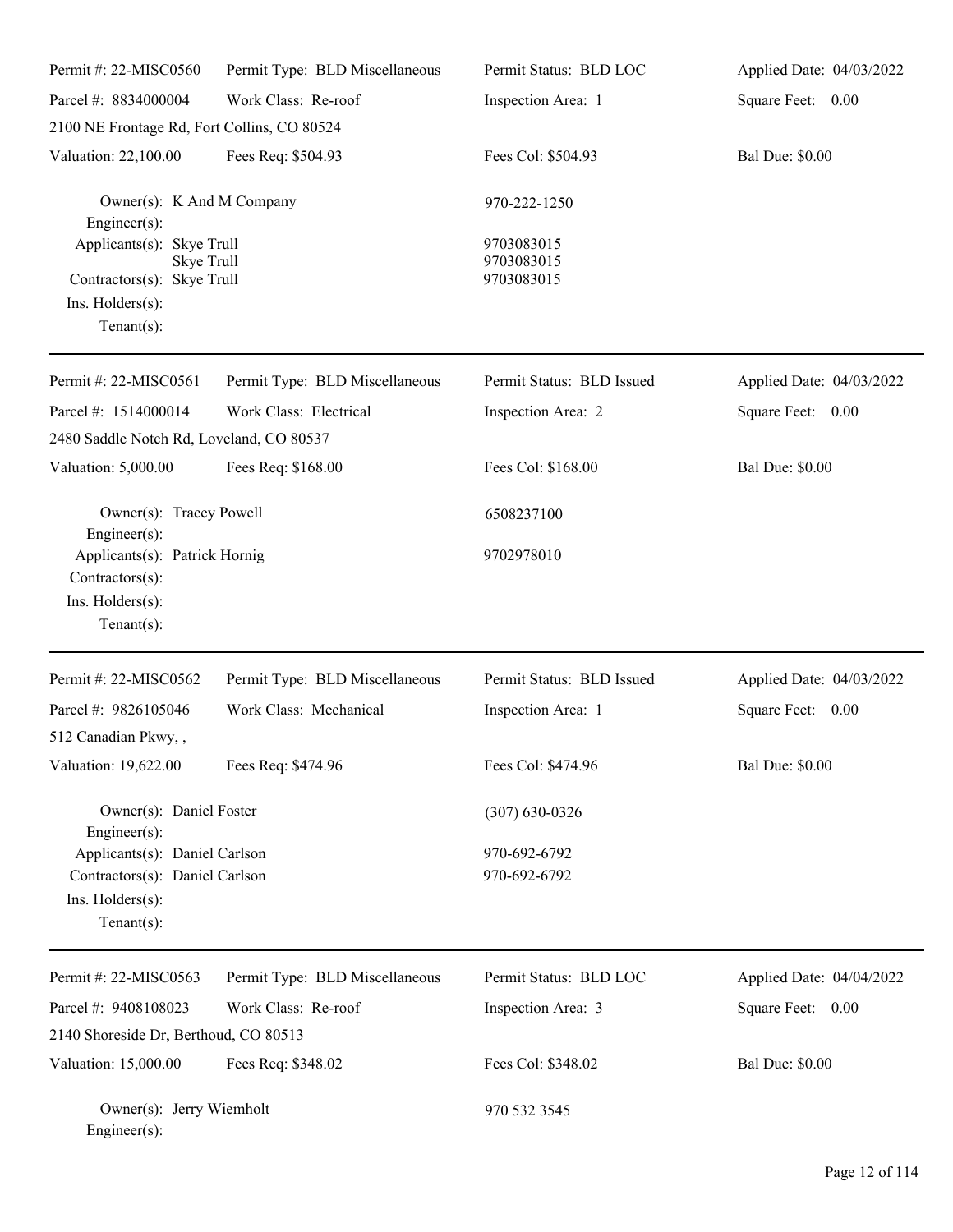Permit #: 22-MISC0560 Permit Type: BLD Miscellaneous Permit Status: BLD LOC Applied Date: 04/03/2022

Parcel #: 8834000004 Work Class: Re-roof Inspection Area: 1 Square Feet: 0.00

2100 NE Frontage Rd, Fort Collins, CO 80524

Valuation: 22,100.00 Fees Req: $504.93 Fees Col: $504.93 Bal Due: $0.00

Owner(s): K And M Company 970-222-1250

Engineer(s):

Applicants(s): Skye Trull 9703083015

Skye Trull 9703083015

Contractors(s): Skye Trull 9703083015

Ins. Holders(s):

Tenant(s):

---

Permit #: 22-MISC0561 Permit Type: BLD Miscellaneous Permit Status: BLD Issued Applied Date: 04/03/2022

Parcel #: 1514000014 Work Class: Electrical Inspection Area: 2 Square Feet: 0.00

2480 Saddle Notch Rd, Loveland, CO 80537

Valuation: 5,000.00 Fees Req: $168.00 Fees Col: $168.00 Bal Due: $0.00

Owner(s): Tracey Powell 6508237100

Engineer(s):

Applicants(s): Patrick Hornig 9702978010

Contractors(s):

Ins. Holders(s):

Tenant(s):

---

Permit #: 22-MISC0562 Permit Type: BLD Miscellaneous Permit Status: BLD Issued Applied Date: 04/03/2022

Parcel #: 9826105046 Work Class: Mechanical Inspection Area: 1 Square Feet: 0.00

512 Canadian Pkwy, ,

Valuation: 19,622.00 Fees Req: $474.96 Fees Col: $474.96 Bal Due: $0.00

Owner(s): Daniel Foster (307) 630-0326

Engineer(s):

Applicants(s): Daniel Carlson 970-692-6792

Contractors(s): Daniel Carlson 970-692-6792

Ins. Holders(s):

Tenant(s):

---

Permit #: 22-MISC0563 Permit Type: BLD Miscellaneous Permit Status: BLD LOC Applied Date: 04/04/2022

Parcel #: 9408108023 Work Class: Re-roof Inspection Area: 3 Square Feet: 0.00

2140 Shoreside Dr, Berthoud, CO 80513

Valuation: 15,000.00 Fees Req: $348.02 Fees Col: $348.02 Bal Due: $0.00

Owner(s): Jerry Wiemholt 970 532 3545

Engineer(s):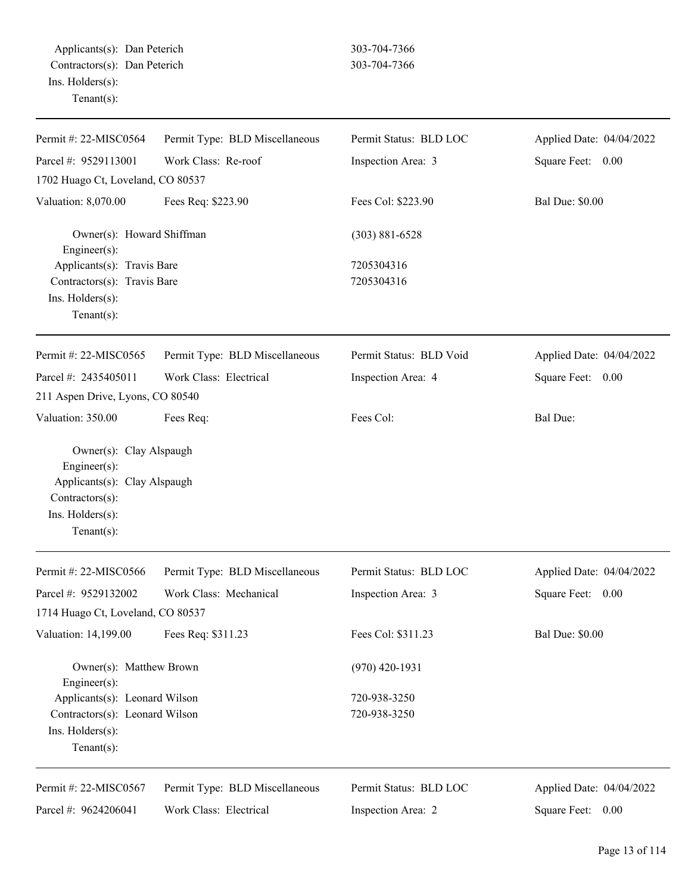Applicants(s): Dan Peterich 303-704-7366
Contractors(s): Dan Peterich 303-704-7366
Ins. Holders(s):
Tenant(s):

---

| | | | |
|---|---|---|---|
| Permit #: 22-MISC0564 | Permit Type: BLD Miscellaneous | Permit Status: BLD LOC | Applied Date: 04/04/2022 |
| Parcel #: 9529113001 | Work Class: Re-roof | Inspection Area: 3 | Square Feet: 0.00 |
| 1702 Huago Ct, Loveland, CO 80537 | | | |
| Valuation: 8,070.00 | Fees Req: $223.90 | Fees Col: $223.90 | Bal Due: $0.00 |

Owner(s): Howard Shiffman (303) 881-6528
Engineer(s):
Applicants(s): Travis Bare 7205304316
Contractors(s): Travis Bare 7205304316
Ins. Holders(s):
Tenant(s):

---

| | | | |
|---|---|---|---|
| Permit #: 22-MISC0565 | Permit Type: BLD Miscellaneous | Permit Status: BLD Void | Applied Date: 04/04/2022 |
| Parcel #: 2435405011 | Work Class: Electrical | Inspection Area: 4 | Square Feet: 0.00 |
| 211 Aspen Drive, Lyons, CO 80540 | | | |
| Valuation: 350.00 | Fees Req: | Fees Col: | Bal Due: |

Owner(s): Clay Alspaugh
Engineer(s):
Applicants(s): Clay Alspaugh
Contractors(s):
Ins. Holders(s):
Tenant(s):

---

| | | | |
|---|---|---|---|
| Permit #: 22-MISC0566 | Permit Type: BLD Miscellaneous | Permit Status: BLD LOC | Applied Date: 04/04/2022 |
| Parcel #: 9529132002 | Work Class: Mechanical | Inspection Area: 3 | Square Feet: 0.00 |
| 1714 Huago Ct, Loveland, CO 80537 | | | |
| Valuation: 14,199.00 | Fees Req: $311.23 | Fees Col: $311.23 | Bal Due: $0.00 |

Owner(s): Matthew Brown (970) 420-1931
Engineer(s):
Applicants(s): Leonard Wilson 720-938-3250
Contractors(s): Leonard Wilson 720-938-3250
Ins. Holders(s):
Tenant(s):

---

| | | | |
|---|---|---|---|
| Permit #: 22-MISC0567 | Permit Type: BLD Miscellaneous | Permit Status: BLD LOC | Applied Date: 04/04/2022 |
| Parcel #: 9624206041 | Work Class: Electrical | Inspection Area: 2 | Square Feet: 0.00 |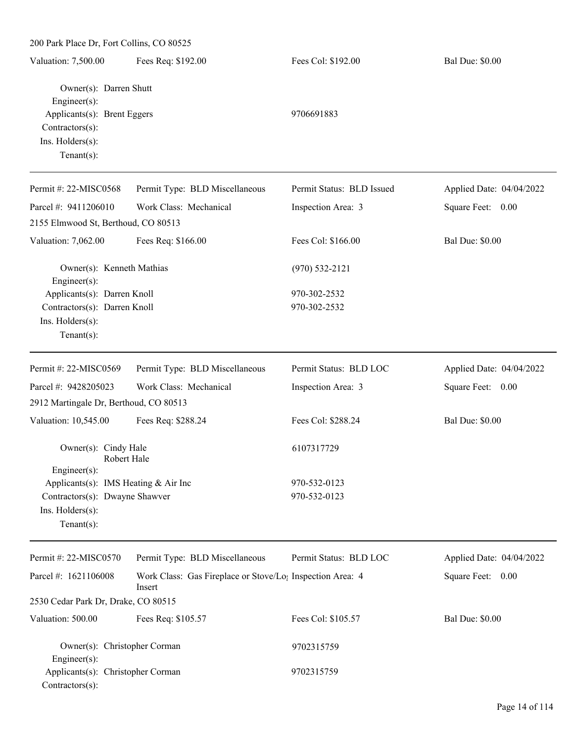200 Park Place Dr, Fort Collins, CO 80525

| | | | |
|---|---|---|---|
| Valuation: 7,500.00 | Fees Req: $192.00 | Fees Col: $192.00 | Bal Due: $0.00 |

Owner(s): Darren Shutt
Engineer(s):
Applicants(s): Brent Eggers — 9706691883
Contractors(s):
Ins. Holders(s):
Tenant(s):

---

| | | | |
|---|---|---|---|
| Permit #: 22-MISC0568 | Permit Type: BLD Miscellaneous | Permit Status: BLD Issued | Applied Date: 04/04/2022 |
| Parcel #: 9411206010 | Work Class: Mechanical | Inspection Area: 3 | Square Feet: 0.00 |

2155 Elmwood St, Berthoud, CO 80513

| | | | |
|---|---|---|---|
| Valuation: 7,062.00 | Fees Req: $166.00 | Fees Col: $166.00 | Bal Due: $0.00 |

Owner(s): Kenneth Mathias — (970) 532-2121
Engineer(s):
Applicants(s): Darren Knoll — 970-302-2532
Contractors(s): Darren Knoll — 970-302-2532
Ins. Holders(s):
Tenant(s):

---

| | | | |
|---|---|---|---|
| Permit #: 22-MISC0569 | Permit Type: BLD Miscellaneous | Permit Status: BLD LOC | Applied Date: 04/04/2022 |
| Parcel #: 9428205023 | Work Class: Mechanical | Inspection Area: 3 | Square Feet: 0.00 |

2912 Martingale Dr, Berthoud, CO 80513

| | | | |
|---|---|---|---|
| Valuation: 10,545.00 | Fees Req: $288.24 | Fees Col: $288.24 | Bal Due: $0.00 |

Owner(s): Cindy Hale, Robert Hale — 6107317729
Engineer(s):
Applicants(s): IMS Heating & Air Inc — 970-532-0123
Contractors(s): Dwayne Shawver — 970-532-0123
Ins. Holders(s):
Tenant(s):

---

| | | | |
|---|---|---|---|
| Permit #: 22-MISC0570 | Permit Type: BLD Miscellaneous | Permit Status: BLD LOC | Applied Date: 04/04/2022 |
| Parcel #: 1621106008 | Work Class: Gas Fireplace or Stove/Log Insert | Inspection Area: 4 | Square Feet: 0.00 |

2530 Cedar Park Dr, Drake, CO 80515

| | | | |
|---|---|---|---|
| Valuation: 500.00 | Fees Req: $105.57 | Fees Col: $105.57 | Bal Due: $0.00 |

Owner(s): Christopher Corman — 9702315759
Engineer(s):
Applicants(s): Christopher Corman — 9702315759
Contractors(s):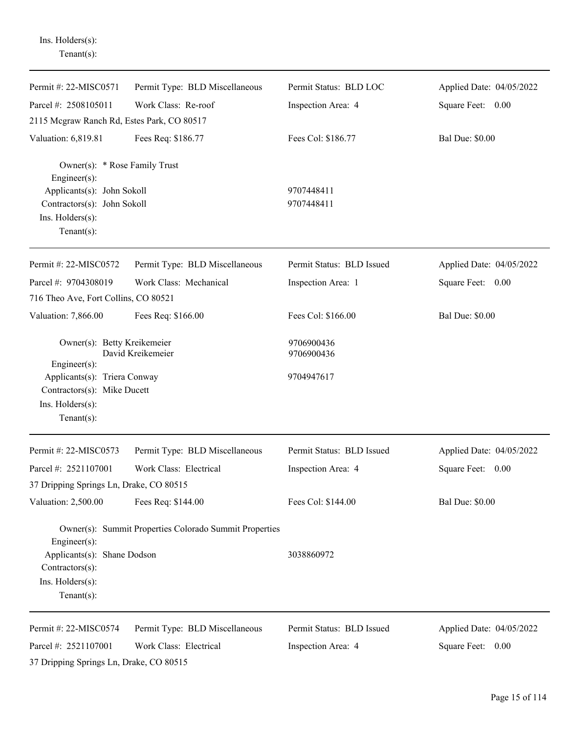Ins. Holders(s):
Tenant(s):

---

| | | | |
|---|---|---|---|
| Permit #: 22-MISC0571 | Permit Type: BLD Miscellaneous | Permit Status: BLD LOC | Applied Date: 04/05/2022 |
| Parcel #: 2508105011 | Work Class: Re-roof | Inspection Area: 4 | Square Feet: 0.00 |
| 2115 Mcgraw Ranch Rd, Estes Park, CO 80517 | | | |
| Valuation: 6,819.81 | Fees Req: $186.77 | Fees Col: $186.77 | Bal Due: $0.00 |

Owner(s): * Rose Family Trust
Engineer(s):
Applicants(s): John Sokoll 9707448411
Contractors(s): John Sokoll 9707448411
Ins. Holders(s):
Tenant(s):

---

| | | | |
|---|---|---|---|
| Permit #: 22-MISC0572 | Permit Type: BLD Miscellaneous | Permit Status: BLD Issued | Applied Date: 04/05/2022 |
| Parcel #: 9704308019 | Work Class: Mechanical | Inspection Area: 1 | Square Feet: 0.00 |
| 716 Theo Ave, Fort Collins, CO 80521 | | | |
| Valuation: 7,866.00 | Fees Req: $166.00 | Fees Col: $166.00 | Bal Due: $0.00 |

Owner(s): Betty Kreikemeier 9706900436
David Kreikemeier 9706900436
Engineer(s):
Applicants(s): Triera Conway 9704947617
Contractors(s): Mike Ducett
Ins. Holders(s):
Tenant(s):

---

| | | | |
|---|---|---|---|
| Permit #: 22-MISC0573 | Permit Type: BLD Miscellaneous | Permit Status: BLD Issued | Applied Date: 04/05/2022 |
| Parcel #: 2521107001 | Work Class: Electrical | Inspection Area: 4 | Square Feet: 0.00 |
| 37 Dripping Springs Ln, Drake, CO 80515 | | | |
| Valuation: 2,500.00 | Fees Req: $144.00 | Fees Col: $144.00 | Bal Due: $0.00 |

Owner(s): Summit Properties Colorado Summit Properties
Engineer(s):
Applicants(s): Shane Dodson 3038860972
Contractors(s):
Ins. Holders(s):
Tenant(s):

---

| | | | |
|---|---|---|---|
| Permit #: 22-MISC0574 | Permit Type: BLD Miscellaneous | Permit Status: BLD Issued | Applied Date: 04/05/2022 |
| Parcel #: 2521107001 | Work Class: Electrical | Inspection Area: 4 | Square Feet: 0.00 |
| 37 Dripping Springs Ln, Drake, CO 80515 | | | |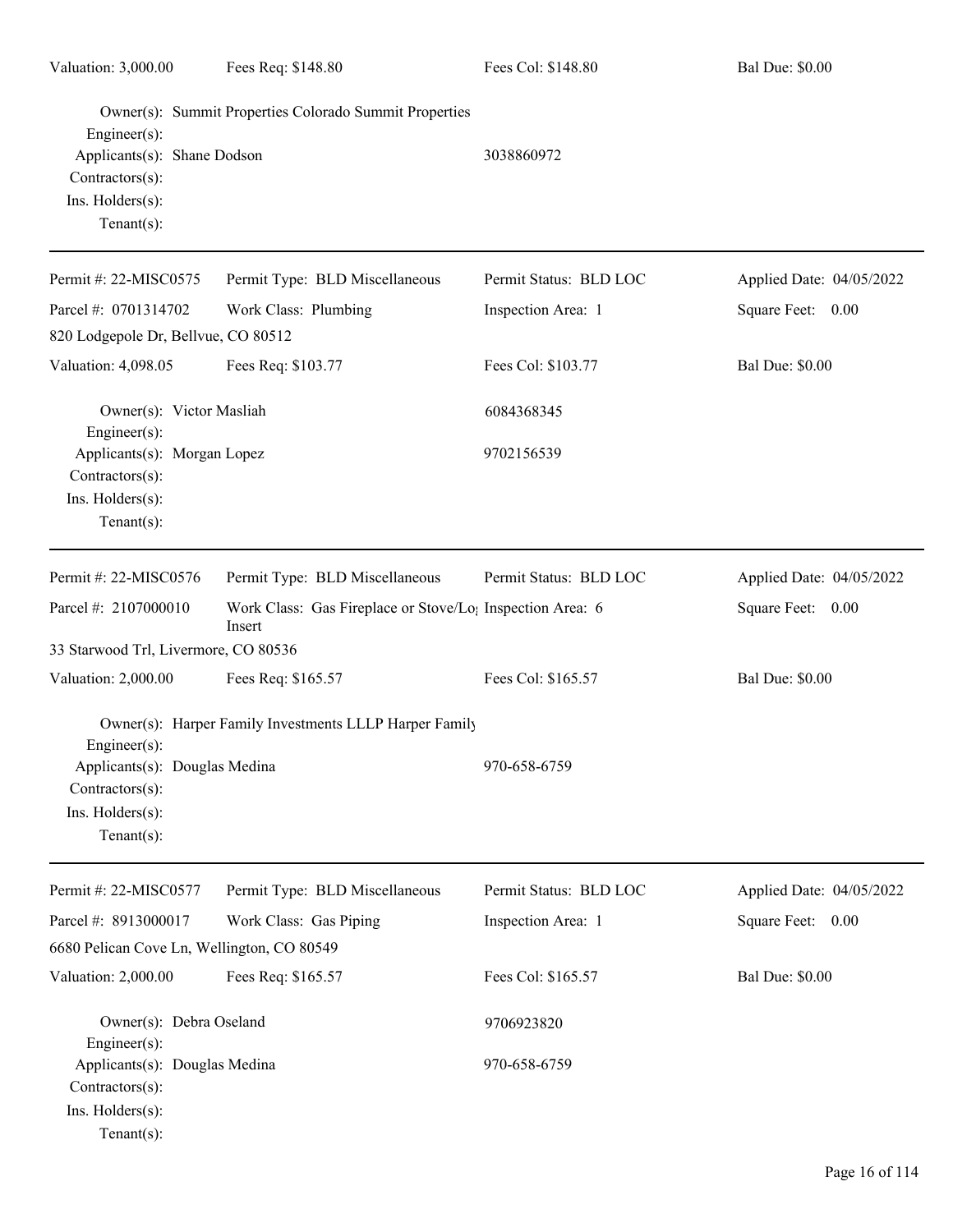| | | | |
|---|---|---|---|
| Valuation: 3,000.00 | Fees Req: $148.80 | Fees Col: $148.80 | Bal Due: $0.00 |

Owner(s): Summit Properties Colorado Summit Properties
Engineer(s):
Applicants(s): Shane Dodson 3038860972
Contractors(s):
Ins. Holders(s):
Tenant(s):

---

| | | | |
|---|---|---|---|
| Permit #: 22-MISC0575 | Permit Type: BLD Miscellaneous | Permit Status: BLD LOC | Applied Date: 04/05/2022 |
| Parcel #: 0701314702 | Work Class: Plumbing | Inspection Area: 1 | Square Feet: 0.00 |
| 820 Lodgepole Dr, Bellvue, CO 80512 | | | |
| Valuation: 4,098.05 | Fees Req: $103.77 | Fees Col: $103.77 | Bal Due: $0.00 |

Owner(s): Victor Masliah 6084368345
Engineer(s):
Applicants(s): Morgan Lopez 9702156539
Contractors(s):
Ins. Holders(s):
Tenant(s):

---

| | | | |
|---|---|---|---|
| Permit #: 22-MISC0576 | Permit Type: BLD Miscellaneous | Permit Status: BLD LOC | Applied Date: 04/05/2022 |
| Parcel #: 2107000010 | Work Class: Gas Fireplace or Stove/Log Insert | Inspection Area: 6 | Square Feet: 0.00 |
| 33 Starwood Trl, Livermore, CO 80536 | | | |
| Valuation: 2,000.00 | Fees Req: $165.57 | Fees Col: $165.57 | Bal Due: $0.00 |

Owner(s): Harper Family Investments LLLP Harper Family
Engineer(s):
Applicants(s): Douglas Medina 970-658-6759
Contractors(s):
Ins. Holders(s):
Tenant(s):

---

| | | | |
|---|---|---|---|
| Permit #: 22-MISC0577 | Permit Type: BLD Miscellaneous | Permit Status: BLD LOC | Applied Date: 04/05/2022 |
| Parcel #: 8913000017 | Work Class: Gas Piping | Inspection Area: 1 | Square Feet: 0.00 |
| 6680 Pelican Cove Ln, Wellington, CO 80549 | | | |
| Valuation: 2,000.00 | Fees Req: $165.57 | Fees Col: $165.57 | Bal Due: $0.00 |

Owner(s): Debra Oseland 9706923820
Engineer(s):
Applicants(s): Douglas Medina 970-658-6759
Contractors(s):
Ins. Holders(s):
Tenant(s):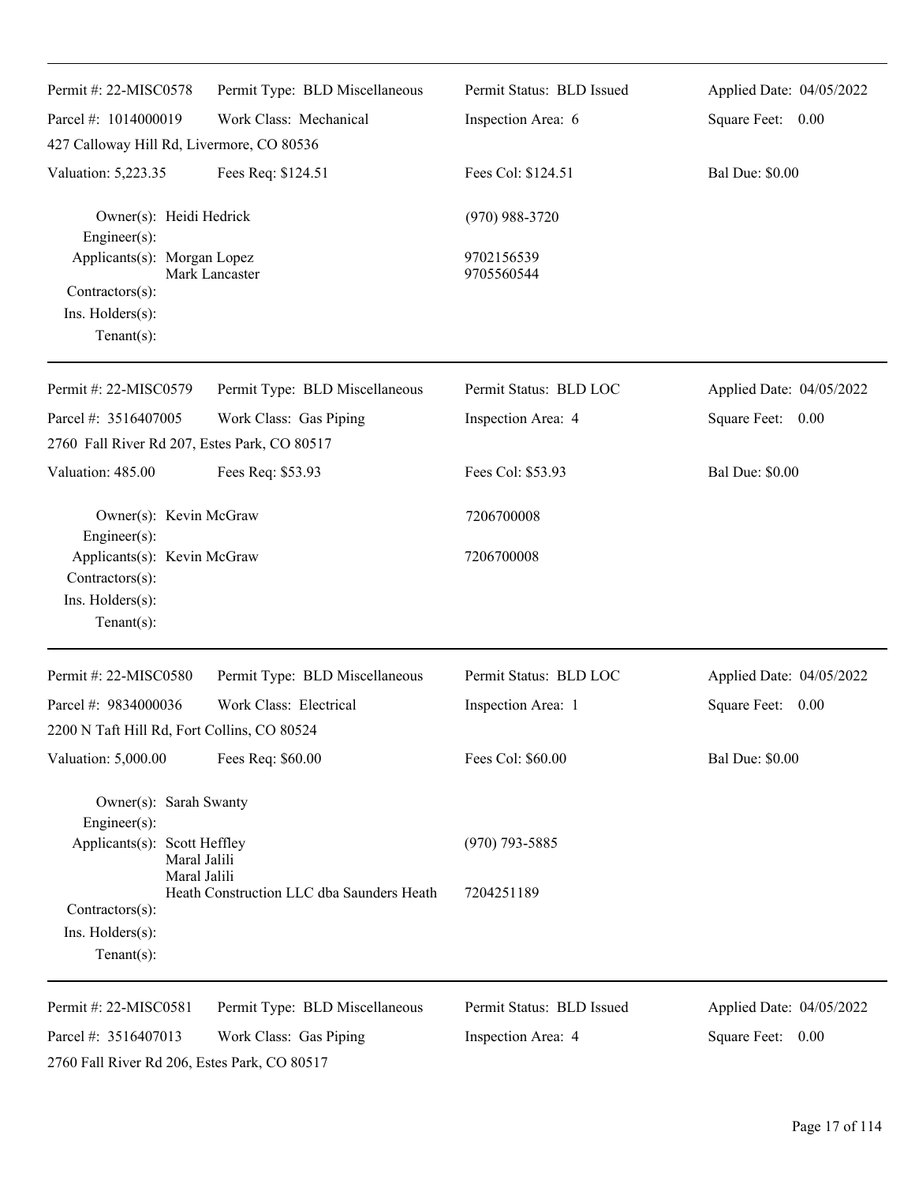Permit #: 22-MISC0578 | Permit Type: BLD Miscellaneous | Permit Status: BLD Issued | Applied Date: 04/05/2022

Parcel #: 1014000019 | Work Class: Mechanical | Inspection Area: 6 | Square Feet: 0.00

427 Calloway Hill Rd, Livermore, CO 80536

Valuation: 5,223.35 | Fees Req: $124.51 | Fees Col: $124.51 | Bal Due: $0.00

Owner(s): Heidi Hedrick (970) 988-3720
Engineer(s):
Applicants(s): Morgan Lopez 9702156539
Mark Lancaster 9705560544
Contractors(s):
Ins. Holders(s):
Tenant(s):

---

Permit #: 22-MISC0579 | Permit Type: BLD Miscellaneous | Permit Status: BLD LOC | Applied Date: 04/05/2022

Parcel #: 3516407005 | Work Class: Gas Piping | Inspection Area: 4 | Square Feet: 0.00

2760 Fall River Rd 207, Estes Park, CO 80517

Valuation: 485.00 | Fees Req: $53.93 | Fees Col: $53.93 | Bal Due: $0.00

Owner(s): Kevin McGraw 7206700008
Engineer(s):
Applicants(s): Kevin McGraw 7206700008
Contractors(s):
Ins. Holders(s):
Tenant(s):

---

Permit #: 22-MISC0580 | Permit Type: BLD Miscellaneous | Permit Status: BLD LOC | Applied Date: 04/05/2022

Parcel #: 9834000036 | Work Class: Electrical | Inspection Area: 1 | Square Feet: 0.00

2200 N Taft Hill Rd, Fort Collins, CO 80524

Valuation: 5,000.00 | Fees Req: $60.00 | Fees Col: $60.00 | Bal Due: $0.00

Owner(s): Sarah Swanty
Engineer(s):
Applicants(s): Scott Heffley (970) 793-5885
Maral Jalili
Maral Jalili
Heath Construction LLC dba Saunders Heath 7204251189
Contractors(s):
Ins. Holders(s):
Tenant(s):

---

Permit #: 22-MISC0581 | Permit Type: BLD Miscellaneous | Permit Status: BLD Issued | Applied Date: 04/05/2022

Parcel #: 3516407013 | Work Class: Gas Piping | Inspection Area: 4 | Square Feet: 0.00

2760 Fall River Rd 206, Estes Park, CO 80517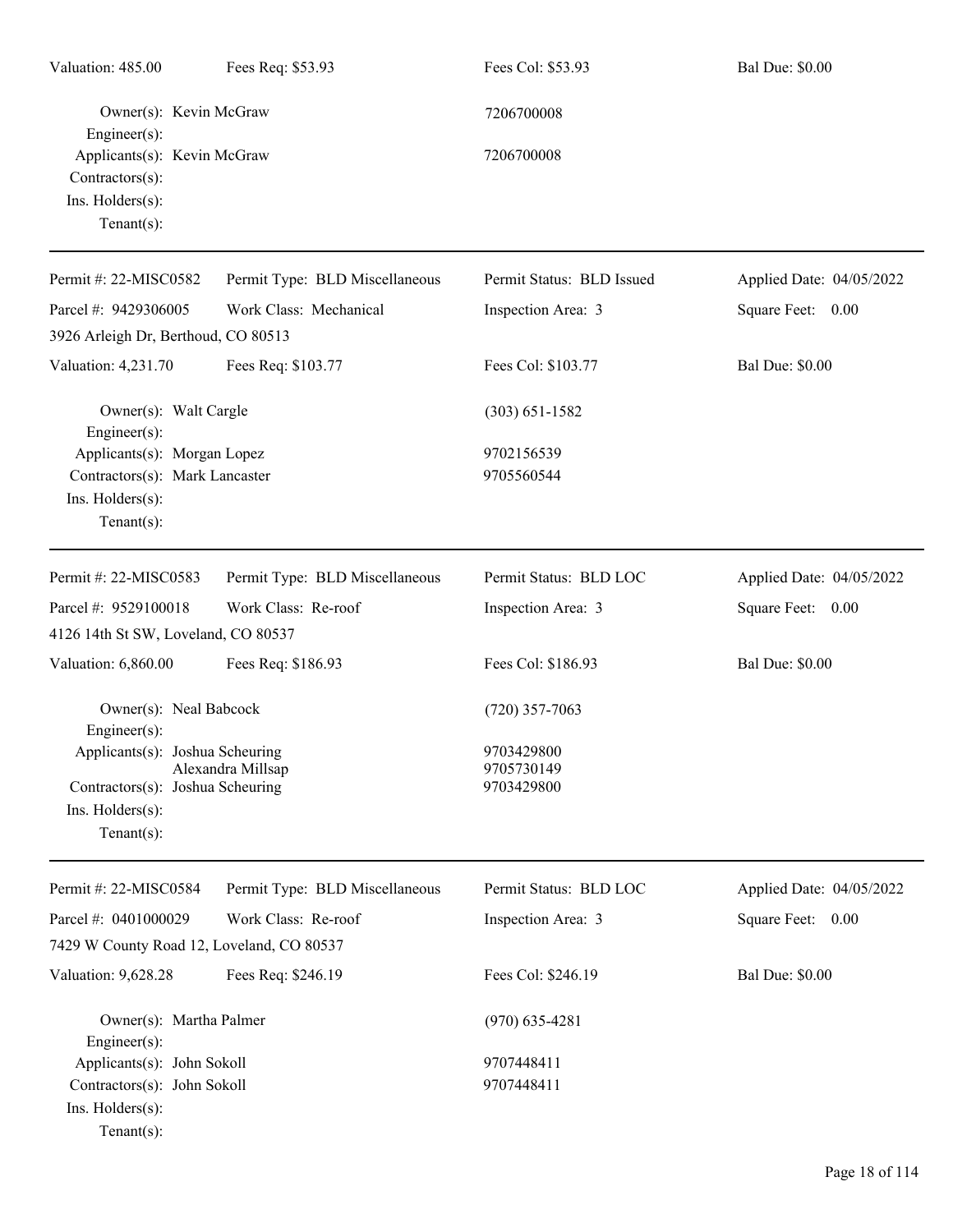Valuation: 485.00 | Fees Req: $53.93 | Fees Col: $53.93 | Bal Due: $0.00

Owner(s): Kevin McGraw — 7206700008
Engineer(s):
Applicants(s): Kevin McGraw — 7206700008
Contractors(s):
Ins. Holders(s):
Tenant(s):

---

Permit #: 22-MISC0582 | Permit Type: BLD Miscellaneous | Permit Status: BLD Issued | Applied Date: 04/05/2022
Parcel #: 9429306005 | Work Class: Mechanical | Inspection Area: 3 | Square Feet: 0.00
3926 Arleigh Dr, Berthoud, CO 80513
Valuation: 4,231.70 | Fees Req: $103.77 | Fees Col: $103.77 | Bal Due: $0.00

Owner(s): Walt Cargle — (303) 651-1582
Engineer(s):
Applicants(s): Morgan Lopez — 9702156539
Contractors(s): Mark Lancaster — 9705560544
Ins. Holders(s):
Tenant(s):

---

Permit #: 22-MISC0583 | Permit Type: BLD Miscellaneous | Permit Status: BLD LOC | Applied Date: 04/05/2022
Parcel #: 9529100018 | Work Class: Re-roof | Inspection Area: 3 | Square Feet: 0.00
4126 14th St SW, Loveland, CO 80537
Valuation: 6,860.00 | Fees Req: $186.93 | Fees Col: $186.93 | Bal Due: $0.00

Owner(s): Neal Babcock — (720) 357-7063
Engineer(s):
Applicants(s): Joshua Scheuring — 9703429800
Alexandra Millsap — 9705730149
Contractors(s): Joshua Scheuring — 9703429800
Ins. Holders(s):
Tenant(s):

---

Permit #: 22-MISC0584 | Permit Type: BLD Miscellaneous | Permit Status: BLD LOC | Applied Date: 04/05/2022
Parcel #: 0401000029 | Work Class: Re-roof | Inspection Area: 3 | Square Feet: 0.00
7429 W County Road 12, Loveland, CO 80537
Valuation: 9,628.28 | Fees Req: $246.19 | Fees Col: $246.19 | Bal Due: $0.00

Owner(s): Martha Palmer — (970) 635-4281
Engineer(s):
Applicants(s): John Sokoll — 9707448411
Contractors(s): John Sokoll — 9707448411
Ins. Holders(s):
Tenant(s):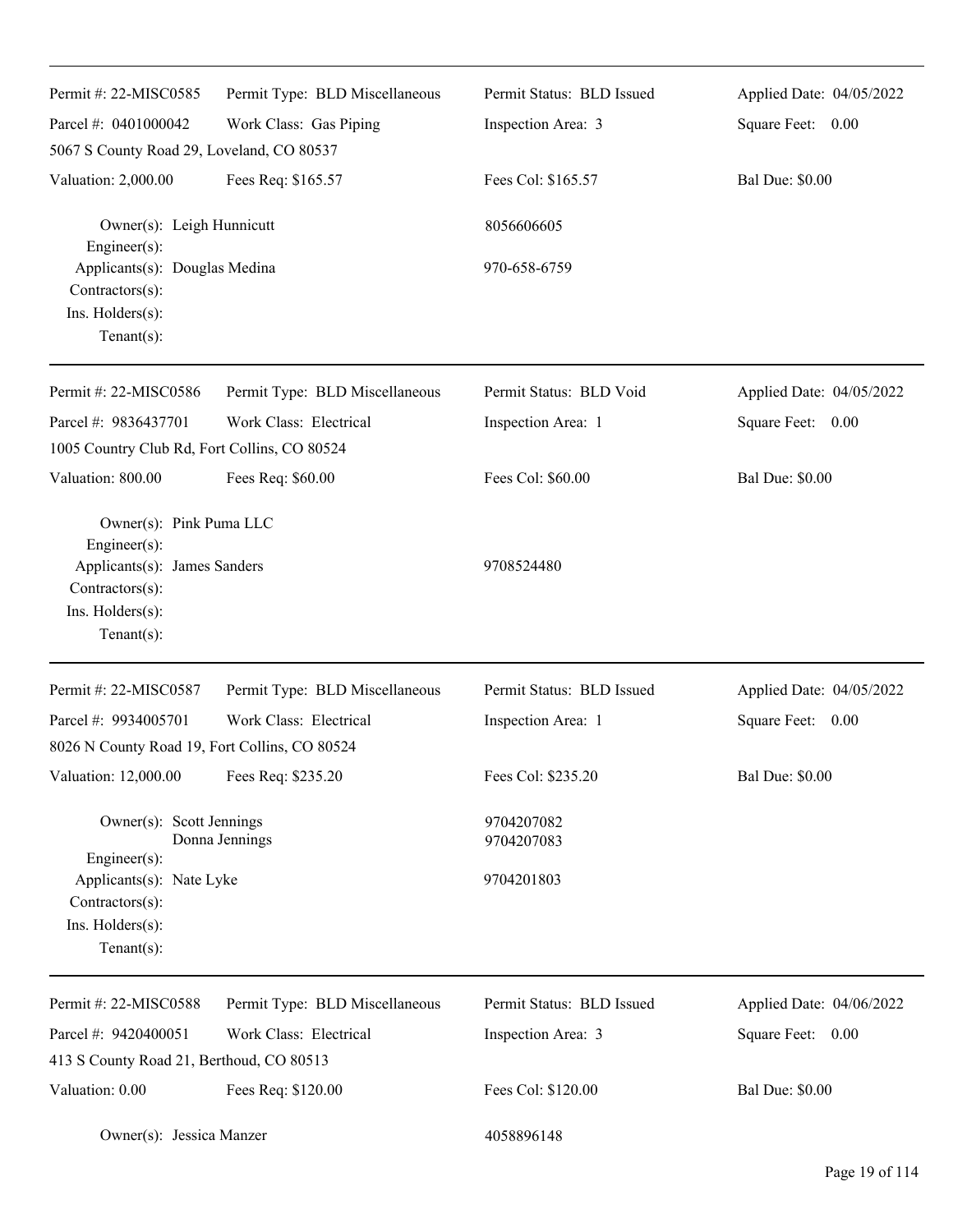Permit #: 22-MISC0585 | Permit Type: BLD Miscellaneous | Permit Status: BLD Issued | Applied Date: 04/05/2022
Parcel #: 0401000042 | Work Class: Gas Piping | Inspection Area: 3 | Square Feet: 0.00
5067 S County Road 29, Loveland, CO 80537
Valuation: 2,000.00 | Fees Req: $165.57 | Fees Col: $165.57 | Bal Due: $0.00

Owner(s): Leigh Hunnicutt — 8056606605
Engineer(s):
Applicants(s): Douglas Medina — 970-658-6759
Contractors(s):
Ins. Holders(s):
Tenant(s):

---

Permit #: 22-MISC0586 | Permit Type: BLD Miscellaneous | Permit Status: BLD Void | Applied Date: 04/05/2022
Parcel #: 9836437701 | Work Class: Electrical | Inspection Area: 1 | Square Feet: 0.00
1005 Country Club Rd, Fort Collins, CO 80524
Valuation: 800.00 | Fees Req: $60.00 | Fees Col: $60.00 | Bal Due: $0.00

Owner(s): Pink Puma LLC
Engineer(s):
Applicants(s): James Sanders — 9708524480
Contractors(s):
Ins. Holders(s):
Tenant(s):

---

Permit #: 22-MISC0587 | Permit Type: BLD Miscellaneous | Permit Status: BLD Issued | Applied Date: 04/05/2022
Parcel #: 9934005701 | Work Class: Electrical | Inspection Area: 1 | Square Feet: 0.00
8026 N County Road 19, Fort Collins, CO 80524
Valuation: 12,000.00 | Fees Req: $235.20 | Fees Col: $235.20 | Bal Due: $0.00

Owner(s): Scott Jennings — 9704207082
Donna Jennings — 9704207083
Engineer(s):
Applicants(s): Nate Lyke — 9704201803
Contractors(s):
Ins. Holders(s):
Tenant(s):

---

Permit #: 22-MISC0588 | Permit Type: BLD Miscellaneous | Permit Status: BLD Issued | Applied Date: 04/06/2022
Parcel #: 9420400051 | Work Class: Electrical | Inspection Area: 3 | Square Feet: 0.00
413 S County Road 21, Berthoud, CO 80513
Valuation: 0.00 | Fees Req: $120.00 | Fees Col: $120.00 | Bal Due: $0.00

Owner(s): Jessica Manzer — 4058896148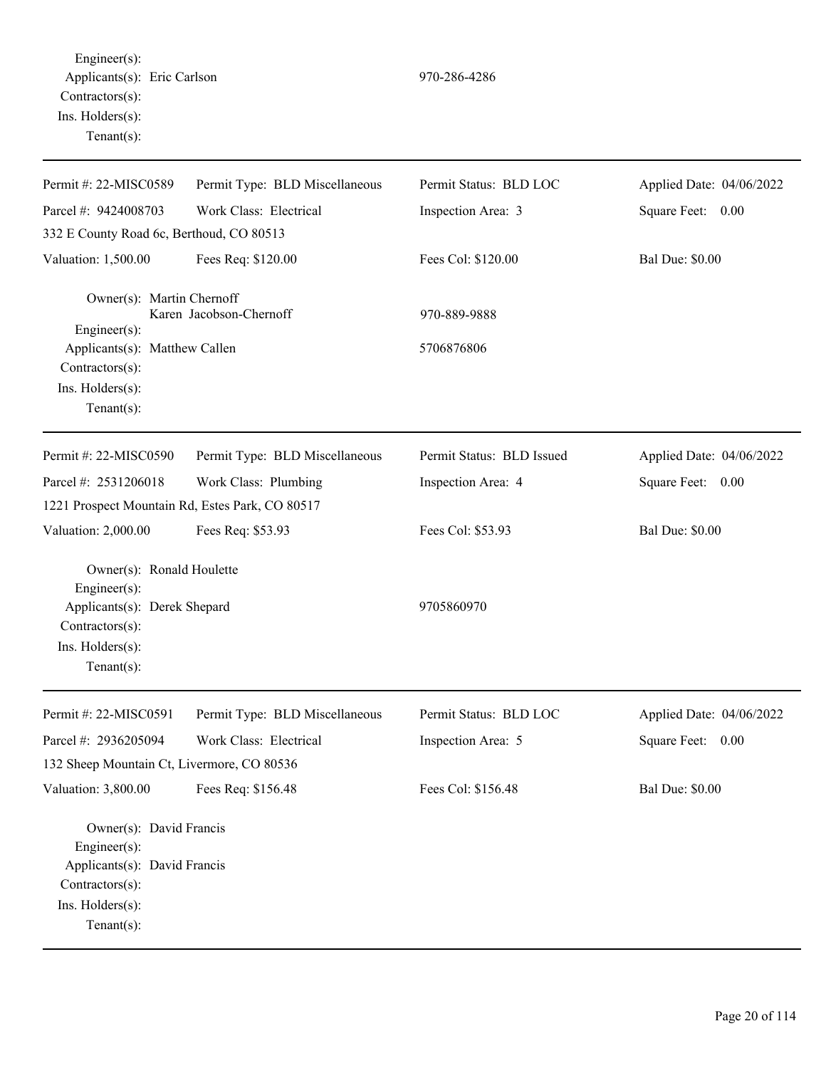Engineer(s):
Applicants(s): Eric Carlson 970-286-4286
Contractors(s):
Ins. Holders(s):
Tenant(s):

---

| | | | |
|---|---|---|---|
| Permit #: 22-MISC0589 | Permit Type: BLD Miscellaneous | Permit Status: BLD LOC | Applied Date: 04/06/2022 |
| Parcel #: 9424008703 | Work Class: Electrical | Inspection Area: 3 | Square Feet: 0.00 |
| 332 E County Road 6c, Berthoud, CO 80513 | | | |
| Valuation: 1,500.00 | Fees Req: $120.00 | Fees Col: $120.00 | Bal Due: $0.00 |

Owner(s): Martin Chernoff
Karen Jacobson-Chernoff 970-889-9888
Engineer(s):
Applicants(s): Matthew Callen 5706876806
Contractors(s):
Ins. Holders(s):
Tenant(s):

---

| | | | |
|---|---|---|---|
| Permit #: 22-MISC0590 | Permit Type: BLD Miscellaneous | Permit Status: BLD Issued | Applied Date: 04/06/2022 |
| Parcel #: 2531206018 | Work Class: Plumbing | Inspection Area: 4 | Square Feet: 0.00 |
| 1221 Prospect Mountain Rd, Estes Park, CO 80517 | | | |
| Valuation: 2,000.00 | Fees Req: $53.93 | Fees Col: $53.93 | Bal Due: $0.00 |

Owner(s): Ronald Houlette
Engineer(s):
Applicants(s): Derek Shepard 9705860970
Contractors(s):
Ins. Holders(s):
Tenant(s):

---

| | | | |
|---|---|---|---|
| Permit #: 22-MISC0591 | Permit Type: BLD Miscellaneous | Permit Status: BLD LOC | Applied Date: 04/06/2022 |
| Parcel #: 2936205094 | Work Class: Electrical | Inspection Area: 5 | Square Feet: 0.00 |
| 132 Sheep Mountain Ct, Livermore, CO 80536 | | | |
| Valuation: 3,800.00 | Fees Req: $156.48 | Fees Col: $156.48 | Bal Due: $0.00 |

Owner(s): David Francis
Engineer(s):
Applicants(s): David Francis
Contractors(s):
Ins. Holders(s):
Tenant(s):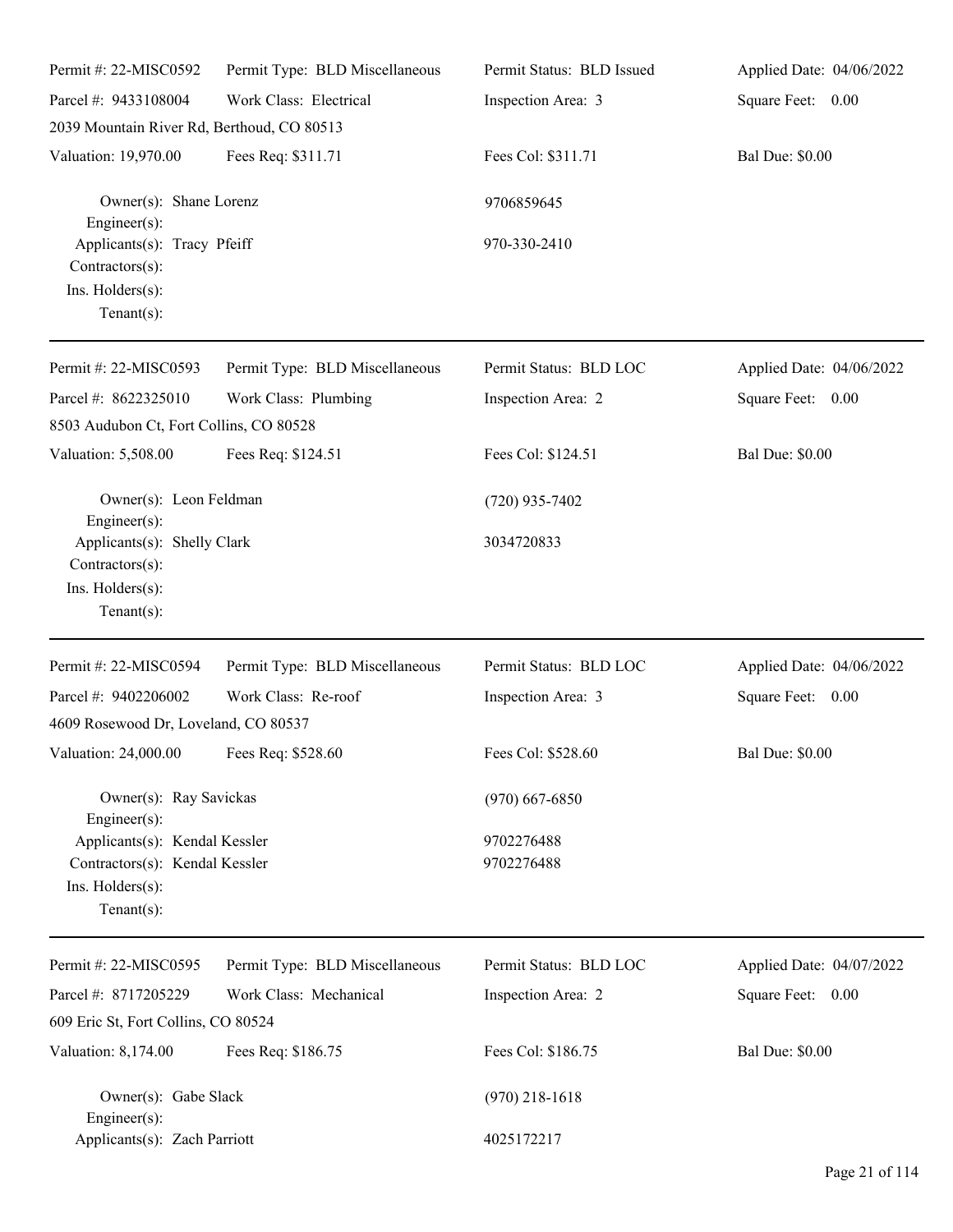| Permit #: 22-MISC0592 | Permit Type: BLD Miscellaneous | Permit Status: BLD Issued | Applied Date: 04/06/2022 |
|---|---|---|---|
| Parcel #: 9433108004 | Work Class: Electrical | Inspection Area: 3 | Square Feet: 0.00 |
| 2039 Mountain River Rd, Berthoud, CO 80513 | | | |
| Valuation: 19,970.00 | Fees Req: $311.71 | Fees Col: $311.71 | Bal Due: $0.00 |

Owner(s): Shane Lorenz — 9706859645
Engineer(s):
Applicants(s): Tracy Pfeiff — 970-330-2410
Contractors(s):
Ins. Holders(s):
Tenant(s):

---

| Permit #: 22-MISC0593 | Permit Type: BLD Miscellaneous | Permit Status: BLD LOC | Applied Date: 04/06/2022 |
|---|---|---|---|
| Parcel #: 8622325010 | Work Class: Plumbing | Inspection Area: 2 | Square Feet: 0.00 |
| 8503 Audubon Ct, Fort Collins, CO 80528 | | | |
| Valuation: 5,508.00 | Fees Req: $124.51 | Fees Col: $124.51 | Bal Due: $0.00 |

Owner(s): Leon Feldman — (720) 935-7402
Engineer(s):
Applicants(s): Shelly Clark — 3034720833
Contractors(s):
Ins. Holders(s):
Tenant(s):

---

| Permit #: 22-MISC0594 | Permit Type: BLD Miscellaneous | Permit Status: BLD LOC | Applied Date: 04/06/2022 |
|---|---|---|---|
| Parcel #: 9402206002 | Work Class: Re-roof | Inspection Area: 3 | Square Feet: 0.00 |
| 4609 Rosewood Dr, Loveland, CO 80537 | | | |
| Valuation: 24,000.00 | Fees Req: $528.60 | Fees Col: $528.60 | Bal Due: $0.00 |

Owner(s): Ray Savickas — (970) 667-6850
Engineer(s):
Applicants(s): Kendal Kessler — 9702276488
Contractors(s): Kendal Kessler — 9702276488
Ins. Holders(s):
Tenant(s):

---

| Permit #: 22-MISC0595 | Permit Type: BLD Miscellaneous | Permit Status: BLD LOC | Applied Date: 04/07/2022 |
|---|---|---|---|
| Parcel #: 8717205229 | Work Class: Mechanical | Inspection Area: 2 | Square Feet: 0.00 |
| 609 Eric St, Fort Collins, CO 80524 | | | |
| Valuation: 8,174.00 | Fees Req: $186.75 | Fees Col: $186.75 | Bal Due: $0.00 |

Owner(s): Gabe Slack — (970) 218-1618
Engineer(s):
Applicants(s): Zach Parriott — 4025172217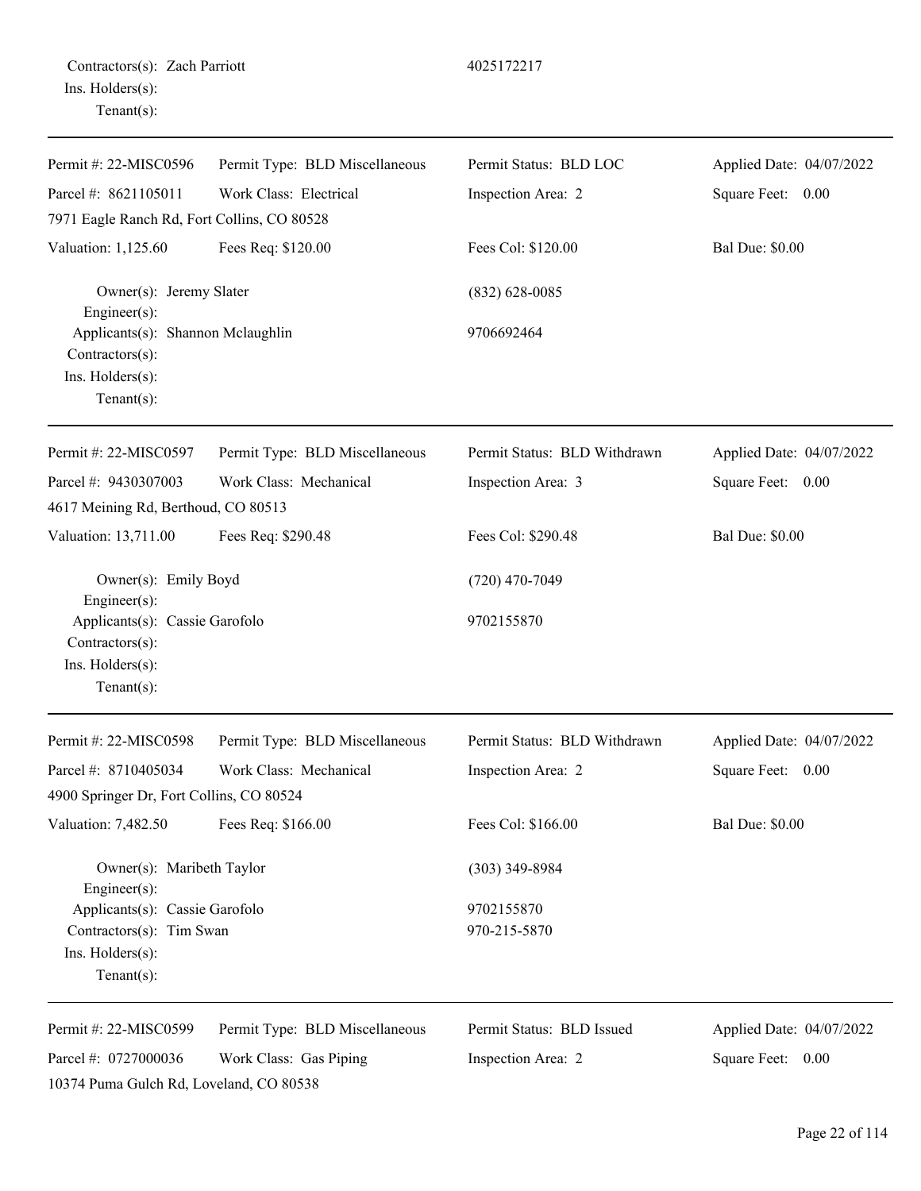Contractors(s): Zach Parriott 4025172217
Ins. Holders(s):
Tenant(s):

---

| | | | |
|---|---|---|---|
| Permit #: 22-MISC0596 | Permit Type: BLD Miscellaneous | Permit Status: BLD LOC | Applied Date: 04/07/2022 |
| Parcel #: 8621105011 | Work Class: Electrical | Inspection Area: 2 | Square Feet: 0.00 |
| 7971 Eagle Ranch Rd, Fort Collins, CO 80528 | | | |
| Valuation: 1,125.60 | Fees Req: $120.00 | Fees Col: $120.00 | Bal Due: $0.00 |

Owner(s): Jeremy Slater (832) 628-0085
Engineer(s):
Applicants(s): Shannon Mclaughlin 9706692464
Contractors(s):
Ins. Holders(s):
Tenant(s):

---

| | | | |
|---|---|---|---|
| Permit #: 22-MISC0597 | Permit Type: BLD Miscellaneous | Permit Status: BLD Withdrawn | Applied Date: 04/07/2022 |
| Parcel #: 9430307003 | Work Class: Mechanical | Inspection Area: 3 | Square Feet: 0.00 |
| 4617 Meining Rd, Berthoud, CO 80513 | | | |
| Valuation: 13,711.00 | Fees Req: $290.48 | Fees Col: $290.48 | Bal Due: $0.00 |

Owner(s): Emily Boyd (720) 470-7049
Engineer(s):
Applicants(s): Cassie Garofolo 9702155870
Contractors(s):
Ins. Holders(s):
Tenant(s):

---

| | | | |
|---|---|---|---|
| Permit #: 22-MISC0598 | Permit Type: BLD Miscellaneous | Permit Status: BLD Withdrawn | Applied Date: 04/07/2022 |
| Parcel #: 8710405034 | Work Class: Mechanical | Inspection Area: 2 | Square Feet: 0.00 |
| 4900 Springer Dr, Fort Collins, CO 80524 | | | |
| Valuation: 7,482.50 | Fees Req: $166.00 | Fees Col: $166.00 | Bal Due: $0.00 |

Owner(s): Maribeth Taylor (303) 349-8984
Engineer(s):
Applicants(s): Cassie Garofolo 9702155870
Contractors(s): Tim Swan 970-215-5870
Ins. Holders(s):
Tenant(s):

---

| | | | |
|---|---|---|---|
| Permit #: 22-MISC0599 | Permit Type: BLD Miscellaneous | Permit Status: BLD Issued | Applied Date: 04/07/2022 |
| Parcel #: 0727000036 | Work Class: Gas Piping | Inspection Area: 2 | Square Feet: 0.00 |
| 10374 Puma Gulch Rd, Loveland, CO 80538 | | | |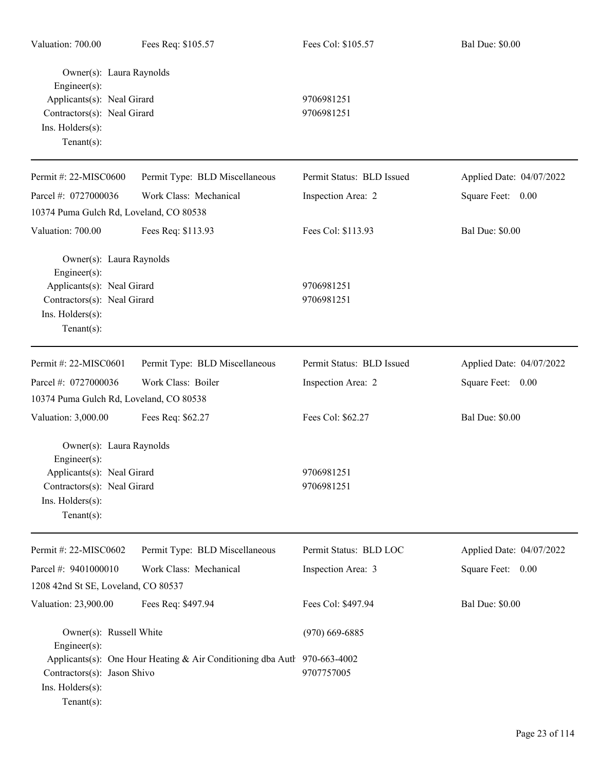Valuation: 700.00 Fees Req: $105.57 Fees Col: $105.57 Bal Due: $0.00

Owner(s): Laura Raynolds
Engineer(s):
Applicants(s): Neal Girard 9706981251
Contractors(s): Neal Girard 9706981251
Ins. Holders(s):
Tenant(s):

---

| | | | |
|---|---|---|---|
| Permit #: 22-MISC0600 | Permit Type: BLD Miscellaneous | Permit Status: BLD Issued | Applied Date: 04/07/2022 |
| Parcel #: 0727000036 | Work Class: Mechanical | Inspection Area: 2 | Square Feet: 0.00 |
| 10374 Puma Gulch Rd, Loveland, CO 80538 | | | |
| Valuation: 700.00 | Fees Req: $113.93 | Fees Col: $113.93 | Bal Due: $0.00 |

Owner(s): Laura Raynolds
Engineer(s):
Applicants(s): Neal Girard 9706981251
Contractors(s): Neal Girard 9706981251
Ins. Holders(s):
Tenant(s):

---

| | | | |
|---|---|---|---|
| Permit #: 22-MISC0601 | Permit Type: BLD Miscellaneous | Permit Status: BLD Issued | Applied Date: 04/07/2022 |
| Parcel #: 0727000036 | Work Class: Boiler | Inspection Area: 2 | Square Feet: 0.00 |
| 10374 Puma Gulch Rd, Loveland, CO 80538 | | | |
| Valuation: 3,000.00 | Fees Req: $62.27 | Fees Col: $62.27 | Bal Due: $0.00 |

Owner(s): Laura Raynolds
Engineer(s):
Applicants(s): Neal Girard 9706981251
Contractors(s): Neal Girard 9706981251
Ins. Holders(s):
Tenant(s):

---

| | | | |
|---|---|---|---|
| Permit #: 22-MISC0602 | Permit Type: BLD Miscellaneous | Permit Status: BLD LOC | Applied Date: 04/07/2022 |
| Parcel #: 9401000010 | Work Class: Mechanical | Inspection Area: 3 | Square Feet: 0.00 |
| 1208 42nd St SE, Loveland, CO 80537 | | | |
| Valuation: 23,900.00 | Fees Req: $497.94 | Fees Col: $497.94 | Bal Due: $0.00 |

Owner(s): Russell White (970) 669-6885
Engineer(s):
Applicants(s): One Hour Heating & Air Conditioning dba Auth 970-663-4002
Contractors(s): Jason Shivo 9707757005
Ins. Holders(s):
Tenant(s):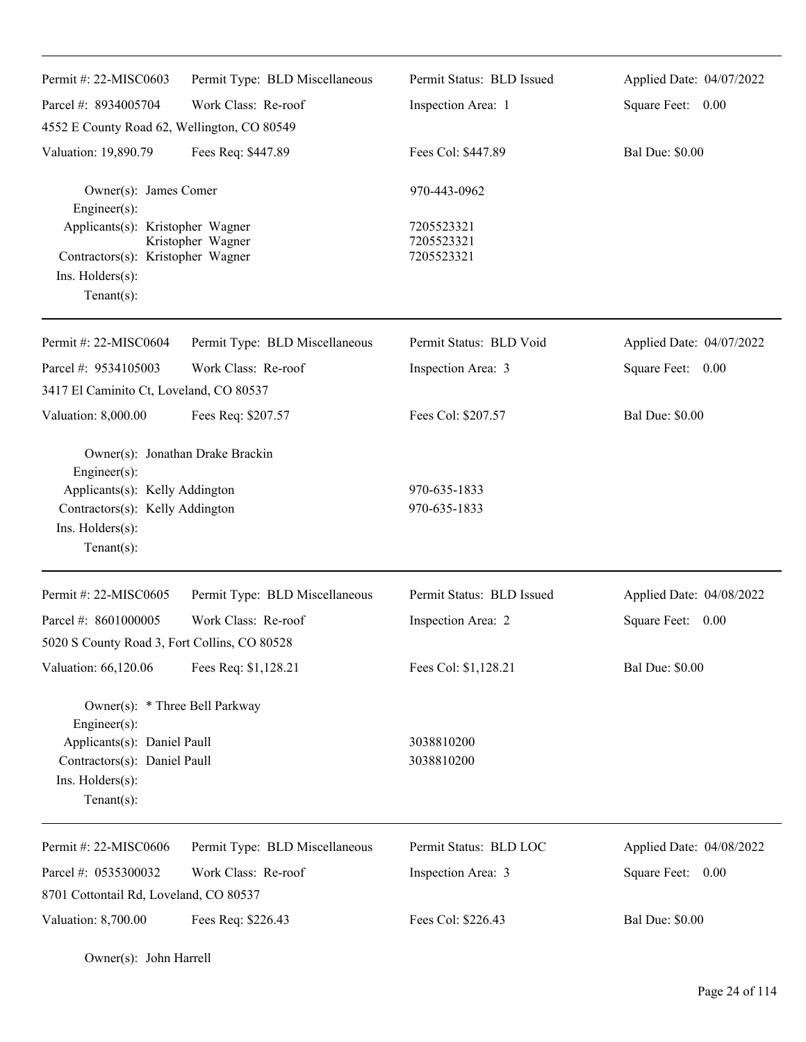| | | | |
|---|---|---|---|
| Permit #: 22-MISC0603 | Permit Type: BLD Miscellaneous | Permit Status: BLD Issued | Applied Date: 04/07/2022 |
| Parcel #: 8934005704 | Work Class: Re-roof | Inspection Area: 1 | Square Feet: 0.00 |
| 4552 E County Road 62, Wellington, CO 80549 | | | |
| Valuation: 19,890.79 | Fees Req: $447.89 | Fees Col: $447.89 | Bal Due: $0.00 |

Owner(s): James Comer — 970-443-0962
Engineer(s):
Applicants(s): Kristopher Wagner — 7205523321
Kristopher Wagner — 7205523321
Contractors(s): Kristopher Wagner — 7205523321
Ins. Holders(s):
Tenant(s):

---

| | | | |
|---|---|---|---|
| Permit #: 22-MISC0604 | Permit Type: BLD Miscellaneous | Permit Status: BLD Void | Applied Date: 04/07/2022 |
| Parcel #: 9534105003 | Work Class: Re-roof | Inspection Area: 3 | Square Feet: 0.00 |
| 3417 El Caminito Ct, Loveland, CO 80537 | | | |
| Valuation: 8,000.00 | Fees Req: $207.57 | Fees Col: $207.57 | Bal Due: $0.00 |

Owner(s): Jonathan Drake Brackin
Engineer(s):
Applicants(s): Kelly Addington — 970-635-1833
Contractors(s): Kelly Addington — 970-635-1833
Ins. Holders(s):
Tenant(s):

---

| | | | |
|---|---|---|---|
| Permit #: 22-MISC0605 | Permit Type: BLD Miscellaneous | Permit Status: BLD Issued | Applied Date: 04/08/2022 |
| Parcel #: 8601000005 | Work Class: Re-roof | Inspection Area: 2 | Square Feet: 0.00 |
| 5020 S County Road 3, Fort Collins, CO 80528 | | | |
| Valuation: 66,120.06 | Fees Req: $1,128.21 | Fees Col: $1,128.21 | Bal Due: $0.00 |

Owner(s): * Three Bell Parkway
Engineer(s):
Applicants(s): Daniel Paull — 3038810200
Contractors(s): Daniel Paull — 3038810200
Ins. Holders(s):
Tenant(s):

---

| | | | |
|---|---|---|---|
| Permit #: 22-MISC0606 | Permit Type: BLD Miscellaneous | Permit Status: BLD LOC | Applied Date: 04/08/2022 |
| Parcel #: 0535300032 | Work Class: Re-roof | Inspection Area: 3 | Square Feet: 0.00 |
| 8701 Cottontail Rd, Loveland, CO 80537 | | | |
| Valuation: 8,700.00 | Fees Req: $226.43 | Fees Col: $226.43 | Bal Due: $0.00 |

Owner(s): John Harrell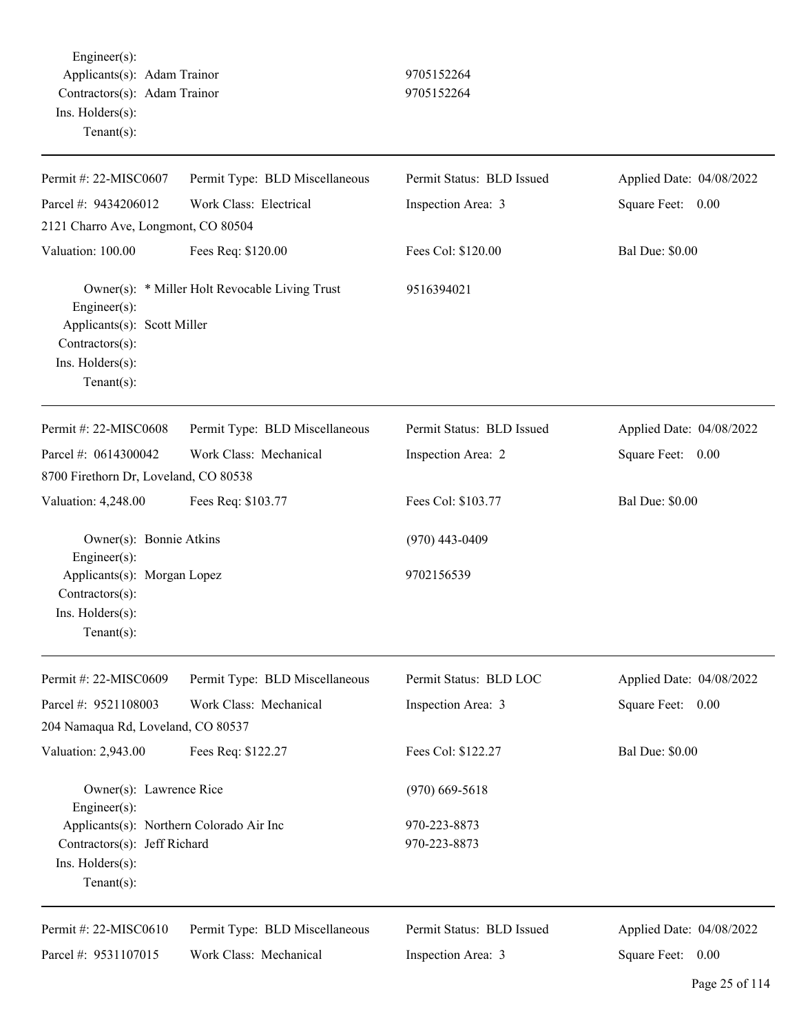Engineer(s):
Applicants(s): Adam Trainor 9705152264
Contractors(s): Adam Trainor 9705152264
Ins. Holders(s):
Tenant(s):

---

Permit #: 22-MISC0607 Permit Type: BLD Miscellaneous Permit Status: BLD Issued Applied Date: 04/08/2022
Parcel #: 9434206012 Work Class: Electrical Inspection Area: 3 Square Feet: 0.00
2121 Charro Ave, Longmont, CO 80504
Valuation: 100.00 Fees Req: $120.00 Fees Col: $120.00 Bal Due: $0.00

Owner(s): * Miller Holt Revocable Living Trust 9516394021
Engineer(s):
Applicants(s): Scott Miller
Contractors(s):
Ins. Holders(s):
Tenant(s):

---

Permit #: 22-MISC0608 Permit Type: BLD Miscellaneous Permit Status: BLD Issued Applied Date: 04/08/2022
Parcel #: 0614300042 Work Class: Mechanical Inspection Area: 2 Square Feet: 0.00
8700 Firethorn Dr, Loveland, CO 80538
Valuation: 4,248.00 Fees Req: $103.77 Fees Col: $103.77 Bal Due: $0.00

Owner(s): Bonnie Atkins (970) 443-0409
Engineer(s):
Applicants(s): Morgan Lopez 9702156539
Contractors(s):
Ins. Holders(s):
Tenant(s):

---

Permit #: 22-MISC0609 Permit Type: BLD Miscellaneous Permit Status: BLD LOC Applied Date: 04/08/2022
Parcel #: 9521108003 Work Class: Mechanical Inspection Area: 3 Square Feet: 0.00
204 Namaqua Rd, Loveland, CO 80537
Valuation: 2,943.00 Fees Req: $122.27 Fees Col: $122.27 Bal Due: $0.00

Owner(s): Lawrence Rice (970) 669-5618
Engineer(s):
Applicants(s): Northern Colorado Air Inc 970-223-8873
Contractors(s): Jeff Richard 970-223-8873
Ins. Holders(s):
Tenant(s):

---

Permit #: 22-MISC0610 Permit Type: BLD Miscellaneous Permit Status: BLD Issued Applied Date: 04/08/2022
Parcel #: 9531107015 Work Class: Mechanical Inspection Area: 3 Square Feet: 0.00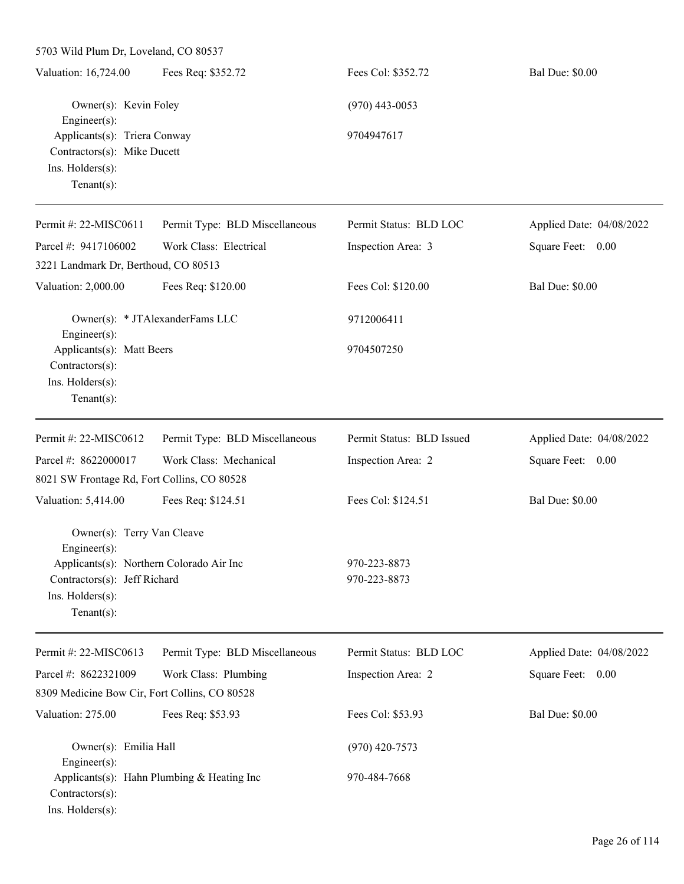5703 Wild Plum Dr, Loveland, CO 80537

Valuation: 16,724.00 | Fees Req: $352.72 | Fees Col: $352.72 | Bal Due: $0.00

Owner(s): Kevin Foley (970) 443-0053
Engineer(s):
Applicants(s): Triera Conway 9704947617
Contractors(s): Mike Ducett
Ins. Holders(s):
Tenant(s):

---

Permit #: 22-MISC0611 | Permit Type: BLD Miscellaneous | Permit Status: BLD LOC | Applied Date: 04/08/2022
Parcel #: 9417106002 | Work Class: Electrical | Inspection Area: 3 | Square Feet: 0.00
3221 Landmark Dr, Berthoud, CO 80513

Valuation: 2,000.00 | Fees Req: $120.00 | Fees Col: $120.00 | Bal Due: $0.00

Owner(s): * JTAlexanderFams LLC 9712006411
Engineer(s):
Applicants(s): Matt Beers 9704507250
Contractors(s):
Ins. Holders(s):
Tenant(s):

---

Permit #: 22-MISC0612 | Permit Type: BLD Miscellaneous | Permit Status: BLD Issued | Applied Date: 04/08/2022
Parcel #: 8622000017 | Work Class: Mechanical | Inspection Area: 2 | Square Feet: 0.00
8021 SW Frontage Rd, Fort Collins, CO 80528

Valuation: 5,414.00 | Fees Req: $124.51 | Fees Col: $124.51 | Bal Due: $0.00

Owner(s): Terry Van Cleave
Engineer(s):
Applicants(s): Northern Colorado Air Inc 970-223-8873
Contractors(s): Jeff Richard 970-223-8873
Ins. Holders(s):
Tenant(s):

---

Permit #: 22-MISC0613 | Permit Type: BLD Miscellaneous | Permit Status: BLD LOC | Applied Date: 04/08/2022
Parcel #: 8622321009 | Work Class: Plumbing | Inspection Area: 2 | Square Feet: 0.00
8309 Medicine Bow Cir, Fort Collins, CO 80528

Valuation: 275.00 | Fees Req: $53.93 | Fees Col: $53.93 | Bal Due: $0.00

Owner(s): Emilia Hall (970) 420-7573
Engineer(s):
Applicants(s): Hahn Plumbing & Heating Inc 970-484-7668
Contractors(s):
Ins. Holders(s):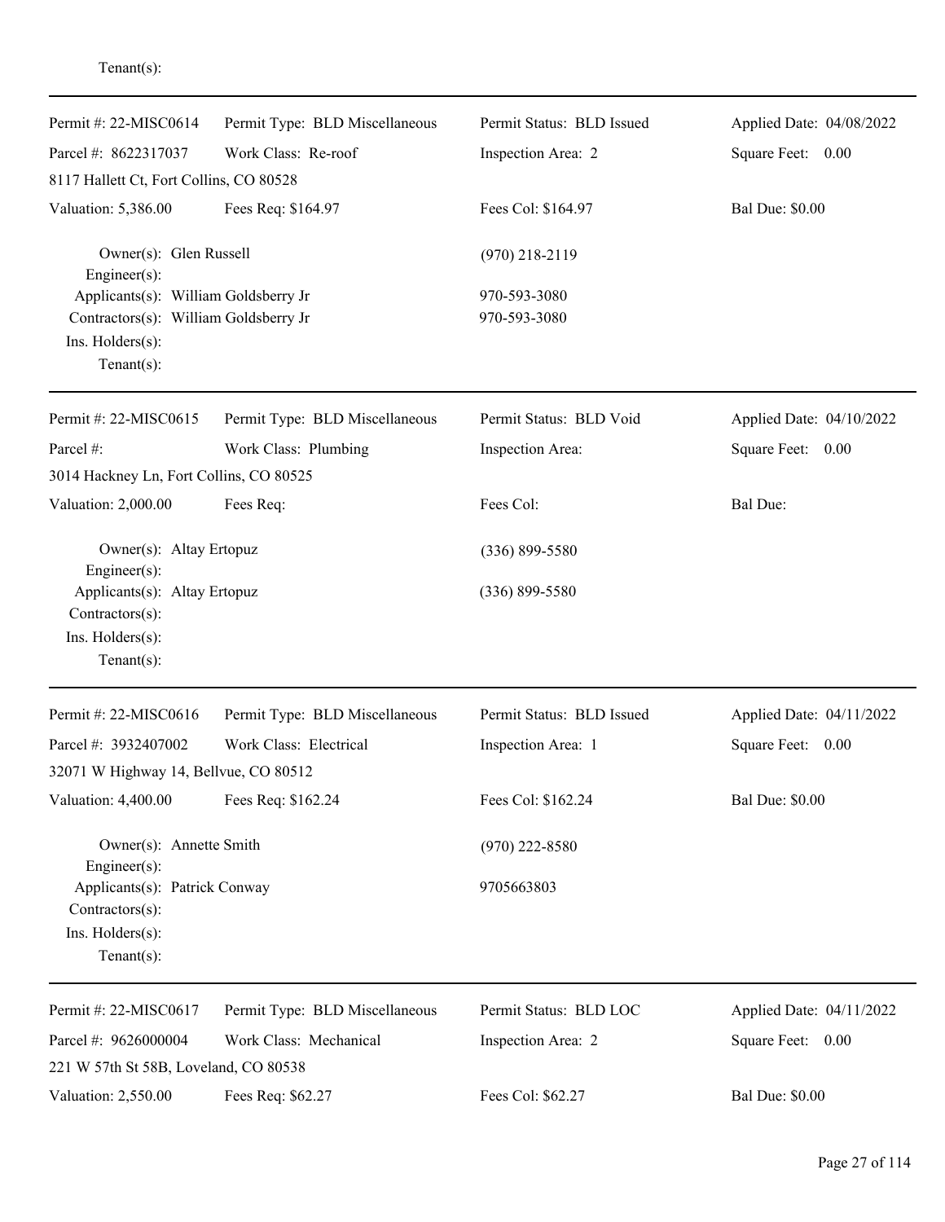Tenant(s):

---

| | | | |
|---|---|---|---|
| Permit #: 22-MISC0614 | Permit Type: BLD Miscellaneous | Permit Status: BLD Issued | Applied Date: 04/08/2022 |
| Parcel #: 8622317037 | Work Class: Re-roof | Inspection Area: 2 | Square Feet: 0.00 |
| 8117 Hallett Ct, Fort Collins, CO 80528 | | | |
| Valuation: 5,386.00 | Fees Req: $164.97 | Fees Col: $164.97 | Bal Due: $0.00 |

Owner(s): Glen Russell (970) 218-2119
Engineer(s):
Applicants(s): William Goldsberry Jr 970-593-3080
Contractors(s): William Goldsberry Jr 970-593-3080
Ins. Holders(s):
Tenant(s):

---

| | | | |
|---|---|---|---|
| Permit #: 22-MISC0615 | Permit Type: BLD Miscellaneous | Permit Status: BLD Void | Applied Date: 04/10/2022 |
| Parcel #: | Work Class: Plumbing | Inspection Area: | Square Feet: 0.00 |
| 3014 Hackney Ln, Fort Collins, CO 80525 | | | |
| Valuation: 2,000.00 | Fees Req: | Fees Col: | Bal Due: |

Owner(s): Altay Ertopuz (336) 899-5580
Engineer(s):
Applicants(s): Altay Ertopuz (336) 899-5580
Contractors(s):
Ins. Holders(s):
Tenant(s):

---

| | | | |
|---|---|---|---|
| Permit #: 22-MISC0616 | Permit Type: BLD Miscellaneous | Permit Status: BLD Issued | Applied Date: 04/11/2022 |
| Parcel #: 3932407002 | Work Class: Electrical | Inspection Area: 1 | Square Feet: 0.00 |
| 32071 W Highway 14, Bellvue, CO 80512 | | | |
| Valuation: 4,400.00 | Fees Req: $162.24 | Fees Col: $162.24 | Bal Due: $0.00 |

Owner(s): Annette Smith (970) 222-8580
Engineer(s):
Applicants(s): Patrick Conway 9705663803
Contractors(s):
Ins. Holders(s):
Tenant(s):

---

| | | | |
|---|---|---|---|
| Permit #: 22-MISC0617 | Permit Type: BLD Miscellaneous | Permit Status: BLD LOC | Applied Date: 04/11/2022 |
| Parcel #: 9626000004 | Work Class: Mechanical | Inspection Area: 2 | Square Feet: 0.00 |
| 221 W 57th St 58B, Loveland, CO 80538 | | | |
| Valuation: 2,550.00 | Fees Req: $62.27 | Fees Col: $62.27 | Bal Due: $0.00 |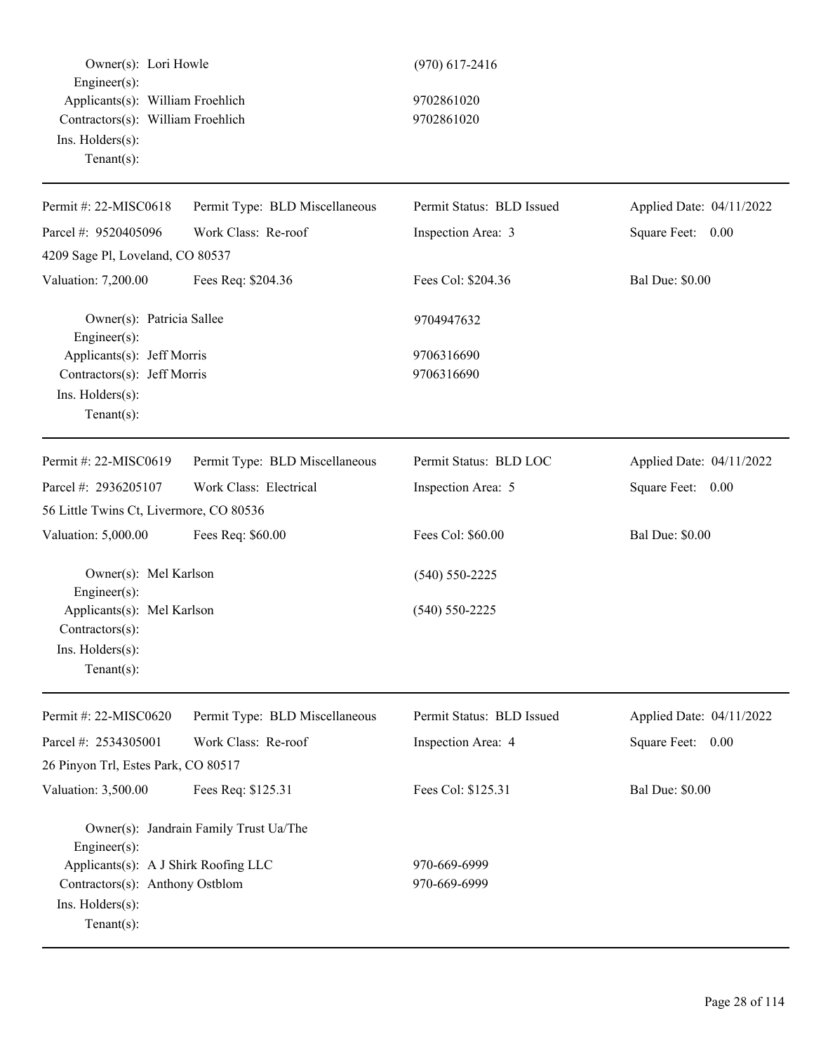| | | | |
|---|---|---|---|
| Owner(s): Lori Howle | | (970) 617-2416 | |
| Engineer(s): | | | |
| Applicants(s): William Froehlich | | 9702861020 | |
| Contractors(s): William Froehlich | | 9702861020 | |
| Ins. Holders(s): | | | |
| Tenant(s): | | | |

| | | | |
|---|---|---|---|
| Permit #: 22-MISC0618 | Permit Type: BLD Miscellaneous | Permit Status: BLD Issued | Applied Date: 04/11/2022 |
| Parcel #: 9520405096 | Work Class: Re-roof | Inspection Area: 3 | Square Feet: 0.00 |
| 4209 Sage Pl, Loveland, CO 80537 | | | |
| Valuation: 7,200.00 | Fees Req: $204.36 | Fees Col: $204.36 | Bal Due: $0.00 |
| Owner(s): Patricia Sallee | | 9704947632 | |
| Engineer(s): | | | |
| Applicants(s): Jeff Morris | | 9706316690 | |
| Contractors(s): Jeff Morris | | 9706316690 | |
| Ins. Holders(s): | | | |
| Tenant(s): | | | |

| | | | |
|---|---|---|---|
| Permit #: 22-MISC0619 | Permit Type: BLD Miscellaneous | Permit Status: BLD LOC | Applied Date: 04/11/2022 |
| Parcel #: 2936205107 | Work Class: Electrical | Inspection Area: 5 | Square Feet: 0.00 |
| 56 Little Twins Ct, Livermore, CO 80536 | | | |
| Valuation: 5,000.00 | Fees Req: $60.00 | Fees Col: $60.00 | Bal Due: $0.00 |
| Owner(s): Mel Karlson | | (540) 550-2225 | |
| Engineer(s): | | | |
| Applicants(s): Mel Karlson | | (540) 550-2225 | |
| Contractors(s): | | | |
| Ins. Holders(s): | | | |
| Tenant(s): | | | |

| | | | |
|---|---|---|---|
| Permit #: 22-MISC0620 | Permit Type: BLD Miscellaneous | Permit Status: BLD Issued | Applied Date: 04/11/2022 |
| Parcel #: 2534305001 | Work Class: Re-roof | Inspection Area: 4 | Square Feet: 0.00 |
| 26 Pinyon Trl, Estes Park, CO 80517 | | | |
| Valuation: 3,500.00 | Fees Req: $125.31 | Fees Col: $125.31 | Bal Due: $0.00 |
| Owner(s): Jandrain Family Trust Ua/The | | | |
| Engineer(s): | | | |
| Applicants(s): A J Shirk Roofing LLC | | 970-669-6999 | |
| Contractors(s): Anthony Ostblom | | 970-669-6999 | |
| Ins. Holders(s): | | | |
| Tenant(s): | | | |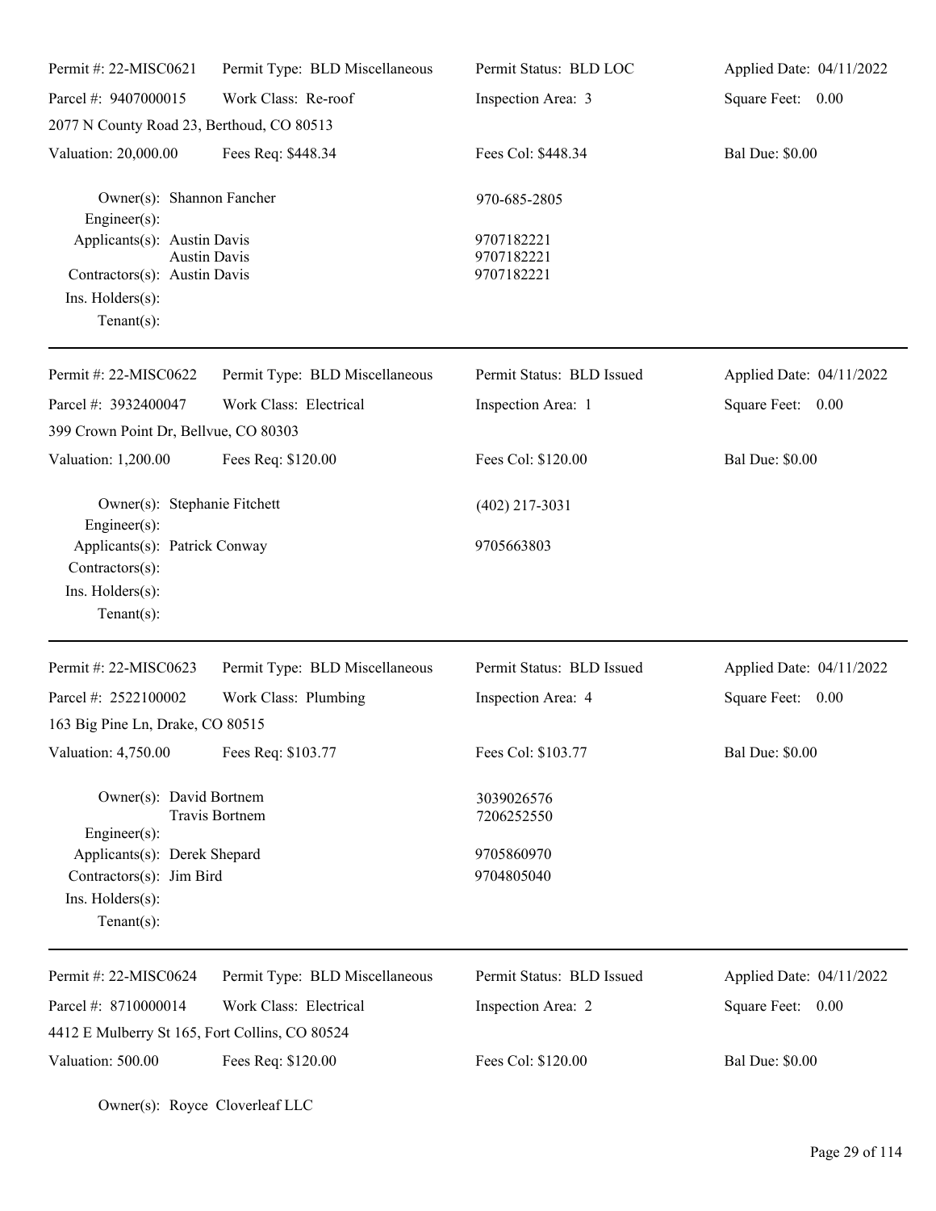Permit #: 22-MISC0621 Permit Type: BLD Miscellaneous Permit Status: BLD LOC Applied Date: 04/11/2022

Parcel #: 9407000015 Work Class: Re-roof Inspection Area: 3 Square Feet: 0.00

2077 N County Road 23, Berthoud, CO 80513

Valuation: 20,000.00 Fees Req: $448.34 Fees Col: $448.34 Bal Due: $0.00

Owner(s): Shannon Fancher 970-685-2805

Engineer(s):

Applicants(s): Austin Davis 9707182221
Austin Davis 9707182221

Contractors(s): Austin Davis 9707182221

Ins. Holders(s):

Tenant(s):

---

Permit #: 22-MISC0622 Permit Type: BLD Miscellaneous Permit Status: BLD Issued Applied Date: 04/11/2022

Parcel #: 3932400047 Work Class: Electrical Inspection Area: 1 Square Feet: 0.00

399 Crown Point Dr, Bellvue, CO 80303

Valuation: 1,200.00 Fees Req: $120.00 Fees Col: $120.00 Bal Due: $0.00

Owner(s): Stephanie Fitchett (402) 217-3031

Engineer(s):

Applicants(s): Patrick Conway 9705663803

Contractors(s):

Ins. Holders(s):

Tenant(s):

---

Permit #: 22-MISC0623 Permit Type: BLD Miscellaneous Permit Status: BLD Issued Applied Date: 04/11/2022

Parcel #: 2522100002 Work Class: Plumbing Inspection Area: 4 Square Feet: 0.00

163 Big Pine Ln, Drake, CO 80515

Valuation: 4,750.00 Fees Req: $103.77 Fees Col: $103.77 Bal Due: $0.00

Owner(s): David Bortnem 3039026576
Travis Bortnem 7206252550

Engineer(s):

Applicants(s): Derek Shepard 9705860970

Contractors(s): Jim Bird 9704805040

Ins. Holders(s):

Tenant(s):

---

Permit #: 22-MISC0624 Permit Type: BLD Miscellaneous Permit Status: BLD Issued Applied Date: 04/11/2022

Parcel #: 8710000014 Work Class: Electrical Inspection Area: 2 Square Feet: 0.00

4412 E Mulberry St 165, Fort Collins, CO 80524

Valuation: 500.00 Fees Req: $120.00 Fees Col: $120.00 Bal Due: $0.00

Owner(s): Royce Cloverleaf LLC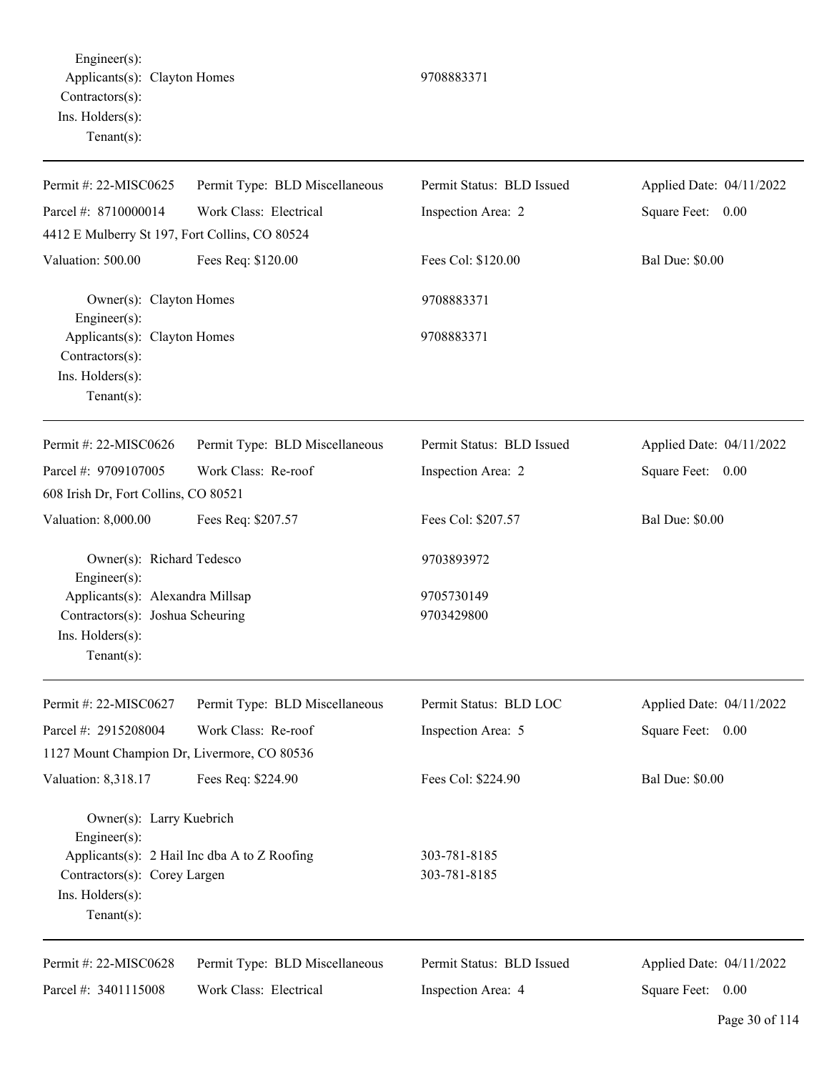Engineer(s):
Applicants(s): Clayton Homes 9708883371
Contractors(s):
Ins. Holders(s):
Tenant(s):

---

| | | | |
|---|---|---|---|
| Permit #: 22-MISC0625 | Permit Type: BLD Miscellaneous | Permit Status: BLD Issued | Applied Date: 04/11/2022 |
| Parcel #: 8710000014 | Work Class: Electrical | Inspection Area: 2 | Square Feet: 0.00 |
| 4412 E Mulberry St 197, Fort Collins, CO 80524 | | | |
| Valuation: 500.00 | Fees Req: $120.00 | Fees Col: $120.00 | Bal Due: $0.00 |

Owner(s): Clayton Homes 9708883371
Engineer(s):
Applicants(s): Clayton Homes 9708883371
Contractors(s):
Ins. Holders(s):
Tenant(s):

---

| | | | |
|---|---|---|---|
| Permit #: 22-MISC0626 | Permit Type: BLD Miscellaneous | Permit Status: BLD Issued | Applied Date: 04/11/2022 |
| Parcel #: 9709107005 | Work Class: Re-roof | Inspection Area: 2 | Square Feet: 0.00 |
| 608 Irish Dr, Fort Collins, CO 80521 | | | |
| Valuation: 8,000.00 | Fees Req: $207.57 | Fees Col: $207.57 | Bal Due: $0.00 |

Owner(s): Richard Tedesco 9703893972
Engineer(s):
Applicants(s): Alexandra Millsap 9705730149
Contractors(s): Joshua Scheuring 9703429800
Ins. Holders(s):
Tenant(s):

---

| | | | |
|---|---|---|---|
| Permit #: 22-MISC0627 | Permit Type: BLD Miscellaneous | Permit Status: BLD LOC | Applied Date: 04/11/2022 |
| Parcel #: 2915208004 | Work Class: Re-roof | Inspection Area: 5 | Square Feet: 0.00 |
| 1127 Mount Champion Dr, Livermore, CO 80536 | | | |
| Valuation: 8,318.17 | Fees Req: $224.90 | Fees Col: $224.90 | Bal Due: $0.00 |

Owner(s): Larry Kuebrich
Engineer(s):
Applicants(s): 2 Hail Inc dba A to Z Roofing 303-781-8185
Contractors(s): Corey Largen 303-781-8185
Ins. Holders(s):
Tenant(s):

---

| | | | |
|---|---|---|---|
| Permit #: 22-MISC0628 | Permit Type: BLD Miscellaneous | Permit Status: BLD Issued | Applied Date: 04/11/2022 |
| Parcel #: 3401115008 | Work Class: Electrical | Inspection Area: 4 | Square Feet: 0.00 |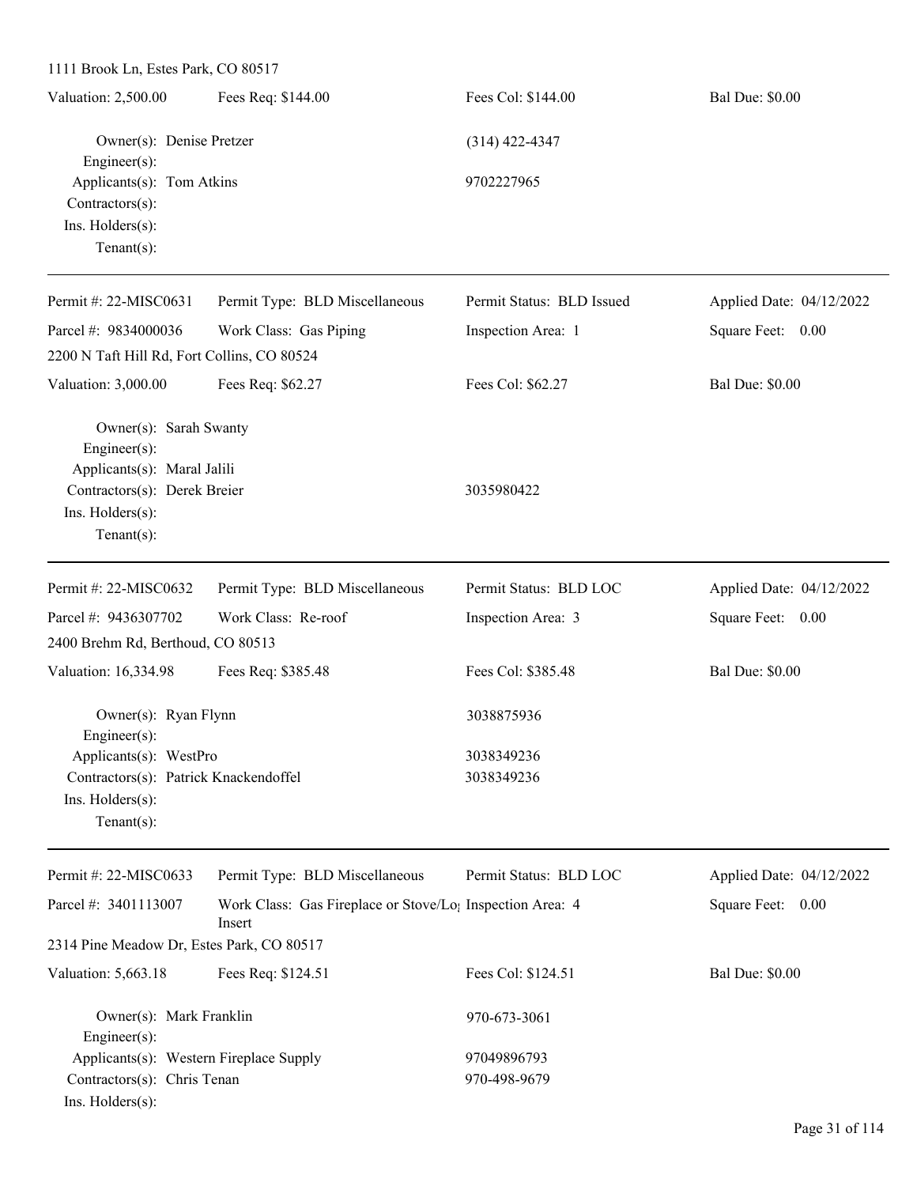1111 Brook Ln, Estes Park, CO 80517

| | | | |
|---|---|---|---|
| Valuation: 2,500.00 | Fees Req: $144.00 | Fees Col: $144.00 | Bal Due: $0.00 |

Owner(s): Denise Pretzer (314) 422-4347
Engineer(s):
Applicants(s): Tom Atkins 9702227965
Contractors(s):
Ins. Holders(s):
Tenant(s):

---

| | | | |
|---|---|---|---|
| Permit #: 22-MISC0631 | Permit Type: BLD Miscellaneous | Permit Status: BLD Issued | Applied Date: 04/12/2022 |
| Parcel #: 9834000036 | Work Class: Gas Piping | Inspection Area: 1 | Square Feet: 0.00 |
| 2200 N Taft Hill Rd, Fort Collins, CO 80524 | | | |
| Valuation: 3,000.00 | Fees Req: $62.27 | Fees Col: $62.27 | Bal Due: $0.00 |

Owner(s): Sarah Swanty
Engineer(s):
Applicants(s): Maral Jalili
Contractors(s): Derek Breier 3035980422
Ins. Holders(s):
Tenant(s):

---

| | | | |
|---|---|---|---|
| Permit #: 22-MISC0632 | Permit Type: BLD Miscellaneous | Permit Status: BLD LOC | Applied Date: 04/12/2022 |
| Parcel #: 9436307702 | Work Class: Re-roof | Inspection Area: 3 | Square Feet: 0.00 |
| 2400 Brehm Rd, Berthoud, CO 80513 | | | |
| Valuation: 16,334.98 | Fees Req: $385.48 | Fees Col: $385.48 | Bal Due: $0.00 |

Owner(s): Ryan Flynn 3038875936
Engineer(s):
Applicants(s): WestPro 3038349236
Contractors(s): Patrick Knackendoffel 3038349236
Ins. Holders(s):
Tenant(s):

---

| | | | |
|---|---|---|---|
| Permit #: 22-MISC0633 | Permit Type: BLD Miscellaneous | Permit Status: BLD LOC | Applied Date: 04/12/2022 |
| Parcel #: 3401113007 | Work Class: Gas Fireplace or Stove/Log Insert | Inspection Area: 4 | Square Feet: 0.00 |
| 2314 Pine Meadow Dr, Estes Park, CO 80517 | | | |
| Valuation: 5,663.18 | Fees Req: $124.51 | Fees Col: $124.51 | Bal Due: $0.00 |

Owner(s): Mark Franklin 970-673-3061
Engineer(s):
Applicants(s): Western Fireplace Supply 97049896793
Contractors(s): Chris Tenan 970-498-9679
Ins. Holders(s):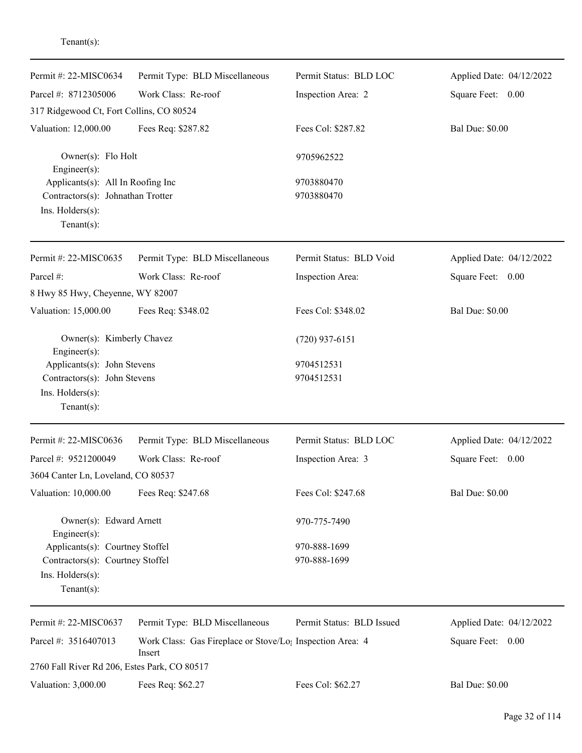Tenant(s):

---

Permit #: 22-MISC0634 | Permit Type: BLD Miscellaneous | Permit Status: BLD LOC | Applied Date: 04/12/2022

Parcel #: 8712305006 | Work Class: Re-roof | Inspection Area: 2 | Square Feet: 0.00

317 Ridgewood Ct, Fort Collins, CO 80524

Valuation: 12,000.00 | Fees Req: $287.82 | Fees Col: $287.82 | Bal Due: $0.00

Owner(s): Flo Holt — 9705962522
Engineer(s):
Applicants(s): All In Roofing Inc — 9703880470
Contractors(s): Johnathan Trotter — 9703880470
Ins. Holders(s):
Tenant(s):

---

Permit #: 22-MISC0635 | Permit Type: BLD Miscellaneous | Permit Status: BLD Void | Applied Date: 04/12/2022

Parcel #: | Work Class: Re-roof | Inspection Area: | Square Feet: 0.00

8 Hwy 85 Hwy, Cheyenne, WY 82007

Valuation: 15,000.00 | Fees Req: $348.02 | Fees Col: $348.02 | Bal Due: $0.00

Owner(s): Kimberly Chavez — (720) 937-6151
Engineer(s):
Applicants(s): John Stevens — 9704512531
Contractors(s): John Stevens — 9704512531
Ins. Holders(s):
Tenant(s):

---

Permit #: 22-MISC0636 | Permit Type: BLD Miscellaneous | Permit Status: BLD LOC | Applied Date: 04/12/2022

Parcel #: 9521200049 | Work Class: Re-roof | Inspection Area: 3 | Square Feet: 0.00

3604 Canter Ln, Loveland, CO 80537

Valuation: 10,000.00 | Fees Req: $247.68 | Fees Col: $247.68 | Bal Due: $0.00

Owner(s): Edward Arnett — 970-775-7490
Engineer(s):
Applicants(s): Courtney Stoffel — 970-888-1699
Contractors(s): Courtney Stoffel — 970-888-1699
Ins. Holders(s):
Tenant(s):

---

Permit #: 22-MISC0637 | Permit Type: BLD Miscellaneous | Permit Status: BLD Issued | Applied Date: 04/12/2022

Parcel #: 3516407013 | Work Class: Gas Fireplace or Stove/Log Insert | Inspection Area: 4 | Square Feet: 0.00

2760 Fall River Rd 206, Estes Park, CO 80517

Valuation: 3,000.00 | Fees Req: $62.27 | Fees Col: $62.27 | Bal Due: $0.00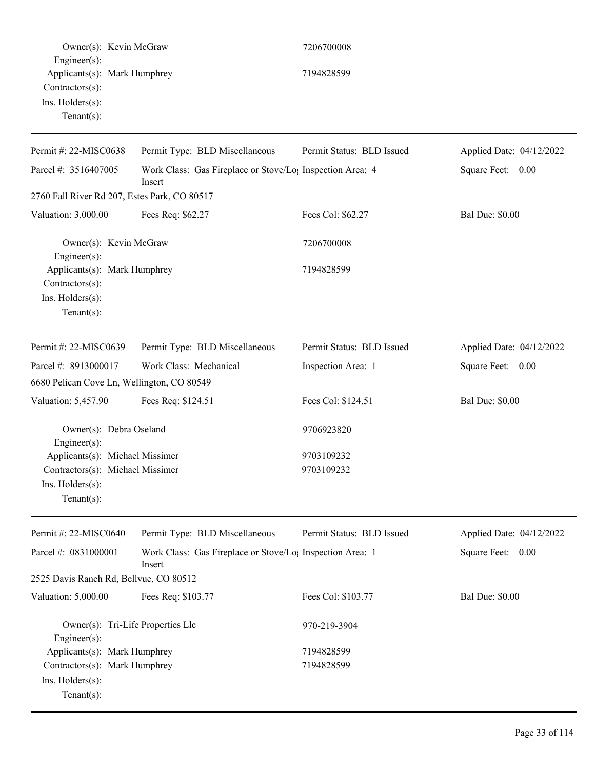Owner(s): Kevin McGraw 7206700008
Engineer(s):
Applicants(s): Mark Humphrey 7194828599
Contractors(s):
Ins. Holders(s):
Tenant(s):

---

| | | | |
|---|---|---|---|
| Permit #: 22-MISC0638 | Permit Type: BLD Miscellaneous | Permit Status: BLD Issued | Applied Date: 04/12/2022 |
| Parcel #: 3516407005 | Work Class: Gas Fireplace or Stove/Log Insert | Inspection Area: 4 | Square Feet: 0.00 |
| 2760 Fall River Rd 207, Estes Park, CO 80517 | | | |
| Valuation: 3,000.00 | Fees Req: $62.27 | Fees Col: $62.27 | Bal Due: $0.00 |

Owner(s): Kevin McGraw 7206700008
Engineer(s):
Applicants(s): Mark Humphrey 7194828599
Contractors(s):
Ins. Holders(s):
Tenant(s):

---

| | | | |
|---|---|---|---|
| Permit #: 22-MISC0639 | Permit Type: BLD Miscellaneous | Permit Status: BLD Issued | Applied Date: 04/12/2022 |
| Parcel #: 8913000017 | Work Class: Mechanical | Inspection Area: 1 | Square Feet: 0.00 |
| 6680 Pelican Cove Ln, Wellington, CO 80549 | | | |
| Valuation: 5,457.90 | Fees Req: $124.51 | Fees Col: $124.51 | Bal Due: $0.00 |

Owner(s): Debra Oseland 9706923820
Engineer(s):
Applicants(s): Michael Missimer 9703109232
Contractors(s): Michael Missimer 9703109232
Ins. Holders(s):
Tenant(s):

---

| | | | |
|---|---|---|---|
| Permit #: 22-MISC0640 | Permit Type: BLD Miscellaneous | Permit Status: BLD Issued | Applied Date: 04/12/2022 |
| Parcel #: 0831000001 | Work Class: Gas Fireplace or Stove/Log Insert | Inspection Area: 1 | Square Feet: 0.00 |
| 2525 Davis Ranch Rd, Bellvue, CO 80512 | | | |
| Valuation: 5,000.00 | Fees Req: $103.77 | Fees Col: $103.77 | Bal Due: $0.00 |

Owner(s): Tri-Life Properties Llc 970-219-3904
Engineer(s):
Applicants(s): Mark Humphrey 7194828599
Contractors(s): Mark Humphrey 7194828599
Ins. Holders(s):
Tenant(s):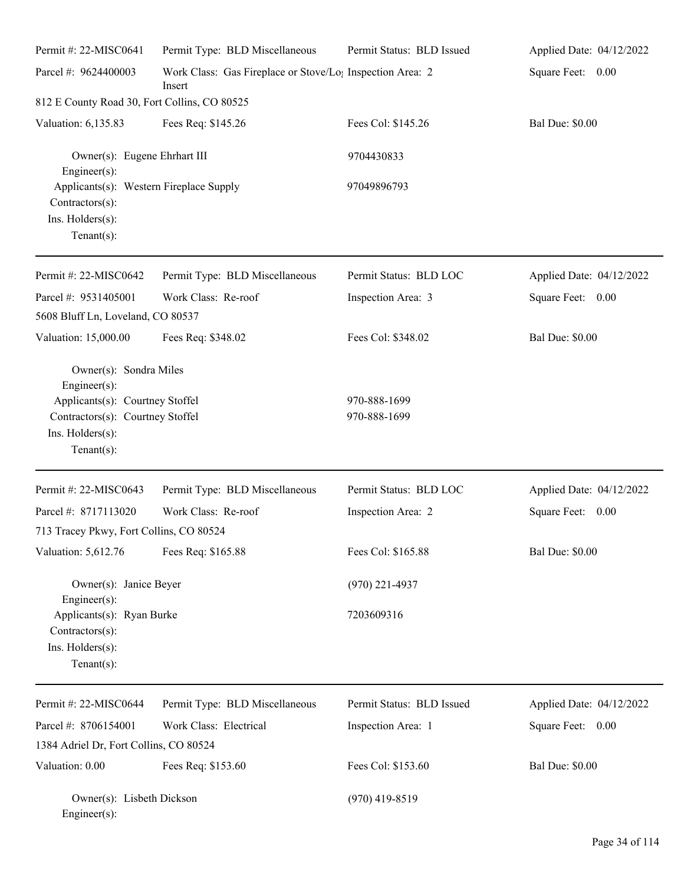Permit #: 22-MISC0641 | Permit Type: BLD Miscellaneous | Permit Status: BLD Issued | Applied Date: 04/12/2022

Parcel #: 9624400003 | Work Class: Gas Fireplace or Stove/Log Insert | Inspection Area: 2 | Square Feet: 0.00

812 E County Road 30, Fort Collins, CO 80525

Valuation: 6,135.83 | Fees Req: $145.26 | Fees Col: $145.26 | Bal Due: $0.00

Owner(s): Eugene Ehrhart III 9704430833
Engineer(s):
Applicants(s): Western Fireplace Supply 97049896793
Contractors(s):
Ins. Holders(s):
Tenant(s):

---

Permit #: 22-MISC0642 | Permit Type: BLD Miscellaneous | Permit Status: BLD LOC | Applied Date: 04/12/2022

Parcel #: 9531405001 | Work Class: Re-roof | Inspection Area: 3 | Square Feet: 0.00

5608 Bluff Ln, Loveland, CO 80537

Valuation: 15,000.00 | Fees Req: $348.02 | Fees Col: $348.02 | Bal Due: $0.00

Owner(s): Sondra Miles
Engineer(s):
Applicants(s): Courtney Stoffel 970-888-1699
Contractors(s): Courtney Stoffel 970-888-1699
Ins. Holders(s):
Tenant(s):

---

Permit #: 22-MISC0643 | Permit Type: BLD Miscellaneous | Permit Status: BLD LOC | Applied Date: 04/12/2022

Parcel #: 8717113020 | Work Class: Re-roof | Inspection Area: 2 | Square Feet: 0.00

713 Tracey Pkwy, Fort Collins, CO 80524

Valuation: 5,612.76 | Fees Req: $165.88 | Fees Col: $165.88 | Bal Due: $0.00

Owner(s): Janice Beyer (970) 221-4937
Engineer(s):
Applicants(s): Ryan Burke 7203609316
Contractors(s):
Ins. Holders(s):
Tenant(s):

---

Permit #: 22-MISC0644 | Permit Type: BLD Miscellaneous | Permit Status: BLD Issued | Applied Date: 04/12/2022

Parcel #: 8706154001 | Work Class: Electrical | Inspection Area: 1 | Square Feet: 0.00

1384 Adriel Dr, Fort Collins, CO 80524

Valuation: 0.00 | Fees Req: $153.60 | Fees Col: $153.60 | Bal Due: $0.00

Owner(s): Lisbeth Dickson (970) 419-8519
Engineer(s):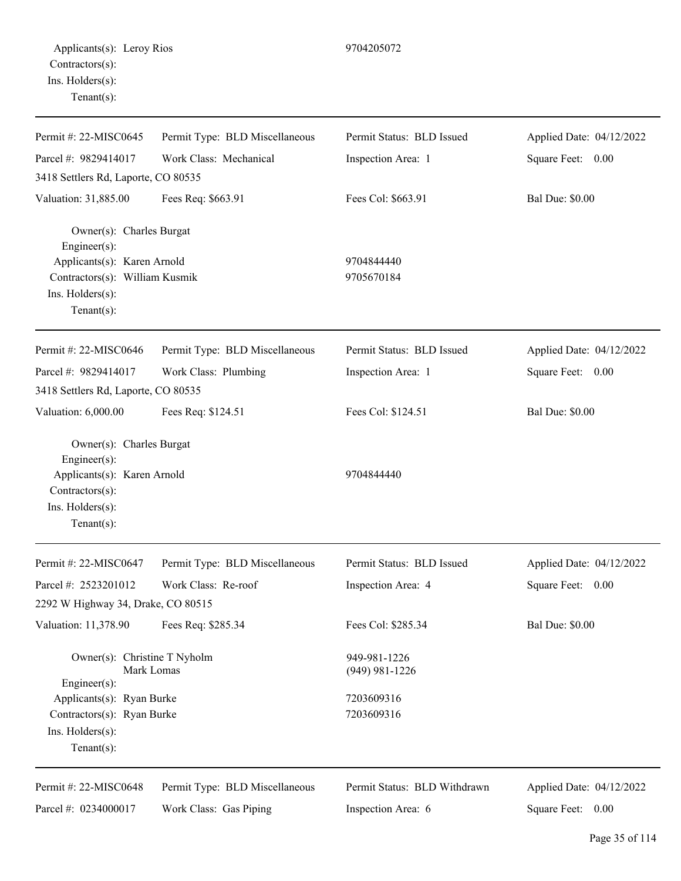Applicants(s): Leroy Rios 9704205072
Contractors(s):
Ins. Holders(s):
Tenant(s):

---

Permit #: 22-MISC0645 Permit Type: BLD Miscellaneous Permit Status: BLD Issued Applied Date: 04/12/2022
Parcel #: 9829414017 Work Class: Mechanical Inspection Area: 1 Square Feet: 0.00
3418 Settlers Rd, Laporte, CO 80535
Valuation: 31,885.00 Fees Req: $663.91 Fees Col: $663.91 Bal Due: $0.00

Owner(s): Charles Burgat
Engineer(s):
Applicants(s): Karen Arnold 9704844440
Contractors(s): William Kusmik 9705670184
Ins. Holders(s):
Tenant(s):

---

Permit #: 22-MISC0646 Permit Type: BLD Miscellaneous Permit Status: BLD Issued Applied Date: 04/12/2022
Parcel #: 9829414017 Work Class: Plumbing Inspection Area: 1 Square Feet: 0.00
3418 Settlers Rd, Laporte, CO 80535
Valuation: 6,000.00 Fees Req: $124.51 Fees Col: $124.51 Bal Due: $0.00

Owner(s): Charles Burgat
Engineer(s):
Applicants(s): Karen Arnold 9704844440
Contractors(s):
Ins. Holders(s):
Tenant(s):

---

Permit #: 22-MISC0647 Permit Type: BLD Miscellaneous Permit Status: BLD Issued Applied Date: 04/12/2022
Parcel #: 2523201012 Work Class: Re-roof Inspection Area: 4 Square Feet: 0.00
2292 W Highway 34, Drake, CO 80515
Valuation: 11,378.90 Fees Req: $285.34 Fees Col: $285.34 Bal Due: $0.00

Owner(s): Christine T Nyholm 949-981-1226
Mark Lomas (949) 981-1226
Engineer(s):
Applicants(s): Ryan Burke 7203609316
Contractors(s): Ryan Burke 7203609316
Ins. Holders(s):
Tenant(s):

---

Permit #: 22-MISC0648 Permit Type: BLD Miscellaneous Permit Status: BLD Withdrawn Applied Date: 04/12/2022
Parcel #: 0234000017 Work Class: Gas Piping Inspection Area: 6 Square Feet: 0.00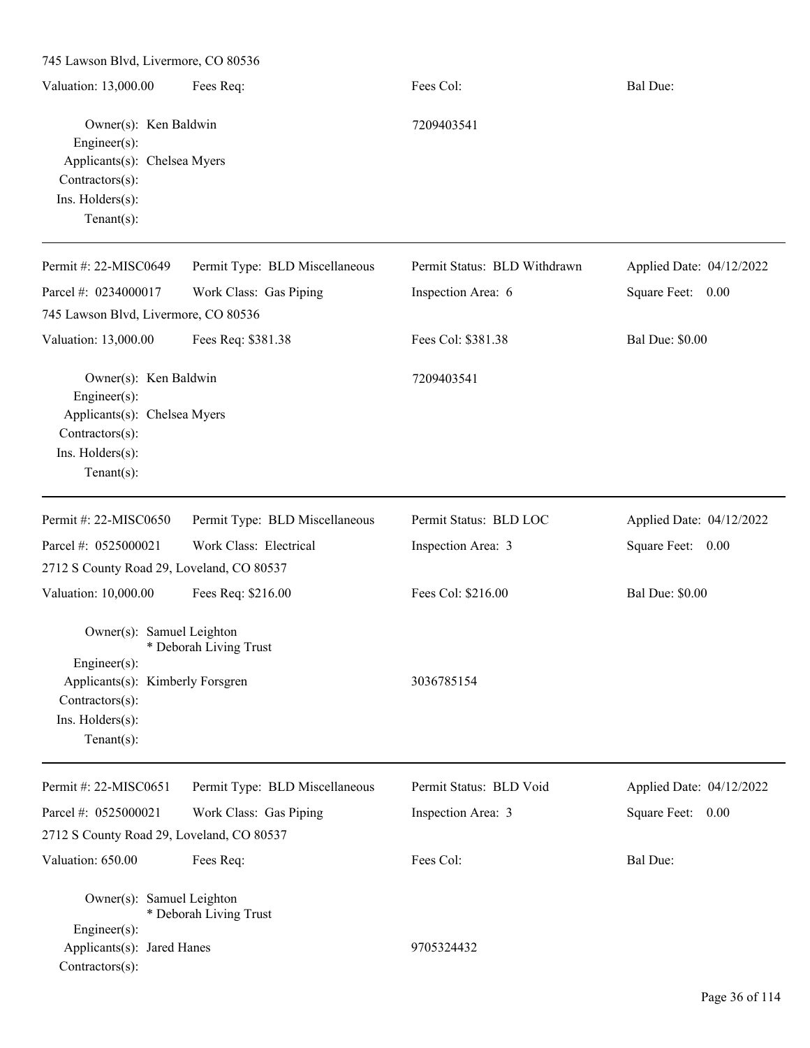745 Lawson Blvd, Livermore, CO 80536

| | | | |
|---|---|---|---|
| Valuation: 13,000.00 | Fees Req: | Fees Col: | Bal Due: |

Owner(s): Ken Baldwin 7209403541
Engineer(s):
Applicants(s): Chelsea Myers
Contractors(s):
Ins. Holders(s):
Tenant(s):

---

| | | | |
|---|---|---|---|
| Permit #: 22-MISC0649 | Permit Type: BLD Miscellaneous | Permit Status: BLD Withdrawn | Applied Date: 04/12/2022 |
| Parcel #: 0234000017 | Work Class: Gas Piping | Inspection Area: 6 | Square Feet: 0.00 |
| 745 Lawson Blvd, Livermore, CO 80536 | | | |
| Valuation: 13,000.00 | Fees Req: $381.38 | Fees Col: $381.38 | Bal Due: $0.00 |

Owner(s): Ken Baldwin 7209403541
Engineer(s):
Applicants(s): Chelsea Myers
Contractors(s):
Ins. Holders(s):
Tenant(s):

---

| | | | |
|---|---|---|---|
| Permit #: 22-MISC0650 | Permit Type: BLD Miscellaneous | Permit Status: BLD LOC | Applied Date: 04/12/2022 |
| Parcel #: 0525000021 | Work Class: Electrical | Inspection Area: 3 | Square Feet: 0.00 |
| 2712 S County Road 29, Loveland, CO 80537 | | | |
| Valuation: 10,000.00 | Fees Req: $216.00 | Fees Col: $216.00 | Bal Due: $0.00 |

Owner(s): Samuel Leighton
* Deborah Living Trust
Engineer(s):
Applicants(s): Kimberly Forsgren 3036785154
Contractors(s):
Ins. Holders(s):
Tenant(s):

---

| | | | |
|---|---|---|---|
| Permit #: 22-MISC0651 | Permit Type: BLD Miscellaneous | Permit Status: BLD Void | Applied Date: 04/12/2022 |
| Parcel #: 0525000021 | Work Class: Gas Piping | Inspection Area: 3 | Square Feet: 0.00 |
| 2712 S County Road 29, Loveland, CO 80537 | | | |
| Valuation: 650.00 | Fees Req: | Fees Col: | Bal Due: |

Owner(s): Samuel Leighton
* Deborah Living Trust
Engineer(s):
Applicants(s): Jared Hanes 9705324432
Contractors(s):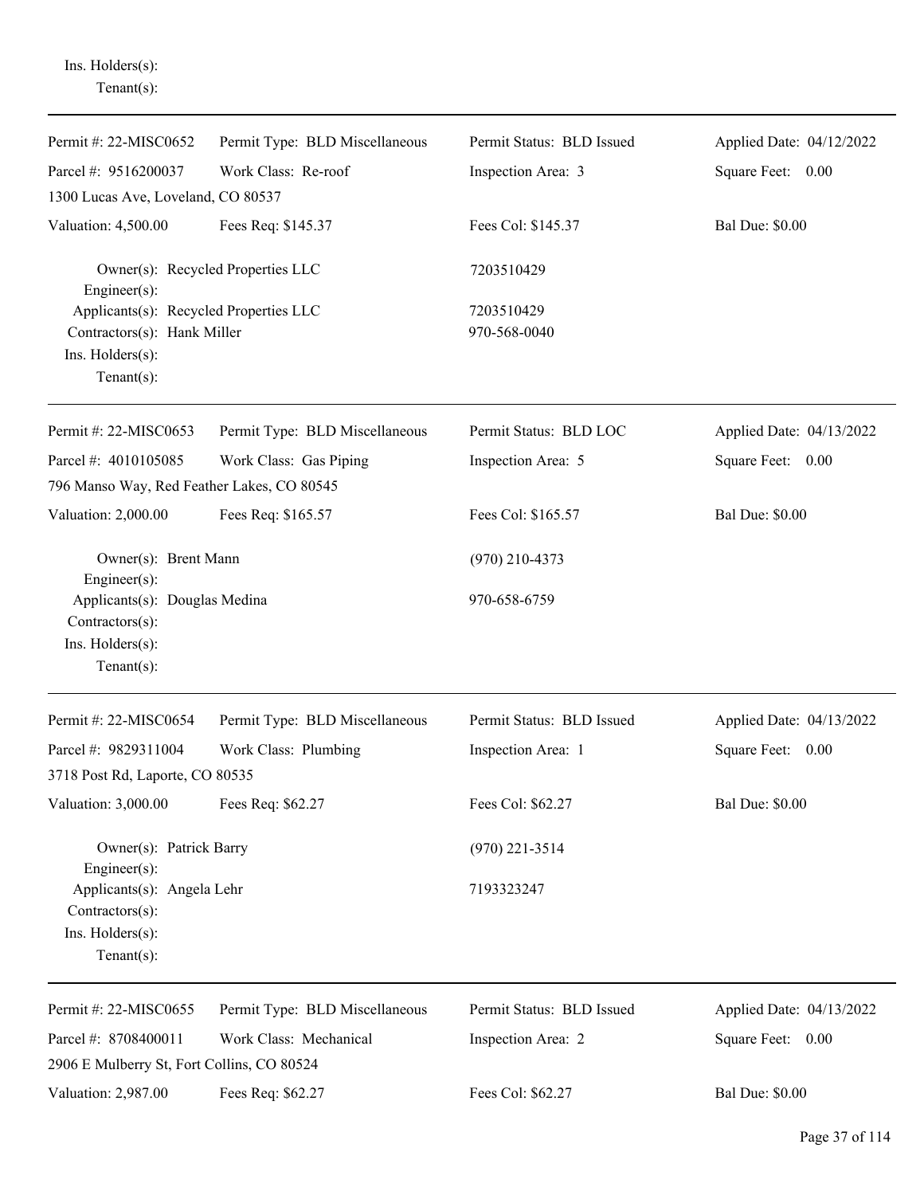Ins. Holders(s):
Tenant(s):

---

| | | | |
|---|---|---|---|
| Permit #: 22-MISC0652 | Permit Type: BLD Miscellaneous | Permit Status: BLD Issued | Applied Date: 04/12/2022 |
| Parcel #: 9516200037 | Work Class: Re-roof | Inspection Area: 3 | Square Feet: 0.00 |
| 1300 Lucas Ave, Loveland, CO 80537 | | | |
| Valuation: 4,500.00 | Fees Req: $145.37 | Fees Col: $145.37 | Bal Due: $0.00 |

Owner(s): Recycled Properties LLC — 7203510429
Engineer(s):
Applicants(s): Recycled Properties LLC — 7203510429
Contractors(s): Hank Miller — 970-568-0040
Ins. Holders(s):
Tenant(s):

---

| | | | |
|---|---|---|---|
| Permit #: 22-MISC0653 | Permit Type: BLD Miscellaneous | Permit Status: BLD LOC | Applied Date: 04/13/2022 |
| Parcel #: 4010105085 | Work Class: Gas Piping | Inspection Area: 5 | Square Feet: 0.00 |
| 796 Manso Way, Red Feather Lakes, CO 80545 | | | |
| Valuation: 2,000.00 | Fees Req: $165.57 | Fees Col: $165.57 | Bal Due: $0.00 |

Owner(s): Brent Mann — (970) 210-4373
Engineer(s):
Applicants(s): Douglas Medina — 970-658-6759
Contractors(s):
Ins. Holders(s):
Tenant(s):

---

| | | | |
|---|---|---|---|
| Permit #: 22-MISC0654 | Permit Type: BLD Miscellaneous | Permit Status: BLD Issued | Applied Date: 04/13/2022 |
| Parcel #: 9829311004 | Work Class: Plumbing | Inspection Area: 1 | Square Feet: 0.00 |
| 3718 Post Rd, Laporte, CO 80535 | | | |
| Valuation: 3,000.00 | Fees Req: $62.27 | Fees Col: $62.27 | Bal Due: $0.00 |

Owner(s): Patrick Barry — (970) 221-3514
Engineer(s):
Applicants(s): Angela Lehr — 7193323247
Contractors(s):
Ins. Holders(s):
Tenant(s):

---

| | | | |
|---|---|---|---|
| Permit #: 22-MISC0655 | Permit Type: BLD Miscellaneous | Permit Status: BLD Issued | Applied Date: 04/13/2022 |
| Parcel #: 8708400011 | Work Class: Mechanical | Inspection Area: 2 | Square Feet: 0.00 |
| 2906 E Mulberry St, Fort Collins, CO 80524 | | | |
| Valuation: 2,987.00 | Fees Req: $62.27 | Fees Col: $62.27 | Bal Due: $0.00 |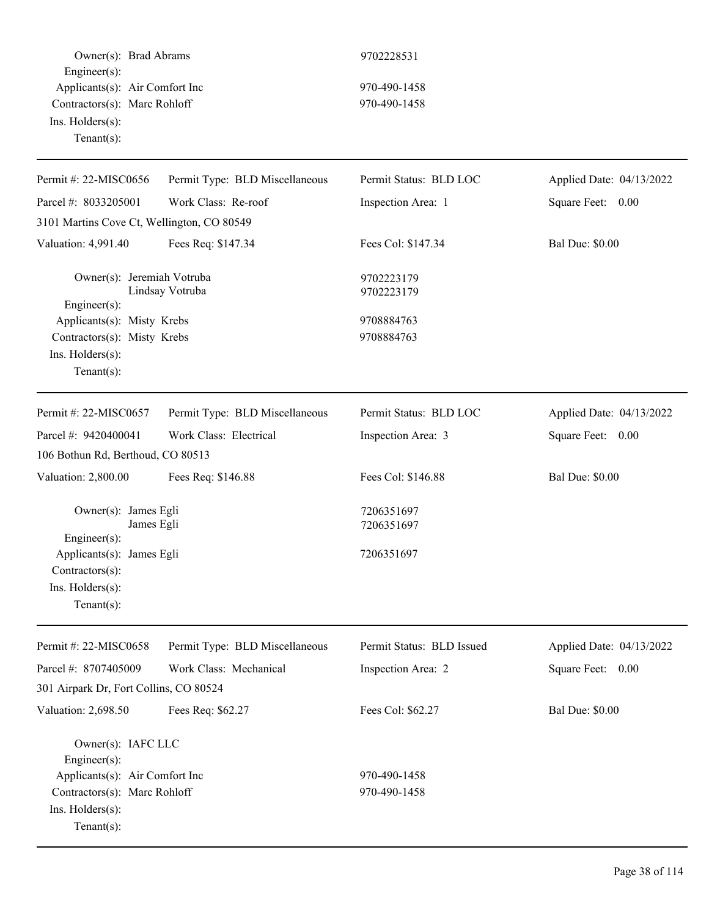Owner(s): Brad Abrams 9702228531
Engineer(s):
Applicants(s): Air Comfort Inc 970-490-1458
Contractors(s): Marc Rohloff 970-490-1458
Ins. Holders(s):
Tenant(s):

---

| | | | |
|---|---|---|---|
| Permit #: 22-MISC0656 | Permit Type: BLD Miscellaneous | Permit Status: BLD LOC | Applied Date: 04/13/2022 |
| Parcel #: 8033205001 | Work Class: Re-roof | Inspection Area: 1 | Square Feet: 0.00 |
| 3101 Martins Cove Ct, Wellington, CO 80549 | | | |
| Valuation: 4,991.40 | Fees Req: $147.34 | Fees Col: $147.34 | Bal Due: $0.00 |

Owner(s): Jeremiah Votruba 9702223179
Lindsay Votruba 9702223179
Engineer(s):
Applicants(s): Misty Krebs 9708884763
Contractors(s): Misty Krebs 9708884763
Ins. Holders(s):
Tenant(s):

---

| | | | |
|---|---|---|---|
| Permit #: 22-MISC0657 | Permit Type: BLD Miscellaneous | Permit Status: BLD LOC | Applied Date: 04/13/2022 |
| Parcel #: 9420400041 | Work Class: Electrical | Inspection Area: 3 | Square Feet: 0.00 |
| 106 Bothun Rd, Berthoud, CO 80513 | | | |
| Valuation: 2,800.00 | Fees Req: $146.88 | Fees Col: $146.88 | Bal Due: $0.00 |

Owner(s): James Egli 7206351697
James Egli 7206351697
Engineer(s):
Applicants(s): James Egli 7206351697
Contractors(s):
Ins. Holders(s):
Tenant(s):

---

| | | | |
|---|---|---|---|
| Permit #: 22-MISC0658 | Permit Type: BLD Miscellaneous | Permit Status: BLD Issued | Applied Date: 04/13/2022 |
| Parcel #: 8707405009 | Work Class: Mechanical | Inspection Area: 2 | Square Feet: 0.00 |
| 301 Airpark Dr, Fort Collins, CO 80524 | | | |
| Valuation: 2,698.50 | Fees Req: $62.27 | Fees Col: $62.27 | Bal Due: $0.00 |

Owner(s): IAFC LLC
Engineer(s):
Applicants(s): Air Comfort Inc 970-490-1458
Contractors(s): Marc Rohloff 970-490-1458
Ins. Holders(s):
Tenant(s):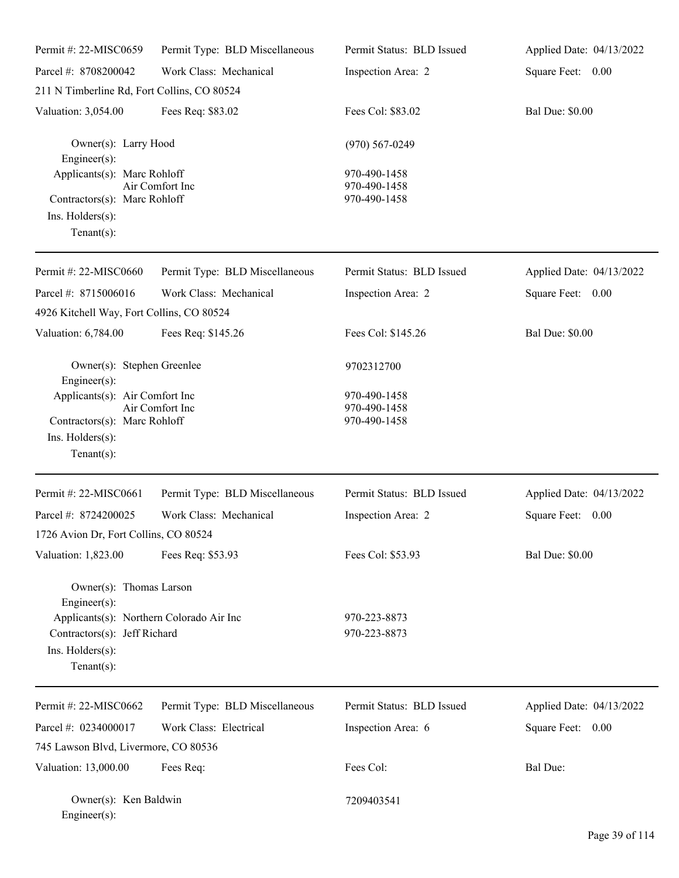Permit #: 22-MISC0659 | Permit Type: BLD Miscellaneous | Permit Status: BLD Issued | Applied Date: 04/13/2022

Parcel #: 8708200042 | Work Class: Mechanical | Inspection Area: 2 | Square Feet: 0.00

211 N Timberline Rd, Fort Collins, CO 80524

Valuation: 3,054.00 | Fees Req: $83.02 | Fees Col: $83.02 | Bal Due: $0.00

Owner(s): Larry Hood (970) 567-0249

Engineer(s):

Applicants(s): Marc Rohloff 970-490-1458

Air Comfort Inc 970-490-1458

Contractors(s): Marc Rohloff 970-490-1458

Ins. Holders(s):

Tenant(s):

---

Permit #: 22-MISC0660 | Permit Type: BLD Miscellaneous | Permit Status: BLD Issued | Applied Date: 04/13/2022

Parcel #: 8715006016 | Work Class: Mechanical | Inspection Area: 2 | Square Feet: 0.00

4926 Kitchell Way, Fort Collins, CO 80524

Valuation: 6,784.00 | Fees Req: $145.26 | Fees Col: $145.26 | Bal Due: $0.00

Owner(s): Stephen Greenlee 9702312700

Engineer(s):

Applicants(s): Air Comfort Inc 970-490-1458

Air Comfort Inc 970-490-1458

Contractors(s): Marc Rohloff 970-490-1458

Ins. Holders(s):

Tenant(s):

---

Permit #: 22-MISC0661 | Permit Type: BLD Miscellaneous | Permit Status: BLD Issued | Applied Date: 04/13/2022

Parcel #: 8724200025 | Work Class: Mechanical | Inspection Area: 2 | Square Feet: 0.00

1726 Avion Dr, Fort Collins, CO 80524

Valuation: 1,823.00 | Fees Req: $53.93 | Fees Col: $53.93 | Bal Due: $0.00

Owner(s): Thomas Larson

Engineer(s):

Applicants(s): Northern Colorado Air Inc 970-223-8873

Contractors(s): Jeff Richard 970-223-8873

Ins. Holders(s):

Tenant(s):

---

Permit #: 22-MISC0662 | Permit Type: BLD Miscellaneous | Permit Status: BLD Issued | Applied Date: 04/13/2022

Parcel #: 0234000017 | Work Class: Electrical | Inspection Area: 6 | Square Feet: 0.00

745 Lawson Blvd, Livermore, CO 80536

Valuation: 13,000.00 | Fees Req: | Fees Col: | Bal Due:

Owner(s): Ken Baldwin 7209403541

Engineer(s):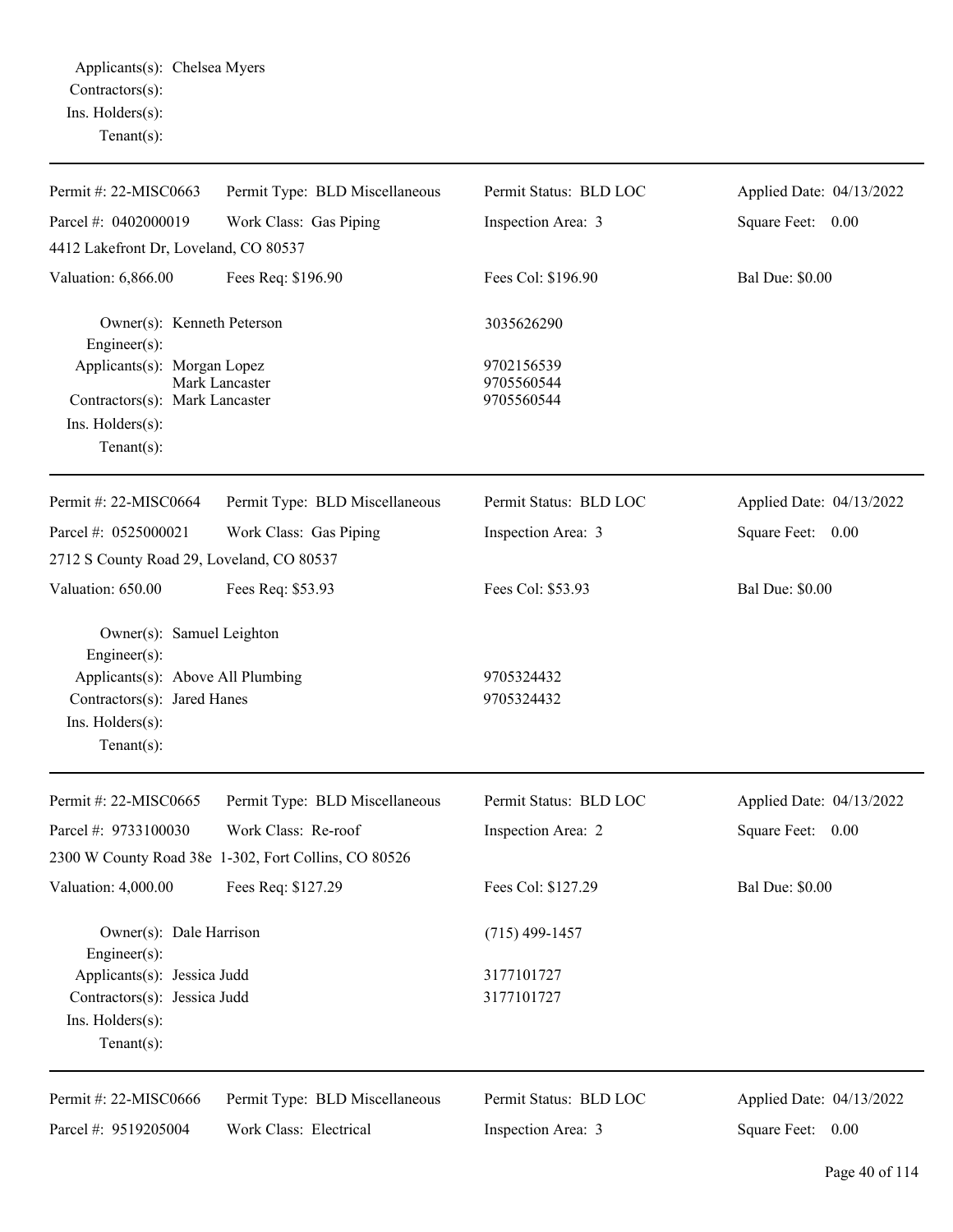Applicants(s): Chelsea Myers
Contractors(s):
Ins. Holders(s):
Tenant(s):

---

| | | | |
|---|---|---|---|
| Permit #: 22-MISC0663 | Permit Type: BLD Miscellaneous | Permit Status: BLD LOC | Applied Date: 04/13/2022 |
| Parcel #: 0402000019 | Work Class: Gas Piping | Inspection Area: 3 | Square Feet: 0.00 |
| 4412 Lakefront Dr, Loveland, CO 80537 | | | |
| Valuation: 6,866.00 | Fees Req: $196.90 | Fees Col: $196.90 | Bal Due: $0.00 |

Owner(s): Kenneth Peterson 3035626290
Engineer(s):
Applicants(s): Morgan Lopez 9702156539
Mark Lancaster 9705560544
Contractors(s): Mark Lancaster 9705560544
Ins. Holders(s):
Tenant(s):

---

| | | | |
|---|---|---|---|
| Permit #: 22-MISC0664 | Permit Type: BLD Miscellaneous | Permit Status: BLD LOC | Applied Date: 04/13/2022 |
| Parcel #: 0525000021 | Work Class: Gas Piping | Inspection Area: 3 | Square Feet: 0.00 |
| 2712 S County Road 29, Loveland, CO 80537 | | | |
| Valuation: 650.00 | Fees Req: $53.93 | Fees Col: $53.93 | Bal Due: $0.00 |

Owner(s): Samuel Leighton
Engineer(s):
Applicants(s): Above All Plumbing 9705324432
Contractors(s): Jared Hanes 9705324432
Ins. Holders(s):
Tenant(s):

---

| | | | |
|---|---|---|---|
| Permit #: 22-MISC0665 | Permit Type: BLD Miscellaneous | Permit Status: BLD LOC | Applied Date: 04/13/2022 |
| Parcel #: 9733100030 | Work Class: Re-roof | Inspection Area: 2 | Square Feet: 0.00 |
| 2300 W County Road 38e 1-302, Fort Collins, CO 80526 | | | |
| Valuation: 4,000.00 | Fees Req: $127.29 | Fees Col: $127.29 | Bal Due: $0.00 |

Owner(s): Dale Harrison (715) 499-1457
Engineer(s):
Applicants(s): Jessica Judd 3177101727
Contractors(s): Jessica Judd 3177101727
Ins. Holders(s):
Tenant(s):

---

| | | | |
|---|---|---|---|
| Permit #: 22-MISC0666 | Permit Type: BLD Miscellaneous | Permit Status: BLD LOC | Applied Date: 04/13/2022 |
| Parcel #: 9519205004 | Work Class: Electrical | Inspection Area: 3 | Square Feet: 0.00 |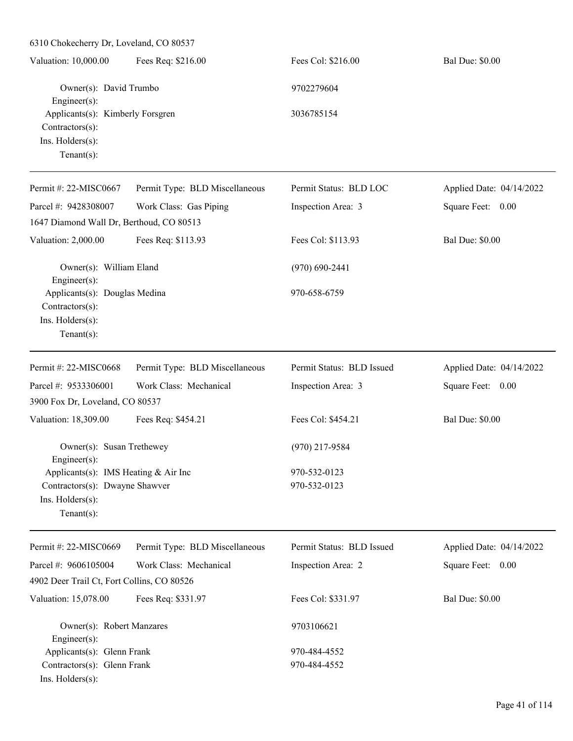6310 Chokecherry Dr, Loveland, CO 80537

| | | | |
|---|---|---|---|
| Valuation: 10,000.00 | Fees Req: $216.00 | Fees Col: $216.00 | Bal Due: $0.00 |

Owner(s): David Trumbo 9702279604
Engineer(s):
Applicants(s): Kimberly Forsgren 3036785154
Contractors(s):
Ins. Holders(s):
Tenant(s):

---

| | | | |
|---|---|---|---|
| Permit #: 22-MISC0667 | Permit Type: BLD Miscellaneous | Permit Status: BLD LOC | Applied Date: 04/14/2022 |
| Parcel #: 9428308007 | Work Class: Gas Piping | Inspection Area: 3 | Square Feet: 0.00 |

1647 Diamond Wall Dr, Berthoud, CO 80513

| | | | |
|---|---|---|---|
| Valuation: 2,000.00 | Fees Req: $113.93 | Fees Col: $113.93 | Bal Due: $0.00 |

Owner(s): William Eland (970) 690-2441
Engineer(s):
Applicants(s): Douglas Medina 970-658-6759
Contractors(s):
Ins. Holders(s):
Tenant(s):

---

| | | | |
|---|---|---|---|
| Permit #: 22-MISC0668 | Permit Type: BLD Miscellaneous | Permit Status: BLD Issued | Applied Date: 04/14/2022 |
| Parcel #: 9533306001 | Work Class: Mechanical | Inspection Area: 3 | Square Feet: 0.00 |

3900 Fox Dr, Loveland, CO 80537

| | | | |
|---|---|---|---|
| Valuation: 18,309.00 | Fees Req: $454.21 | Fees Col: $454.21 | Bal Due: $0.00 |

Owner(s): Susan Trethewey (970) 217-9584
Engineer(s):
Applicants(s): IMS Heating & Air Inc 970-532-0123
Contractors(s): Dwayne Shawver 970-532-0123
Ins. Holders(s):
Tenant(s):

---

| | | | |
|---|---|---|---|
| Permit #: 22-MISC0669 | Permit Type: BLD Miscellaneous | Permit Status: BLD Issued | Applied Date: 04/14/2022 |
| Parcel #: 9606105004 | Work Class: Mechanical | Inspection Area: 2 | Square Feet: 0.00 |

4902 Deer Trail Ct, Fort Collins, CO 80526

| | | | |
|---|---|---|---|
| Valuation: 15,078.00 | Fees Req: $331.97 | Fees Col: $331.97 | Bal Due: $0.00 |

Owner(s): Robert Manzares 9703106621
Engineer(s):
Applicants(s): Glenn Frank 970-484-4552
Contractors(s): Glenn Frank 970-484-4552
Ins. Holders(s):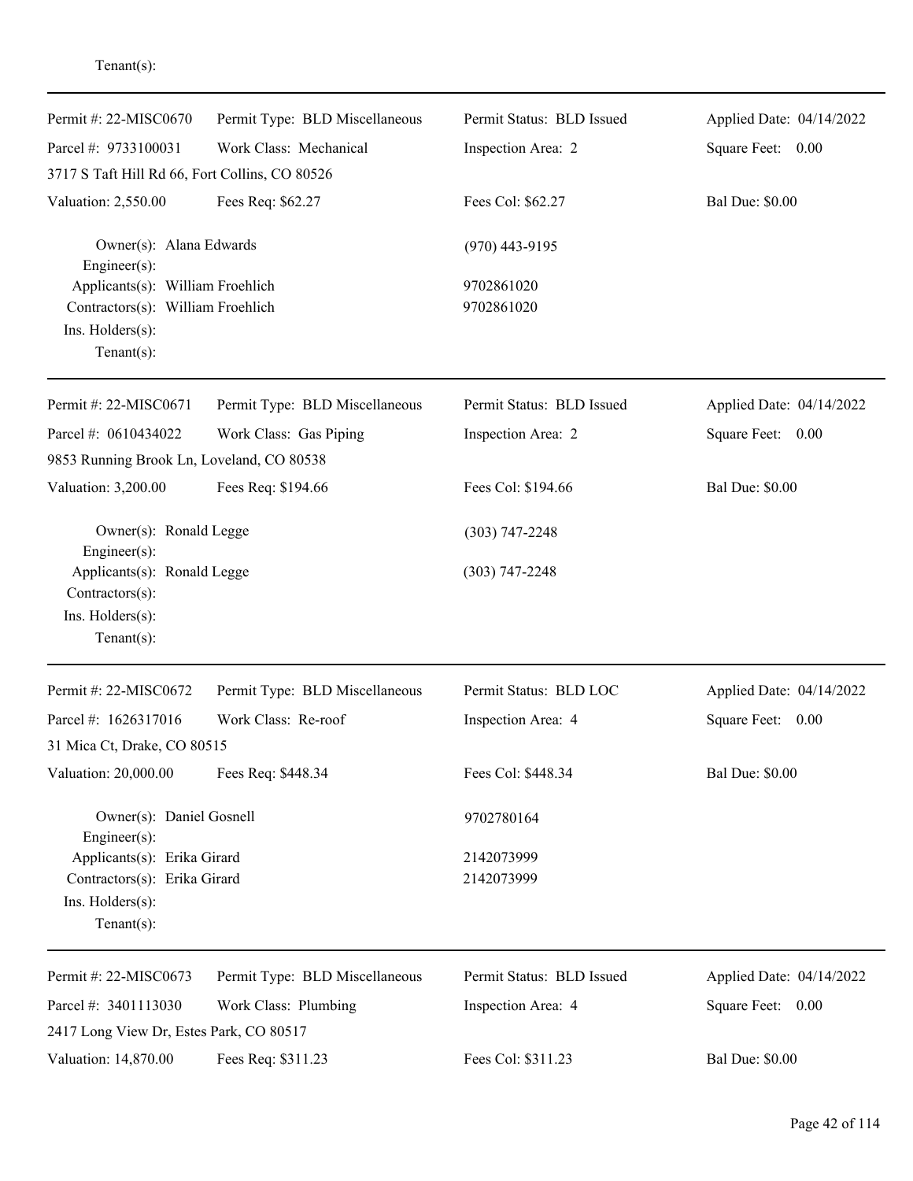Tenant(s):

---

| | | | |
|---|---|---|---|
| Permit #: 22-MISC0670 | Permit Type: BLD Miscellaneous | Permit Status: BLD Issued | Applied Date: 04/14/2022 |
| Parcel #: 9733100031 | Work Class: Mechanical | Inspection Area: 2 | Square Feet: 0.00 |
| 3717 S Taft Hill Rd 66, Fort Collins, CO 80526 | | | |
| Valuation: 2,550.00 | Fees Req: $62.27 | Fees Col: $62.27 | Bal Due: $0.00 |

Owner(s): Alana Edwards — (970) 443-9195
Engineer(s):
Applicants(s): William Froehlich — 9702861020
Contractors(s): William Froehlich — 9702861020
Ins. Holders(s):
Tenant(s):

---

| | | | |
|---|---|---|---|
| Permit #: 22-MISC0671 | Permit Type: BLD Miscellaneous | Permit Status: BLD Issued | Applied Date: 04/14/2022 |
| Parcel #: 0610434022 | Work Class: Gas Piping | Inspection Area: 2 | Square Feet: 0.00 |
| 9853 Running Brook Ln, Loveland, CO 80538 | | | |
| Valuation: 3,200.00 | Fees Req: $194.66 | Fees Col: $194.66 | Bal Due: $0.00 |

Owner(s): Ronald Legge — (303) 747-2248
Engineer(s):
Applicants(s): Ronald Legge — (303) 747-2248
Contractors(s):
Ins. Holders(s):
Tenant(s):

---

| | | | |
|---|---|---|---|
| Permit #: 22-MISC0672 | Permit Type: BLD Miscellaneous | Permit Status: BLD LOC | Applied Date: 04/14/2022 |
| Parcel #: 1626317016 | Work Class: Re-roof | Inspection Area: 4 | Square Feet: 0.00 |
| 31 Mica Ct, Drake, CO 80515 | | | |
| Valuation: 20,000.00 | Fees Req: $448.34 | Fees Col: $448.34 | Bal Due: $0.00 |

Owner(s): Daniel Gosnell — 9702780164
Engineer(s):
Applicants(s): Erika Girard — 2142073999
Contractors(s): Erika Girard — 2142073999
Ins. Holders(s):
Tenant(s):

---

| | | | |
|---|---|---|---|
| Permit #: 22-MISC0673 | Permit Type: BLD Miscellaneous | Permit Status: BLD Issued | Applied Date: 04/14/2022 |
| Parcel #: 3401113030 | Work Class: Plumbing | Inspection Area: 4 | Square Feet: 0.00 |
| 2417 Long View Dr, Estes Park, CO 80517 | | | |
| Valuation: 14,870.00 | Fees Req: $311.23 | Fees Col: $311.23 | Bal Due: $0.00 |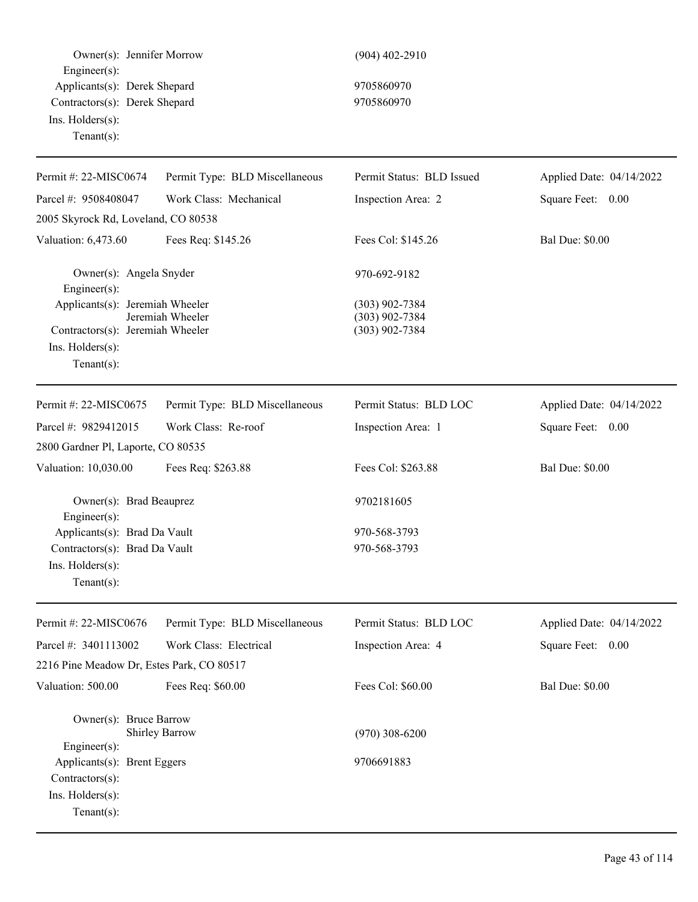Owner(s): Jennifer Morrow (904) 402-2910
Engineer(s):
Applicants(s): Derek Shepard 9705860970
Contractors(s): Derek Shepard 9705860970
Ins. Holders(s):
Tenant(s):

---

| | | | |
|---|---|---|---|
| Permit #: 22-MISC0674 | Permit Type: BLD Miscellaneous | Permit Status: BLD Issued | Applied Date: 04/14/2022 |
| Parcel #: 9508408047 | Work Class: Mechanical | Inspection Area: 2 | Square Feet: 0.00 |
| 2005 Skyrock Rd, Loveland, CO 80538 | | | |
| Valuation: 6,473.60 | Fees Req: $145.26 | Fees Col: $145.26 | Bal Due: $0.00 |

Owner(s): Angela Snyder 970-692-9182
Engineer(s):
Applicants(s): Jeremiah Wheeler (303) 902-7384
Jeremiah Wheeler (303) 902-7384
Contractors(s): Jeremiah Wheeler (303) 902-7384
Ins. Holders(s):
Tenant(s):

---

| | | | |
|---|---|---|---|
| Permit #: 22-MISC0675 | Permit Type: BLD Miscellaneous | Permit Status: BLD LOC | Applied Date: 04/14/2022 |
| Parcel #: 9829412015 | Work Class: Re-roof | Inspection Area: 1 | Square Feet: 0.00 |
| 2800 Gardner Pl, Laporte, CO 80535 | | | |
| Valuation: 10,030.00 | Fees Req: $263.88 | Fees Col: $263.88 | Bal Due: $0.00 |

Owner(s): Brad Beauprez 9702181605
Engineer(s):
Applicants(s): Brad Da Vault 970-568-3793
Contractors(s): Brad Da Vault 970-568-3793
Ins. Holders(s):
Tenant(s):

---

| | | | |
|---|---|---|---|
| Permit #: 22-MISC0676 | Permit Type: BLD Miscellaneous | Permit Status: BLD LOC | Applied Date: 04/14/2022 |
| Parcel #: 3401113002 | Work Class: Electrical | Inspection Area: 4 | Square Feet: 0.00 |
| 2216 Pine Meadow Dr, Estes Park, CO 80517 | | | |
| Valuation: 500.00 | Fees Req: $60.00 | Fees Col: $60.00 | Bal Due: $0.00 |

Owner(s): Bruce Barrow
Shirley Barrow (970) 308-6200
Engineer(s):
Applicants(s): Brent Eggers 9706691883
Contractors(s):
Ins. Holders(s):
Tenant(s):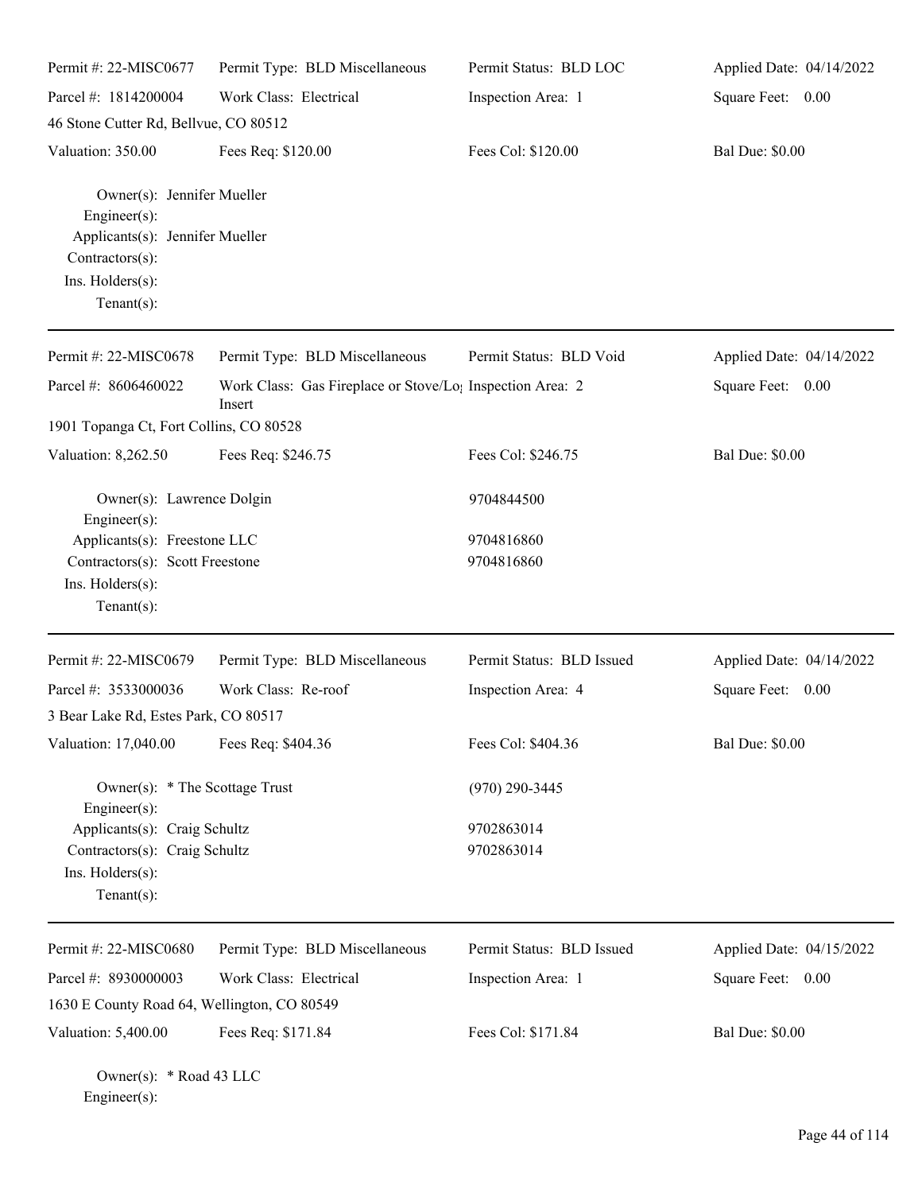| Permit #: 22-MISC0677 | Permit Type: BLD Miscellaneous | Permit Status: BLD LOC | Applied Date: 04/14/2022 |
|---|---|---|---|
| Parcel #: 1814200004 | Work Class: Electrical | Inspection Area: 1 | Square Feet: 0.00 |
| 46 Stone Cutter Rd, Bellvue, CO 80512 | | | |
| Valuation: 350.00 | Fees Req: $120.00 | Fees Col: $120.00 | Bal Due: $0.00 |

Owner(s): Jennifer Mueller
Engineer(s):
Applicants(s): Jennifer Mueller
Contractors(s):
Ins. Holders(s):
Tenant(s):

---

| Permit #: 22-MISC0678 | Permit Type: BLD Miscellaneous | Permit Status: BLD Void | Applied Date: 04/14/2022 |
|---|---|---|---|
| Parcel #: 8606460022 | Work Class: Gas Fireplace or Stove/Log Insert | Inspection Area: 2 | Square Feet: 0.00 |
| 1901 Topanga Ct, Fort Collins, CO 80528 | | | |
| Valuation: 8,262.50 | Fees Req: $246.75 | Fees Col: $246.75 | Bal Due: $0.00 |

Owner(s): Lawrence Dolgin 9704844500
Engineer(s):
Applicants(s): Freestone LLC 9704816860
Contractors(s): Scott Freestone 9704816860
Ins. Holders(s):
Tenant(s):

---

| Permit #: 22-MISC0679 | Permit Type: BLD Miscellaneous | Permit Status: BLD Issued | Applied Date: 04/14/2022 |
|---|---|---|---|
| Parcel #: 3533000036 | Work Class: Re-roof | Inspection Area: 4 | Square Feet: 0.00 |
| 3 Bear Lake Rd, Estes Park, CO 80517 | | | |
| Valuation: 17,040.00 | Fees Req: $404.36 | Fees Col: $404.36 | Bal Due: $0.00 |

Owner(s): * The Scottage Trust (970) 290-3445
Engineer(s):
Applicants(s): Craig Schultz 9702863014
Contractors(s): Craig Schultz 9702863014
Ins. Holders(s):
Tenant(s):

---

| Permit #: 22-MISC0680 | Permit Type: BLD Miscellaneous | Permit Status: BLD Issued | Applied Date: 04/15/2022 |
|---|---|---|---|
| Parcel #: 8930000003 | Work Class: Electrical | Inspection Area: 1 | Square Feet: 0.00 |
| 1630 E County Road 64, Wellington, CO 80549 | | | |
| Valuation: 5,400.00 | Fees Req: $171.84 | Fees Col: $171.84 | Bal Due: $0.00 |

Owner(s): * Road 43 LLC
Engineer(s):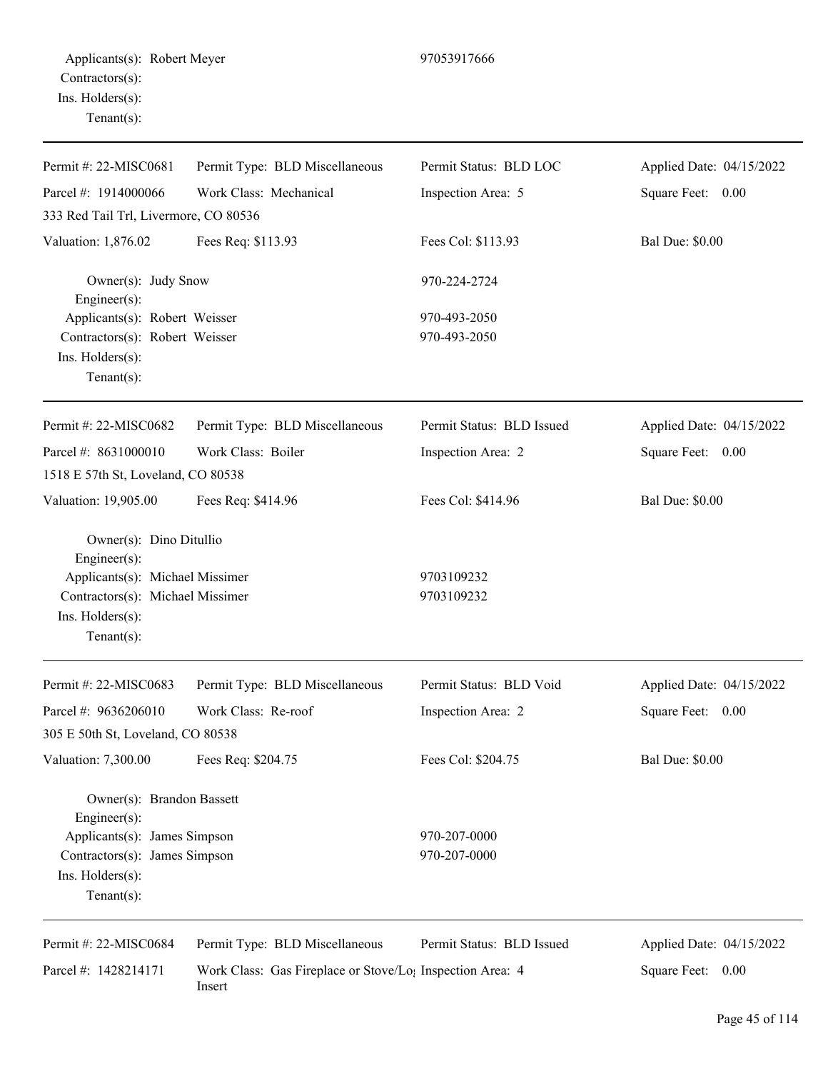Applicants(s): Robert Meyer 97053917666
Contractors(s):
Ins. Holders(s):
Tenant(s):

---

| | | | |
|---|---|---|---|
| Permit #: 22-MISC0681 | Permit Type: BLD Miscellaneous | Permit Status: BLD LOC | Applied Date: 04/15/2022 |
| Parcel #: 1914000066 | Work Class: Mechanical | Inspection Area: 5 | Square Feet: 0.00 |
| 333 Red Tail Trl, Livermore, CO 80536 | | | |
| Valuation: 1,876.02 | Fees Req: $113.93 | Fees Col: $113.93 | Bal Due: $0.00 |

Owner(s): Judy Snow 970-224-2724
Engineer(s):
Applicants(s): Robert Weisser 970-493-2050
Contractors(s): Robert Weisser 970-493-2050
Ins. Holders(s):
Tenant(s):

---

| | | | |
|---|---|---|---|
| Permit #: 22-MISC0682 | Permit Type: BLD Miscellaneous | Permit Status: BLD Issued | Applied Date: 04/15/2022 |
| Parcel #: 8631000010 | Work Class: Boiler | Inspection Area: 2 | Square Feet: 0.00 |
| 1518 E 57th St, Loveland, CO 80538 | | | |
| Valuation: 19,905.00 | Fees Req: $414.96 | Fees Col: $414.96 | Bal Due: $0.00 |

Owner(s): Dino Ditullio
Engineer(s):
Applicants(s): Michael Missimer 9703109232
Contractors(s): Michael Missimer 9703109232
Ins. Holders(s):
Tenant(s):

---

| | | | |
|---|---|---|---|
| Permit #: 22-MISC0683 | Permit Type: BLD Miscellaneous | Permit Status: BLD Void | Applied Date: 04/15/2022 |
| Parcel #: 9636206010 | Work Class: Re-roof | Inspection Area: 2 | Square Feet: 0.00 |
| 305 E 50th St, Loveland, CO 80538 | | | |
| Valuation: 7,300.00 | Fees Req: $204.75 | Fees Col: $204.75 | Bal Due: $0.00 |

Owner(s): Brandon Bassett
Engineer(s):
Applicants(s): James Simpson 970-207-0000
Contractors(s): James Simpson 970-207-0000
Ins. Holders(s):
Tenant(s):

---

| | | | |
|---|---|---|---|
| Permit #: 22-MISC0684 | Permit Type: BLD Miscellaneous | Permit Status: BLD Issued | Applied Date: 04/15/2022 |
| Parcel #: 1428214171 | Work Class: Gas Fireplace or Stove/Log Insert | Inspection Area: 4 | Square Feet: 0.00 |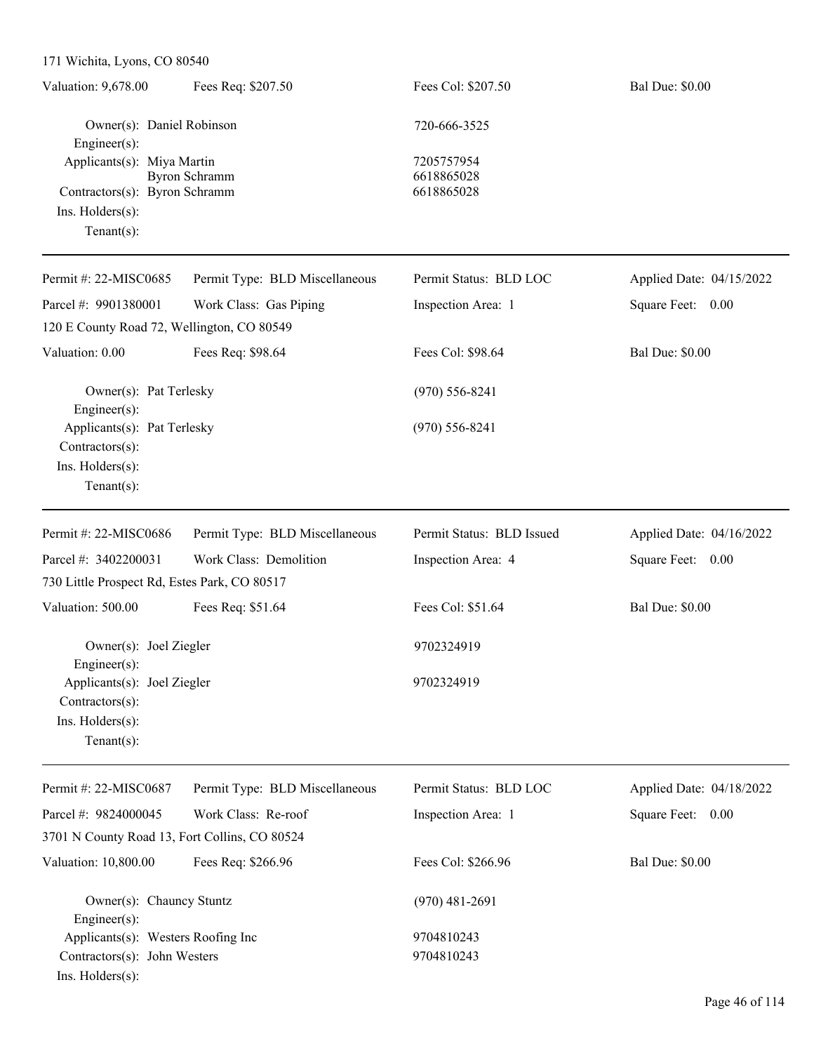171 Wichita, Lyons, CO 80540

| | | | |
|---|---|---|---|
| Valuation: 9,678.00 | Fees Req: $207.50 | Fees Col: $207.50 | Bal Due: $0.00 |

Owner(s): Daniel Robinson — 720-666-3525
Engineer(s):
Applicants(s): Miya Martin — 7205757954
Byron Schramm — 6618865028
Contractors(s): Byron Schramm — 6618865028
Ins. Holders(s):
Tenant(s):

---

| | | | |
|---|---|---|---|
| Permit #: 22-MISC0685 | Permit Type: BLD Miscellaneous | Permit Status: BLD LOC | Applied Date: 04/15/2022 |
| Parcel #: 9901380001 | Work Class: Gas Piping | Inspection Area: 1 | Square Feet: 0.00 |
| 120 E County Road 72, Wellington, CO 80549 | | | |
| Valuation: 0.00 | Fees Req: $98.64 | Fees Col: $98.64 | Bal Due: $0.00 |

Owner(s): Pat Terlesky — (970) 556-8241
Engineer(s):
Applicants(s): Pat Terlesky — (970) 556-8241
Contractors(s):
Ins. Holders(s):
Tenant(s):

---

| | | | |
|---|---|---|---|
| Permit #: 22-MISC0686 | Permit Type: BLD Miscellaneous | Permit Status: BLD Issued | Applied Date: 04/16/2022 |
| Parcel #: 3402200031 | Work Class: Demolition | Inspection Area: 4 | Square Feet: 0.00 |
| 730 Little Prospect Rd, Estes Park, CO 80517 | | | |
| Valuation: 500.00 | Fees Req: $51.64 | Fees Col: $51.64 | Bal Due: $0.00 |

Owner(s): Joel Ziegler — 9702324919
Engineer(s):
Applicants(s): Joel Ziegler — 9702324919
Contractors(s):
Ins. Holders(s):
Tenant(s):

---

| | | | |
|---|---|---|---|
| Permit #: 22-MISC0687 | Permit Type: BLD Miscellaneous | Permit Status: BLD LOC | Applied Date: 04/18/2022 |
| Parcel #: 9824000045 | Work Class: Re-roof | Inspection Area: 1 | Square Feet: 0.00 |
| 3701 N County Road 13, Fort Collins, CO 80524 | | | |
| Valuation: 10,800.00 | Fees Req: $266.96 | Fees Col: $266.96 | Bal Due: $0.00 |

Owner(s): Chauncy Stuntz — (970) 481-2691
Engineer(s):
Applicants(s): Westers Roofing Inc — 9704810243
Contractors(s): John Westers — 9704810243
Ins. Holders(s):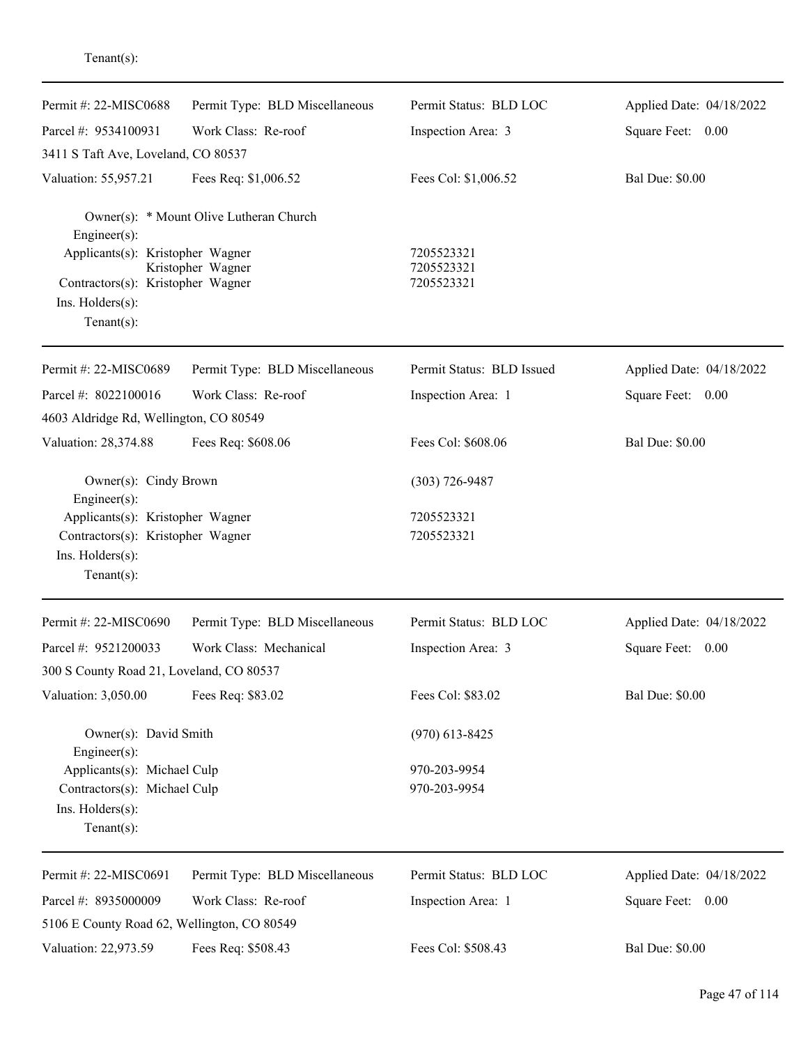Tenant(s):

---

| Permit #: 22-MISC0688 | Permit Type: BLD Miscellaneous | Permit Status: BLD LOC | Applied Date: 04/18/2022 |
|---|---|---|---|
| Parcel #: 9534100931 | Work Class: Re-roof | Inspection Area: 3 | Square Feet: 0.00 |
| 3411 S Taft Ave, Loveland, CO 80537 | | | |
| Valuation: 55,957.21 | Fees Req: $1,006.52 | Fees Col: $1,006.52 | Bal Due: $0.00 |

Owner(s): * Mount Olive Lutheran Church
Engineer(s):
Applicants(s): Kristopher Wagner 7205523321
Kristopher Wagner 7205523321
Contractors(s): Kristopher Wagner 7205523321
Ins. Holders(s):
Tenant(s):

---

| Permit #: 22-MISC0689 | Permit Type: BLD Miscellaneous | Permit Status: BLD Issued | Applied Date: 04/18/2022 |
|---|---|---|---|
| Parcel #: 8022100016 | Work Class: Re-roof | Inspection Area: 1 | Square Feet: 0.00 |
| 4603 Aldridge Rd, Wellington, CO 80549 | | | |
| Valuation: 28,374.88 | Fees Req: $608.06 | Fees Col: $608.06 | Bal Due: $0.00 |

Owner(s): Cindy Brown (303) 726-9487
Engineer(s):
Applicants(s): Kristopher Wagner 7205523321
Contractors(s): Kristopher Wagner 7205523321
Ins. Holders(s):
Tenant(s):

---

| Permit #: 22-MISC0690 | Permit Type: BLD Miscellaneous | Permit Status: BLD LOC | Applied Date: 04/18/2022 |
|---|---|---|---|
| Parcel #: 9521200033 | Work Class: Mechanical | Inspection Area: 3 | Square Feet: 0.00 |
| 300 S County Road 21, Loveland, CO 80537 | | | |
| Valuation: 3,050.00 | Fees Req: $83.02 | Fees Col: $83.02 | Bal Due: $0.00 |

Owner(s): David Smith (970) 613-8425
Engineer(s):
Applicants(s): Michael Culp 970-203-9954
Contractors(s): Michael Culp 970-203-9954
Ins. Holders(s):
Tenant(s):

---

| Permit #: 22-MISC0691 | Permit Type: BLD Miscellaneous | Permit Status: BLD LOC | Applied Date: 04/18/2022 |
|---|---|---|---|
| Parcel #: 8935000009 | Work Class: Re-roof | Inspection Area: 1 | Square Feet: 0.00 |
| 5106 E County Road 62, Wellington, CO 80549 | | | |
| Valuation: 22,973.59 | Fees Req: $508.43 | Fees Col: $508.43 | Bal Due: $0.00 |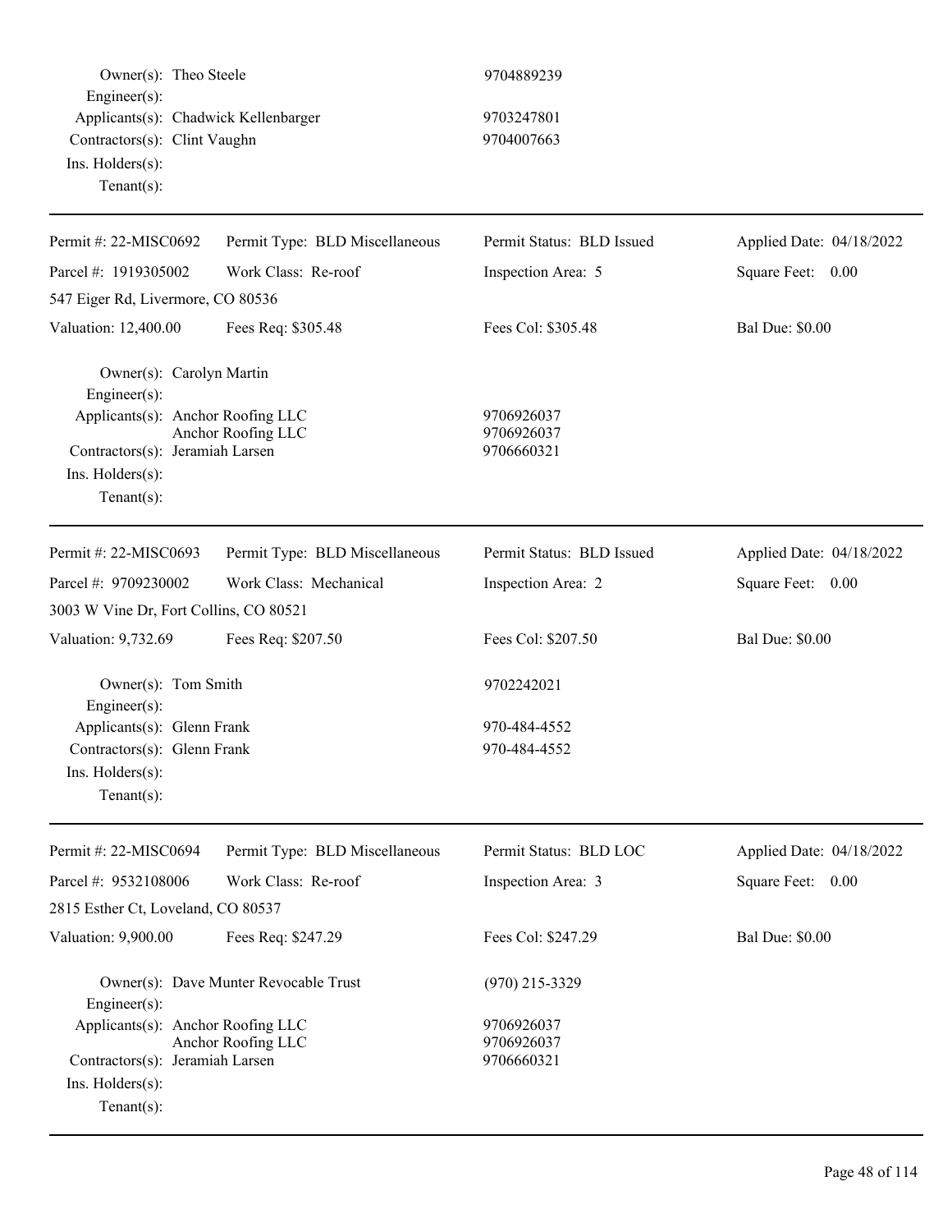Owner(s): Theo Steele 9704889239
Engineer(s):
Applicants(s): Chadwick Kellenbarger 9703247801
Contractors(s): Clint Vaughn 9704007663
Ins. Holders(s):
Tenant(s):

---

| | | | |
|---|---|---|---|
| Permit #: 22-MISC0692 | Permit Type: BLD Miscellaneous | Permit Status: BLD Issued | Applied Date: 04/18/2022 |
| Parcel #: 1919305002 | Work Class: Re-roof | Inspection Area: 5 | Square Feet: 0.00 |
| 547 Eiger Rd, Livermore, CO 80536 | | | |
| Valuation: 12,400.00 | Fees Req: $305.48 | Fees Col: $305.48 | Bal Due: $0.00 |

Owner(s): Carolyn Martin
Engineer(s):
Applicants(s): Anchor Roofing LLC 9706926037
Anchor Roofing LLC 9706926037
Contractors(s): Jeramiah Larsen 9706660321
Ins. Holders(s):
Tenant(s):

---

| | | | |
|---|---|---|---|
| Permit #: 22-MISC0693 | Permit Type: BLD Miscellaneous | Permit Status: BLD Issued | Applied Date: 04/18/2022 |
| Parcel #: 9709230002 | Work Class: Mechanical | Inspection Area: 2 | Square Feet: 0.00 |
| 3003 W Vine Dr, Fort Collins, CO 80521 | | | |
| Valuation: 9,732.69 | Fees Req: $207.50 | Fees Col: $207.50 | Bal Due: $0.00 |

Owner(s): Tom Smith 9702242021
Engineer(s):
Applicants(s): Glenn Frank 970-484-4552
Contractors(s): Glenn Frank 970-484-4552
Ins. Holders(s):
Tenant(s):

---

| | | | |
|---|---|---|---|
| Permit #: 22-MISC0694 | Permit Type: BLD Miscellaneous | Permit Status: BLD LOC | Applied Date: 04/18/2022 |
| Parcel #: 9532108006 | Work Class: Re-roof | Inspection Area: 3 | Square Feet: 0.00 |
| 2815 Esther Ct, Loveland, CO 80537 | | | |
| Valuation: 9,900.00 | Fees Req: $247.29 | Fees Col: $247.29 | Bal Due: $0.00 |

Owner(s): Dave Munter Revocable Trust (970) 215-3329
Engineer(s):
Applicants(s): Anchor Roofing LLC 9706926037
Anchor Roofing LLC 9706926037
Contractors(s): Jeramiah Larsen 9706660321
Ins. Holders(s):
Tenant(s):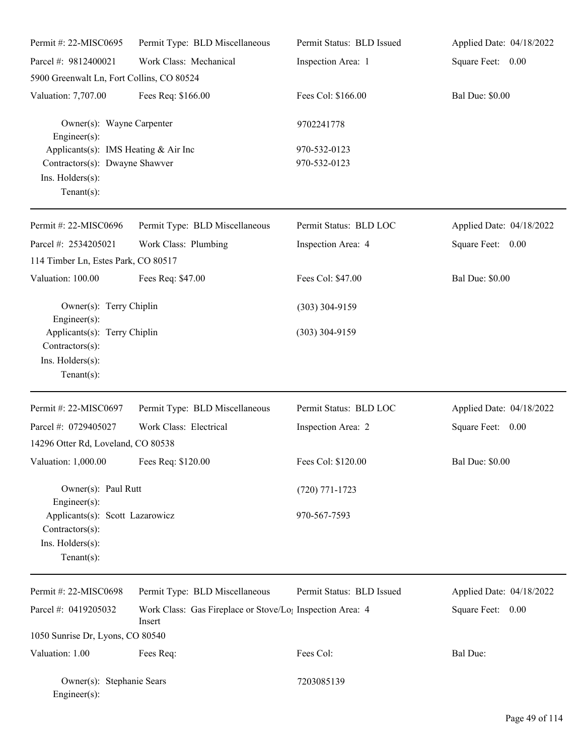| | | | |
|---|---|---|---|
| Permit #: 22-MISC0695 | Permit Type: BLD Miscellaneous | Permit Status: BLD Issued | Applied Date: 04/18/2022 |
| Parcel #: 9812400021 | Work Class: Mechanical | Inspection Area: 1 | Square Feet: 0.00 |
| 5900 Greenwalt Ln, Fort Collins, CO 80524 | | | |
| Valuation: 7,707.00 | Fees Req: $166.00 | Fees Col: $166.00 | Bal Due: $0.00 |

Owner(s): Wayne Carpenter — 9702241778
Engineer(s):
Applicants(s): IMS Heating & Air Inc — 970-532-0123
Contractors(s): Dwayne Shawver — 970-532-0123
Ins. Holders(s):
Tenant(s):

---

| | | | |
|---|---|---|---|
| Permit #: 22-MISC0696 | Permit Type: BLD Miscellaneous | Permit Status: BLD LOC | Applied Date: 04/18/2022 |
| Parcel #: 2534205021 | Work Class: Plumbing | Inspection Area: 4 | Square Feet: 0.00 |
| 114 Timber Ln, Estes Park, CO 80517 | | | |
| Valuation: 100.00 | Fees Req: $47.00 | Fees Col: $47.00 | Bal Due: $0.00 |

Owner(s): Terry Chiplin — (303) 304-9159
Engineer(s):
Applicants(s): Terry Chiplin — (303) 304-9159
Contractors(s):
Ins. Holders(s):
Tenant(s):

---

| | | | |
|---|---|---|---|
| Permit #: 22-MISC0697 | Permit Type: BLD Miscellaneous | Permit Status: BLD LOC | Applied Date: 04/18/2022 |
| Parcel #: 0729405027 | Work Class: Electrical | Inspection Area: 2 | Square Feet: 0.00 |
| 14296 Otter Rd, Loveland, CO 80538 | | | |
| Valuation: 1,000.00 | Fees Req: $120.00 | Fees Col: $120.00 | Bal Due: $0.00 |

Owner(s): Paul Rutt — (720) 771-1723
Engineer(s):
Applicants(s): Scott Lazarowicz — 970-567-7593
Contractors(s):
Ins. Holders(s):
Tenant(s):

---

| | | | |
|---|---|---|---|
| Permit #: 22-MISC0698 | Permit Type: BLD Miscellaneous | Permit Status: BLD Issued | Applied Date: 04/18/2022 |
| Parcel #: 0419205032 | Work Class: Gas Fireplace or Stove/Log Insert | Inspection Area: 4 | Square Feet: 0.00 |
| 1050 Sunrise Dr, Lyons, CO 80540 | | | |
| Valuation: 1.00 | Fees Req: | Fees Col: | Bal Due: |

Owner(s): Stephanie Sears — 7203085139
Engineer(s):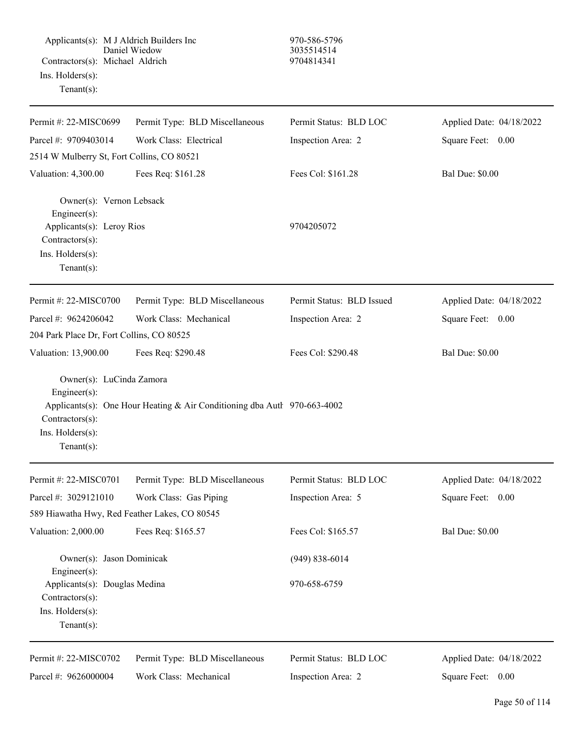Applicants(s): M J Aldrich Builders Inc 970-586-5796
Daniel Wiedow 3035514514
Contractors(s): Michael Aldrich 9704814341
Ins. Holders(s):
Tenant(s):

---

| | | | |
|---|---|---|---|
| Permit #: 22-MISC0699 | Permit Type: BLD Miscellaneous | Permit Status: BLD LOC | Applied Date: 04/18/2022 |
| Parcel #: 9709403014 | Work Class: Electrical | Inspection Area: 2 | Square Feet: 0.00 |
| 2514 W Mulberry St, Fort Collins, CO 80521 | | | |
| Valuation: 4,300.00 | Fees Req: $161.28 | Fees Col: $161.28 | Bal Due: $0.00 |

Owner(s): Vernon Lebsack
Engineer(s):
Applicants(s): Leroy Rios 9704205072
Contractors(s):
Ins. Holders(s):
Tenant(s):

---

| | | | |
|---|---|---|---|
| Permit #: 22-MISC0700 | Permit Type: BLD Miscellaneous | Permit Status: BLD Issued | Applied Date: 04/18/2022 |
| Parcel #: 9624206042 | Work Class: Mechanical | Inspection Area: 2 | Square Feet: 0.00 |
| 204 Park Place Dr, Fort Collins, CO 80525 | | | |
| Valuation: 13,900.00 | Fees Req: $290.48 | Fees Col: $290.48 | Bal Due: $0.00 |

Owner(s): LuCinda Zamora
Engineer(s):
Applicants(s): One Hour Heating & Air Conditioning dba Autl 970-663-4002
Contractors(s):
Ins. Holders(s):
Tenant(s):

---

| | | | |
|---|---|---|---|
| Permit #: 22-MISC0701 | Permit Type: BLD Miscellaneous | Permit Status: BLD LOC | Applied Date: 04/18/2022 |
| Parcel #: 3029121010 | Work Class: Gas Piping | Inspection Area: 5 | Square Feet: 0.00 |
| 589 Hiawatha Hwy, Red Feather Lakes, CO 80545 | | | |
| Valuation: 2,000.00 | Fees Req: $165.57 | Fees Col: $165.57 | Bal Due: $0.00 |

Owner(s): Jason Dominicak (949) 838-6014
Engineer(s):
Applicants(s): Douglas Medina 970-658-6759
Contractors(s):
Ins. Holders(s):
Tenant(s):

---

| | | | |
|---|---|---|---|
| Permit #: 22-MISC0702 | Permit Type: BLD Miscellaneous | Permit Status: BLD LOC | Applied Date: 04/18/2022 |
| Parcel #: 9626000004 | Work Class: Mechanical | Inspection Area: 2 | Square Feet: 0.00 |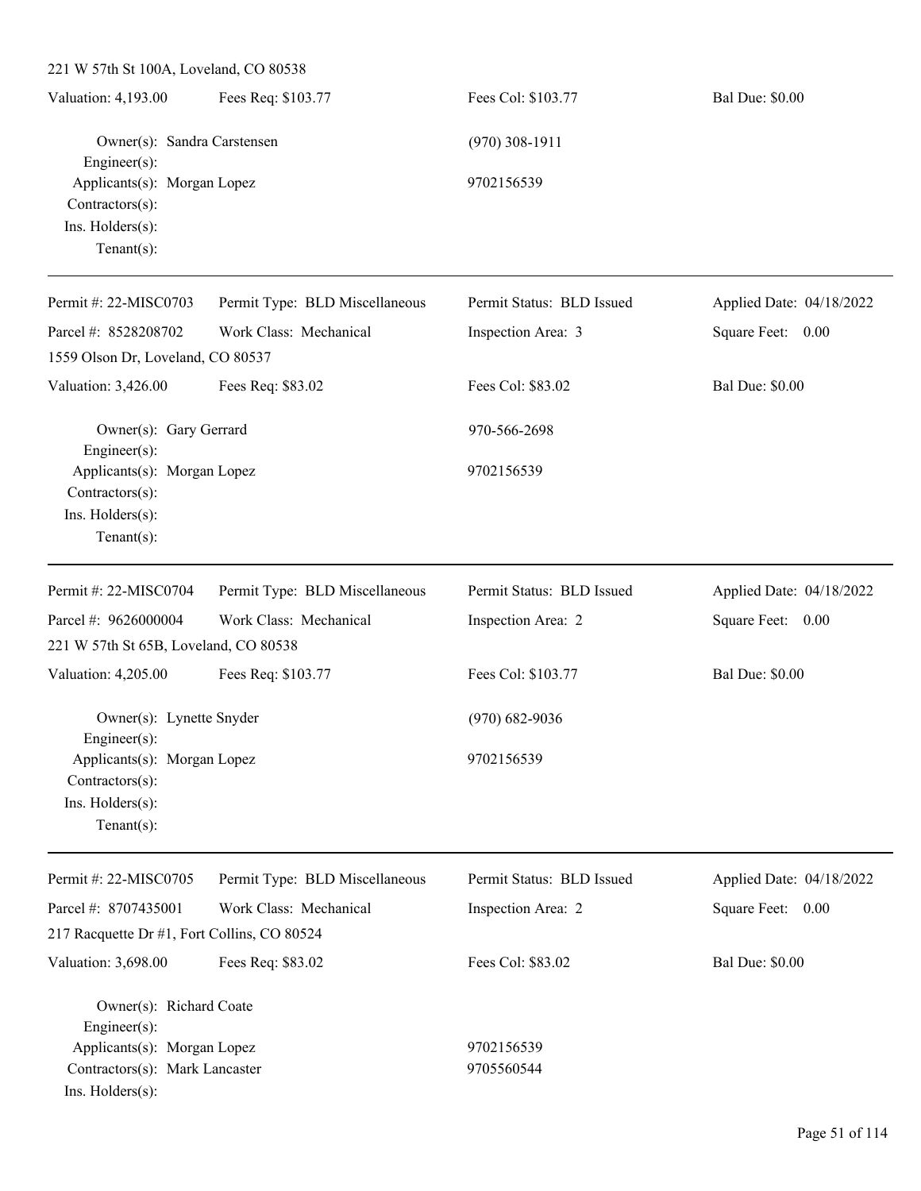221 W 57th St 100A, Loveland, CO 80538

| | | | |
|---|---|---|---|
| Valuation: 4,193.00 | Fees Req: $103.77 | Fees Col: $103.77 | Bal Due: $0.00 |

Owner(s): Sandra Carstensen (970) 308-1911
Engineer(s):
Applicants(s): Morgan Lopez 9702156539
Contractors(s):
Ins. Holders(s):
Tenant(s):

---

| | | | |
|---|---|---|---|
| Permit #: 22-MISC0703 | Permit Type: BLD Miscellaneous | Permit Status: BLD Issued | Applied Date: 04/18/2022 |
| Parcel #: 8528208702 | Work Class: Mechanical | Inspection Area: 3 | Square Feet: 0.00 |
| 1559 Olson Dr, Loveland, CO 80537 | | | |
| Valuation: 3,426.00 | Fees Req: $83.02 | Fees Col: $83.02 | Bal Due: $0.00 |

Owner(s): Gary Gerrard 970-566-2698
Engineer(s):
Applicants(s): Morgan Lopez 9702156539
Contractors(s):
Ins. Holders(s):
Tenant(s):

---

| | | | |
|---|---|---|---|
| Permit #: 22-MISC0704 | Permit Type: BLD Miscellaneous | Permit Status: BLD Issued | Applied Date: 04/18/2022 |
| Parcel #: 9626000004 | Work Class: Mechanical | Inspection Area: 2 | Square Feet: 0.00 |
| 221 W 57th St 65B, Loveland, CO 80538 | | | |
| Valuation: 4,205.00 | Fees Req: $103.77 | Fees Col: $103.77 | Bal Due: $0.00 |

Owner(s): Lynette Snyder (970) 682-9036
Engineer(s):
Applicants(s): Morgan Lopez 9702156539
Contractors(s):
Ins. Holders(s):
Tenant(s):

---

| | | | |
|---|---|---|---|
| Permit #: 22-MISC0705 | Permit Type: BLD Miscellaneous | Permit Status: BLD Issued | Applied Date: 04/18/2022 |
| Parcel #: 8707435001 | Work Class: Mechanical | Inspection Area: 2 | Square Feet: 0.00 |
| 217 Racquette Dr #1, Fort Collins, CO 80524 | | | |
| Valuation: 3,698.00 | Fees Req: $83.02 | Fees Col: $83.02 | Bal Due: $0.00 |

Owner(s): Richard Coate
Engineer(s):
Applicants(s): Morgan Lopez 9702156539
Contractors(s): Mark Lancaster 9705560544
Ins. Holders(s):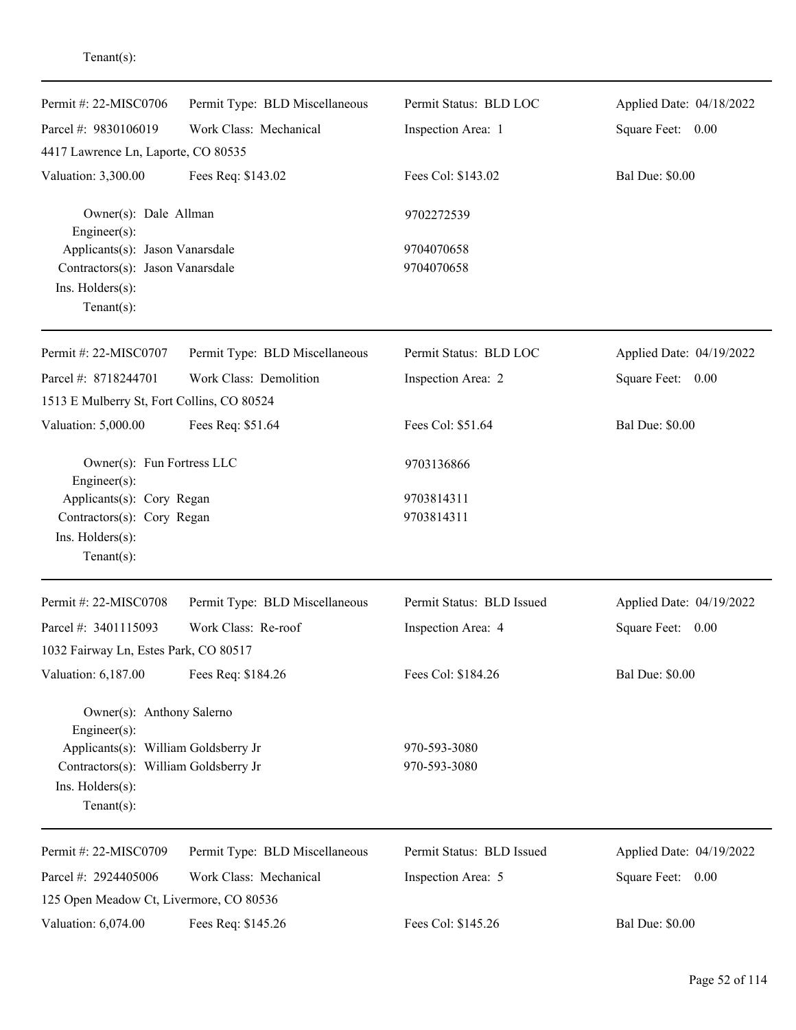Tenant(s):

---

| | | | |
|---|---|---|---|
| Permit #: 22-MISC0706 | Permit Type: BLD Miscellaneous | Permit Status: BLD LOC | Applied Date: 04/18/2022 |
| Parcel #: 9830106019 | Work Class: Mechanical | Inspection Area: 1 | Square Feet: 0.00 |
| 4417 Lawrence Ln, Laporte, CO 80535 | | | |
| Valuation: 3,300.00 | Fees Req: $143.02 | Fees Col: $143.02 | Bal Due: $0.00 |

Owner(s): Dale Allman — 9702272539
Engineer(s):
Applicants(s): Jason Vanarsdale — 9704070658
Contractors(s): Jason Vanarsdale — 9704070658
Ins. Holders(s):
Tenant(s):

---

| | | | |
|---|---|---|---|
| Permit #: 22-MISC0707 | Permit Type: BLD Miscellaneous | Permit Status: BLD LOC | Applied Date: 04/19/2022 |
| Parcel #: 8718244701 | Work Class: Demolition | Inspection Area: 2 | Square Feet: 0.00 |
| 1513 E Mulberry St, Fort Collins, CO 80524 | | | |
| Valuation: 5,000.00 | Fees Req: $51.64 | Fees Col: $51.64 | Bal Due: $0.00 |

Owner(s): Fun Fortress LLC — 9703136866
Engineer(s):
Applicants(s): Cory Regan — 9703814311
Contractors(s): Cory Regan — 9703814311
Ins. Holders(s):
Tenant(s):

---

| | | | |
|---|---|---|---|
| Permit #: 22-MISC0708 | Permit Type: BLD Miscellaneous | Permit Status: BLD Issued | Applied Date: 04/19/2022 |
| Parcel #: 3401115093 | Work Class: Re-roof | Inspection Area: 4 | Square Feet: 0.00 |
| 1032 Fairway Ln, Estes Park, CO 80517 | | | |
| Valuation: 6,187.00 | Fees Req: $184.26 | Fees Col: $184.26 | Bal Due: $0.00 |

Owner(s): Anthony Salerno
Engineer(s):
Applicants(s): William Goldsberry Jr — 970-593-3080
Contractors(s): William Goldsberry Jr — 970-593-3080
Ins. Holders(s):
Tenant(s):

---

| | | | |
|---|---|---|---|
| Permit #: 22-MISC0709 | Permit Type: BLD Miscellaneous | Permit Status: BLD Issued | Applied Date: 04/19/2022 |
| Parcel #: 2924405006 | Work Class: Mechanical | Inspection Area: 5 | Square Feet: 0.00 |
| 125 Open Meadow Ct, Livermore, CO 80536 | | | |
| Valuation: 6,074.00 | Fees Req: $145.26 | Fees Col: $145.26 | Bal Due: $0.00 |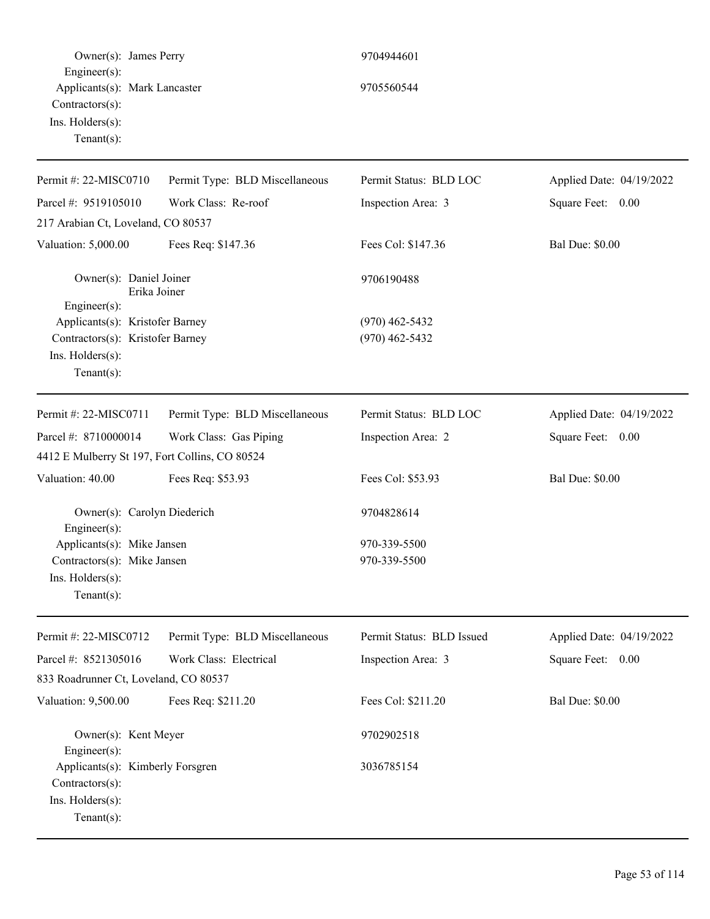| | | | |
|---|---|---|---|
| Owner(s): James Perry | | 9704944601 | |
| Engineer(s): | | | |
| Applicants(s): Mark Lancaster | | 9705560544 | |
| Contractors(s): | | | |
| Ins. Holders(s): | | | |
| Tenant(s): | | | |

---

| | | | |
|---|---|---|---|
| Permit #: 22-MISC0710 | Permit Type: BLD Miscellaneous | Permit Status: BLD LOC | Applied Date: 04/19/2022 |
| Parcel #: 9519105010 | Work Class: Re-roof | Inspection Area: 3 | Square Feet: 0.00 |
| 217 Arabian Ct, Loveland, CO 80537 | | | |
| Valuation: 5,000.00 | Fees Req: $147.36 | Fees Col: $147.36 | Bal Due: $0.00 |

| | | |
|---|---|---|
| Owner(s): | Daniel Joiner<br>Erika Joiner | 9706190488 |
| Engineer(s): | | |
| Applicants(s): | Kristofer Barney | (970) 462-5432 |
| Contractors(s): | Kristofer Barney | (970) 462-5432 |
| Ins. Holders(s): | | |
| Tenant(s): | | |

---

| | | | |
|---|---|---|---|
| Permit #: 22-MISC0711 | Permit Type: BLD Miscellaneous | Permit Status: BLD LOC | Applied Date: 04/19/2022 |
| Parcel #: 8710000014 | Work Class: Gas Piping | Inspection Area: 2 | Square Feet: 0.00 |
| 4412 E Mulberry St 197, Fort Collins, CO 80524 | | | |
| Valuation: 40.00 | Fees Req: $53.93 | Fees Col: $53.93 | Bal Due: $0.00 |

| | | |
|---|---|---|
| Owner(s): | Carolyn Diederich | 9704828614 |
| Engineer(s): | | |
| Applicants(s): | Mike Jansen | 970-339-5500 |
| Contractors(s): | Mike Jansen | 970-339-5500 |
| Ins. Holders(s): | | |
| Tenant(s): | | |

---

| | | | |
|---|---|---|---|
| Permit #: 22-MISC0712 | Permit Type: BLD Miscellaneous | Permit Status: BLD Issued | Applied Date: 04/19/2022 |
| Parcel #: 8521305016 | Work Class: Electrical | Inspection Area: 3 | Square Feet: 0.00 |
| 833 Roadrunner Ct, Loveland, CO 80537 | | | |
| Valuation: 9,500.00 | Fees Req: $211.20 | Fees Col: $211.20 | Bal Due: $0.00 |

| | | |
|---|---|---|
| Owner(s): | Kent Meyer | 9702902518 |
| Engineer(s): | | |
| Applicants(s): | Kimberly Forsgren | 3036785154 |
| Contractors(s): | | |
| Ins. Holders(s): | | |
| Tenant(s): | | |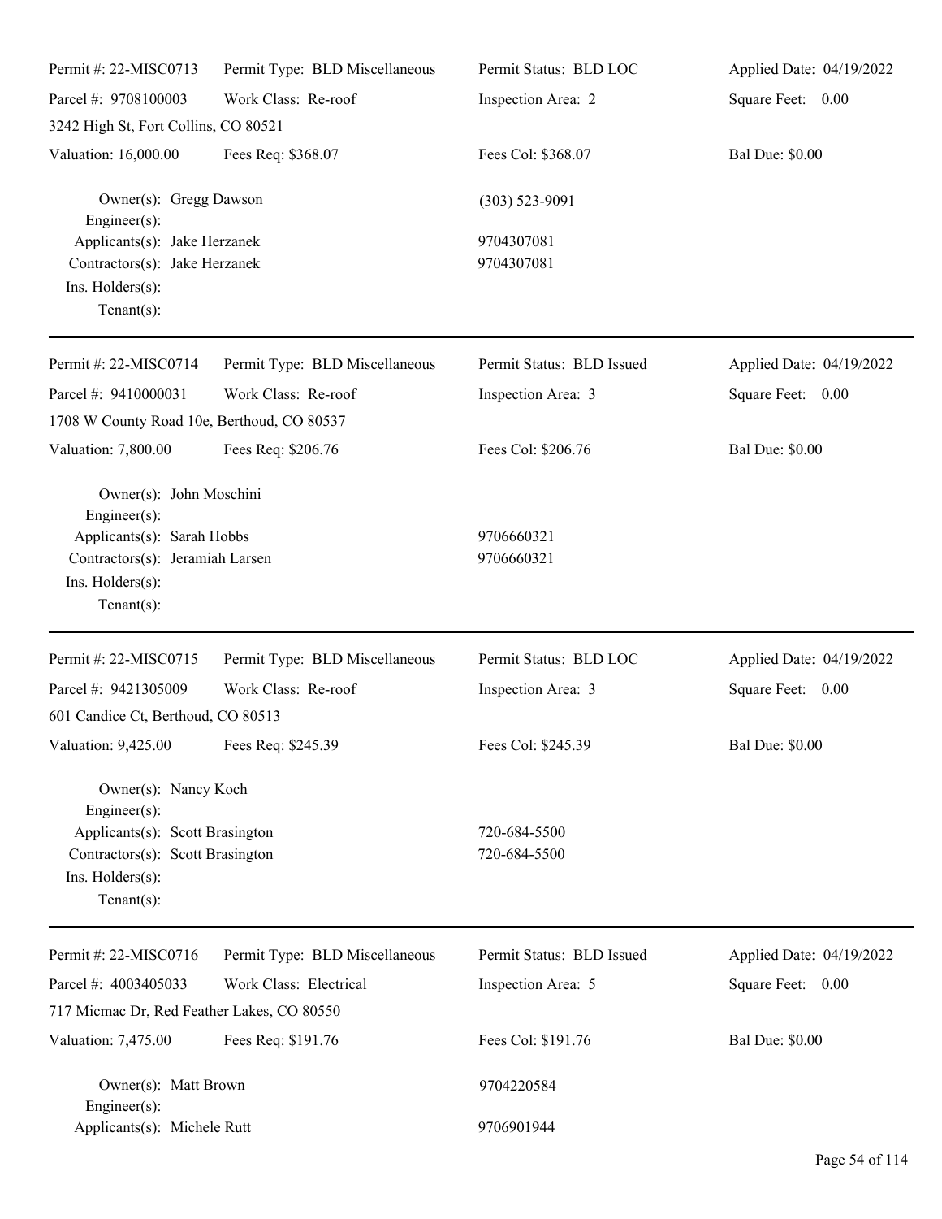Permit #: 22-MISC0713 | Permit Type: BLD Miscellaneous | Permit Status: BLD LOC | Applied Date: 04/19/2022
Parcel #: 9708100003 | Work Class: Re-roof | Inspection Area: 2 | Square Feet: 0.00
3242 High St, Fort Collins, CO 80521
Valuation: 16,000.00 | Fees Req: $368.07 | Fees Col: $368.07 | Bal Due: $0.00

Owner(s): Gregg Dawson (303) 523-9091
Engineer(s):
Applicants(s): Jake Herzanek 9704307081
Contractors(s): Jake Herzanek 9704307081
Ins. Holders(s):
Tenant(s):

---

Permit #: 22-MISC0714 | Permit Type: BLD Miscellaneous | Permit Status: BLD Issued | Applied Date: 04/19/2022
Parcel #: 9410000031 | Work Class: Re-roof | Inspection Area: 3 | Square Feet: 0.00
1708 W County Road 10e, Berthoud, CO 80537
Valuation: 7,800.00 | Fees Req: $206.76 | Fees Col: $206.76 | Bal Due: $0.00

Owner(s): John Moschini
Engineer(s):
Applicants(s): Sarah Hobbs 9706660321
Contractors(s): Jeramiah Larsen 9706660321
Ins. Holders(s):
Tenant(s):

---

Permit #: 22-MISC0715 | Permit Type: BLD Miscellaneous | Permit Status: BLD LOC | Applied Date: 04/19/2022
Parcel #: 9421305009 | Work Class: Re-roof | Inspection Area: 3 | Square Feet: 0.00
601 Candice Ct, Berthoud, CO 80513
Valuation: 9,425.00 | Fees Req: $245.39 | Fees Col: $245.39 | Bal Due: $0.00

Owner(s): Nancy Koch
Engineer(s):
Applicants(s): Scott Brasington 720-684-5500
Contractors(s): Scott Brasington 720-684-5500
Ins. Holders(s):
Tenant(s):

---

Permit #: 22-MISC0716 | Permit Type: BLD Miscellaneous | Permit Status: BLD Issued | Applied Date: 04/19/2022
Parcel #: 4003405033 | Work Class: Electrical | Inspection Area: 5 | Square Feet: 0.00
717 Micmac Dr, Red Feather Lakes, CO 80550
Valuation: 7,475.00 | Fees Req: $191.76 | Fees Col: $191.76 | Bal Due: $0.00

Owner(s): Matt Brown 9704220584
Engineer(s):
Applicants(s): Michele Rutt 9706901944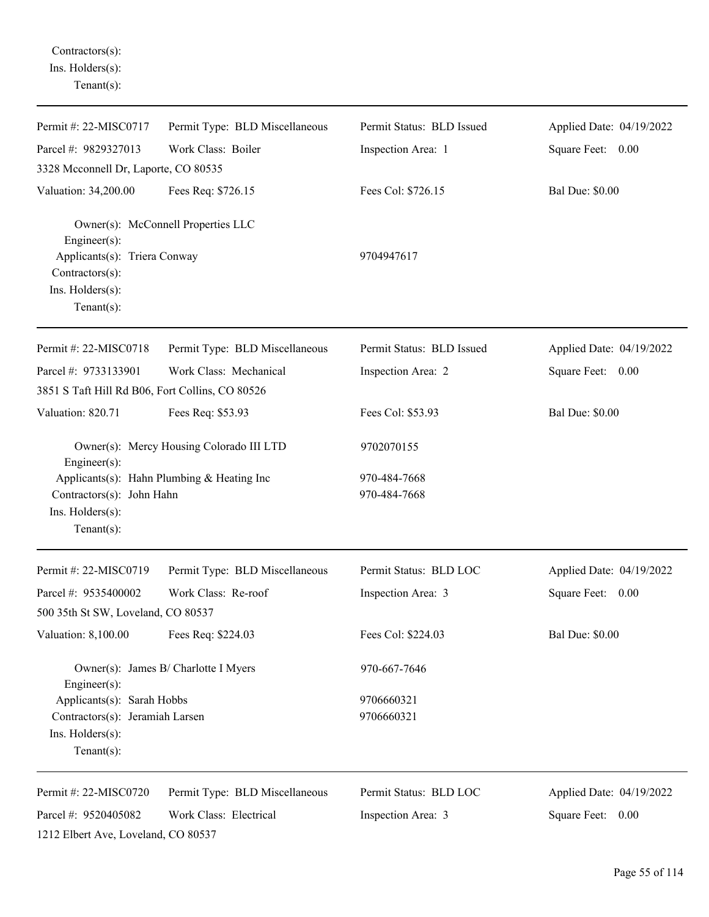Contractors(s):
Ins. Holders(s):
Tenant(s):

---

| | | | |
|---|---|---|---|
| Permit #: 22-MISC0717 | Permit Type: BLD Miscellaneous | Permit Status: BLD Issued | Applied Date: 04/19/2022 |
| Parcel #: 9829327013 | Work Class: Boiler | Inspection Area: 1 | Square Feet: 0.00 |
| 3328 Mcconnell Dr, Laporte, CO 80535 | | | |
| Valuation: 34,200.00 | Fees Req: $726.15 | Fees Col: $726.15 | Bal Due: $0.00 |

Owner(s): McConnell Properties LLC
Engineer(s):
Applicants(s): Triera Conway 9704947617
Contractors(s):
Ins. Holders(s):
Tenant(s):

---

| | | | |
|---|---|---|---|
| Permit #: 22-MISC0718 | Permit Type: BLD Miscellaneous | Permit Status: BLD Issued | Applied Date: 04/19/2022 |
| Parcel #: 9733133901 | Work Class: Mechanical | Inspection Area: 2 | Square Feet: 0.00 |
| 3851 S Taft Hill Rd B06, Fort Collins, CO 80526 | | | |
| Valuation: 820.71 | Fees Req: $53.93 | Fees Col: $53.93 | Bal Due: $0.00 |

Owner(s): Mercy Housing Colorado III LTD 9702070155
Engineer(s):
Applicants(s): Hahn Plumbing & Heating Inc 970-484-7668
Contractors(s): John Hahn 970-484-7668
Ins. Holders(s):
Tenant(s):

---

| | | | |
|---|---|---|---|
| Permit #: 22-MISC0719 | Permit Type: BLD Miscellaneous | Permit Status: BLD LOC | Applied Date: 04/19/2022 |
| Parcel #: 9535400002 | Work Class: Re-roof | Inspection Area: 3 | Square Feet: 0.00 |
| 500 35th St SW, Loveland, CO 80537 | | | |
| Valuation: 8,100.00 | Fees Req: $224.03 | Fees Col: $224.03 | Bal Due: $0.00 |

Owner(s): James B/ Charlotte I Myers 970-667-7646
Engineer(s):
Applicants(s): Sarah Hobbs 9706660321
Contractors(s): Jeramiah Larsen 9706660321
Ins. Holders(s):
Tenant(s):

---

| | | | |
|---|---|---|---|
| Permit #: 22-MISC0720 | Permit Type: BLD Miscellaneous | Permit Status: BLD LOC | Applied Date: 04/19/2022 |
| Parcel #: 9520405082 | Work Class: Electrical | Inspection Area: 3 | Square Feet: 0.00 |
| 1212 Elbert Ave, Loveland, CO 80537 | | | |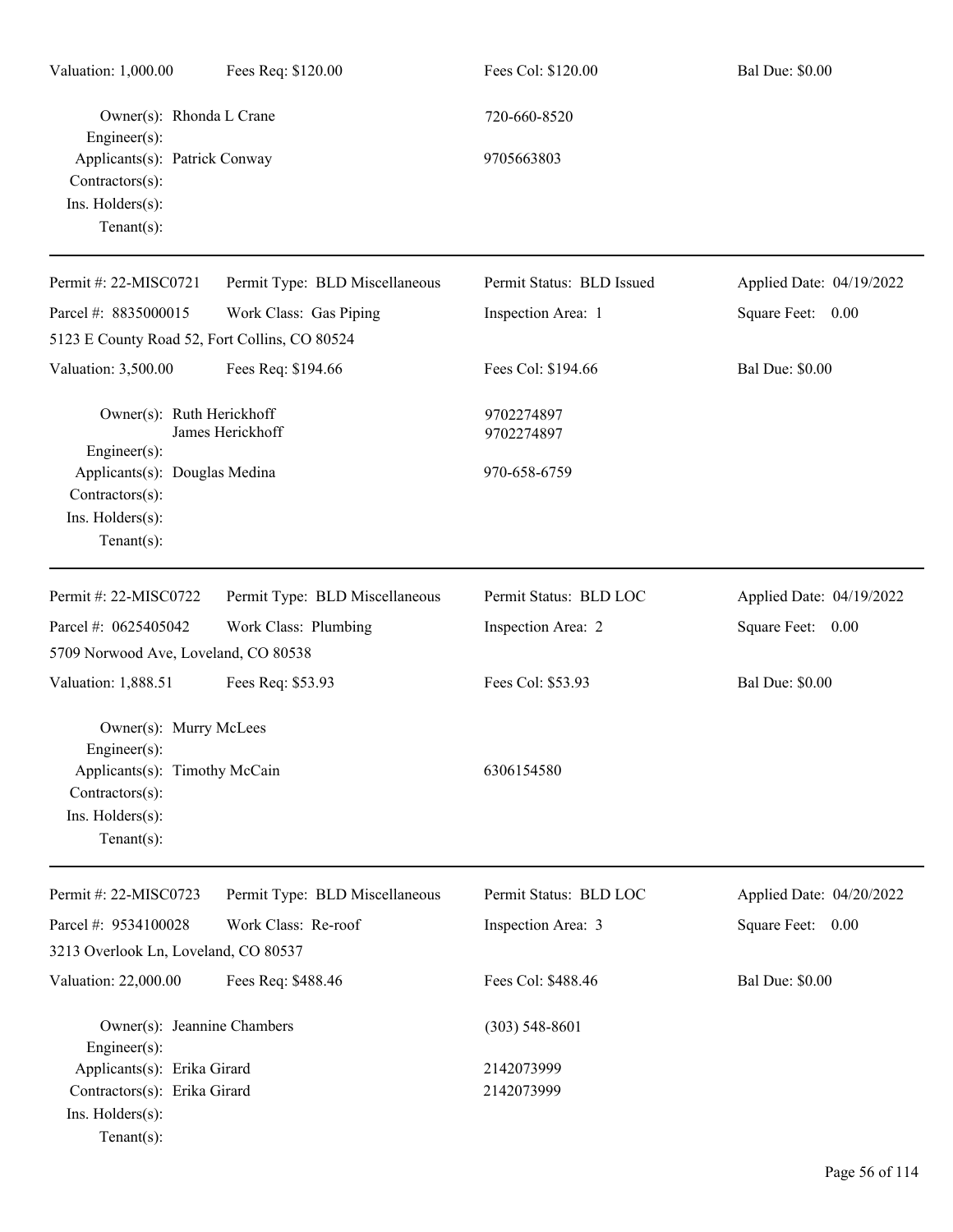| | | | |
|---|---|---|---|
| Valuation: 1,000.00 | Fees Req: $120.00 | Fees Col: $120.00 | Bal Due: $0.00 |

Owner(s): Rhonda L Crane — 720-660-8520
Engineer(s):
Applicants(s): Patrick Conway — 9705663803
Contractors(s):
Ins. Holders(s):
Tenant(s):

---

| | | | |
|---|---|---|---|
| Permit #: 22-MISC0721 | Permit Type: BLD Miscellaneous | Permit Status: BLD Issued | Applied Date: 04/19/2022 |
| Parcel #: 8835000015 | Work Class: Gas Piping | Inspection Area: 1 | Square Feet: 0.00 |
| 5123 E County Road 52, Fort Collins, CO 80524 | | | |
| Valuation: 3,500.00 | Fees Req: $194.66 | Fees Col: $194.66 | Bal Due: $0.00 |

Owner(s): Ruth Herickhoff — 9702274897
James Herickhoff — 9702274897
Engineer(s):
Applicants(s): Douglas Medina — 970-658-6759
Contractors(s):
Ins. Holders(s):
Tenant(s):

---

| | | | |
|---|---|---|---|
| Permit #: 22-MISC0722 | Permit Type: BLD Miscellaneous | Permit Status: BLD LOC | Applied Date: 04/19/2022 |
| Parcel #: 0625405042 | Work Class: Plumbing | Inspection Area: 2 | Square Feet: 0.00 |
| 5709 Norwood Ave, Loveland, CO 80538 | | | |
| Valuation: 1,888.51 | Fees Req: $53.93 | Fees Col: $53.93 | Bal Due: $0.00 |

Owner(s): Murry McLees
Engineer(s):
Applicants(s): Timothy McCain — 6306154580
Contractors(s):
Ins. Holders(s):
Tenant(s):

---

| | | | |
|---|---|---|---|
| Permit #: 22-MISC0723 | Permit Type: BLD Miscellaneous | Permit Status: BLD LOC | Applied Date: 04/20/2022 |
| Parcel #: 9534100028 | Work Class: Re-roof | Inspection Area: 3 | Square Feet: 0.00 |
| 3213 Overlook Ln, Loveland, CO 80537 | | | |
| Valuation: 22,000.00 | Fees Req: $488.46 | Fees Col: $488.46 | Bal Due: $0.00 |

Owner(s): Jeannine Chambers — (303) 548-8601
Engineer(s):
Applicants(s): Erika Girard — 2142073999
Contractors(s): Erika Girard — 2142073999
Ins. Holders(s):
Tenant(s):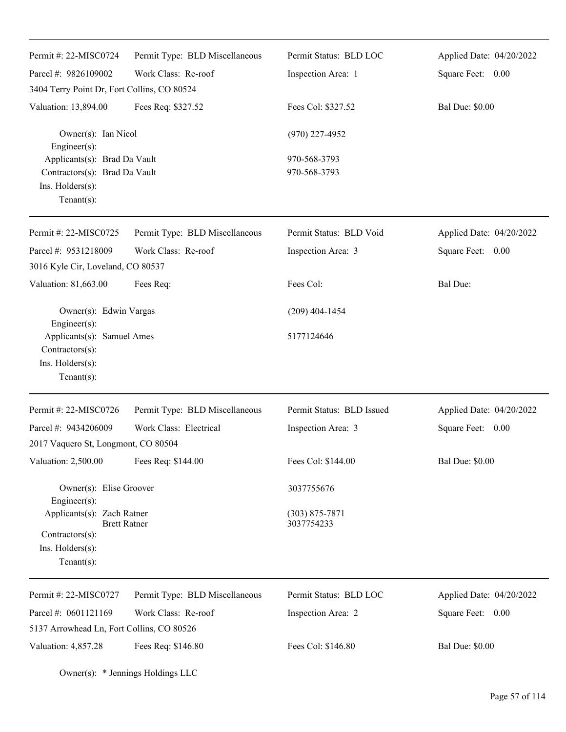| | | | |
|---|---|---|---|
| Permit #: 22-MISC0724 | Permit Type: BLD Miscellaneous | Permit Status: BLD LOC | Applied Date: 04/20/2022 |
| Parcel #: 9826109002 | Work Class: Re-roof | Inspection Area: 1 | Square Feet: 0.00 |
| 3404 Terry Point Dr, Fort Collins, CO 80524 | | | |
| Valuation: 13,894.00 | Fees Req: $327.52 | Fees Col: $327.52 | Bal Due: $0.00 |

Owner(s): Ian Nicol — (970) 227-4952
Engineer(s):
Applicants(s): Brad Da Vault — 970-568-3793
Contractors(s): Brad Da Vault — 970-568-3793
Ins. Holders(s):
Tenant(s):

---

| | | | |
|---|---|---|---|
| Permit #: 22-MISC0725 | Permit Type: BLD Miscellaneous | Permit Status: BLD Void | Applied Date: 04/20/2022 |
| Parcel #: 9531218009 | Work Class: Re-roof | Inspection Area: 3 | Square Feet: 0.00 |
| 3016 Kyle Cir, Loveland, CO 80537 | | | |
| Valuation: 81,663.00 | Fees Req: | Fees Col: | Bal Due: |

Owner(s): Edwin Vargas — (209) 404-1454
Engineer(s):
Applicants(s): Samuel Ames — 5177124646
Contractors(s):
Ins. Holders(s):
Tenant(s):

---

| | | | |
|---|---|---|---|
| Permit #: 22-MISC0726 | Permit Type: BLD Miscellaneous | Permit Status: BLD Issued | Applied Date: 04/20/2022 |
| Parcel #: 9434206009 | Work Class: Electrical | Inspection Area: 3 | Square Feet: 0.00 |
| 2017 Vaquero St, Longmont, CO 80504 | | | |
| Valuation: 2,500.00 | Fees Req: $144.00 | Fees Col: $144.00 | Bal Due: $0.00 |

Owner(s): Elise Groover — 3037755676
Engineer(s):
Applicants(s): Zach Ratner — (303) 875-7871
Brett Ratner — 3037754233
Contractors(s):
Ins. Holders(s):
Tenant(s):

---

| | | | |
|---|---|---|---|
| Permit #: 22-MISC0727 | Permit Type: BLD Miscellaneous | Permit Status: BLD LOC | Applied Date: 04/20/2022 |
| Parcel #: 0601121169 | Work Class: Re-roof | Inspection Area: 2 | Square Feet: 0.00 |
| 5137 Arrowhead Ln, Fort Collins, CO 80526 | | | |
| Valuation: 4,857.28 | Fees Req: $146.80 | Fees Col: $146.80 | Bal Due: $0.00 |

Owner(s): * Jennings Holdings LLC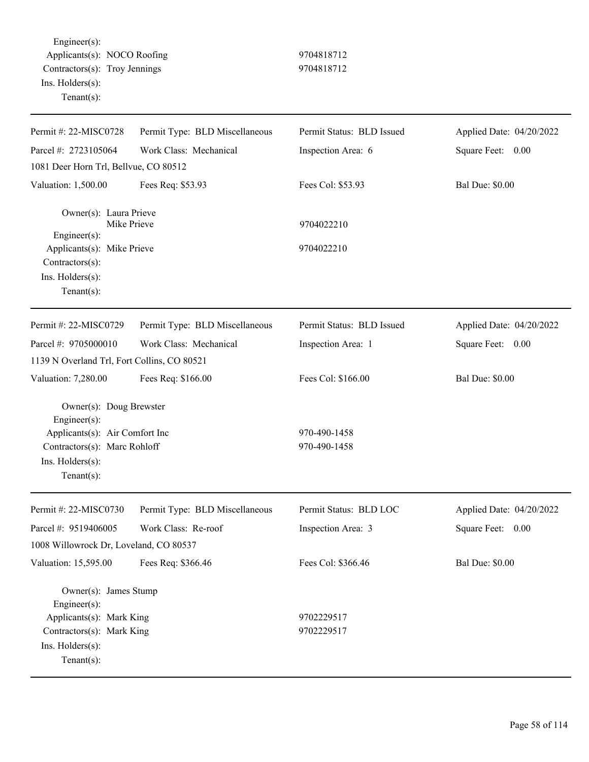Engineer(s):
Applicants(s): NOCO Roofing 9704818712
Contractors(s): Troy Jennings 9704818712
Ins. Holders(s):
Tenant(s):

---

| | | | |
|---|---|---|---|
| Permit #: 22-MISC0728 | Permit Type: BLD Miscellaneous | Permit Status: BLD Issued | Applied Date: 04/20/2022 |
| Parcel #: 2723105064 | Work Class: Mechanical | Inspection Area: 6 | Square Feet: 0.00 |
| 1081 Deer Horn Trl, Bellvue, CO 80512 | | | |
| Valuation: 1,500.00 | Fees Req: $53.93 | Fees Col: $53.93 | Bal Due: $0.00 |

Owner(s): Laura Prieve
Mike Prieve 9704022210
Engineer(s):
Applicants(s): Mike Prieve 9704022210
Contractors(s):
Ins. Holders(s):
Tenant(s):

---

| | | | |
|---|---|---|---|
| Permit #: 22-MISC0729 | Permit Type: BLD Miscellaneous | Permit Status: BLD Issued | Applied Date: 04/20/2022 |
| Parcel #: 9705000010 | Work Class: Mechanical | Inspection Area: 1 | Square Feet: 0.00 |
| 1139 N Overland Trl, Fort Collins, CO 80521 | | | |
| Valuation: 7,280.00 | Fees Req: $166.00 | Fees Col: $166.00 | Bal Due: $0.00 |

Owner(s): Doug Brewster
Engineer(s):
Applicants(s): Air Comfort Inc 970-490-1458
Contractors(s): Marc Rohloff 970-490-1458
Ins. Holders(s):
Tenant(s):

---

| | | | |
|---|---|---|---|
| Permit #: 22-MISC0730 | Permit Type: BLD Miscellaneous | Permit Status: BLD LOC | Applied Date: 04/20/2022 |
| Parcel #: 9519406005 | Work Class: Re-roof | Inspection Area: 3 | Square Feet: 0.00 |
| 1008 Willowrock Dr, Loveland, CO 80537 | | | |
| Valuation: 15,595.00 | Fees Req: $366.46 | Fees Col: $366.46 | Bal Due: $0.00 |

Owner(s): James Stump
Engineer(s):
Applicants(s): Mark King 9702229517
Contractors(s): Mark King 9702229517
Ins. Holders(s):
Tenant(s):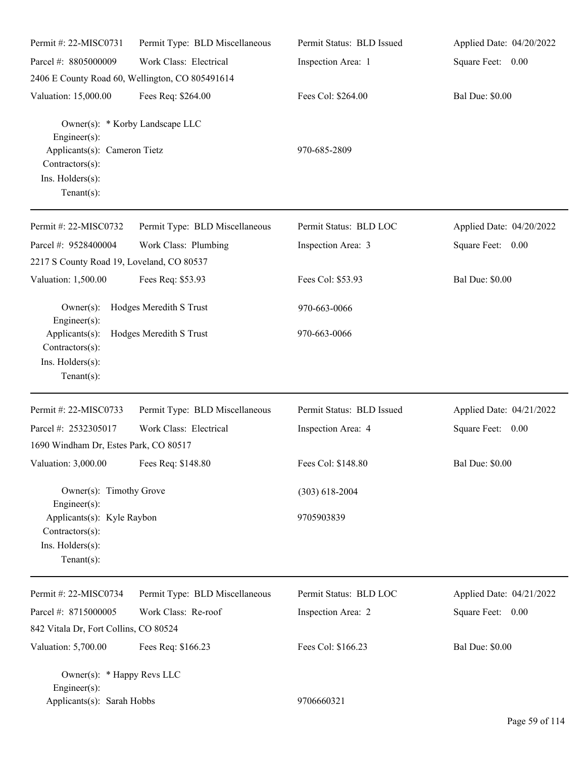| Permit #: 22-MISC0731 | Permit Type: BLD Miscellaneous | Permit Status: BLD Issued | Applied Date: 04/20/2022 |
|---|---|---|---|
| Parcel #: 8805000009 | Work Class: Electrical | Inspection Area: 1 | Square Feet: 0.00 |
| 2406 E County Road 60, Wellington, CO 805491614 | | | |
| Valuation: 15,000.00 | Fees Req: $264.00 | Fees Col: $264.00 | Bal Due: $0.00 |

Owner(s): * Korby Landscape LLC
Engineer(s):
Applicants(s): Cameron Tietz 970-685-2809
Contractors(s):
Ins. Holders(s):
Tenant(s):

---

| Permit #: 22-MISC0732 | Permit Type: BLD Miscellaneous | Permit Status: BLD LOC | Applied Date: 04/20/2022 |
|---|---|---|---|
| Parcel #: 9528400004 | Work Class: Plumbing | Inspection Area: 3 | Square Feet: 0.00 |
| 2217 S County Road 19, Loveland, CO 80537 | | | |
| Valuation: 1,500.00 | Fees Req: $53.93 | Fees Col: $53.93 | Bal Due: $0.00 |

Owner(s): Hodges Meredith S Trust 970-663-0066
Engineer(s):
Applicants(s): Hodges Meredith S Trust 970-663-0066
Contractors(s):
Ins. Holders(s):
Tenant(s):

---

| Permit #: 22-MISC0733 | Permit Type: BLD Miscellaneous | Permit Status: BLD Issued | Applied Date: 04/21/2022 |
|---|---|---|---|
| Parcel #: 2532305017 | Work Class: Electrical | Inspection Area: 4 | Square Feet: 0.00 |
| 1690 Windham Dr, Estes Park, CO 80517 | | | |
| Valuation: 3,000.00 | Fees Req: $148.80 | Fees Col: $148.80 | Bal Due: $0.00 |

Owner(s): Timothy Grove (303) 618-2004
Engineer(s):
Applicants(s): Kyle Raybon 9705903839
Contractors(s):
Ins. Holders(s):
Tenant(s):

---

| Permit #: 22-MISC0734 | Permit Type: BLD Miscellaneous | Permit Status: BLD LOC | Applied Date: 04/21/2022 |
|---|---|---|---|
| Parcel #: 8715000005 | Work Class: Re-roof | Inspection Area: 2 | Square Feet: 0.00 |
| 842 Vitala Dr, Fort Collins, CO 80524 | | | |
| Valuation: 5,700.00 | Fees Req: $166.23 | Fees Col: $166.23 | Bal Due: $0.00 |

Owner(s): * Happy Revs LLC
Engineer(s):
Applicants(s): Sarah Hobbs 9706660321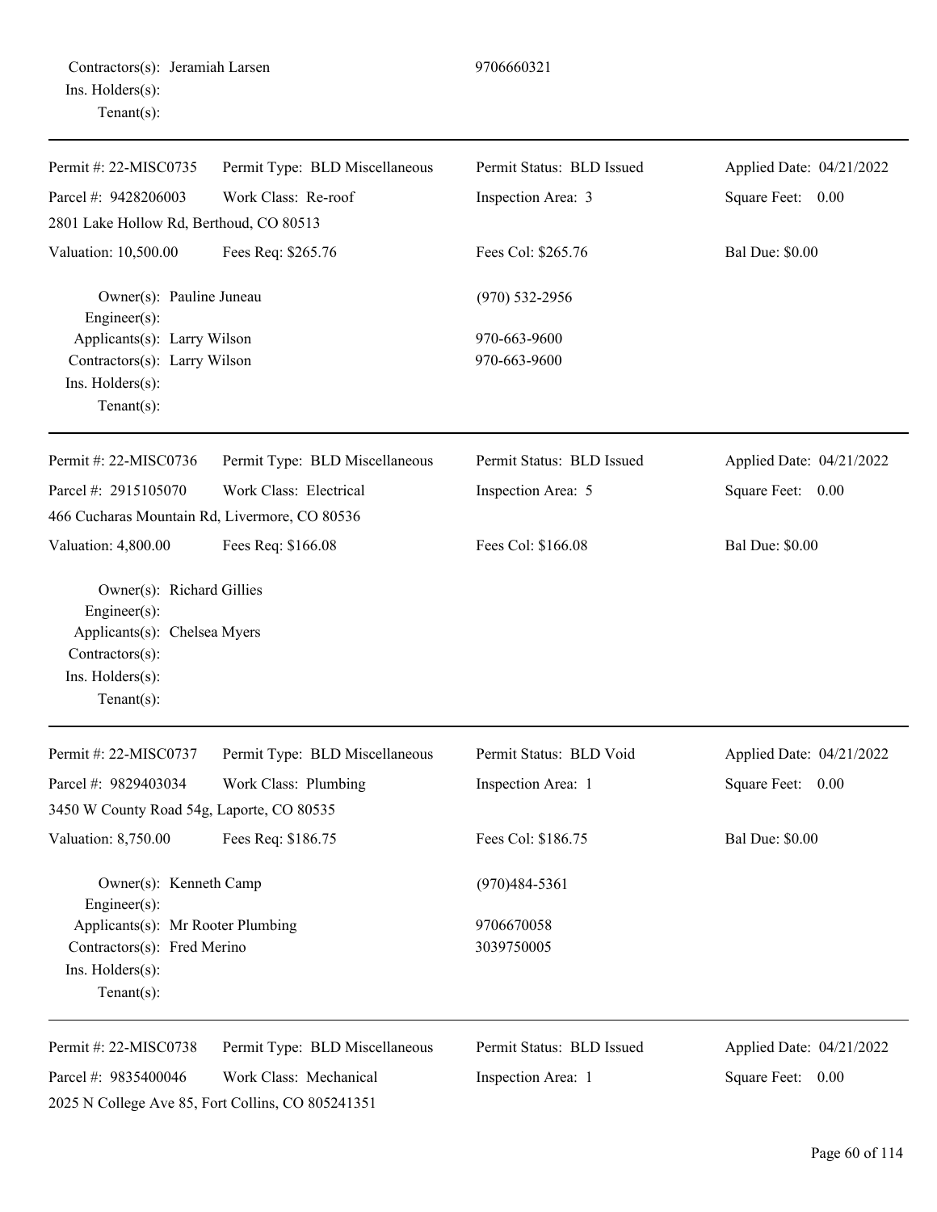Contractors(s): Jeramiah Larsen 9706660321
Ins. Holders(s):
Tenant(s):

---

Permit #: 22-MISC0735 Permit Type: BLD Miscellaneous Permit Status: BLD Issued Applied Date: 04/21/2022
Parcel #: 9428206003 Work Class: Re-roof Inspection Area: 3 Square Feet: 0.00
2801 Lake Hollow Rd, Berthoud, CO 80513
Valuation: 10,500.00 Fees Req: $265.76 Fees Col: $265.76 Bal Due: $0.00

Owner(s): Pauline Juneau (970) 532-2956
Engineer(s):
Applicants(s): Larry Wilson 970-663-9600
Contractors(s): Larry Wilson 970-663-9600
Ins. Holders(s):
Tenant(s):

---

Permit #: 22-MISC0736 Permit Type: BLD Miscellaneous Permit Status: BLD Issued Applied Date: 04/21/2022
Parcel #: 2915105070 Work Class: Electrical Inspection Area: 5 Square Feet: 0.00
466 Cucharas Mountain Rd, Livermore, CO 80536
Valuation: 4,800.00 Fees Req: $166.08 Fees Col: $166.08 Bal Due: $0.00

Owner(s): Richard Gillies
Engineer(s):
Applicants(s): Chelsea Myers
Contractors(s):
Ins. Holders(s):
Tenant(s):

---

Permit #: 22-MISC0737 Permit Type: BLD Miscellaneous Permit Status: BLD Void Applied Date: 04/21/2022
Parcel #: 9829403034 Work Class: Plumbing Inspection Area: 1 Square Feet: 0.00
3450 W County Road 54g, Laporte, CO 80535
Valuation: 8,750.00 Fees Req: $186.75 Fees Col: $186.75 Bal Due: $0.00

Owner(s): Kenneth Camp (970)484-5361
Engineer(s):
Applicants(s): Mr Rooter Plumbing 9706670058
Contractors(s): Fred Merino 3039750005
Ins. Holders(s):
Tenant(s):

---

Permit #: 22-MISC0738 Permit Type: BLD Miscellaneous Permit Status: BLD Issued Applied Date: 04/21/2022
Parcel #: 9835400046 Work Class: Mechanical Inspection Area: 1 Square Feet: 0.00
2025 N College Ave 85, Fort Collins, CO 805241351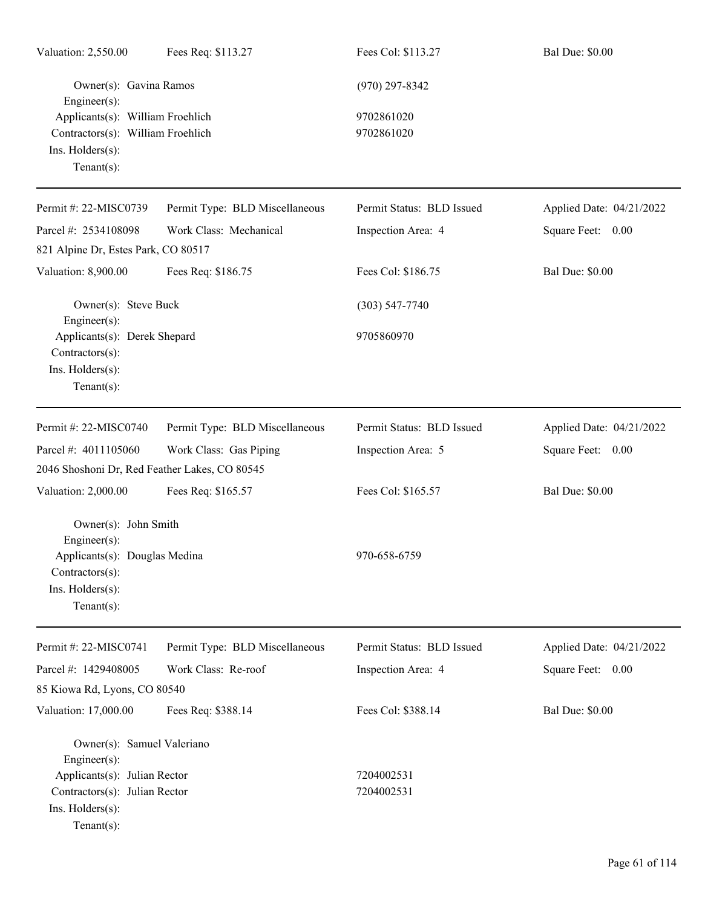Valuation: 2,550.00 Fees Req: $113.27 Fees Col: $113.27 Bal Due: $0.00

Owner(s): Gavina Ramos (970) 297-8342
Engineer(s):
Applicants(s): William Froehlich 9702861020
Contractors(s): William Froehlich 9702861020
Ins. Holders(s):
Tenant(s):

---

Permit #: 22-MISC0739 Permit Type: BLD Miscellaneous Permit Status: BLD Issued Applied Date: 04/21/2022
Parcel #: 2534108098 Work Class: Mechanical Inspection Area: 4 Square Feet: 0.00
821 Alpine Dr, Estes Park, CO 80517
Valuation: 8,900.00 Fees Req: $186.75 Fees Col: $186.75 Bal Due: $0.00

Owner(s): Steve Buck (303) 547-7740
Engineer(s):
Applicants(s): Derek Shepard 9705860970
Contractors(s):
Ins. Holders(s):
Tenant(s):

---

Permit #: 22-MISC0740 Permit Type: BLD Miscellaneous Permit Status: BLD Issued Applied Date: 04/21/2022
Parcel #: 4011105060 Work Class: Gas Piping Inspection Area: 5 Square Feet: 0.00
2046 Shoshoni Dr, Red Feather Lakes, CO 80545
Valuation: 2,000.00 Fees Req: $165.57 Fees Col: $165.57 Bal Due: $0.00

Owner(s): John Smith
Engineer(s):
Applicants(s): Douglas Medina 970-658-6759
Contractors(s):
Ins. Holders(s):
Tenant(s):

---

Permit #: 22-MISC0741 Permit Type: BLD Miscellaneous Permit Status: BLD Issued Applied Date: 04/21/2022
Parcel #: 1429408005 Work Class: Re-roof Inspection Area: 4 Square Feet: 0.00
85 Kiowa Rd, Lyons, CO 80540
Valuation: 17,000.00 Fees Req: $388.14 Fees Col: $388.14 Bal Due: $0.00

Owner(s): Samuel Valeriano
Engineer(s):
Applicants(s): Julian Rector 7204002531
Contractors(s): Julian Rector 7204002531
Ins. Holders(s):
Tenant(s):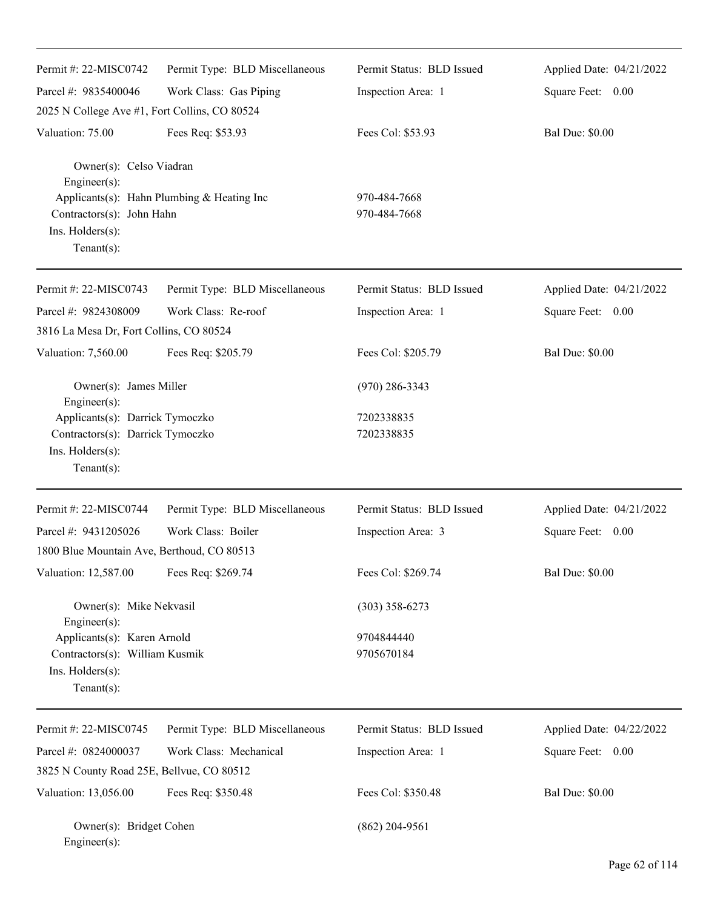| Permit #: 22-MISC0742 | Permit Type: BLD Miscellaneous | Permit Status: BLD Issued | Applied Date: 04/21/2022 |
|---|---|---|---|
| Parcel #: 9835400046 | Work Class: Gas Piping | Inspection Area: 1 | Square Feet: 0.00 |
| 2025 N College Ave #1, Fort Collins, CO 80524 | | | |
| Valuation: 75.00 | Fees Req: $53.93 | Fees Col: $53.93 | Bal Due: $0.00 |

Owner(s): Celso Viadran
Engineer(s):
Applicants(s): Hahn Plumbing & Heating Inc — 970-484-7668
Contractors(s): John Hahn — 970-484-7668
Ins. Holders(s):
Tenant(s):

---

| Permit #: 22-MISC0743 | Permit Type: BLD Miscellaneous | Permit Status: BLD Issued | Applied Date: 04/21/2022 |
|---|---|---|---|
| Parcel #: 9824308009 | Work Class: Re-roof | Inspection Area: 1 | Square Feet: 0.00 |
| 3816 La Mesa Dr, Fort Collins, CO 80524 | | | |
| Valuation: 7,560.00 | Fees Req: $205.79 | Fees Col: $205.79 | Bal Due: $0.00 |

Owner(s): James Miller — (970) 286-3343
Engineer(s):
Applicants(s): Darrick Tymoczko — 7202338835
Contractors(s): Darrick Tymoczko — 7202338835
Ins. Holders(s):
Tenant(s):

---

| Permit #: 22-MISC0744 | Permit Type: BLD Miscellaneous | Permit Status: BLD Issued | Applied Date: 04/21/2022 |
|---|---|---|---|
| Parcel #: 9431205026 | Work Class: Boiler | Inspection Area: 3 | Square Feet: 0.00 |
| 1800 Blue Mountain Ave, Berthoud, CO 80513 | | | |
| Valuation: 12,587.00 | Fees Req: $269.74 | Fees Col: $269.74 | Bal Due: $0.00 |

Owner(s): Mike Nekvasil — (303) 358-6273
Engineer(s):
Applicants(s): Karen Arnold — 9704844440
Contractors(s): William Kusmik — 9705670184
Ins. Holders(s):
Tenant(s):

---

| Permit #: 22-MISC0745 | Permit Type: BLD Miscellaneous | Permit Status: BLD Issued | Applied Date: 04/22/2022 |
|---|---|---|---|
| Parcel #: 0824000037 | Work Class: Mechanical | Inspection Area: 1 | Square Feet: 0.00 |
| 3825 N County Road 25E, Bellvue, CO 80512 | | | |
| Valuation: 13,056.00 | Fees Req: $350.48 | Fees Col: $350.48 | Bal Due: $0.00 |

Owner(s): Bridget Cohen — (862) 204-9561
Engineer(s):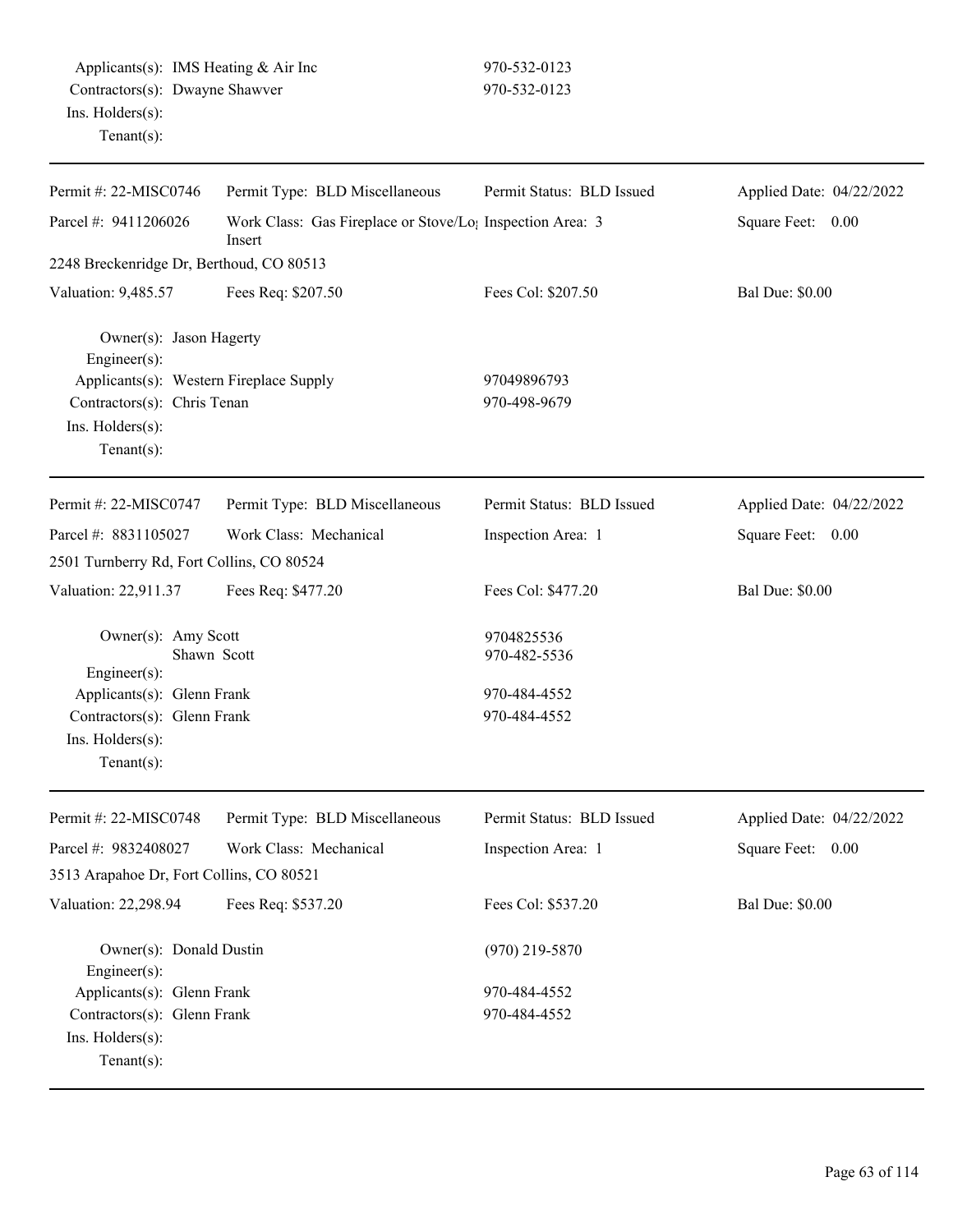Applicants(s): IMS Heating & Air Inc 970-532-0123
Contractors(s): Dwayne Shawver 970-532-0123
Ins. Holders(s):
Tenant(s):

---

Permit #: 22-MISC0746 | Permit Type: BLD Miscellaneous | Permit Status: BLD Issued | Applied Date: 04/22/2022

Parcel #: 9411206026 | Work Class: Gas Fireplace or Stove/Log Insert | Inspection Area: 3 | Square Feet: 0.00

2248 Breckenridge Dr, Berthoud, CO 80513

Valuation: 9,485.57 | Fees Req: $207.50 | Fees Col: $207.50 | Bal Due: $0.00

Owner(s): Jason Hagerty
Engineer(s):
Applicants(s): Western Fireplace Supply 97049896793
Contractors(s): Chris Tenan 970-498-9679
Ins. Holders(s):
Tenant(s):

---

Permit #: 22-MISC0747 | Permit Type: BLD Miscellaneous | Permit Status: BLD Issued | Applied Date: 04/22/2022

Parcel #: 8831105027 | Work Class: Mechanical | Inspection Area: 1 | Square Feet: 0.00

2501 Turnberry Rd, Fort Collins, CO 80524

Valuation: 22,911.37 | Fees Req: $477.20 | Fees Col: $477.20 | Bal Due: $0.00

Owner(s): Amy Scott 9704825536
Shawn Scott 970-482-5536
Engineer(s):
Applicants(s): Glenn Frank 970-484-4552
Contractors(s): Glenn Frank 970-484-4552
Ins. Holders(s):
Tenant(s):

---

Permit #: 22-MISC0748 | Permit Type: BLD Miscellaneous | Permit Status: BLD Issued | Applied Date: 04/22/2022

Parcel #: 9832408027 | Work Class: Mechanical | Inspection Area: 1 | Square Feet: 0.00

3513 Arapahoe Dr, Fort Collins, CO 80521

Valuation: 22,298.94 | Fees Req: $537.20 | Fees Col: $537.20 | Bal Due: $0.00

Owner(s): Donald Dustin (970) 219-5870
Engineer(s):
Applicants(s): Glenn Frank 970-484-4552
Contractors(s): Glenn Frank 970-484-4552
Ins. Holders(s):
Tenant(s):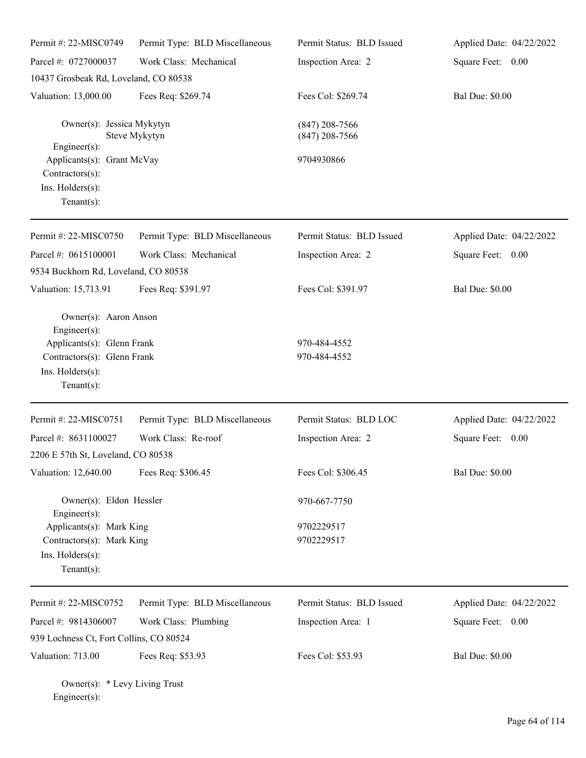Permit #: 22-MISC0749 | Permit Type: BLD Miscellaneous | Permit Status: BLD Issued | Applied Date: 04/22/2022

Parcel #: 0727000037 | Work Class: Mechanical | Inspection Area: 2 | Square Feet: 0.00

10437 Grosbeak Rd, Loveland, CO 80538

Valuation: 13,000.00 | Fees Req: $269.74 | Fees Col: $269.74 | Bal Due: $0.00

Owner(s): Jessica Mykytyn (847) 208-7566
Steve Mykytyn (847) 208-7566
Engineer(s):
Applicants(s): Grant McVay 9704930866
Contractors(s):
Ins. Holders(s):
Tenant(s):

---

Permit #: 22-MISC0750 | Permit Type: BLD Miscellaneous | Permit Status: BLD Issued | Applied Date: 04/22/2022

Parcel #: 0615100001 | Work Class: Mechanical | Inspection Area: 2 | Square Feet: 0.00

9534 Buckhorn Rd, Loveland, CO 80538

Valuation: 15,713.91 | Fees Req: $391.97 | Fees Col: $391.97 | Bal Due: $0.00

Owner(s): Aaron Anson
Engineer(s):
Applicants(s): Glenn Frank 970-484-4552
Contractors(s): Glenn Frank 970-484-4552
Ins. Holders(s):
Tenant(s):

---

Permit #: 22-MISC0751 | Permit Type: BLD Miscellaneous | Permit Status: BLD LOC | Applied Date: 04/22/2022

Parcel #: 8631100027 | Work Class: Re-roof | Inspection Area: 2 | Square Feet: 0.00

2206 E 57th St, Loveland, CO 80538

Valuation: 12,640.00 | Fees Req: $306.45 | Fees Col: $306.45 | Bal Due: $0.00

Owner(s): Eldon Hessler 970-667-7750
Engineer(s):
Applicants(s): Mark King 9702229517
Contractors(s): Mark King 9702229517
Ins. Holders(s):
Tenant(s):

---

Permit #: 22-MISC0752 | Permit Type: BLD Miscellaneous | Permit Status: BLD Issued | Applied Date: 04/22/2022

Parcel #: 9814306007 | Work Class: Plumbing | Inspection Area: 1 | Square Feet: 0.00

939 Lochness Ct, Fort Collins, CO 80524

Valuation: 713.00 | Fees Req: $53.93 | Fees Col: $53.93 | Bal Due: $0.00

Owner(s): * Levy Living Trust
Engineer(s):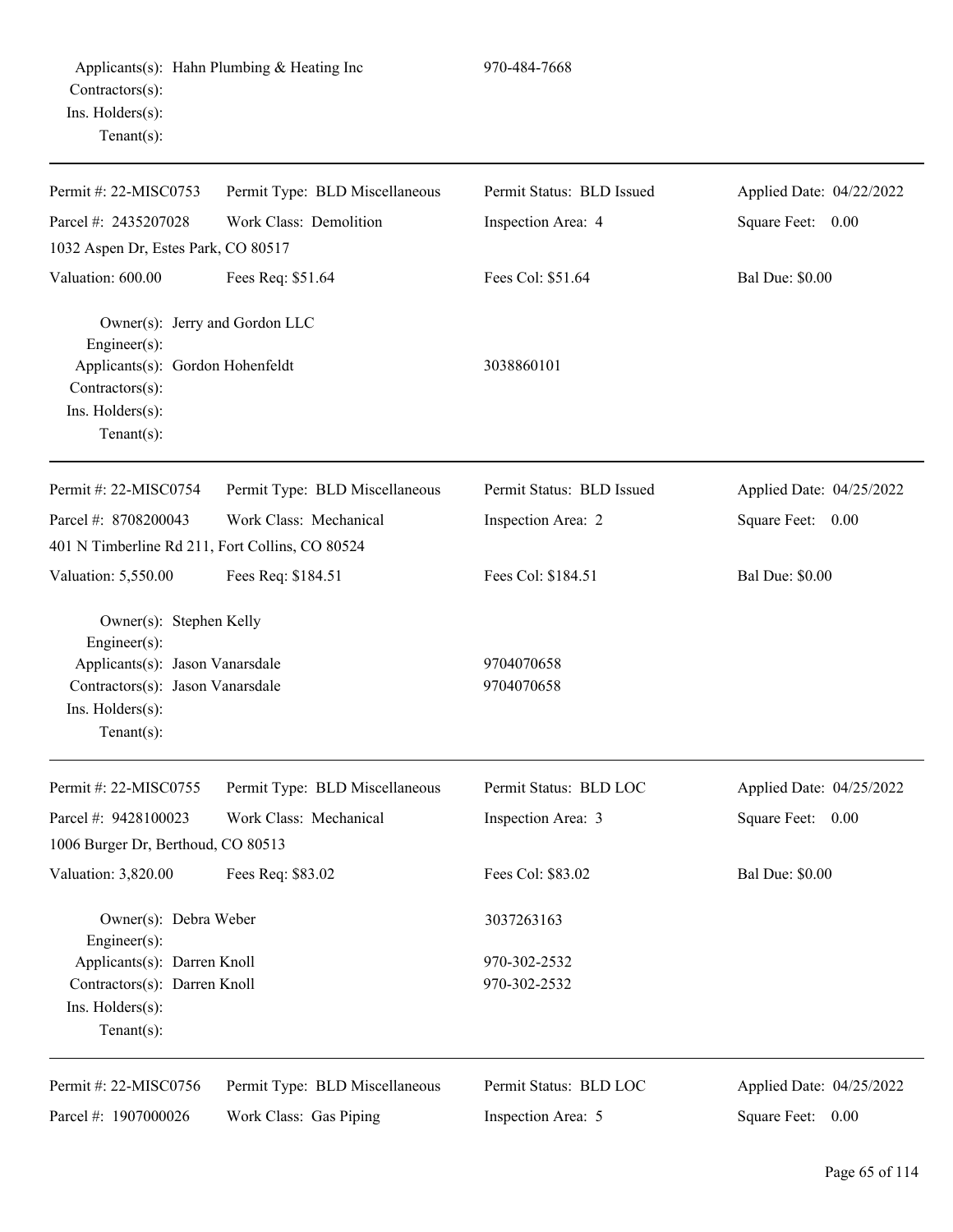Applicants(s): Hahn Plumbing & Heating Inc 970-484-7668
Contractors(s):
Ins. Holders(s):
Tenant(s):

---

| | | | |
|---|---|---|---|
| Permit #: 22-MISC0753 | Permit Type: BLD Miscellaneous | Permit Status: BLD Issued | Applied Date: 04/22/2022 |
| Parcel #: 2435207028 | Work Class: Demolition | Inspection Area: 4 | Square Feet: 0.00 |
| 1032 Aspen Dr, Estes Park, CO 80517 | | | |
| Valuation: 600.00 | Fees Req: $51.64 | Fees Col: $51.64 | Bal Due: $0.00 |

Owner(s): Jerry and Gordon LLC
Engineer(s):
Applicants(s): Gordon Hohenfeldt 3038860101
Contractors(s):
Ins. Holders(s):
Tenant(s):

---

| | | | |
|---|---|---|---|
| Permit #: 22-MISC0754 | Permit Type: BLD Miscellaneous | Permit Status: BLD Issued | Applied Date: 04/25/2022 |
| Parcel #: 8708200043 | Work Class: Mechanical | Inspection Area: 2 | Square Feet: 0.00 |
| 401 N Timberline Rd 211, Fort Collins, CO 80524 | | | |
| Valuation: 5,550.00 | Fees Req: $184.51 | Fees Col: $184.51 | Bal Due: $0.00 |

Owner(s): Stephen Kelly
Engineer(s):
Applicants(s): Jason Vanarsdale 9704070658
Contractors(s): Jason Vanarsdale 9704070658
Ins. Holders(s):
Tenant(s):

---

| | | | |
|---|---|---|---|
| Permit #: 22-MISC0755 | Permit Type: BLD Miscellaneous | Permit Status: BLD LOC | Applied Date: 04/25/2022 |
| Parcel #: 9428100023 | Work Class: Mechanical | Inspection Area: 3 | Square Feet: 0.00 |
| 1006 Burger Dr, Berthoud, CO 80513 | | | |
| Valuation: 3,820.00 | Fees Req: $83.02 | Fees Col: $83.02 | Bal Due: $0.00 |

Owner(s): Debra Weber 3037263163
Engineer(s):
Applicants(s): Darren Knoll 970-302-2532
Contractors(s): Darren Knoll 970-302-2532
Ins. Holders(s):
Tenant(s):

---

| | | | |
|---|---|---|---|
| Permit #: 22-MISC0756 | Permit Type: BLD Miscellaneous | Permit Status: BLD LOC | Applied Date: 04/25/2022 |
| Parcel #: 1907000026 | Work Class: Gas Piping | Inspection Area: 5 | Square Feet: 0.00 |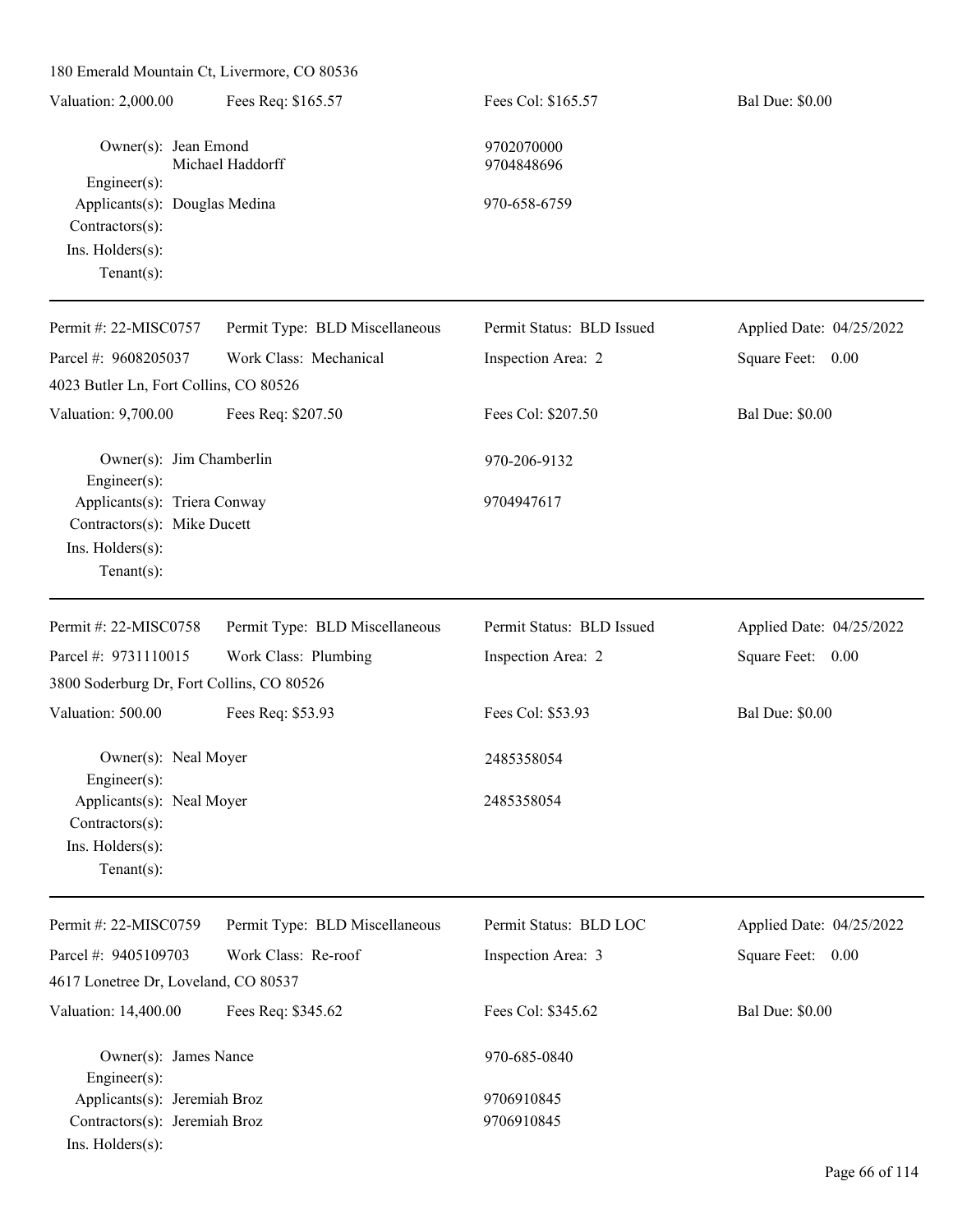180 Emerald Mountain Ct, Livermore, CO 80536

Valuation: 2,000.00 | Fees Req: $165.57 | Fees Col: $165.57 | Bal Due: $0.00

Owner(s): Jean Emond — 9702070000
Michael Haddorff — 9704848696
Engineer(s):
Applicants(s): Douglas Medina — 970-658-6759
Contractors(s):
Ins. Holders(s):
Tenant(s):

---

Permit #: 22-MISC0757 | Permit Type: BLD Miscellaneous | Permit Status: BLD Issued | Applied Date: 04/25/2022
Parcel #: 9608205037 | Work Class: Mechanical | Inspection Area: 2 | Square Feet: 0.00
4023 Butler Ln, Fort Collins, CO 80526
Valuation: 9,700.00 | Fees Req: $207.50 | Fees Col: $207.50 | Bal Due: $0.00

Owner(s): Jim Chamberlin — 970-206-9132
Engineer(s):
Applicants(s): Triera Conway — 9704947617
Contractors(s): Mike Ducett
Ins. Holders(s):
Tenant(s):

---

Permit #: 22-MISC0758 | Permit Type: BLD Miscellaneous | Permit Status: BLD Issued | Applied Date: 04/25/2022
Parcel #: 9731110015 | Work Class: Plumbing | Inspection Area: 2 | Square Feet: 0.00
3800 Soderburg Dr, Fort Collins, CO 80526
Valuation: 500.00 | Fees Req: $53.93 | Fees Col: $53.93 | Bal Due: $0.00

Owner(s): Neal Moyer — 2485358054
Engineer(s):
Applicants(s): Neal Moyer — 2485358054
Contractors(s):
Ins. Holders(s):
Tenant(s):

---

Permit #: 22-MISC0759 | Permit Type: BLD Miscellaneous | Permit Status: BLD LOC | Applied Date: 04/25/2022
Parcel #: 9405109703 | Work Class: Re-roof | Inspection Area: 3 | Square Feet: 0.00
4617 Lonetree Dr, Loveland, CO 80537
Valuation: 14,400.00 | Fees Req: $345.62 | Fees Col: $345.62 | Bal Due: $0.00

Owner(s): James Nance — 970-685-0840
Engineer(s):
Applicants(s): Jeremiah Broz — 9706910845
Contractors(s): Jeremiah Broz — 9706910845
Ins. Holders(s):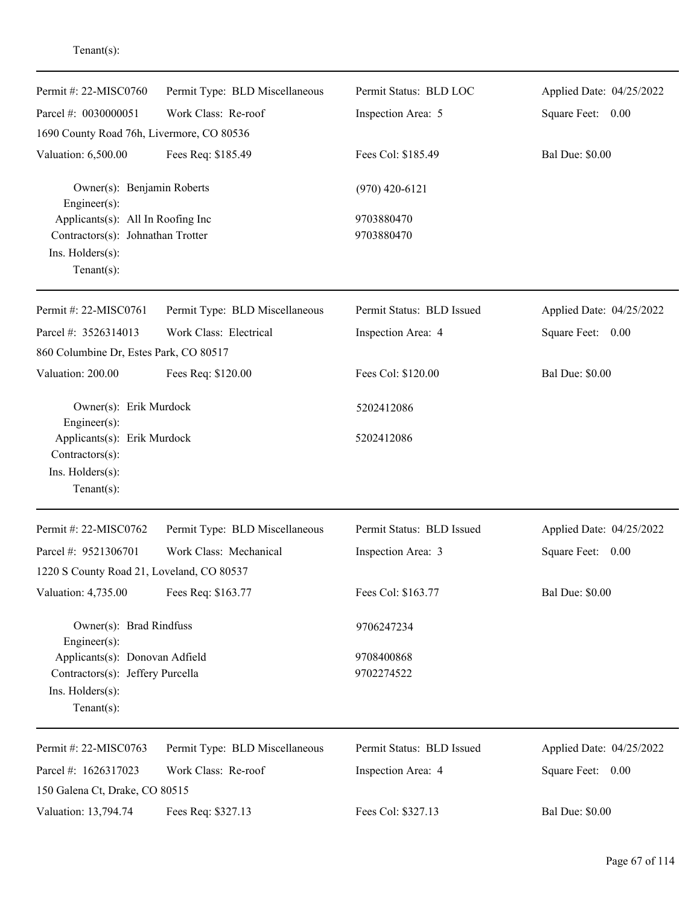Tenant(s):

---

| | | | |
|---|---|---|---|
| Permit #: 22-MISC0760 | Permit Type: BLD Miscellaneous | Permit Status: BLD LOC | Applied Date: 04/25/2022 |
| Parcel #: 0030000051 | Work Class: Re-roof | Inspection Area: 5 | Square Feet: 0.00 |
| 1690 County Road 76h, Livermore, CO 80536 | | | |
| Valuation: 6,500.00 | Fees Req: $185.49 | Fees Col: $185.49 | Bal Due: $0.00 |

Owner(s): Benjamin Roberts (970) 420-6121
Engineer(s):
Applicants(s): All In Roofing Inc 9703880470
Contractors(s): Johnathan Trotter 9703880470
Ins. Holders(s):
Tenant(s):

---

| | | | |
|---|---|---|---|
| Permit #: 22-MISC0761 | Permit Type: BLD Miscellaneous | Permit Status: BLD Issued | Applied Date: 04/25/2022 |
| Parcel #: 3526314013 | Work Class: Electrical | Inspection Area: 4 | Square Feet: 0.00 |
| 860 Columbine Dr, Estes Park, CO 80517 | | | |
| Valuation: 200.00 | Fees Req: $120.00 | Fees Col: $120.00 | Bal Due: $0.00 |

Owner(s): Erik Murdock 5202412086
Engineer(s):
Applicants(s): Erik Murdock 5202412086
Contractors(s):
Ins. Holders(s):
Tenant(s):

---

| | | | |
|---|---|---|---|
| Permit #: 22-MISC0762 | Permit Type: BLD Miscellaneous | Permit Status: BLD Issued | Applied Date: 04/25/2022 |
| Parcel #: 9521306701 | Work Class: Mechanical | Inspection Area: 3 | Square Feet: 0.00 |
| 1220 S County Road 21, Loveland, CO 80537 | | | |
| Valuation: 4,735.00 | Fees Req: $163.77 | Fees Col: $163.77 | Bal Due: $0.00 |

Owner(s): Brad Rindfuss 9706247234
Engineer(s):
Applicants(s): Donovan Adfield 9708400868
Contractors(s): Jeffery Purcella 9702274522
Ins. Holders(s):
Tenant(s):

---

| | | | |
|---|---|---|---|
| Permit #: 22-MISC0763 | Permit Type: BLD Miscellaneous | Permit Status: BLD Issued | Applied Date: 04/25/2022 |
| Parcel #: 1626317023 | Work Class: Re-roof | Inspection Area: 4 | Square Feet: 0.00 |
| 150 Galena Ct, Drake, CO 80515 | | | |
| Valuation: 13,794.74 | Fees Req: $327.13 | Fees Col: $327.13 | Bal Due: $0.00 |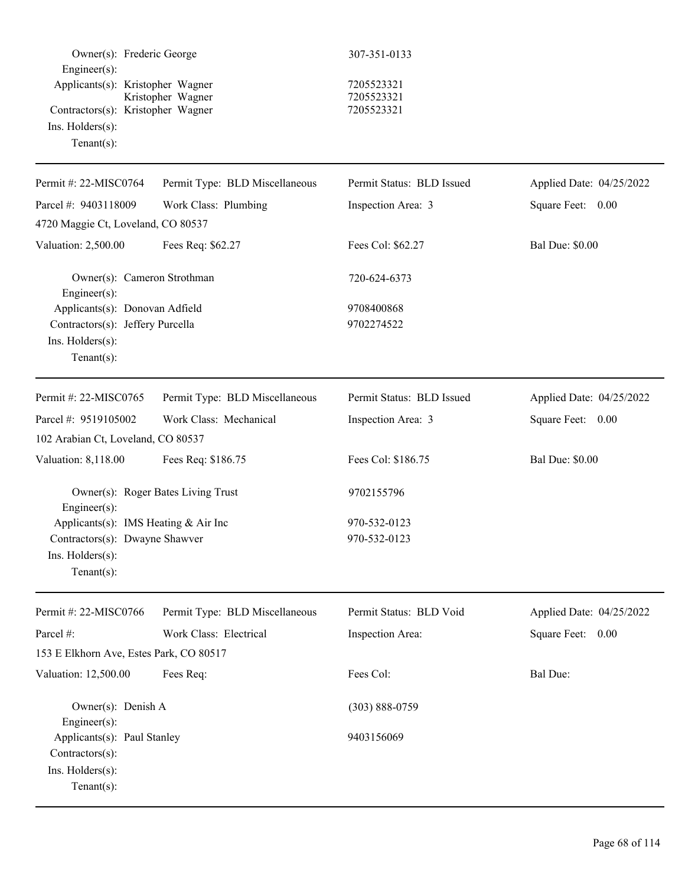Owner(s): Frederic George 307-351-0133
Engineer(s):
Applicants(s): Kristopher Wagner 7205523321
Kristopher Wagner 7205523321
Contractors(s): Kristopher Wagner 7205523321
Ins. Holders(s):
Tenant(s):

---

| | | | |
|---|---|---|---|
| Permit #: 22-MISC0764 | Permit Type: BLD Miscellaneous | Permit Status: BLD Issued | Applied Date: 04/25/2022 |
| Parcel #: 9403118009 | Work Class: Plumbing | Inspection Area: 3 | Square Feet: 0.00 |
| 4720 Maggie Ct, Loveland, CO 80537 | | | |
| Valuation: 2,500.00 | Fees Req: $62.27 | Fees Col: $62.27 | Bal Due: $0.00 |

Owner(s): Cameron Strothman 720-624-6373
Engineer(s):
Applicants(s): Donovan Adfield 9708400868
Contractors(s): Jeffery Purcella 9702274522
Ins. Holders(s):
Tenant(s):

---

| | | | |
|---|---|---|---|
| Permit #: 22-MISC0765 | Permit Type: BLD Miscellaneous | Permit Status: BLD Issued | Applied Date: 04/25/2022 |
| Parcel #: 9519105002 | Work Class: Mechanical | Inspection Area: 3 | Square Feet: 0.00 |
| 102 Arabian Ct, Loveland, CO 80537 | | | |
| Valuation: 8,118.00 | Fees Req: $186.75 | Fees Col: $186.75 | Bal Due: $0.00 |

Owner(s): Roger Bates Living Trust 9702155796
Engineer(s):
Applicants(s): IMS Heating & Air Inc 970-532-0123
Contractors(s): Dwayne Shawver 970-532-0123
Ins. Holders(s):
Tenant(s):

---

| | | | |
|---|---|---|---|
| Permit #: 22-MISC0766 | Permit Type: BLD Miscellaneous | Permit Status: BLD Void | Applied Date: 04/25/2022 |
| Parcel #: | Work Class: Electrical | Inspection Area: | Square Feet: 0.00 |
| 153 E Elkhorn Ave, Estes Park, CO 80517 | | | |
| Valuation: 12,500.00 | Fees Req: | Fees Col: | Bal Due: |

Owner(s): Denish A (303) 888-0759
Engineer(s):
Applicants(s): Paul Stanley 9403156069
Contractors(s):
Ins. Holders(s):
Tenant(s):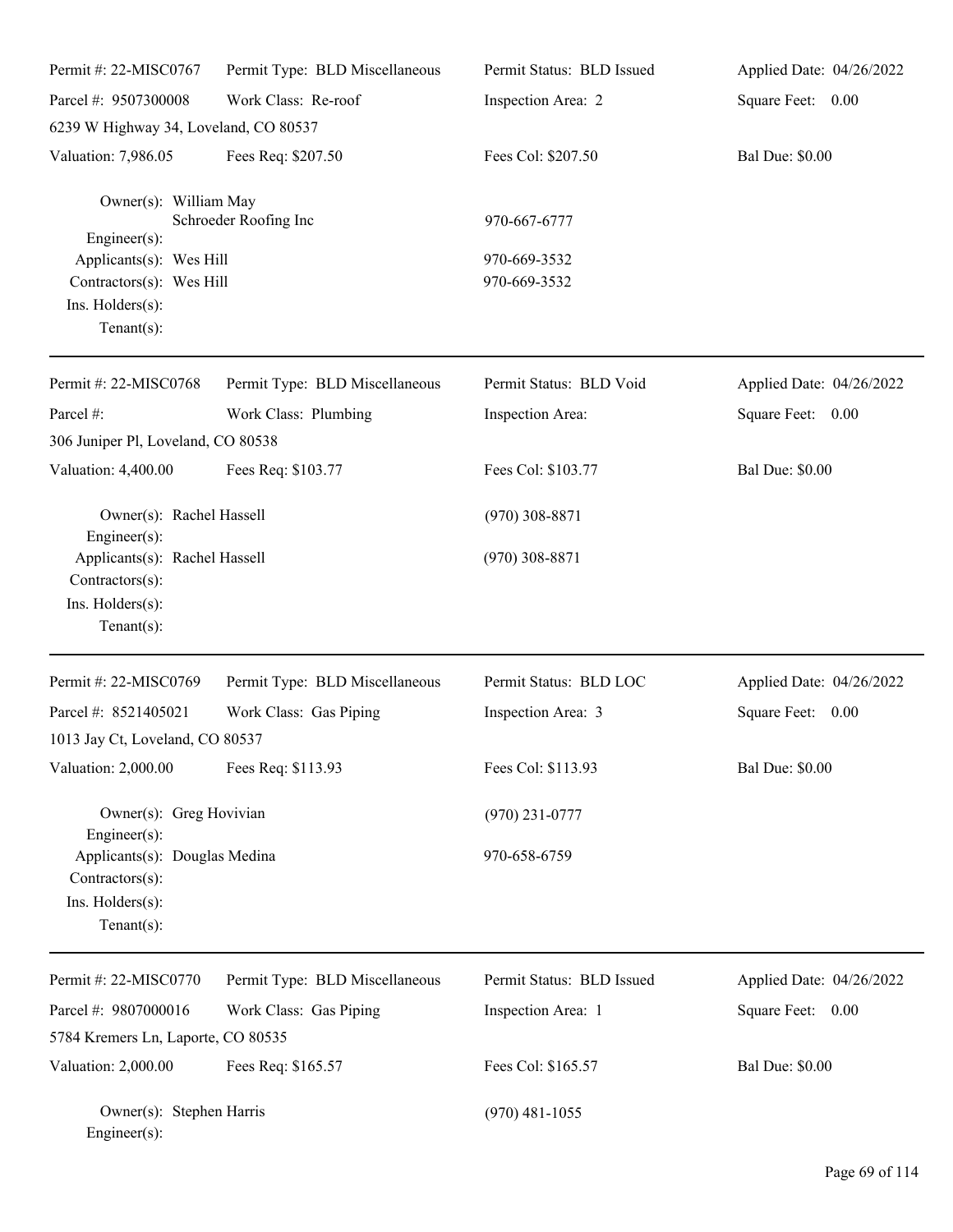| | | | |
|---|---|---|---|
| Permit #: 22-MISC0767 | Permit Type: BLD Miscellaneous | Permit Status: BLD Issued | Applied Date: 04/26/2022 |
| Parcel #: 9507300008 | Work Class: Re-roof | Inspection Area: 2 | Square Feet: 0.00 |
| 6239 W Highway 34, Loveland, CO 80537 | | | |
| Valuation: 7,986.05 | Fees Req: $207.50 | Fees Col: $207.50 | Bal Due: $0.00 |

Owner(s): William May
Schroeder Roofing Inc 970-667-6777
Engineer(s):
Applicants(s): Wes Hill 970-669-3532
Contractors(s): Wes Hill 970-669-3532
Ins. Holders(s):
Tenant(s):

---

| | | | |
|---|---|---|---|
| Permit #: 22-MISC0768 | Permit Type: BLD Miscellaneous | Permit Status: BLD Void | Applied Date: 04/26/2022 |
| Parcel #: | Work Class: Plumbing | Inspection Area: | Square Feet: 0.00 |
| 306 Juniper Pl, Loveland, CO 80538 | | | |
| Valuation: 4,400.00 | Fees Req: $103.77 | Fees Col: $103.77 | Bal Due: $0.00 |

Owner(s): Rachel Hassell (970) 308-8871
Engineer(s):
Applicants(s): Rachel Hassell (970) 308-8871
Contractors(s):
Ins. Holders(s):
Tenant(s):

---

| | | | |
|---|---|---|---|
| Permit #: 22-MISC0769 | Permit Type: BLD Miscellaneous | Permit Status: BLD LOC | Applied Date: 04/26/2022 |
| Parcel #: 8521405021 | Work Class: Gas Piping | Inspection Area: 3 | Square Feet: 0.00 |
| 1013 Jay Ct, Loveland, CO 80537 | | | |
| Valuation: 2,000.00 | Fees Req: $113.93 | Fees Col: $113.93 | Bal Due: $0.00 |

Owner(s): Greg Hovivian (970) 231-0777
Engineer(s):
Applicants(s): Douglas Medina 970-658-6759
Contractors(s):
Ins. Holders(s):
Tenant(s):

---

| | | | |
|---|---|---|---|
| Permit #: 22-MISC0770 | Permit Type: BLD Miscellaneous | Permit Status: BLD Issued | Applied Date: 04/26/2022 |
| Parcel #: 9807000016 | Work Class: Gas Piping | Inspection Area: 1 | Square Feet: 0.00 |
| 5784 Kremers Ln, Laporte, CO 80535 | | | |
| Valuation: 2,000.00 | Fees Req: $165.57 | Fees Col: $165.57 | Bal Due: $0.00 |

Owner(s): Stephen Harris (970) 481-1055
Engineer(s):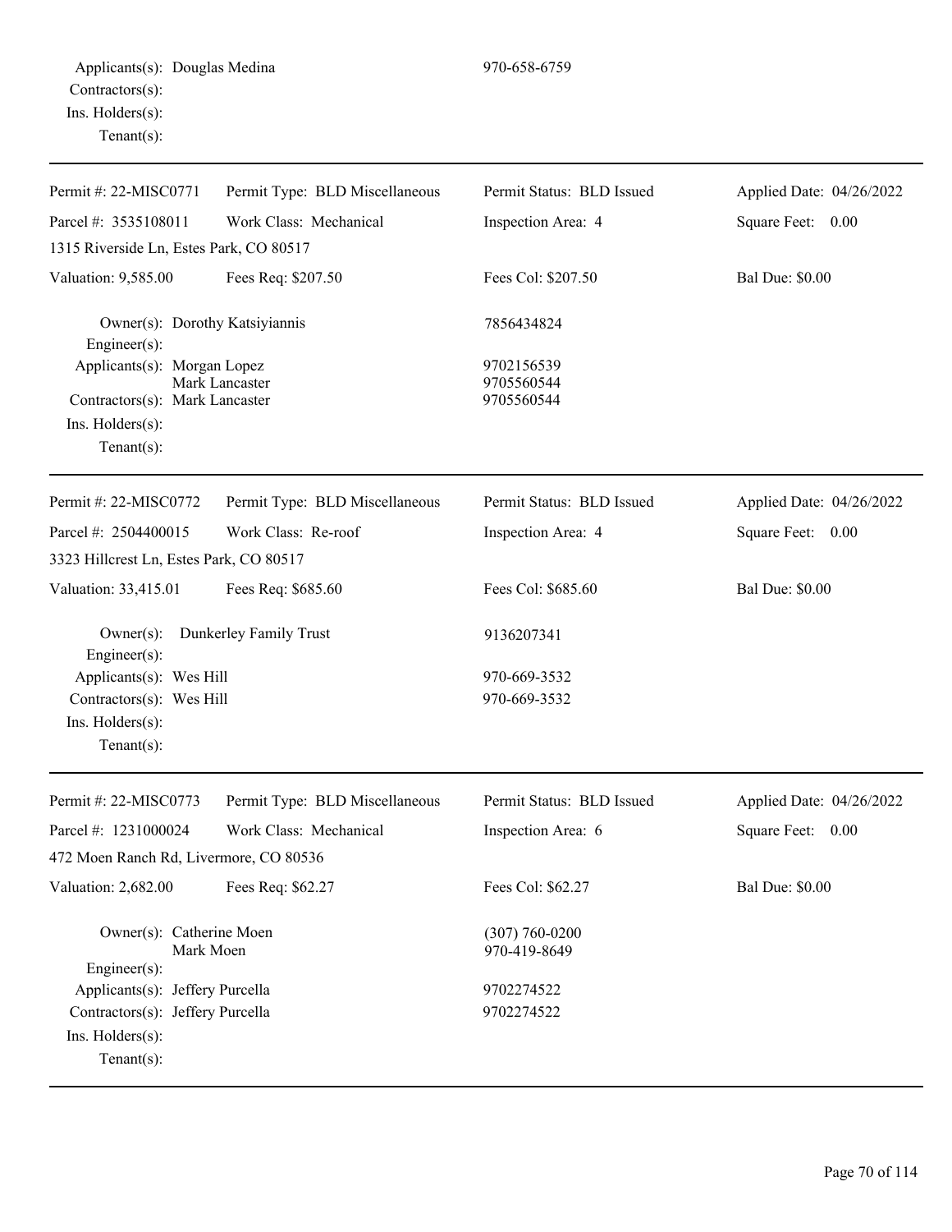Applicants(s): Douglas Medina 970-658-6759
Contractors(s):
Ins. Holders(s):
Tenant(s):

---

| Permit #: 22-MISC0771 | Permit Type: BLD Miscellaneous | Permit Status: BLD Issued | Applied Date: 04/26/2022 |
|---|---|---|---|
| Parcel #: 3535108011 | Work Class: Mechanical | Inspection Area: 4 | Square Feet: 0.00 |
| 1315 Riverside Ln, Estes Park, CO 80517 | | | |
| Valuation: 9,585.00 | Fees Req: $207.50 | Fees Col: $207.50 | Bal Due: $0.00 |

Owner(s): Dorothy Katsiyiannis 7856434824
Engineer(s):
Applicants(s): Morgan Lopez 9702156539
Mark Lancaster 9705560544
Contractors(s): Mark Lancaster 9705560544
Ins. Holders(s):
Tenant(s):

---

| Permit #: 22-MISC0772 | Permit Type: BLD Miscellaneous | Permit Status: BLD Issued | Applied Date: 04/26/2022 |
|---|---|---|---|
| Parcel #: 2504400015 | Work Class: Re-roof | Inspection Area: 4 | Square Feet: 0.00 |
| 3323 Hillcrest Ln, Estes Park, CO 80517 | | | |
| Valuation: 33,415.01 | Fees Req: $685.60 | Fees Col: $685.60 | Bal Due: $0.00 |

Owner(s): Dunkerley Family Trust 9136207341
Engineer(s):
Applicants(s): Wes Hill 970-669-3532
Contractors(s): Wes Hill 970-669-3532
Ins. Holders(s):
Tenant(s):

---

| Permit #: 22-MISC0773 | Permit Type: BLD Miscellaneous | Permit Status: BLD Issued | Applied Date: 04/26/2022 |
|---|---|---|---|
| Parcel #: 1231000024 | Work Class: Mechanical | Inspection Area: 6 | Square Feet: 0.00 |
| 472 Moen Ranch Rd, Livermore, CO 80536 | | | |
| Valuation: 2,682.00 | Fees Req: $62.27 | Fees Col: $62.27 | Bal Due: $0.00 |

Owner(s): Catherine Moen (307) 760-0200
Mark Moen 970-419-8649
Engineer(s):
Applicants(s): Jeffery Purcella 9702274522
Contractors(s): Jeffery Purcella 9702274522
Ins. Holders(s):
Tenant(s):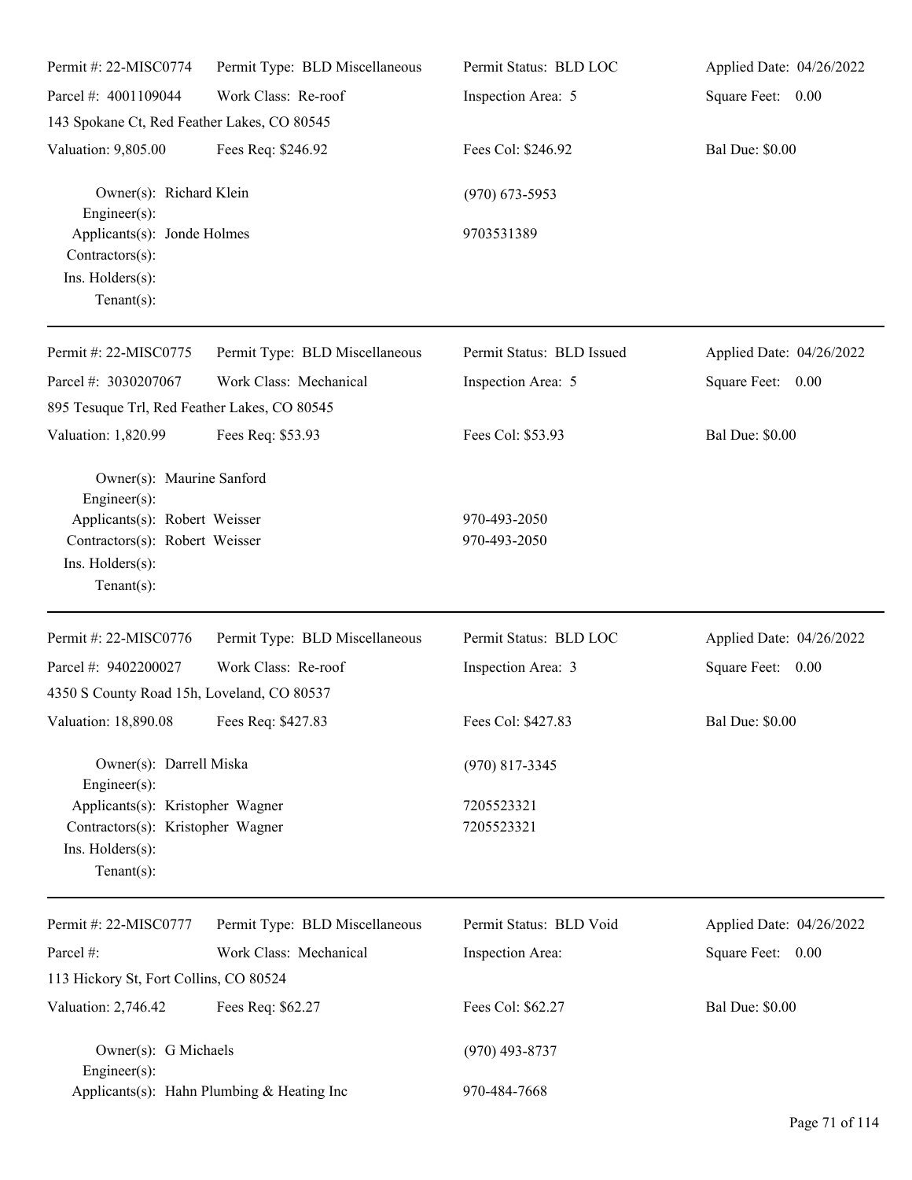Permit #: 22-MISC0774 | Permit Type: BLD Miscellaneous | Permit Status: BLD LOC | Applied Date: 04/26/2022

Parcel #: 4001109044 | Work Class: Re-roof | Inspection Area: 5 | Square Feet: 0.00

143 Spokane Ct, Red Feather Lakes, CO 80545

Valuation: 9,805.00 | Fees Req: $246.92 | Fees Col: $246.92 | Bal Due: $0.00

Owner(s): Richard Klein (970) 673-5953
Engineer(s):
Applicants(s): Jonde Holmes 9703531389
Contractors(s):
Ins. Holders(s):
Tenant(s):

---

Permit #: 22-MISC0775 | Permit Type: BLD Miscellaneous | Permit Status: BLD Issued | Applied Date: 04/26/2022

Parcel #: 3030207067 | Work Class: Mechanical | Inspection Area: 5 | Square Feet: 0.00

895 Tesuque Trl, Red Feather Lakes, CO 80545

Valuation: 1,820.99 | Fees Req: $53.93 | Fees Col: $53.93 | Bal Due: $0.00

Owner(s): Maurine Sanford
Engineer(s):
Applicants(s): Robert Weisser 970-493-2050
Contractors(s): Robert Weisser 970-493-2050
Ins. Holders(s):
Tenant(s):

---

Permit #: 22-MISC0776 | Permit Type: BLD Miscellaneous | Permit Status: BLD LOC | Applied Date: 04/26/2022

Parcel #: 9402200027 | Work Class: Re-roof | Inspection Area: 3 | Square Feet: 0.00

4350 S County Road 15h, Loveland, CO 80537

Valuation: 18,890.08 | Fees Req: $427.83 | Fees Col: $427.83 | Bal Due: $0.00

Owner(s): Darrell Miska (970) 817-3345
Engineer(s):
Applicants(s): Kristopher Wagner 7205523321
Contractors(s): Kristopher Wagner 7205523321
Ins. Holders(s):
Tenant(s):

---

Permit #: 22-MISC0777 | Permit Type: BLD Miscellaneous | Permit Status: BLD Void | Applied Date: 04/26/2022

Parcel #: | Work Class: Mechanical | Inspection Area: | Square Feet: 0.00

113 Hickory St, Fort Collins, CO 80524

Valuation: 2,746.42 | Fees Req: $62.27 | Fees Col: $62.27 | Bal Due: $0.00

Owner(s): G Michaels (970) 493-8737
Engineer(s):
Applicants(s): Hahn Plumbing & Heating Inc 970-484-7668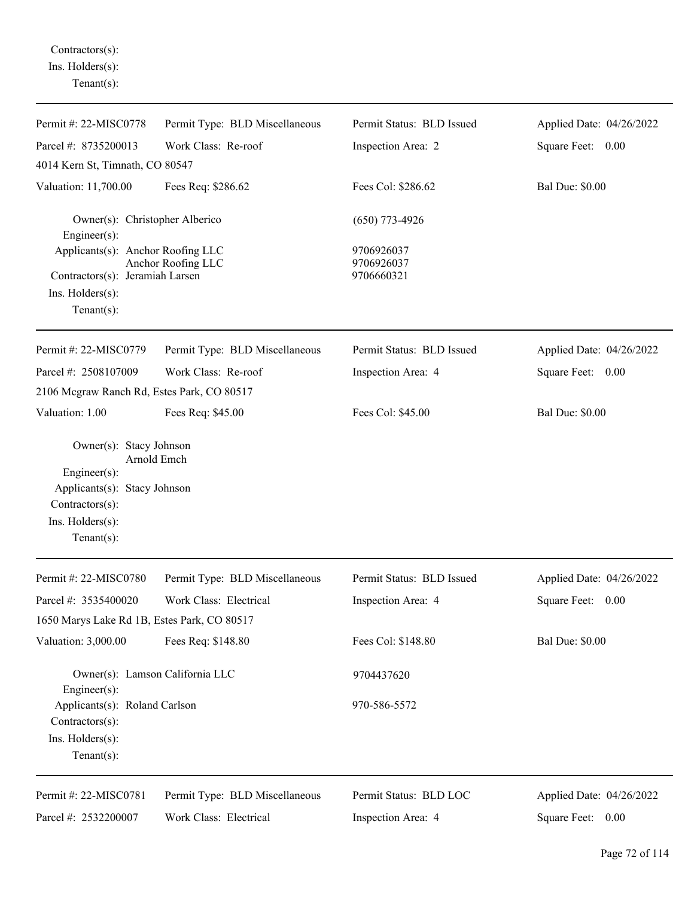Contractors(s):
Ins. Holders(s):
Tenant(s):

---

| | | | |
|---|---|---|---|
| Permit #: 22-MISC0778 | Permit Type: BLD Miscellaneous | Permit Status: BLD Issued | Applied Date: 04/26/2022 |
| Parcel #: 8735200013 | Work Class: Re-roof | Inspection Area: 2 | Square Feet: 0.00 |
| 4014 Kern St, Timnath, CO 80547 | | | |
| Valuation: 11,700.00 | Fees Req: $286.62 | Fees Col: $286.62 | Bal Due: $0.00 |

Owner(s): Christopher Alberico — (650) 773-4926
Engineer(s):
Applicants(s): Anchor Roofing LLC — 9706926037
Anchor Roofing LLC — 9706926037
Contractors(s): Jeramiah Larsen — 9706660321
Ins. Holders(s):
Tenant(s):

---

| | | | |
|---|---|---|---|
| Permit #: 22-MISC0779 | Permit Type: BLD Miscellaneous | Permit Status: BLD Issued | Applied Date: 04/26/2022 |
| Parcel #: 2508107009 | Work Class: Re-roof | Inspection Area: 4 | Square Feet: 0.00 |
| 2106 Mcgraw Ranch Rd, Estes Park, CO 80517 | | | |
| Valuation: 1.00 | Fees Req: $45.00 | Fees Col: $45.00 | Bal Due: $0.00 |

Owner(s): Stacy Johnson
Arnold Emch
Engineer(s):
Applicants(s): Stacy Johnson
Contractors(s):
Ins. Holders(s):
Tenant(s):

---

| | | | |
|---|---|---|---|
| Permit #: 22-MISC0780 | Permit Type: BLD Miscellaneous | Permit Status: BLD Issued | Applied Date: 04/26/2022 |
| Parcel #: 3535400020 | Work Class: Electrical | Inspection Area: 4 | Square Feet: 0.00 |
| 1650 Marys Lake Rd 1B, Estes Park, CO 80517 | | | |
| Valuation: 3,000.00 | Fees Req: $148.80 | Fees Col: $148.80 | Bal Due: $0.00 |

Owner(s): Lamson California LLC — 9704437620
Engineer(s):
Applicants(s): Roland Carlson — 970-586-5572
Contractors(s):
Ins. Holders(s):
Tenant(s):

---

| | | | |
|---|---|---|---|
| Permit #: 22-MISC0781 | Permit Type: BLD Miscellaneous | Permit Status: BLD LOC | Applied Date: 04/26/2022 |
| Parcel #: 2532200007 | Work Class: Electrical | Inspection Area: 4 | Square Feet: 0.00 |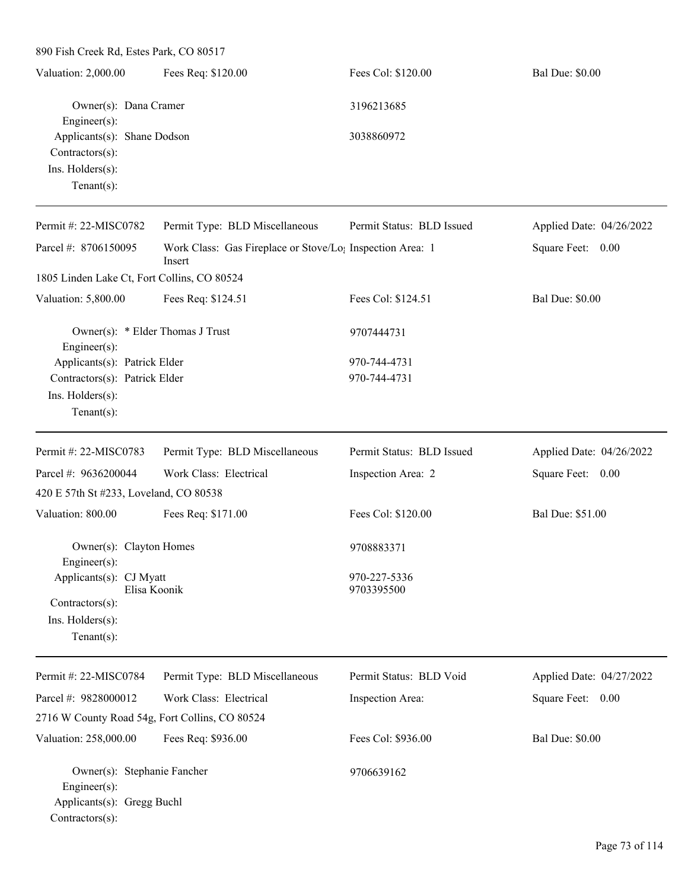890 Fish Creek Rd, Estes Park, CO 80517

| | | | |
|---|---|---|---|
| Valuation: 2,000.00 | Fees Req: $120.00 | Fees Col: $120.00 | Bal Due: $0.00 |

Owner(s): Dana Cramer — 3196213685
Engineer(s):
Applicants(s): Shane Dodson — 3038860972
Contractors(s):
Ins. Holders(s):
Tenant(s):

---

| | | | |
|---|---|---|---|
| Permit #: 22-MISC0782 | Permit Type: BLD Miscellaneous | Permit Status: BLD Issued | Applied Date: 04/26/2022 |
| Parcel #: 8706150095 | Work Class: Gas Fireplace or Stove/Log Insert | Inspection Area: 1 | Square Feet: 0.00 |

1805 Linden Lake Ct, Fort Collins, CO 80524

| | | | |
|---|---|---|---|
| Valuation: 5,800.00 | Fees Req: $124.51 | Fees Col: $124.51 | Bal Due: $0.00 |

Owner(s): * Elder Thomas J Trust — 9707444731
Engineer(s):
Applicants(s): Patrick Elder — 970-744-4731
Contractors(s): Patrick Elder — 970-744-4731
Ins. Holders(s):
Tenant(s):

---

| | | | |
|---|---|---|---|
| Permit #: 22-MISC0783 | Permit Type: BLD Miscellaneous | Permit Status: BLD Issued | Applied Date: 04/26/2022 |
| Parcel #: 9636200044 | Work Class: Electrical | Inspection Area: 2 | Square Feet: 0.00 |

420 E 57th St #233, Loveland, CO 80538

| | | | |
|---|---|---|---|
| Valuation: 800.00 | Fees Req: $171.00 | Fees Col: $120.00 | Bal Due: $51.00 |

Owner(s): Clayton Homes — 9708883371
Engineer(s):
Applicants(s): CJ Myatt — 970-227-5336
Elisa Koonik — 9703395500
Contractors(s):
Ins. Holders(s):
Tenant(s):

---

| | | | |
|---|---|---|---|
| Permit #: 22-MISC0784 | Permit Type: BLD Miscellaneous | Permit Status: BLD Void | Applied Date: 04/27/2022 |
| Parcel #: 9828000012 | Work Class: Electrical | Inspection Area: | Square Feet: 0.00 |

2716 W County Road 54g, Fort Collins, CO 80524

| | | | |
|---|---|---|---|
| Valuation: 258,000.00 | Fees Req: $936.00 | Fees Col: $936.00 | Bal Due: $0.00 |

Owner(s): Stephanie Fancher — 9706639162
Engineer(s):
Applicants(s): Gregg Buchl
Contractors(s):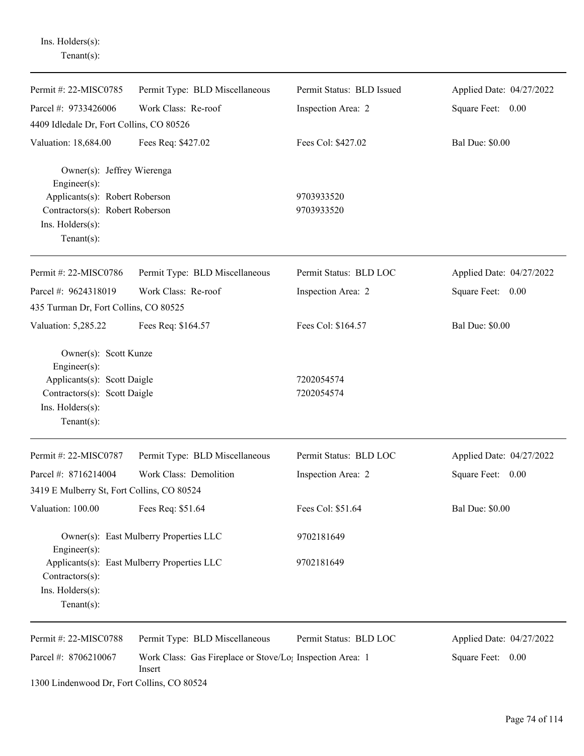Ins. Holders(s):
Tenant(s):

---

| | | | |
|---|---|---|---|
| Permit #: 22-MISC0785 | Permit Type: BLD Miscellaneous | Permit Status: BLD Issued | Applied Date: 04/27/2022 |
| Parcel #: 9733426006 | Work Class: Re-roof | Inspection Area: 2 | Square Feet: 0.00 |
| 4409 Idledale Dr, Fort Collins, CO 80526 | | | |
| Valuation: 18,684.00 | Fees Req: $427.02 | Fees Col: $427.02 | Bal Due: $0.00 |

Owner(s): Jeffrey Wierenga
Engineer(s):
Applicants(s): Robert Roberson 9703933520
Contractors(s): Robert Roberson 9703933520
Ins. Holders(s):
Tenant(s):

---

| | | | |
|---|---|---|---|
| Permit #: 22-MISC0786 | Permit Type: BLD Miscellaneous | Permit Status: BLD LOC | Applied Date: 04/27/2022 |
| Parcel #: 9624318019 | Work Class: Re-roof | Inspection Area: 2 | Square Feet: 0.00 |
| 435 Turman Dr, Fort Collins, CO 80525 | | | |
| Valuation: 5,285.22 | Fees Req: $164.57 | Fees Col: $164.57 | Bal Due: $0.00 |

Owner(s): Scott Kunze
Engineer(s):
Applicants(s): Scott Daigle 7202054574
Contractors(s): Scott Daigle 7202054574
Ins. Holders(s):
Tenant(s):

---

| | | | |
|---|---|---|---|
| Permit #: 22-MISC0787 | Permit Type: BLD Miscellaneous | Permit Status: BLD LOC | Applied Date: 04/27/2022 |
| Parcel #: 8716214004 | Work Class: Demolition | Inspection Area: 2 | Square Feet: 0.00 |
| 3419 E Mulberry St, Fort Collins, CO 80524 | | | |
| Valuation: 100.00 | Fees Req: $51.64 | Fees Col: $51.64 | Bal Due: $0.00 |

Owner(s): East Mulberry Properties LLC 9702181649
Engineer(s):
Applicants(s): East Mulberry Properties LLC 9702181649
Contractors(s):
Ins. Holders(s):
Tenant(s):

---

| | | | |
|---|---|---|---|
| Permit #: 22-MISC0788 | Permit Type: BLD Miscellaneous | Permit Status: BLD LOC | Applied Date: 04/27/2022 |
| Parcel #: 8706210067 | Work Class: Gas Fireplace or Stove/Log Insert | Inspection Area: 1 | Square Feet: 0.00 |
| 1300 Lindenwood Dr, Fort Collins, CO 80524 | | | |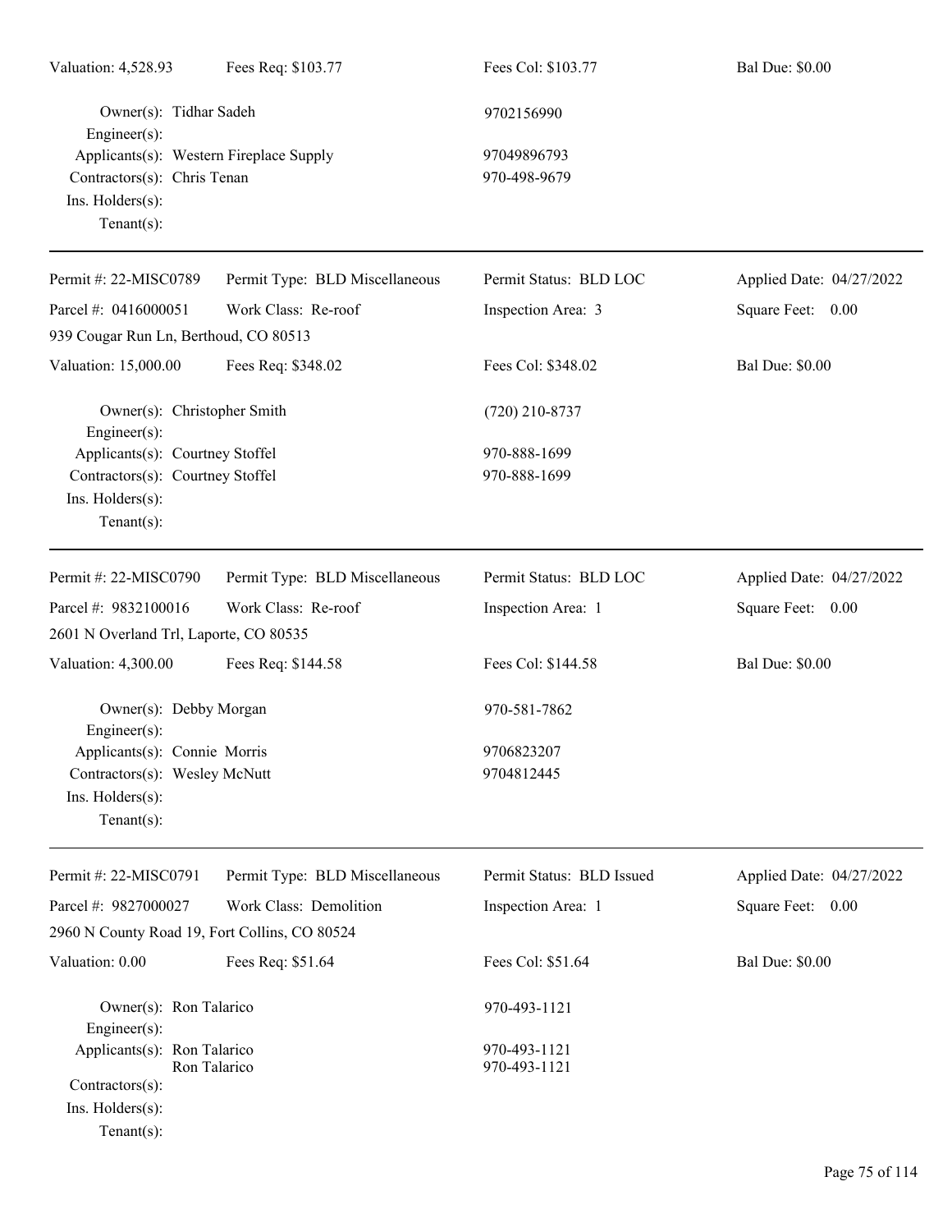Valuation: 4,528.93 | Fees Req: $103.77 | Fees Col: $103.77 | Bal Due: $0.00

Owner(s): Tidhar Sadeh — 9702156990
Engineer(s):
Applicants(s): Western Fireplace Supply — 97049896793
Contractors(s): Chris Tenan — 970-498-9679
Ins. Holders(s):
Tenant(s):

---

Permit #: 22-MISC0789 | Permit Type: BLD Miscellaneous | Permit Status: BLD LOC | Applied Date: 04/27/2022
Parcel #: 0416000051 | Work Class: Re-roof | Inspection Area: 3 | Square Feet: 0.00
939 Cougar Run Ln, Berthoud, CO 80513
Valuation: 15,000.00 | Fees Req: $348.02 | Fees Col: $348.02 | Bal Due: $0.00

Owner(s): Christopher Smith — (720) 210-8737
Engineer(s):
Applicants(s): Courtney Stoffel — 970-888-1699
Contractors(s): Courtney Stoffel — 970-888-1699
Ins. Holders(s):
Tenant(s):

---

Permit #: 22-MISC0790 | Permit Type: BLD Miscellaneous | Permit Status: BLD LOC | Applied Date: 04/27/2022
Parcel #: 9832100016 | Work Class: Re-roof | Inspection Area: 1 | Square Feet: 0.00
2601 N Overland Trl, Laporte, CO 80535
Valuation: 4,300.00 | Fees Req: $144.58 | Fees Col: $144.58 | Bal Due: $0.00

Owner(s): Debby Morgan — 970-581-7862
Engineer(s):
Applicants(s): Connie Morris — 9706823207
Contractors(s): Wesley McNutt — 9704812445
Ins. Holders(s):
Tenant(s):

---

Permit #: 22-MISC0791 | Permit Type: BLD Miscellaneous | Permit Status: BLD Issued | Applied Date: 04/27/2022
Parcel #: 9827000027 | Work Class: Demolition | Inspection Area: 1 | Square Feet: 0.00
2960 N County Road 19, Fort Collins, CO 80524
Valuation: 0.00 | Fees Req: $51.64 | Fees Col: $51.64 | Bal Due: $0.00

Owner(s): Ron Talarico — 970-493-1121
Engineer(s):
Applicants(s): Ron Talarico — 970-493-1121
Ron Talarico — 970-493-1121
Contractors(s):
Ins. Holders(s):
Tenant(s):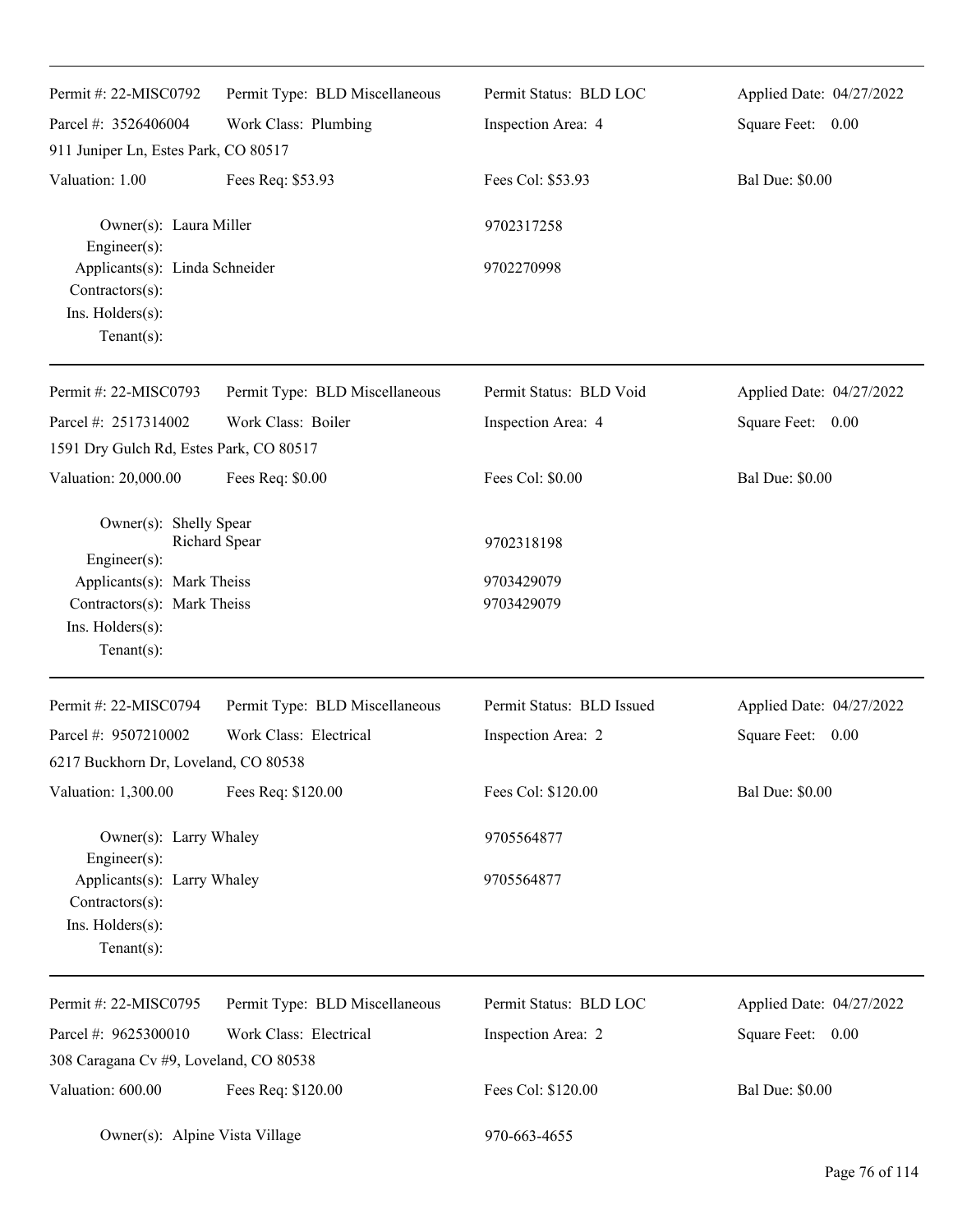| | | | |
|---|---|---|---|
| Permit #: 22-MISC0792 | Permit Type: BLD Miscellaneous | Permit Status: BLD LOC | Applied Date: 04/27/2022 |
| Parcel #: 3526406004 | Work Class: Plumbing | Inspection Area: 4 | Square Feet: 0.00 |
| 911 Juniper Ln, Estes Park, CO 80517 | | | |
| Valuation: 1.00 | Fees Req: $53.93 | Fees Col: $53.93 | Bal Due: $0.00 |

Owner(s): Laura Miller 9702317258
Engineer(s):
Applicants(s): Linda Schneider 9702270998
Contractors(s):
Ins. Holders(s):
Tenant(s):

---

| | | | |
|---|---|---|---|
| Permit #: 22-MISC0793 | Permit Type: BLD Miscellaneous | Permit Status: BLD Void | Applied Date: 04/27/2022 |
| Parcel #: 2517314002 | Work Class: Boiler | Inspection Area: 4 | Square Feet: 0.00 |
| 1591 Dry Gulch Rd, Estes Park, CO 80517 | | | |
| Valuation: 20,000.00 | Fees Req: $0.00 | Fees Col: $0.00 | Bal Due: $0.00 |

Owner(s): Shelly Spear
Richard Spear 9702318198
Engineer(s):
Applicants(s): Mark Theiss 9703429079
Contractors(s): Mark Theiss 9703429079
Ins. Holders(s):
Tenant(s):

---

| | | | |
|---|---|---|---|
| Permit #: 22-MISC0794 | Permit Type: BLD Miscellaneous | Permit Status: BLD Issued | Applied Date: 04/27/2022 |
| Parcel #: 9507210002 | Work Class: Electrical | Inspection Area: 2 | Square Feet: 0.00 |
| 6217 Buckhorn Dr, Loveland, CO 80538 | | | |
| Valuation: 1,300.00 | Fees Req: $120.00 | Fees Col: $120.00 | Bal Due: $0.00 |

Owner(s): Larry Whaley 9705564877
Engineer(s):
Applicants(s): Larry Whaley 9705564877
Contractors(s):
Ins. Holders(s):
Tenant(s):

---

| | | | |
|---|---|---|---|
| Permit #: 22-MISC0795 | Permit Type: BLD Miscellaneous | Permit Status: BLD LOC | Applied Date: 04/27/2022 |
| Parcel #: 9625300010 | Work Class: Electrical | Inspection Area: 2 | Square Feet: 0.00 |
| 308 Caragana Cv #9, Loveland, CO 80538 | | | |
| Valuation: 600.00 | Fees Req: $120.00 | Fees Col: $120.00 | Bal Due: $0.00 |

Owner(s): Alpine Vista Village 970-663-4655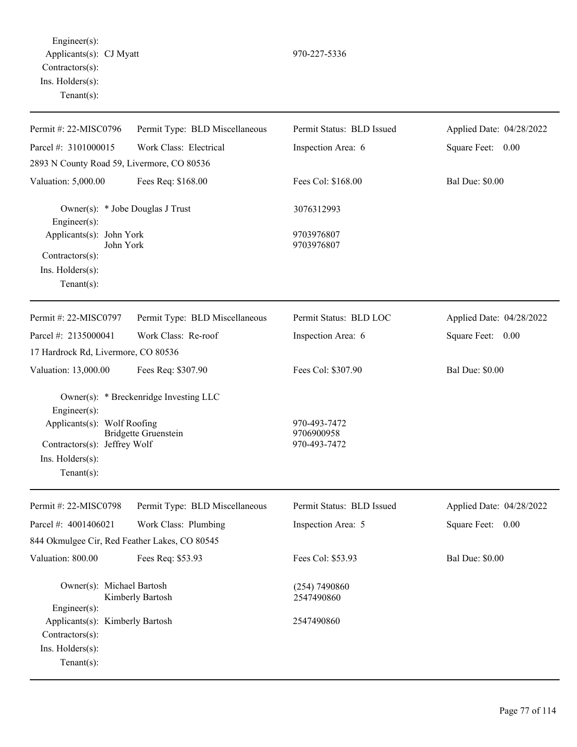Engineer(s):
Applicants(s): CJ Myatt — 970-227-5336
Contractors(s):
Ins. Holders(s):
Tenant(s):

---

| | | | |
|---|---|---|---|
| Permit #: 22-MISC0796 | Permit Type: BLD Miscellaneous | Permit Status: BLD Issued | Applied Date: 04/28/2022 |
| Parcel #: 3101000015 | Work Class: Electrical | Inspection Area: 6 | Square Feet: 0.00 |
| 2893 N County Road 59, Livermore, CO 80536 | | | |
| Valuation: 5,000.00 | Fees Req: $168.00 | Fees Col: $168.00 | Bal Due: $0.00 |

Owner(s): * Jobe Douglas J Trust — 3076312993
Engineer(s):
Applicants(s): John York — 9703976807
John York — 9703976807
Contractors(s):
Ins. Holders(s):
Tenant(s):

---

| | | | |
|---|---|---|---|
| Permit #: 22-MISC0797 | Permit Type: BLD Miscellaneous | Permit Status: BLD LOC | Applied Date: 04/28/2022 |
| Parcel #: 2135000041 | Work Class: Re-roof | Inspection Area: 6 | Square Feet: 0.00 |
| 17 Hardrock Rd, Livermore, CO 80536 | | | |
| Valuation: 13,000.00 | Fees Req: $307.90 | Fees Col: $307.90 | Bal Due: $0.00 |

Owner(s): * Breckenridge Investing LLC
Engineer(s):
Applicants(s): Wolf Roofing — 970-493-7472
Bridgette Gruenstein — 9706900958
Contractors(s): Jeffrey Wolf — 970-493-7472
Ins. Holders(s):
Tenant(s):

---

| | | | |
|---|---|---|---|
| Permit #: 22-MISC0798 | Permit Type: BLD Miscellaneous | Permit Status: BLD Issued | Applied Date: 04/28/2022 |
| Parcel #: 4001406021 | Work Class: Plumbing | Inspection Area: 5 | Square Feet: 0.00 |
| 844 Okmulgee Cir, Red Feather Lakes, CO 80545 | | | |
| Valuation: 800.00 | Fees Req: $53.93 | Fees Col: $53.93 | Bal Due: $0.00 |

Owner(s): Michael Bartosh — (254) 7490860
Kimberly Bartosh — 2547490860
Engineer(s):
Applicants(s): Kimberly Bartosh — 2547490860
Contractors(s):
Ins. Holders(s):
Tenant(s):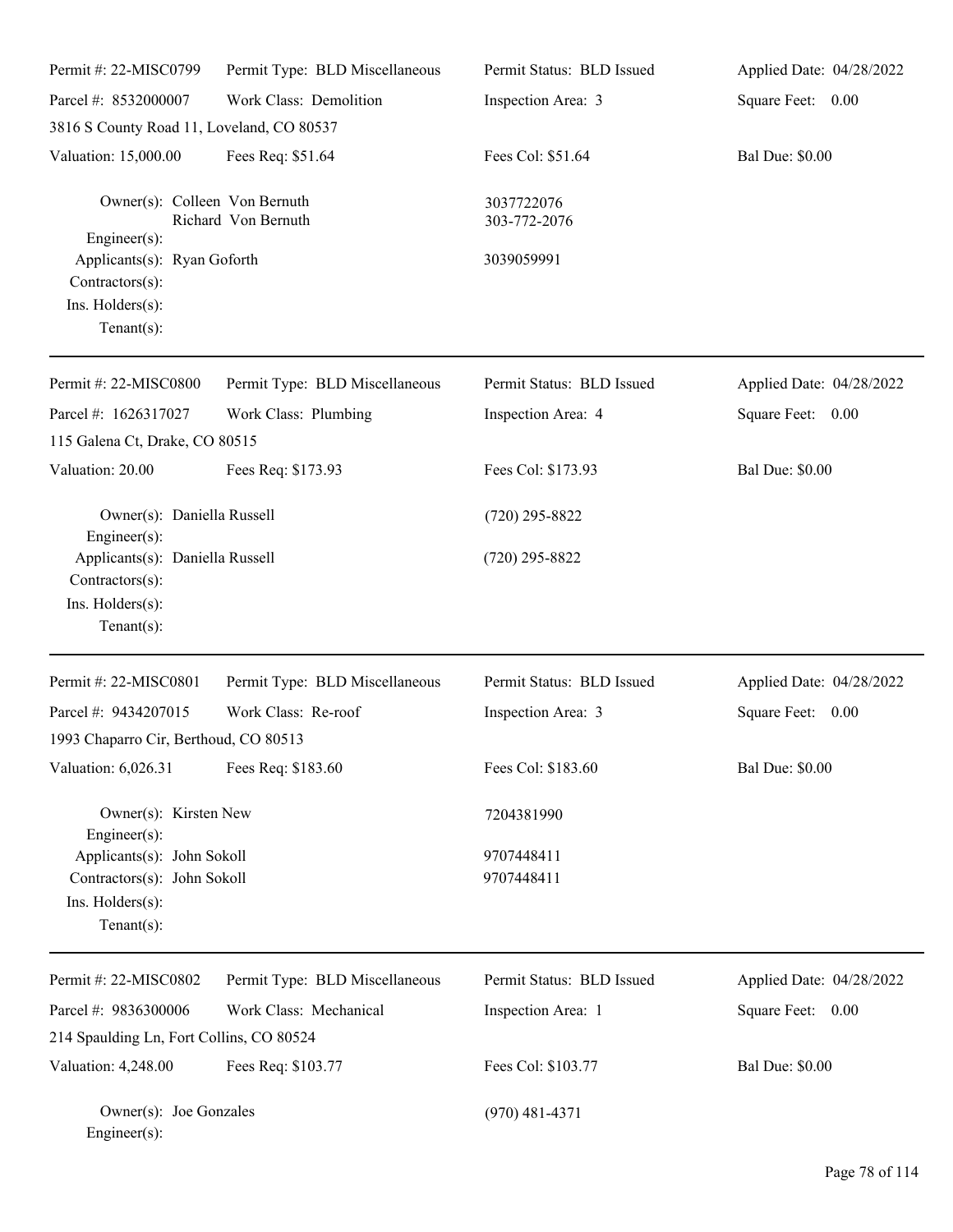| | | | |
|---|---|---|---|
| Permit #: 22-MISC0799 | Permit Type: BLD Miscellaneous | Permit Status: BLD Issued | Applied Date: 04/28/2022 |
| Parcel #: 8532000007 | Work Class: Demolition | Inspection Area: 3 | Square Feet: 0.00 |
| 3816 S County Road 11, Loveland, CO 80537 | | | |
| Valuation: 15,000.00 | Fees Req: $51.64 | Fees Col: $51.64 | Bal Due: $0.00 |

Owner(s): Colleen Von Bernuth 3037722076
Richard Von Bernuth 303-772-2076
Engineer(s):
Applicants(s): Ryan Goforth 3039059991
Contractors(s):
Ins. Holders(s):
Tenant(s):

---

| | | | |
|---|---|---|---|
| Permit #: 22-MISC0800 | Permit Type: BLD Miscellaneous | Permit Status: BLD Issued | Applied Date: 04/28/2022 |
| Parcel #: 1626317027 | Work Class: Plumbing | Inspection Area: 4 | Square Feet: 0.00 |
| 115 Galena Ct, Drake, CO 80515 | | | |
| Valuation: 20.00 | Fees Req: $173.93 | Fees Col: $173.93 | Bal Due: $0.00 |

Owner(s): Daniella Russell (720) 295-8822
Engineer(s):
Applicants(s): Daniella Russell (720) 295-8822
Contractors(s):
Ins. Holders(s):
Tenant(s):

---

| | | | |
|---|---|---|---|
| Permit #: 22-MISC0801 | Permit Type: BLD Miscellaneous | Permit Status: BLD Issued | Applied Date: 04/28/2022 |
| Parcel #: 9434207015 | Work Class: Re-roof | Inspection Area: 3 | Square Feet: 0.00 |
| 1993 Chaparro Cir, Berthoud, CO 80513 | | | |
| Valuation: 6,026.31 | Fees Req: $183.60 | Fees Col: $183.60 | Bal Due: $0.00 |

Owner(s): Kirsten New 7204381990
Engineer(s):
Applicants(s): John Sokoll 9707448411
Contractors(s): John Sokoll 9707448411
Ins. Holders(s):
Tenant(s):

---

| | | | |
|---|---|---|---|
| Permit #: 22-MISC0802 | Permit Type: BLD Miscellaneous | Permit Status: BLD Issued | Applied Date: 04/28/2022 |
| Parcel #: 9836300006 | Work Class: Mechanical | Inspection Area: 1 | Square Feet: 0.00 |
| 214 Spaulding Ln, Fort Collins, CO 80524 | | | |
| Valuation: 4,248.00 | Fees Req: $103.77 | Fees Col: $103.77 | Bal Due: $0.00 |

Owner(s): Joe Gonzales (970) 481-4371
Engineer(s):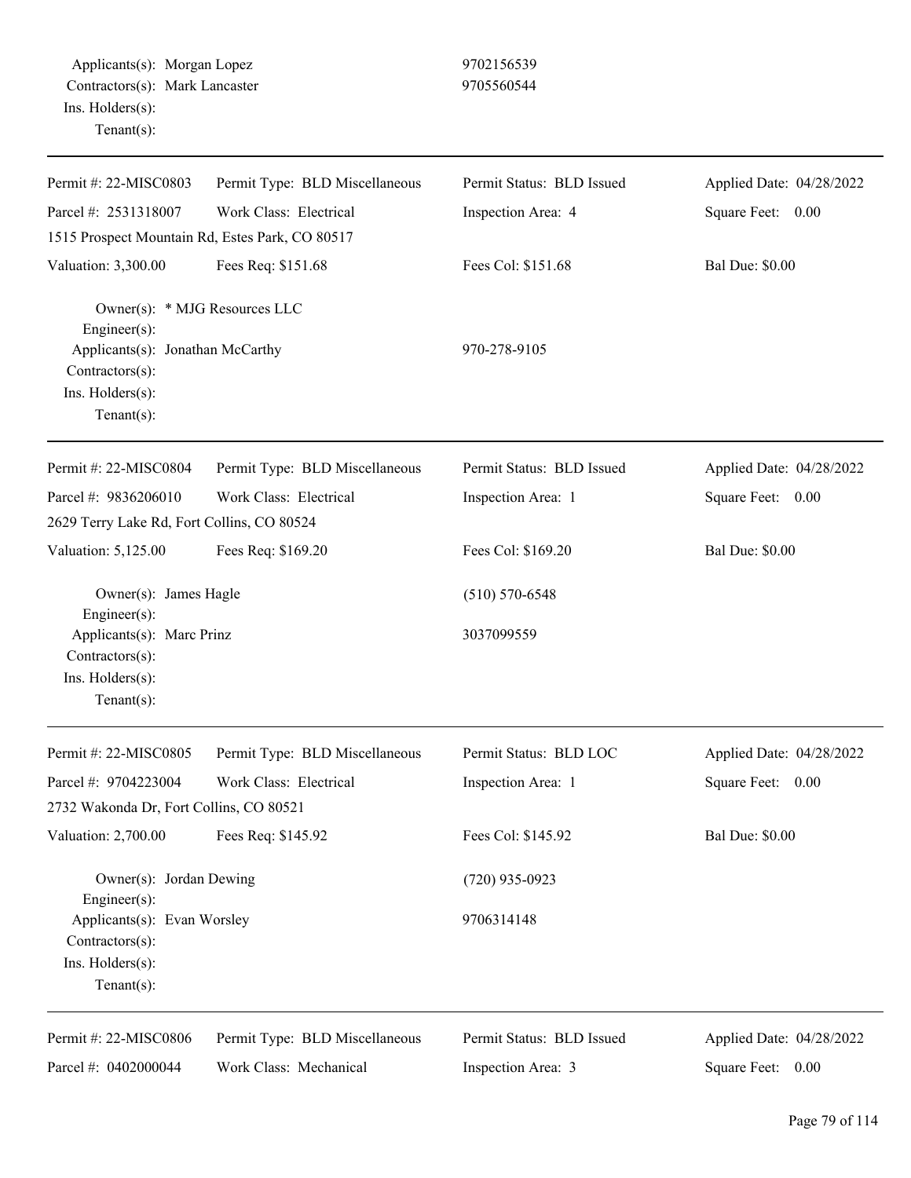Applicants(s): Morgan Lopez 9702156539
Contractors(s): Mark Lancaster 9705560544
Ins. Holders(s):
Tenant(s):

---

| | | | |
|---|---|---|---|
| Permit #: 22-MISC0803 | Permit Type: BLD Miscellaneous | Permit Status: BLD Issued | Applied Date: 04/28/2022 |
| Parcel #: 2531318007 | Work Class: Electrical | Inspection Area: 4 | Square Feet: 0.00 |
| 1515 Prospect Mountain Rd, Estes Park, CO 80517 | | | |
| Valuation: 3,300.00 | Fees Req: $151.68 | Fees Col: $151.68 | Bal Due: $0.00 |

Owner(s): * MJG Resources LLC
Engineer(s):
Applicants(s): Jonathan McCarthy 970-278-9105
Contractors(s):
Ins. Holders(s):
Tenant(s):

---

| | | | |
|---|---|---|---|
| Permit #: 22-MISC0804 | Permit Type: BLD Miscellaneous | Permit Status: BLD Issued | Applied Date: 04/28/2022 |
| Parcel #: 9836206010 | Work Class: Electrical | Inspection Area: 1 | Square Feet: 0.00 |
| 2629 Terry Lake Rd, Fort Collins, CO 80524 | | | |
| Valuation: 5,125.00 | Fees Req: $169.20 | Fees Col: $169.20 | Bal Due: $0.00 |

Owner(s): James Hagle (510) 570-6548
Engineer(s):
Applicants(s): Marc Prinz 3037099559
Contractors(s):
Ins. Holders(s):
Tenant(s):

---

| | | | |
|---|---|---|---|
| Permit #: 22-MISC0805 | Permit Type: BLD Miscellaneous | Permit Status: BLD LOC | Applied Date: 04/28/2022 |
| Parcel #: 9704223004 | Work Class: Electrical | Inspection Area: 1 | Square Feet: 0.00 |
| 2732 Wakonda Dr, Fort Collins, CO 80521 | | | |
| Valuation: 2,700.00 | Fees Req: $145.92 | Fees Col: $145.92 | Bal Due: $0.00 |

Owner(s): Jordan Dewing (720) 935-0923
Engineer(s):
Applicants(s): Evan Worsley 9706314148
Contractors(s):
Ins. Holders(s):
Tenant(s):

---

| | | | |
|---|---|---|---|
| Permit #: 22-MISC0806 | Permit Type: BLD Miscellaneous | Permit Status: BLD Issued | Applied Date: 04/28/2022 |
| Parcel #: 0402000044 | Work Class: Mechanical | Inspection Area: 3 | Square Feet: 0.00 |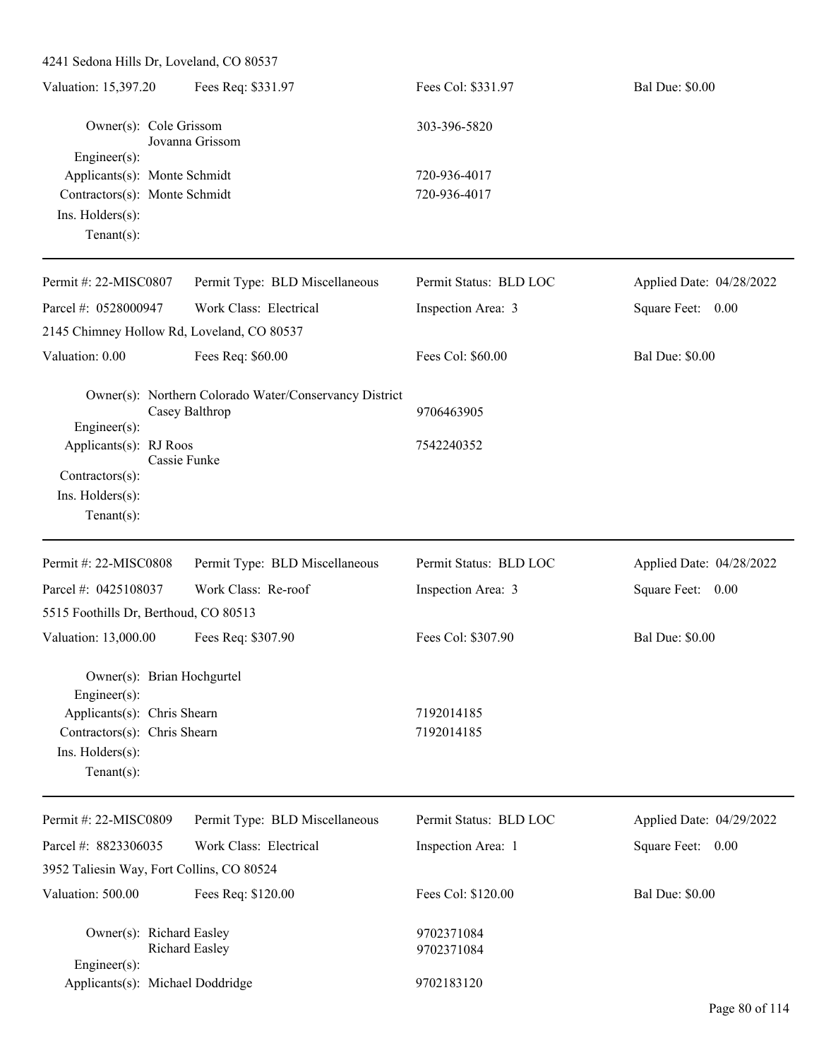4241 Sedona Hills Dr, Loveland, CO 80537

Valuation: 15,397.20 Fees Req: $331.97 Fees Col: $331.97 Bal Due: $0.00

Owner(s): Cole Grissom 303-396-5820
Jovanna Grissom
Engineer(s):
Applicants(s): Monte Schmidt 720-936-4017
Contractors(s): Monte Schmidt 720-936-4017
Ins. Holders(s):
Tenant(s):

---

Permit #: 22-MISC0807 Permit Type: BLD Miscellaneous Permit Status: BLD LOC Applied Date: 04/28/2022
Parcel #: 0528000947 Work Class: Electrical Inspection Area: 3 Square Feet: 0.00
2145 Chimney Hollow Rd, Loveland, CO 80537
Valuation: 0.00 Fees Req: $60.00 Fees Col: $60.00 Bal Due: $0.00

Owner(s): Northern Colorado Water/Conservancy District
Casey Balthrop 9706463905
Engineer(s):
Applicants(s): RJ Roos 7542240352
Cassie Funke
Contractors(s):
Ins. Holders(s):
Tenant(s):

---

Permit #: 22-MISC0808 Permit Type: BLD Miscellaneous Permit Status: BLD LOC Applied Date: 04/28/2022
Parcel #: 0425108037 Work Class: Re-roof Inspection Area: 3 Square Feet: 0.00
5515 Foothills Dr, Berthoud, CO 80513
Valuation: 13,000.00 Fees Req: $307.90 Fees Col: $307.90 Bal Due: $0.00

Owner(s): Brian Hochgurtel
Engineer(s):
Applicants(s): Chris Shearn 7192014185
Contractors(s): Chris Shearn 7192014185
Ins. Holders(s):
Tenant(s):

---

Permit #: 22-MISC0809 Permit Type: BLD Miscellaneous Permit Status: BLD LOC Applied Date: 04/29/2022
Parcel #: 8823306035 Work Class: Electrical Inspection Area: 1 Square Feet: 0.00
3952 Taliesin Way, Fort Collins, CO 80524
Valuation: 500.00 Fees Req: $120.00 Fees Col: $120.00 Bal Due: $0.00

Owner(s): Richard Easley 9702371084
Richard Easley 9702371084
Engineer(s):
Applicants(s): Michael Doddridge 9702183120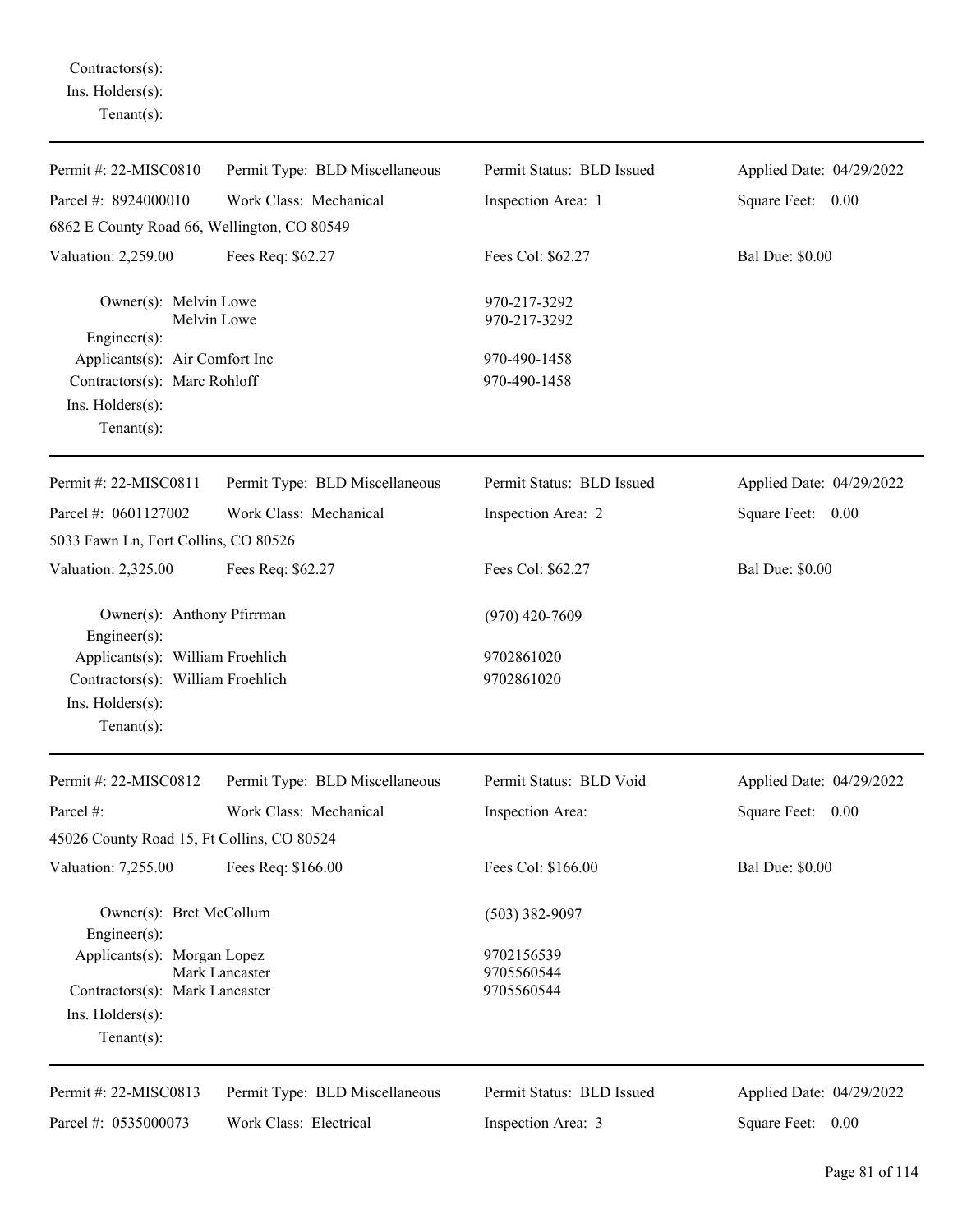Contractors(s):
Ins. Holders(s):
Tenant(s):

---

Permit #: 22-MISC0810 Permit Type: BLD Miscellaneous Permit Status: BLD Issued Applied Date: 04/29/2022
Parcel #: 8924000010 Work Class: Mechanical Inspection Area: 1 Square Feet: 0.00
6862 E County Road 66, Wellington, CO 80549
Valuation: 2,259.00 Fees Req: $62.27 Fees Col: $62.27 Bal Due: $0.00

Owner(s): Melvin Lowe 970-217-3292
Melvin Lowe 970-217-3292
Engineer(s):
Applicants(s): Air Comfort Inc 970-490-1458
Contractors(s): Marc Rohloff 970-490-1458
Ins. Holders(s):
Tenant(s):

---

Permit #: 22-MISC0811 Permit Type: BLD Miscellaneous Permit Status: BLD Issued Applied Date: 04/29/2022
Parcel #: 0601127002 Work Class: Mechanical Inspection Area: 2 Square Feet: 0.00
5033 Fawn Ln, Fort Collins, CO 80526
Valuation: 2,325.00 Fees Req: $62.27 Fees Col: $62.27 Bal Due: $0.00

Owner(s): Anthony Pfirrman (970) 420-7609
Engineer(s):
Applicants(s): William Froehlich 9702861020
Contractors(s): William Froehlich 9702861020
Ins. Holders(s):
Tenant(s):

---

Permit #: 22-MISC0812 Permit Type: BLD Miscellaneous Permit Status: BLD Void Applied Date: 04/29/2022
Parcel #: Work Class: Mechanical Inspection Area: Square Feet: 0.00
45026 County Road 15, Ft Collins, CO 80524
Valuation: 7,255.00 Fees Req: $166.00 Fees Col: $166.00 Bal Due: $0.00

Owner(s): Bret McCollum (503) 382-9097
Engineer(s):
Applicants(s): Morgan Lopez 9702156539
Mark Lancaster 9705560544
Contractors(s): Mark Lancaster 9705560544
Ins. Holders(s):
Tenant(s):

---

Permit #: 22-MISC0813 Permit Type: BLD Miscellaneous Permit Status: BLD Issued Applied Date: 04/29/2022
Parcel #: 0535000073 Work Class: Electrical Inspection Area: 3 Square Feet: 0.00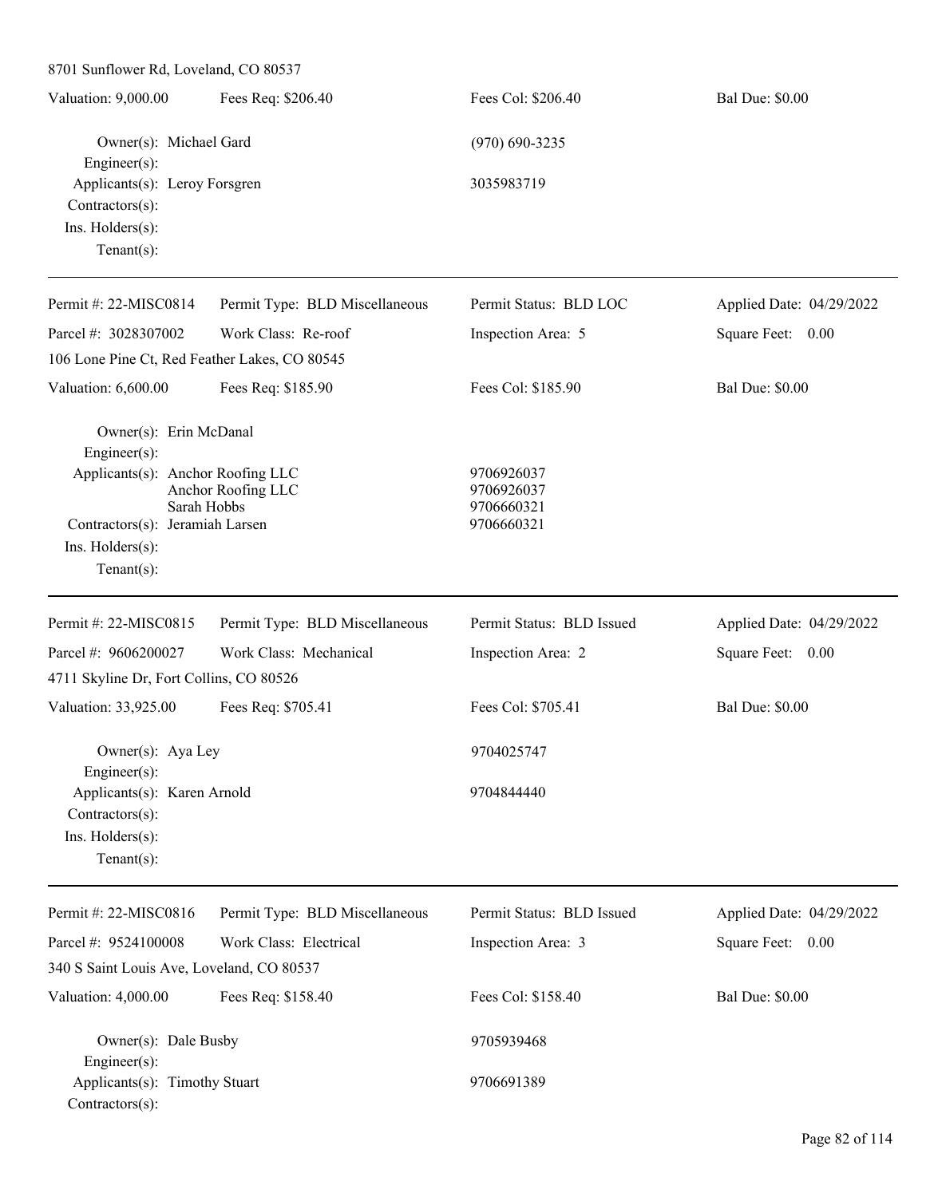8701 Sunflower Rd, Loveland, CO 80537

Valuation: 9,000.00 | Fees Req: $206.40 | Fees Col: $206.40 | Bal Due: $0.00

Owner(s): Michael Gard (970) 690-3235
Engineer(s):
Applicants(s): Leroy Forsgren 3035983719
Contractors(s):
Ins. Holders(s):
Tenant(s):

---

Permit #: 22-MISC0814 | Permit Type: BLD Miscellaneous | Permit Status: BLD LOC | Applied Date: 04/29/2022
Parcel #: 3028307002 | Work Class: Re-roof | Inspection Area: 5 | Square Feet: 0.00
106 Lone Pine Ct, Red Feather Lakes, CO 80545
Valuation: 6,600.00 | Fees Req: $185.90 | Fees Col: $185.90 | Bal Due: $0.00

Owner(s): Erin McDanal
Engineer(s):
Applicants(s): Anchor Roofing LLC 9706926037
Anchor Roofing LLC 9706926037
Sarah Hobbs 9706660321
Contractors(s): Jeramiah Larsen 9706660321
Ins. Holders(s):
Tenant(s):

---

Permit #: 22-MISC0815 | Permit Type: BLD Miscellaneous | Permit Status: BLD Issued | Applied Date: 04/29/2022
Parcel #: 9606200027 | Work Class: Mechanical | Inspection Area: 2 | Square Feet: 0.00
4711 Skyline Dr, Fort Collins, CO 80526
Valuation: 33,925.00 | Fees Req: $705.41 | Fees Col: $705.41 | Bal Due: $0.00

Owner(s): Aya Ley 9704025747
Engineer(s):
Applicants(s): Karen Arnold 9704844440
Contractors(s):
Ins. Holders(s):
Tenant(s):

---

Permit #: 22-MISC0816 | Permit Type: BLD Miscellaneous | Permit Status: BLD Issued | Applied Date: 04/29/2022
Parcel #: 9524100008 | Work Class: Electrical | Inspection Area: 3 | Square Feet: 0.00
340 S Saint Louis Ave, Loveland, CO 80537
Valuation: 4,000.00 | Fees Req: $158.40 | Fees Col: $158.40 | Bal Due: $0.00

Owner(s): Dale Busby 9705939468
Engineer(s):
Applicants(s): Timothy Stuart 9706691389
Contractors(s):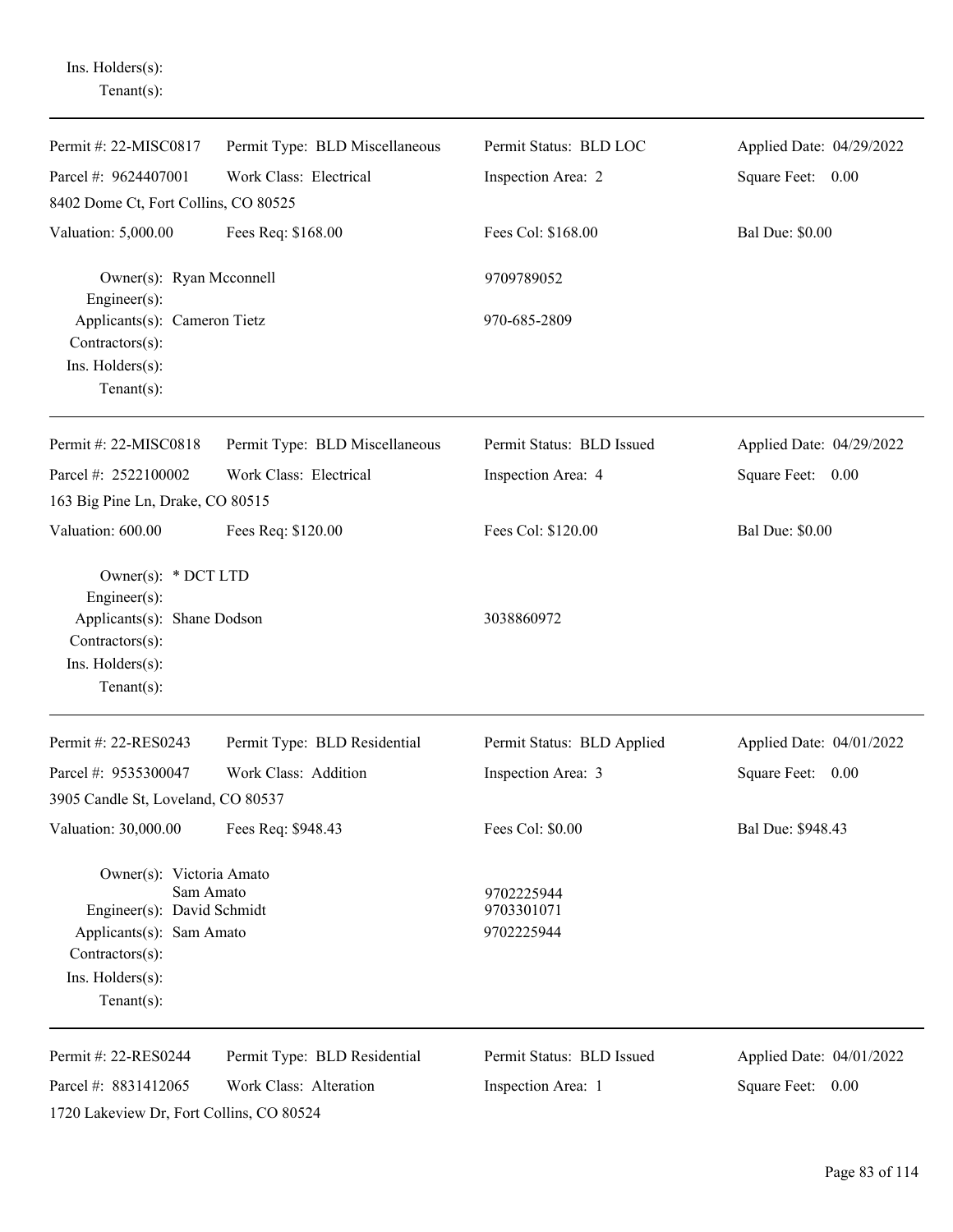Ins. Holders(s):
Tenant(s):

---

| | | | |
|---|---|---|---|
| Permit #: 22-MISC0817 | Permit Type: BLD Miscellaneous | Permit Status: BLD LOC | Applied Date: 04/29/2022 |
| Parcel #: 9624407001 | Work Class: Electrical | Inspection Area: 2 | Square Feet: 0.00 |
| 8402 Dome Ct, Fort Collins, CO 80525 | | | |
| Valuation: 5,000.00 | Fees Req: $168.00 | Fees Col: $168.00 | Bal Due: $0.00 |

Owner(s): Ryan Mcconnell — 9709789052
Engineer(s):
Applicants(s): Cameron Tietz — 970-685-2809
Contractors(s):
Ins. Holders(s):
Tenant(s):

---

| | | | |
|---|---|---|---|
| Permit #: 22-MISC0818 | Permit Type: BLD Miscellaneous | Permit Status: BLD Issued | Applied Date: 04/29/2022 |
| Parcel #: 2522100002 | Work Class: Electrical | Inspection Area: 4 | Square Feet: 0.00 |
| 163 Big Pine Ln, Drake, CO 80515 | | | |
| Valuation: 600.00 | Fees Req: $120.00 | Fees Col: $120.00 | Bal Due: $0.00 |

Owner(s): * DCT LTD
Engineer(s):
Applicants(s): Shane Dodson — 3038860972
Contractors(s):
Ins. Holders(s):
Tenant(s):

---

| | | | |
|---|---|---|---|
| Permit #: 22-RES0243 | Permit Type: BLD Residential | Permit Status: BLD Applied | Applied Date: 04/01/2022 |
| Parcel #: 9535300047 | Work Class: Addition | Inspection Area: 3 | Square Feet: 0.00 |
| 3905 Candle St, Loveland, CO 80537 | | | |
| Valuation: 30,000.00 | Fees Req: $948.43 | Fees Col: $0.00 | Bal Due: $948.43 |

Owner(s): Victoria Amato
Sam Amato — 9702225944
Engineer(s): David Schmidt — 9703301071
Applicants(s): Sam Amato — 9702225944
Contractors(s):
Ins. Holders(s):
Tenant(s):

---

| | | | |
|---|---|---|---|
| Permit #: 22-RES0244 | Permit Type: BLD Residential | Permit Status: BLD Issued | Applied Date: 04/01/2022 |
| Parcel #: 8831412065 | Work Class: Alteration | Inspection Area: 1 | Square Feet: 0.00 |
| 1720 Lakeview Dr, Fort Collins, CO 80524 | | | |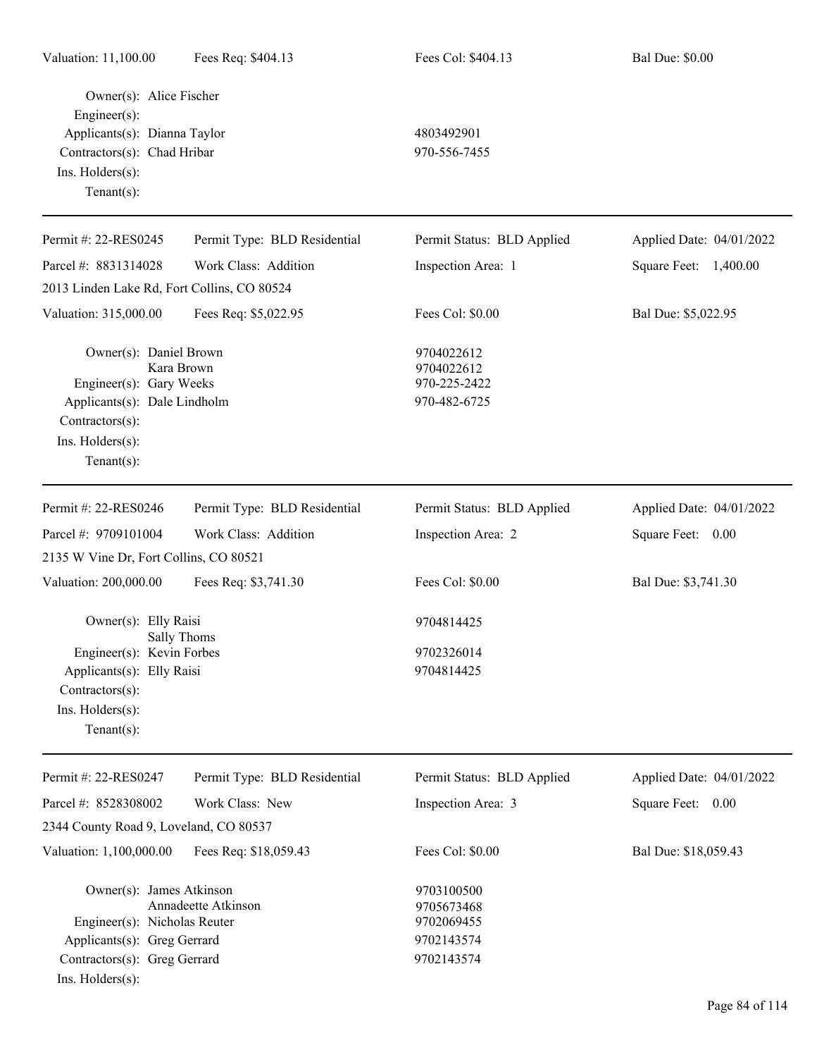| | | | |
|---|---|---|---|
| Valuation: 11,100.00 | Fees Req: $404.13 | Fees Col: $404.13 | Bal Due: $0.00 |

Owner(s): Alice Fischer
Engineer(s):
Applicants(s): Dianna Taylor — 4803492901
Contractors(s): Chad Hribar — 970-556-7455
Ins. Holders(s):
Tenant(s):

---

| | | | |
|---|---|---|---|
| Permit #: 22-RES0245 | Permit Type: BLD Residential | Permit Status: BLD Applied | Applied Date: 04/01/2022 |
| Parcel #: 8831314028 | Work Class: Addition | Inspection Area: 1 | Square Feet: 1,400.00 |
| 2013 Linden Lake Rd, Fort Collins, CO 80524 | | | |
| Valuation: 315,000.00 | Fees Req: $5,022.95 | Fees Col: $0.00 | Bal Due: $5,022.95 |

Owner(s): Daniel Brown — 9704022612
Kara Brown — 9704022612
Engineer(s): Gary Weeks — 970-225-2422
Applicants(s): Dale Lindholm — 970-482-6725
Contractors(s):
Ins. Holders(s):
Tenant(s):

---

| | | | |
|---|---|---|---|
| Permit #: 22-RES0246 | Permit Type: BLD Residential | Permit Status: BLD Applied | Applied Date: 04/01/2022 |
| Parcel #: 9709101004 | Work Class: Addition | Inspection Area: 2 | Square Feet: 0.00 |
| 2135 W Vine Dr, Fort Collins, CO 80521 | | | |
| Valuation: 200,000.00 | Fees Req: $3,741.30 | Fees Col: $0.00 | Bal Due: $3,741.30 |

Owner(s): Elly Raisi — 9704814425
Sally Thoms
Engineer(s): Kevin Forbes — 9702326014
Applicants(s): Elly Raisi — 9704814425
Contractors(s):
Ins. Holders(s):
Tenant(s):

---

| | | | |
|---|---|---|---|
| Permit #: 22-RES0247 | Permit Type: BLD Residential | Permit Status: BLD Applied | Applied Date: 04/01/2022 |
| Parcel #: 8528308002 | Work Class: New | Inspection Area: 3 | Square Feet: 0.00 |
| 2344 County Road 9, Loveland, CO 80537 | | | |
| Valuation: 1,100,000.00 | Fees Req: $18,059.43 | Fees Col: $0.00 | Bal Due: $18,059.43 |

Owner(s): James Atkinson — 9703100500
Annadeette Atkinson — 9705673468
Engineer(s): Nicholas Reuter — 9702069455
Applicants(s): Greg Gerrard — 9702143574
Contractors(s): Greg Gerrard — 9702143574
Ins. Holders(s):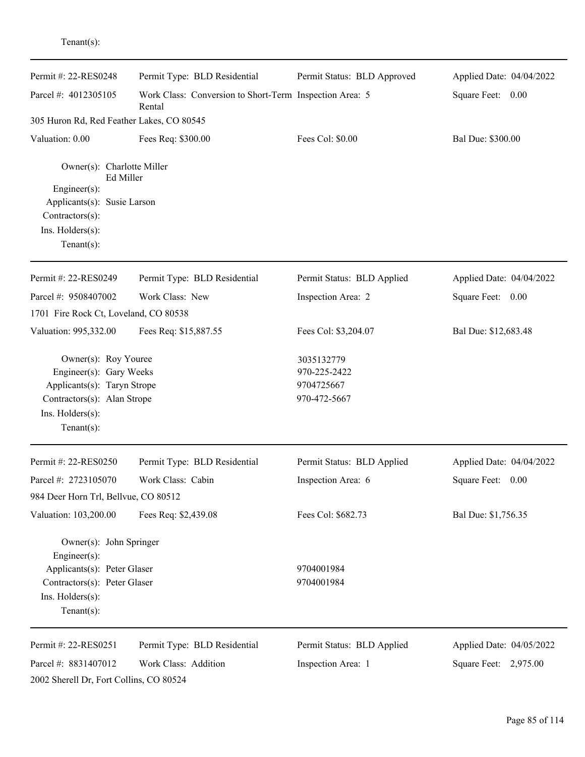Tenant(s):

---

| | | | |
|---|---|---|---|
| Permit #: 22-RES0248 | Permit Type: BLD Residential | Permit Status: BLD Approved | Applied Date: 04/04/2022 |
| Parcel #: 4012305105 | Work Class: Conversion to Short-Term Rental | Inspection Area: 5 | Square Feet: 0.00 |
| 305 Huron Rd, Red Feather Lakes, CO 80545 | | | |
| Valuation: 0.00 | Fees Req: $300.00 | Fees Col: $0.00 | Bal Due: $300.00 |

Owner(s): Charlotte Miller
Ed Miller
Engineer(s):
Applicants(s): Susie Larson
Contractors(s):
Ins. Holders(s):
Tenant(s):

---

| | | | |
|---|---|---|---|
| Permit #: 22-RES0249 | Permit Type: BLD Residential | Permit Status: BLD Applied | Applied Date: 04/04/2022 |
| Parcel #: 9508407002 | Work Class: New | Inspection Area: 2 | Square Feet: 0.00 |
| 1701 Fire Rock Ct, Loveland, CO 80538 | | | |
| Valuation: 995,332.00 | Fees Req: $15,887.55 | Fees Col: $3,204.07 | Bal Due: $12,683.48 |

Owner(s): Roy Youree — 3035132779
Engineer(s): Gary Weeks — 970-225-2422
Applicants(s): Taryn Strope — 9704725667
Contractors(s): Alan Strope — 970-472-5667
Ins. Holders(s):
Tenant(s):

---

| | | | |
|---|---|---|---|
| Permit #: 22-RES0250 | Permit Type: BLD Residential | Permit Status: BLD Applied | Applied Date: 04/04/2022 |
| Parcel #: 2723105070 | Work Class: Cabin | Inspection Area: 6 | Square Feet: 0.00 |
| 984 Deer Horn Trl, Bellvue, CO 80512 | | | |
| Valuation: 103,200.00 | Fees Req: $2,439.08 | Fees Col: $682.73 | Bal Due: $1,756.35 |

Owner(s): John Springer
Engineer(s):
Applicants(s): Peter Glaser — 9704001984
Contractors(s): Peter Glaser — 9704001984
Ins. Holders(s):
Tenant(s):

---

| | | | |
|---|---|---|---|
| Permit #: 22-RES0251 | Permit Type: BLD Residential | Permit Status: BLD Applied | Applied Date: 04/05/2022 |
| Parcel #: 8831407012 | Work Class: Addition | Inspection Area: 1 | Square Feet: 2,975.00 |
| 2002 Sherell Dr, Fort Collins, CO 80524 | | | |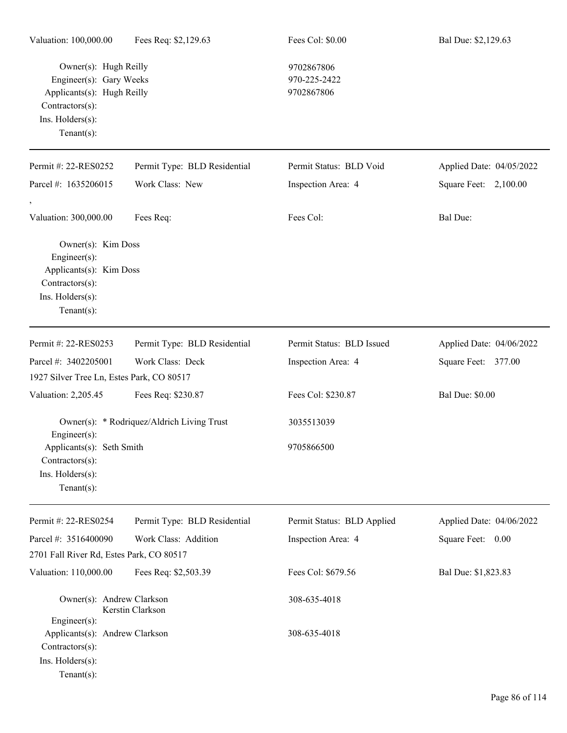| Valuation: 100,000.00 | Fees Req: $2,129.63 | Fees Col: $0.00 | Bal Due: $2,129.63 |
|---|---|---|---|

Owner(s): Hugh Reilly — 9702867806
Engineer(s): Gary Weeks — 970-225-2422
Applicants(s): Hugh Reilly — 9702867806
Contractors(s):
Ins. Holders(s):
Tenant(s):

---

| Permit #: 22-RES0252 | Permit Type: BLD Residential | Permit Status: BLD Void | Applied Date: 04/05/2022 |
|---|---|---|---|
| Parcel #: 1635206015 | Work Class: New | Inspection Area: 4 | Square Feet: 2,100.00 |
| , | | | |
| Valuation: 300,000.00 | Fees Req: | Fees Col: | Bal Due: |

Owner(s): Kim Doss
Engineer(s):
Applicants(s): Kim Doss
Contractors(s):
Ins. Holders(s):
Tenant(s):

---

| Permit #: 22-RES0253 | Permit Type: BLD Residential | Permit Status: BLD Issued | Applied Date: 04/06/2022 |
|---|---|---|---|
| Parcel #: 3402205001 | Work Class: Deck | Inspection Area: 4 | Square Feet: 377.00 |
| 1927 Silver Tree Ln, Estes Park, CO 80517 | | | |
| Valuation: 2,205.45 | Fees Req: $230.87 | Fees Col: $230.87 | Bal Due: $0.00 |

Owner(s): * Rodriquez/Aldrich Living Trust — 3035513039
Engineer(s):
Applicants(s): Seth Smith — 9705866500
Contractors(s):
Ins. Holders(s):
Tenant(s):

---

| Permit #: 22-RES0254 | Permit Type: BLD Residential | Permit Status: BLD Applied | Applied Date: 04/06/2022 |
|---|---|---|---|
| Parcel #: 3516400090 | Work Class: Addition | Inspection Area: 4 | Square Feet: 0.00 |
| 2701 Fall River Rd, Estes Park, CO 80517 | | | |
| Valuation: 110,000.00 | Fees Req: $2,503.39 | Fees Col: $679.56 | Bal Due: $1,823.83 |

Owner(s): Andrew Clarkson, Kerstin Clarkson — 308-635-4018
Engineer(s):
Applicants(s): Andrew Clarkson — 308-635-4018
Contractors(s):
Ins. Holders(s):
Tenant(s):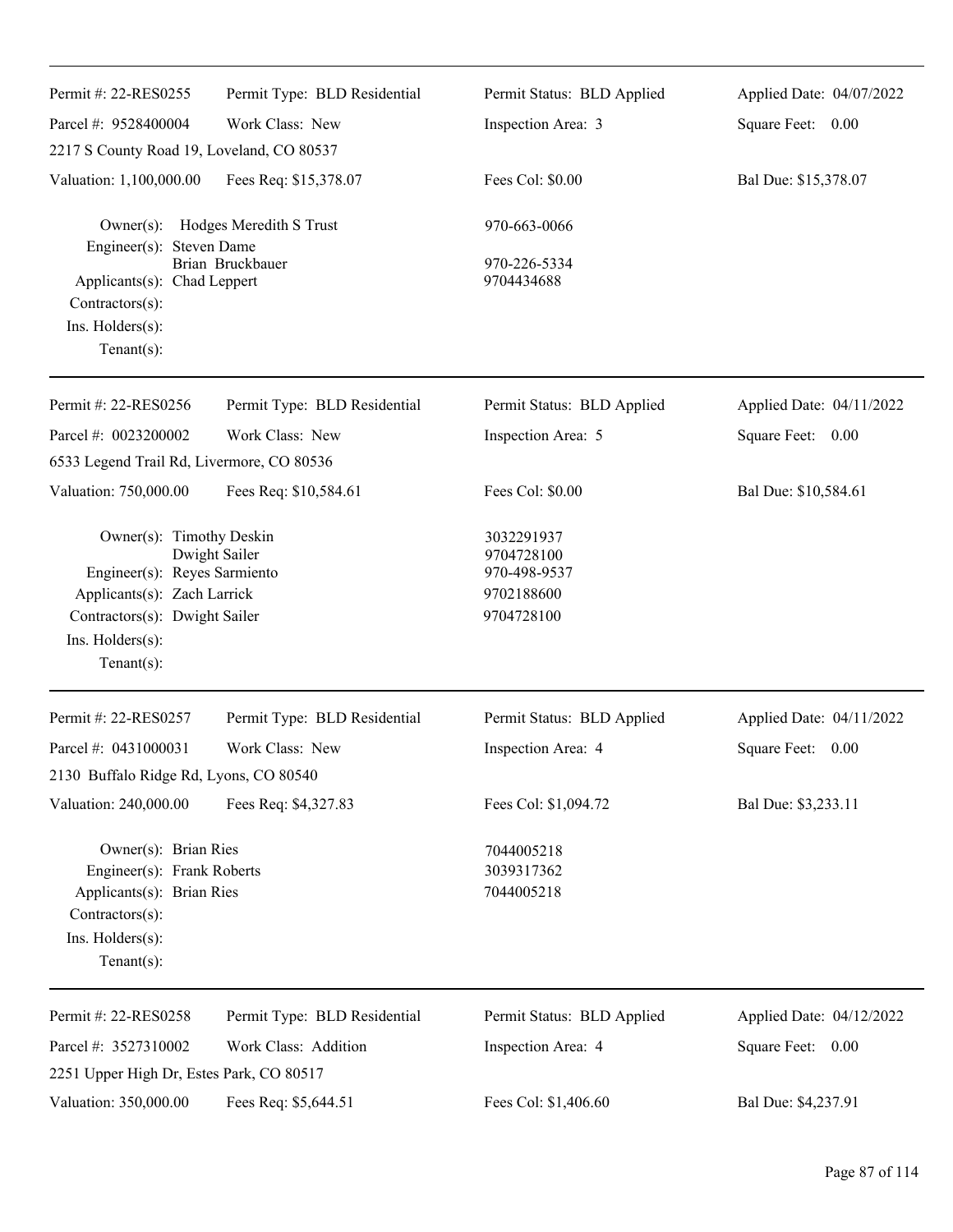| | | | |
|---|---|---|---|
| Permit #: 22-RES0255 | Permit Type: BLD Residential | Permit Status: BLD Applied | Applied Date: 04/07/2022 |
| Parcel #: 9528400004 | Work Class: New | Inspection Area: 3 | Square Feet: 0.00 |
| 2217 S County Road 19, Loveland, CO 80537 | | | |
| Valuation: 1,100,000.00 | Fees Req: $15,378.07 | Fees Col: $0.00 | Bal Due: $15,378.07 |

Owner(s): Hodges Meredith S Trust 970-663-0066
Engineer(s): Steven Dame
Brian Bruckbauer 970-226-5334
Applicants(s): Chad Leppert 9704434688
Contractors(s):
Ins. Holders(s):
Tenant(s):

| | | | |
|---|---|---|---|
| Permit #: 22-RES0256 | Permit Type: BLD Residential | Permit Status: BLD Applied | Applied Date: 04/11/2022 |
| Parcel #: 0023200002 | Work Class: New | Inspection Area: 5 | Square Feet: 0.00 |
| 6533 Legend Trail Rd, Livermore, CO 80536 | | | |
| Valuation: 750,000.00 | Fees Req: $10,584.61 | Fees Col: $0.00 | Bal Due: $10,584.61 |

Owner(s): Timothy Deskin 3032291937
Dwight Sailer 9704728100
Engineer(s): Reyes Sarmiento 970-498-9537
Applicants(s): Zach Larrick 9702188600
Contractors(s): Dwight Sailer 9704728100
Ins. Holders(s):
Tenant(s):

| | | | |
|---|---|---|---|
| Permit #: 22-RES0257 | Permit Type: BLD Residential | Permit Status: BLD Applied | Applied Date: 04/11/2022 |
| Parcel #: 0431000031 | Work Class: New | Inspection Area: 4 | Square Feet: 0.00 |
| 2130 Buffalo Ridge Rd, Lyons, CO 80540 | | | |
| Valuation: 240,000.00 | Fees Req: $4,327.83 | Fees Col: $1,094.72 | Bal Due: $3,233.11 |

Owner(s): Brian Ries 7044005218
Engineer(s): Frank Roberts 3039317362
Applicants(s): Brian Ries 7044005218
Contractors(s):
Ins. Holders(s):
Tenant(s):

| | | | |
|---|---|---|---|
| Permit #: 22-RES0258 | Permit Type: BLD Residential | Permit Status: BLD Applied | Applied Date: 04/12/2022 |
| Parcel #: 3527310002 | Work Class: Addition | Inspection Area: 4 | Square Feet: 0.00 |
| 2251 Upper High Dr, Estes Park, CO 80517 | | | |
| Valuation: 350,000.00 | Fees Req: $5,644.51 | Fees Col: $1,406.60 | Bal Due: $4,237.91 |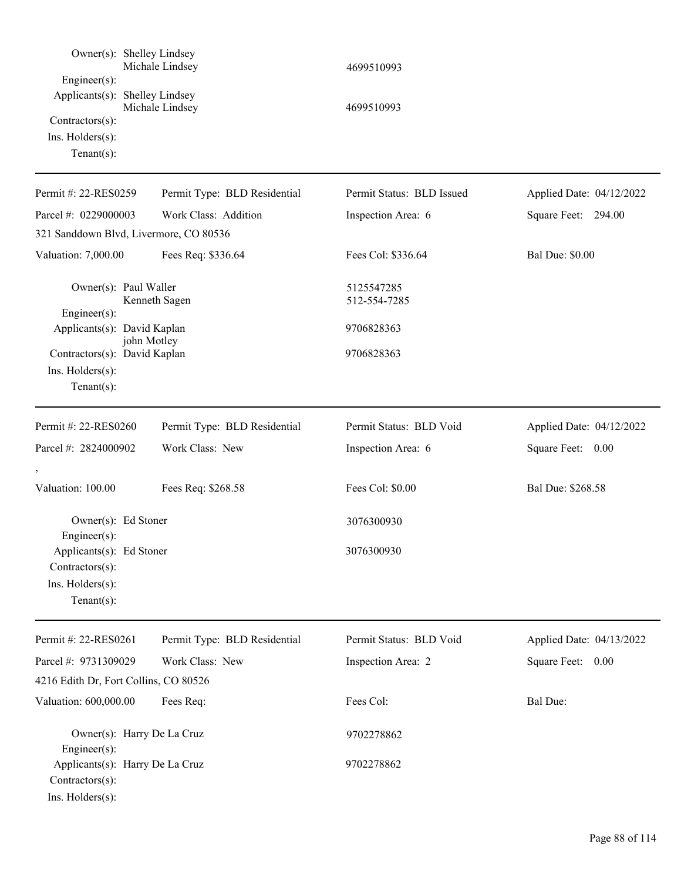Owner(s): Shelley Lindsey
Michale Lindsey — 4699510993

Engineer(s):

Applicants(s): Shelley Lindsey
Michale Lindsey — 4699510993

Contractors(s):

Ins. Holders(s):

Tenant(s):

---

| | | | |
|---|---|---|---|
| Permit #: 22-RES0259 | Permit Type: BLD Residential | Permit Status: BLD Issued | Applied Date: 04/12/2022 |
| Parcel #: 0229000003 | Work Class: Addition | Inspection Area: 6 | Square Feet: 294.00 |
| 321 Sanddown Blvd, Livermore, CO 80536 | | | |
| Valuation: 7,000.00 | Fees Req: $336.64 | Fees Col: $336.64 | Bal Due: $0.00 |

Owner(s): Paul Waller — 5125547285
Kenneth Sagen — 512-554-7285

Engineer(s):

Applicants(s): David Kaplan — 9706828363
john Motley

Contractors(s): David Kaplan — 9706828363

Ins. Holders(s):

Tenant(s):

---

| | | | |
|---|---|---|---|
| Permit #: 22-RES0260 | Permit Type: BLD Residential | Permit Status: BLD Void | Applied Date: 04/12/2022 |
| Parcel #: 2824000902 | Work Class: New | Inspection Area: 6 | Square Feet: 0.00 |
| , | | | |
| Valuation: 100.00 | Fees Req: $268.58 | Fees Col: $0.00 | Bal Due: $268.58 |

Owner(s): Ed Stoner — 3076300930

Engineer(s):

Applicants(s): Ed Stoner — 3076300930

Contractors(s):

Ins. Holders(s):

Tenant(s):

---

| | | | |
|---|---|---|---|
| Permit #: 22-RES0261 | Permit Type: BLD Residential | Permit Status: BLD Void | Applied Date: 04/13/2022 |
| Parcel #: 9731309029 | Work Class: New | Inspection Area: 2 | Square Feet: 0.00 |
| 4216 Edith Dr, Fort Collins, CO 80526 | | | |
| Valuation: 600,000.00 | Fees Req: | Fees Col: | Bal Due: |

Owner(s): Harry De La Cruz — 9702278862

Engineer(s):

Applicants(s): Harry De La Cruz — 9702278862

Contractors(s):

Ins. Holders(s):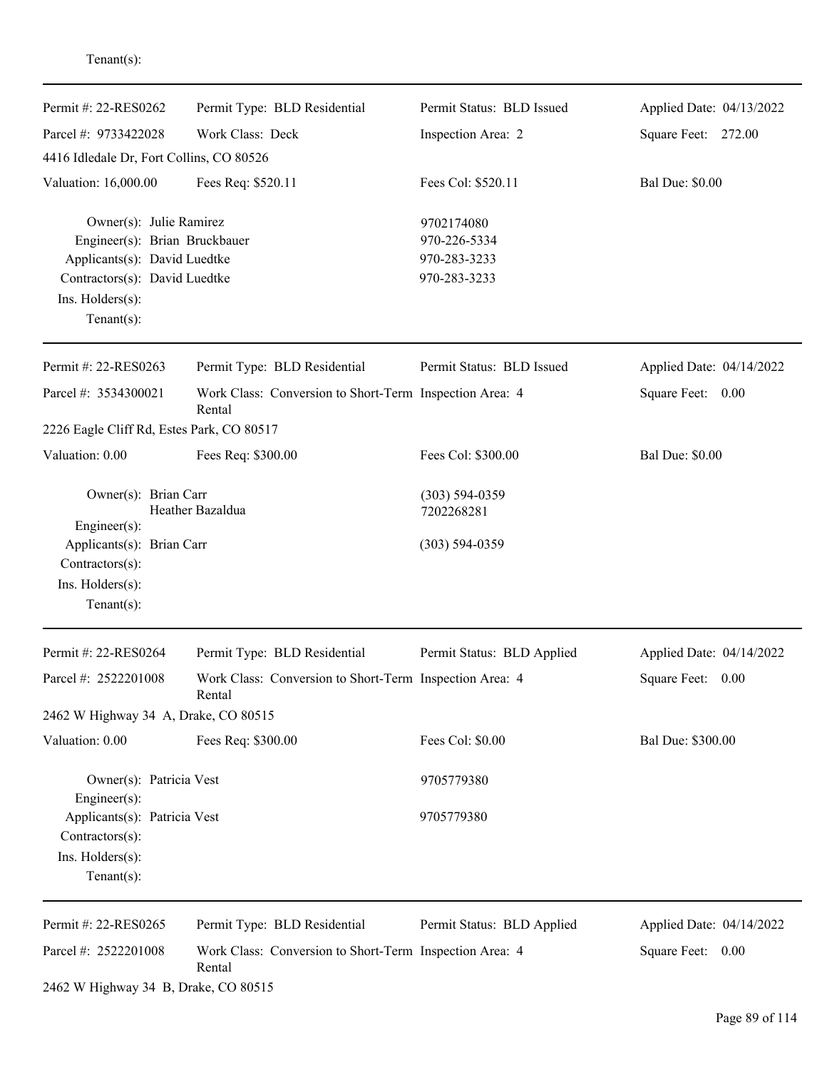Tenant(s):

---

| | | | |
|---|---|---|---|
| Permit #: 22-RES0262 | Permit Type: BLD Residential | Permit Status: BLD Issued | Applied Date: 04/13/2022 |
| Parcel #: 9733422028 | Work Class: Deck | Inspection Area: 2 | Square Feet: 272.00 |
| 4416 Idledale Dr, Fort Collins, CO 80526 | | | |
| Valuation: 16,000.00 | Fees Req: $520.11 | Fees Col: $520.11 | Bal Due: $0.00 |

Owner(s): Julie Ramirez — 9702174080
Engineer(s): Brian Bruckbauer — 970-226-5334
Applicants(s): David Luedtke — 970-283-3233
Contractors(s): David Luedtke — 970-283-3233
Ins. Holders(s):
Tenant(s):

---

| | | | |
|---|---|---|---|
| Permit #: 22-RES0263 | Permit Type: BLD Residential | Permit Status: BLD Issued | Applied Date: 04/14/2022 |
| Parcel #: 3534300021 | Work Class: Conversion to Short-Term Rental | Inspection Area: 4 | Square Feet: 0.00 |
| 2226 Eagle Cliff Rd, Estes Park, CO 80517 | | | |
| Valuation: 0.00 | Fees Req: $300.00 | Fees Col: $300.00 | Bal Due: $0.00 |

Owner(s): Brian Carr — (303) 594-0359
Heather Bazaldua — 7202268281
Engineer(s):
Applicants(s): Brian Carr — (303) 594-0359
Contractors(s):
Ins. Holders(s):
Tenant(s):

---

| | | | |
|---|---|---|---|
| Permit #: 22-RES0264 | Permit Type: BLD Residential | Permit Status: BLD Applied | Applied Date: 04/14/2022 |
| Parcel #: 2522201008 | Work Class: Conversion to Short-Term Rental | Inspection Area: 4 | Square Feet: 0.00 |
| 2462 W Highway 34 A, Drake, CO 80515 | | | |
| Valuation: 0.00 | Fees Req: $300.00 | Fees Col: $0.00 | Bal Due: $300.00 |

Owner(s): Patricia Vest — 9705779380
Engineer(s):
Applicants(s): Patricia Vest — 9705779380
Contractors(s):
Ins. Holders(s):
Tenant(s):

---

| | | | |
|---|---|---|---|
| Permit #: 22-RES0265 | Permit Type: BLD Residential | Permit Status: BLD Applied | Applied Date: 04/14/2022 |
| Parcel #: 2522201008 | Work Class: Conversion to Short-Term Rental | Inspection Area: 4 | Square Feet: 0.00 |
| 2462 W Highway 34 B, Drake, CO 80515 | | | |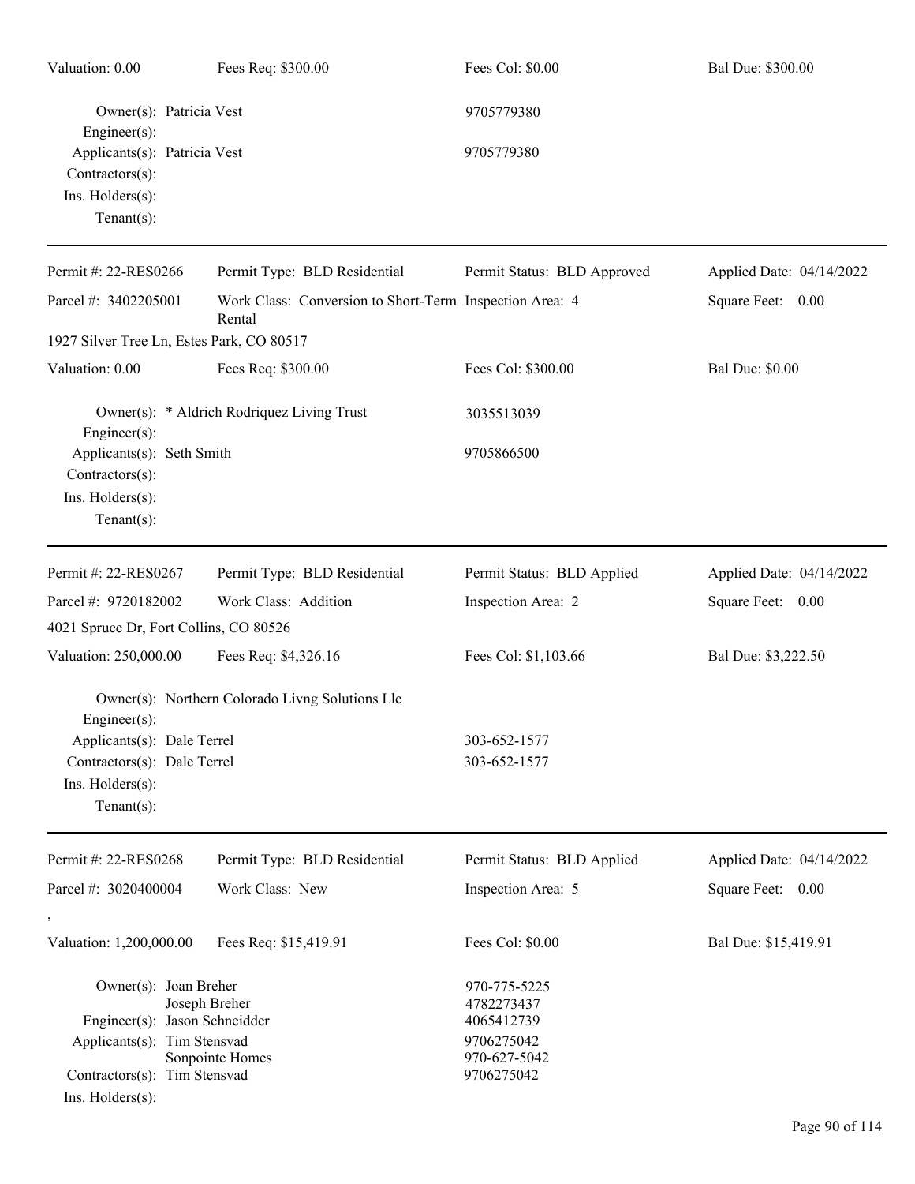| | | | |
|---|---|---|---|
| Valuation: 0.00 | Fees Req: $300.00 | Fees Col: $0.00 | Bal Due: $300.00 |

Owner(s): Patricia Vest 9705779380
Engineer(s):
Applicants(s): Patricia Vest 9705779380
Contractors(s):
Ins. Holders(s):
Tenant(s):

---

| | | | |
|---|---|---|---|
| Permit #: 22-RES0266 | Permit Type: BLD Residential | Permit Status: BLD Approved | Applied Date: 04/14/2022 |
| Parcel #: 3402205001 | Work Class: Conversion to Short-Term Rental | Inspection Area: 4 | Square Feet: 0.00 |

1927 Silver Tree Ln, Estes Park, CO 80517

| | | | |
|---|---|---|---|
| Valuation: 0.00 | Fees Req: $300.00 | Fees Col: $300.00 | Bal Due: $0.00 |

Owner(s): * Aldrich Rodriquez Living Trust 3035513039
Engineer(s):
Applicants(s): Seth Smith 9705866500
Contractors(s):
Ins. Holders(s):
Tenant(s):

---

| | | | |
|---|---|---|---|
| Permit #: 22-RES0267 | Permit Type: BLD Residential | Permit Status: BLD Applied | Applied Date: 04/14/2022 |
| Parcel #: 9720182002 | Work Class: Addition | Inspection Area: 2 | Square Feet: 0.00 |

4021 Spruce Dr, Fort Collins, CO 80526

| | | | |
|---|---|---|---|
| Valuation: 250,000.00 | Fees Req: $4,326.16 | Fees Col: $1,103.66 | Bal Due: $3,222.50 |

Owner(s): Northern Colorado Livng Solutions Llc
Engineer(s):
Applicants(s): Dale Terrel 303-652-1577
Contractors(s): Dale Terrel 303-652-1577
Ins. Holders(s):
Tenant(s):

---

| | | | |
|---|---|---|---|
| Permit #: 22-RES0268 | Permit Type: BLD Residential | Permit Status: BLD Applied | Applied Date: 04/14/2022 |
| Parcel #: 3020400004 | Work Class: New | Inspection Area: 5 | Square Feet: 0.00 |

,

| | | | |
|---|---|---|---|
| Valuation: 1,200,000.00 | Fees Req: $15,419.91 | Fees Col: $0.00 | Bal Due: $15,419.91 |

Owner(s): Joan Breher 970-775-5225
Joseph Breher 4782273437
Engineer(s): Jason Schneidder 4065412739
Applicants(s): Tim Stensvad 9706275042
Sonpointe Homes 970-627-5042
Contractors(s): Tim Stensvad 9706275042
Ins. Holders(s):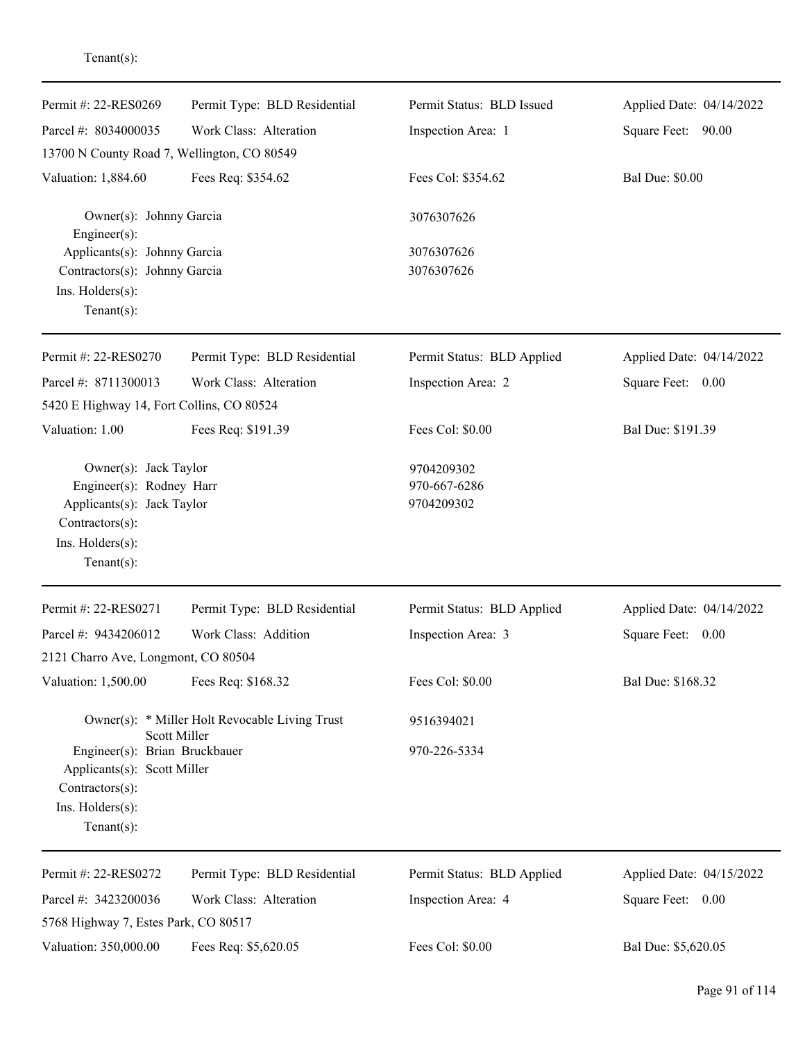Tenant(s):

---

| | | | |
|---|---|---|---|
| Permit #: 22-RES0269 | Permit Type: BLD Residential | Permit Status: BLD Issued | Applied Date: 04/14/2022 |
| Parcel #: 8034000035 | Work Class: Alteration | Inspection Area: 1 | Square Feet: 90.00 |
| 13700 N County Road 7, Wellington, CO 80549 | | | |
| Valuation: 1,884.60 | Fees Req: $354.62 | Fees Col: $354.62 | Bal Due: $0.00 |

Owner(s): Johnny Garcia — 3076307626
Engineer(s):
Applicants(s): Johnny Garcia — 3076307626
Contractors(s): Johnny Garcia — 3076307626
Ins. Holders(s):
Tenant(s):

---

| | | | |
|---|---|---|---|
| Permit #: 22-RES0270 | Permit Type: BLD Residential | Permit Status: BLD Applied | Applied Date: 04/14/2022 |
| Parcel #: 8711300013 | Work Class: Alteration | Inspection Area: 2 | Square Feet: 0.00 |
| 5420 E Highway 14, Fort Collins, CO 80524 | | | |
| Valuation: 1.00 | Fees Req: $191.39 | Fees Col: $0.00 | Bal Due: $191.39 |

Owner(s): Jack Taylor — 9704209302
Engineer(s): Rodney Harr — 970-667-6286
Applicants(s): Jack Taylor — 9704209302
Contractors(s):
Ins. Holders(s):
Tenant(s):

---

| | | | |
|---|---|---|---|
| Permit #: 22-RES0271 | Permit Type: BLD Residential | Permit Status: BLD Applied | Applied Date: 04/14/2022 |
| Parcel #: 9434206012 | Work Class: Addition | Inspection Area: 3 | Square Feet: 0.00 |
| 2121 Charro Ave, Longmont, CO 80504 | | | |
| Valuation: 1,500.00 | Fees Req: $168.32 | Fees Col: $0.00 | Bal Due: $168.32 |

Owner(s): * Miller Holt Revocable Living Trust Scott Miller — 9516394021
Engineer(s): Brian Bruckbauer — 970-226-5334
Applicants(s): Scott Miller
Contractors(s):
Ins. Holders(s):
Tenant(s):

---

| | | | |
|---|---|---|---|
| Permit #: 22-RES0272 | Permit Type: BLD Residential | Permit Status: BLD Applied | Applied Date: 04/15/2022 |
| Parcel #: 3423200036 | Work Class: Alteration | Inspection Area: 4 | Square Feet: 0.00 |
| 5768 Highway 7, Estes Park, CO 80517 | | | |
| Valuation: 350,000.00 | Fees Req: $5,620.05 | Fees Col: $0.00 | Bal Due: $5,620.05 |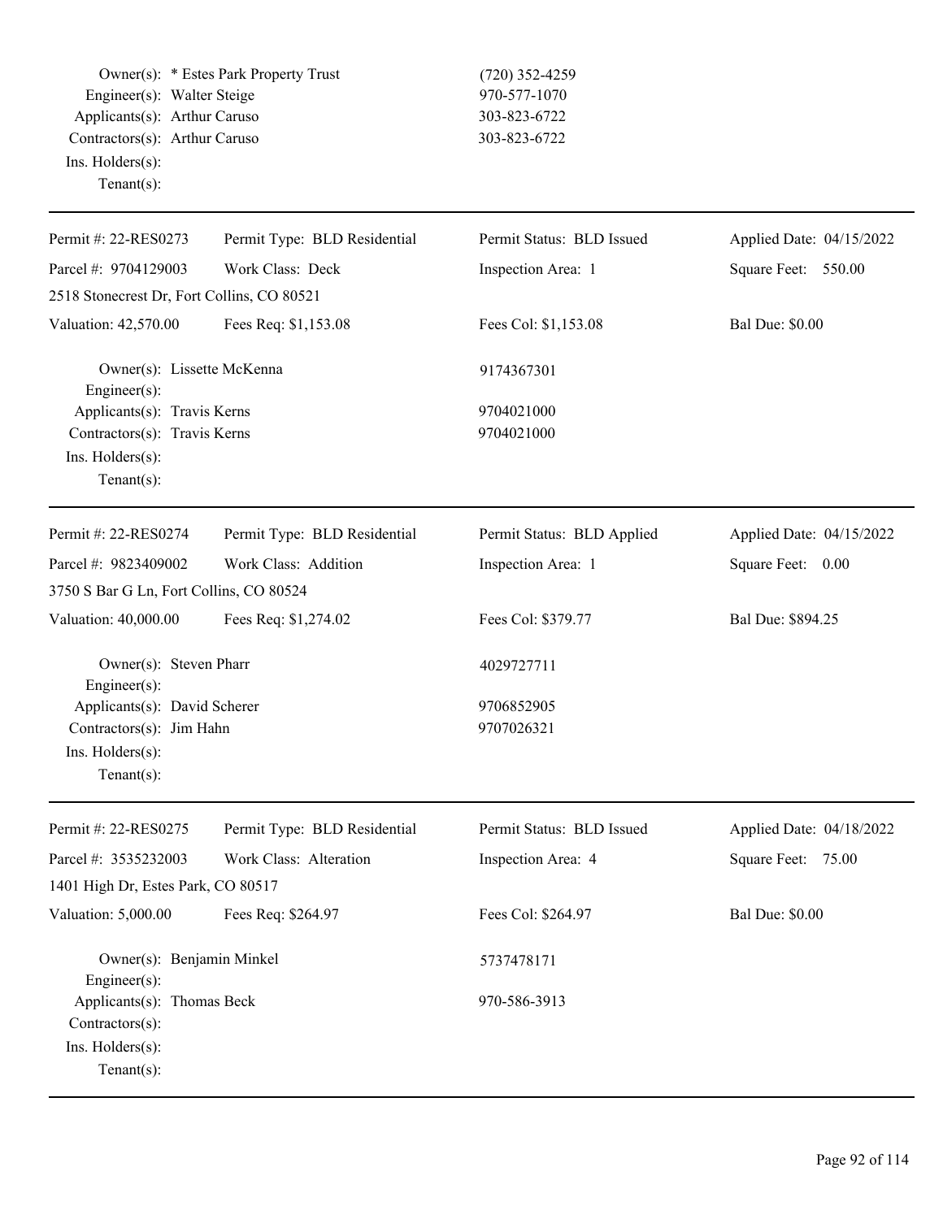Owner(s): * Estes Park Property Trust (720) 352-4259
Engineer(s): Walter Steige 970-577-1070
Applicants(s): Arthur Caruso 303-823-6722
Contractors(s): Arthur Caruso 303-823-6722
Ins. Holders(s):
Tenant(s):

---

Permit #: 22-RES0273 | Permit Type: BLD Residential | Permit Status: BLD Issued | Applied Date: 04/15/2022
Parcel #: 9704129003 | Work Class: Deck | Inspection Area: 1 | Square Feet: 550.00
2518 Stonecrest Dr, Fort Collins, CO 80521
Valuation: 42,570.00 | Fees Req: $1,153.08 | Fees Col: $1,153.08 | Bal Due: $0.00

Owner(s): Lissette McKenna 9174367301
Engineer(s):
Applicants(s): Travis Kerns 9704021000
Contractors(s): Travis Kerns 9704021000
Ins. Holders(s):
Tenant(s):

---

Permit #: 22-RES0274 | Permit Type: BLD Residential | Permit Status: BLD Applied | Applied Date: 04/15/2022
Parcel #: 9823409002 | Work Class: Addition | Inspection Area: 1 | Square Feet: 0.00
3750 S Bar G Ln, Fort Collins, CO 80524
Valuation: 40,000.00 | Fees Req: $1,274.02 | Fees Col: $379.77 | Bal Due: $894.25

Owner(s): Steven Pharr 4029727711
Engineer(s):
Applicants(s): David Scherer 9706852905
Contractors(s): Jim Hahn 9707026321
Ins. Holders(s):
Tenant(s):

---

Permit #: 22-RES0275 | Permit Type: BLD Residential | Permit Status: BLD Issued | Applied Date: 04/18/2022
Parcel #: 3535232003 | Work Class: Alteration | Inspection Area: 4 | Square Feet: 75.00
1401 High Dr, Estes Park, CO 80517
Valuation: 5,000.00 | Fees Req: $264.97 | Fees Col: $264.97 | Bal Due: $0.00

Owner(s): Benjamin Minkel 5737478171
Engineer(s):
Applicants(s): Thomas Beck 970-586-3913
Contractors(s):
Ins. Holders(s):
Tenant(s):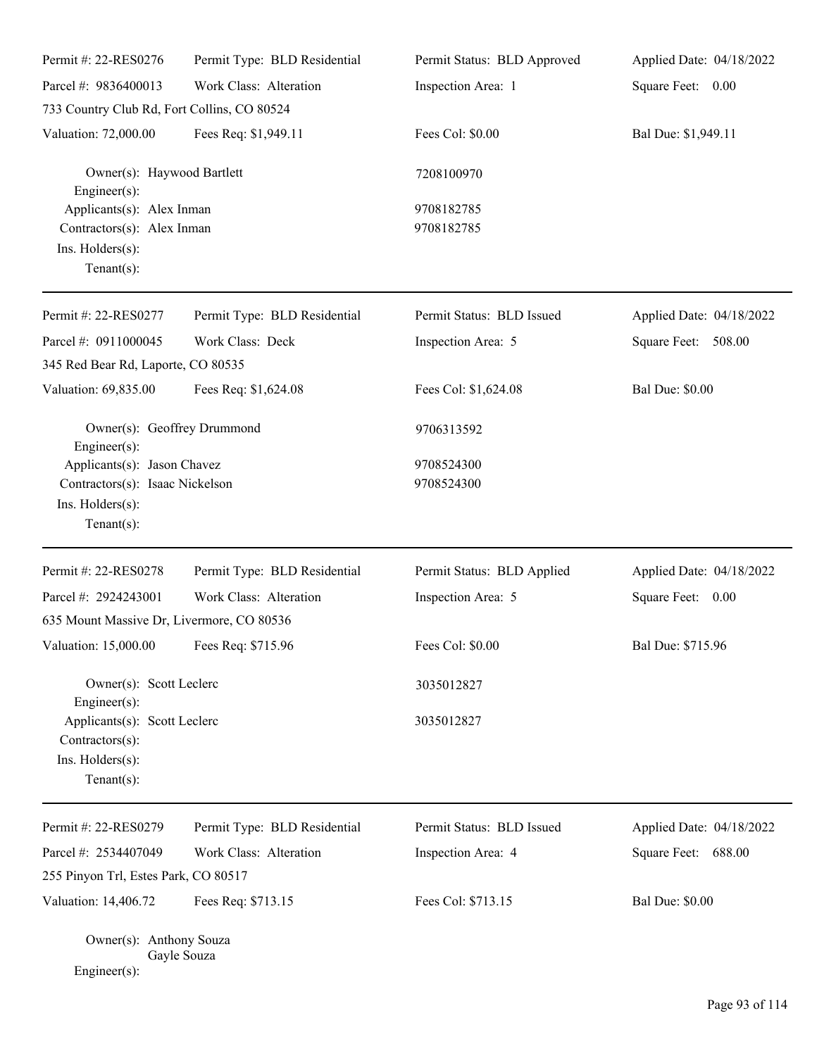Permit #: 22-RES0276 | Permit Type: BLD Residential | Permit Status: BLD Approved | Applied Date: 04/18/2022
Parcel #: 9836400013 | Work Class: Alteration | Inspection Area: 1 | Square Feet: 0.00
733 Country Club Rd, Fort Collins, CO 80524
Valuation: 72,000.00 | Fees Req: $1,949.11 | Fees Col: $0.00 | Bal Due: $1,949.11

Owner(s): Haywood Bartlett 7208100970
Engineer(s):
Applicants(s): Alex Inman 9708182785
Contractors(s): Alex Inman 9708182785
Ins. Holders(s):
Tenant(s):

---

Permit #: 22-RES0277 | Permit Type: BLD Residential | Permit Status: BLD Issued | Applied Date: 04/18/2022
Parcel #: 0911000045 | Work Class: Deck | Inspection Area: 5 | Square Feet: 508.00
345 Red Bear Rd, Laporte, CO 80535
Valuation: 69,835.00 | Fees Req: $1,624.08 | Fees Col: $1,624.08 | Bal Due: $0.00

Owner(s): Geoffrey Drummond 9706313592
Engineer(s):
Applicants(s): Jason Chavez 9708524300
Contractors(s): Isaac Nickelson 9708524300
Ins. Holders(s):
Tenant(s):

---

Permit #: 22-RES0278 | Permit Type: BLD Residential | Permit Status: BLD Applied | Applied Date: 04/18/2022
Parcel #: 2924243001 | Work Class: Alteration | Inspection Area: 5 | Square Feet: 0.00
635 Mount Massive Dr, Livermore, CO 80536
Valuation: 15,000.00 | Fees Req: $715.96 | Fees Col: $0.00 | Bal Due: $715.96

Owner(s): Scott Leclerc 3035012827
Engineer(s):
Applicants(s): Scott Leclerc 3035012827
Contractors(s):
Ins. Holders(s):
Tenant(s):

---

Permit #: 22-RES0279 | Permit Type: BLD Residential | Permit Status: BLD Issued | Applied Date: 04/18/2022
Parcel #: 2534407049 | Work Class: Alteration | Inspection Area: 4 | Square Feet: 688.00
255 Pinyon Trl, Estes Park, CO 80517
Valuation: 14,406.72 | Fees Req: $713.15 | Fees Col: $713.15 | Bal Due: $0.00

Owner(s): Anthony Souza
Gayle Souza
Engineer(s):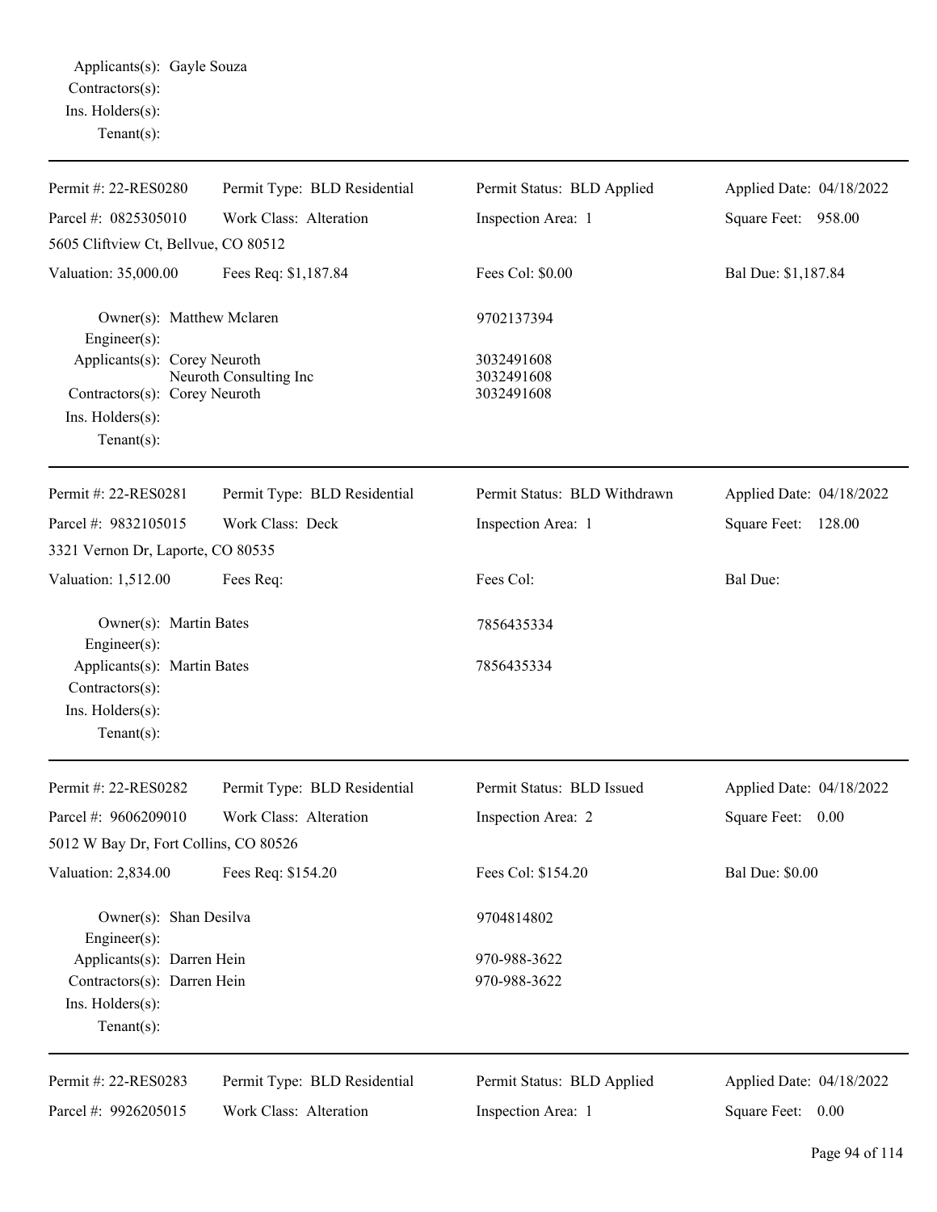Applicants(s): Gayle Souza
Contractors(s):
Ins. Holders(s):
Tenant(s):

---

| | | | |
|---|---|---|---|
| Permit #: 22-RES0280 | Permit Type: BLD Residential | Permit Status: BLD Applied | Applied Date: 04/18/2022 |
| Parcel #: 0825305010 | Work Class: Alteration | Inspection Area: 1 | Square Feet: 958.00 |
| 5605 Cliftview Ct, Bellvue, CO 80512 | | | |
| Valuation: 35,000.00 | Fees Req: $1,187.84 | Fees Col: $0.00 | Bal Due: $1,187.84 |

Owner(s): Matthew Mclaren 9702137394
Engineer(s):
Applicants(s): Corey Neuroth 3032491608
Neuroth Consulting Inc 3032491608
Contractors(s): Corey Neuroth 3032491608
Ins. Holders(s):
Tenant(s):

---

| | | | |
|---|---|---|---|
| Permit #: 22-RES0281 | Permit Type: BLD Residential | Permit Status: BLD Withdrawn | Applied Date: 04/18/2022 |
| Parcel #: 9832105015 | Work Class: Deck | Inspection Area: 1 | Square Feet: 128.00 |
| 3321 Vernon Dr, Laporte, CO 80535 | | | |
| Valuation: 1,512.00 | Fees Req: | Fees Col: | Bal Due: |

Owner(s): Martin Bates 7856435334
Engineer(s):
Applicants(s): Martin Bates 7856435334
Contractors(s):
Ins. Holders(s):
Tenant(s):

---

| | | | |
|---|---|---|---|
| Permit #: 22-RES0282 | Permit Type: BLD Residential | Permit Status: BLD Issued | Applied Date: 04/18/2022 |
| Parcel #: 9606209010 | Work Class: Alteration | Inspection Area: 2 | Square Feet: 0.00 |
| 5012 W Bay Dr, Fort Collins, CO 80526 | | | |
| Valuation: 2,834.00 | Fees Req: $154.20 | Fees Col: $154.20 | Bal Due: $0.00 |

Owner(s): Shan Desilva 9704814802
Engineer(s):
Applicants(s): Darren Hein 970-988-3622
Contractors(s): Darren Hein 970-988-3622
Ins. Holders(s):
Tenant(s):

---

| | | | |
|---|---|---|---|
| Permit #: 22-RES0283 | Permit Type: BLD Residential | Permit Status: BLD Applied | Applied Date: 04/18/2022 |
| Parcel #: 9926205015 | Work Class: Alteration | Inspection Area: 1 | Square Feet: 0.00 |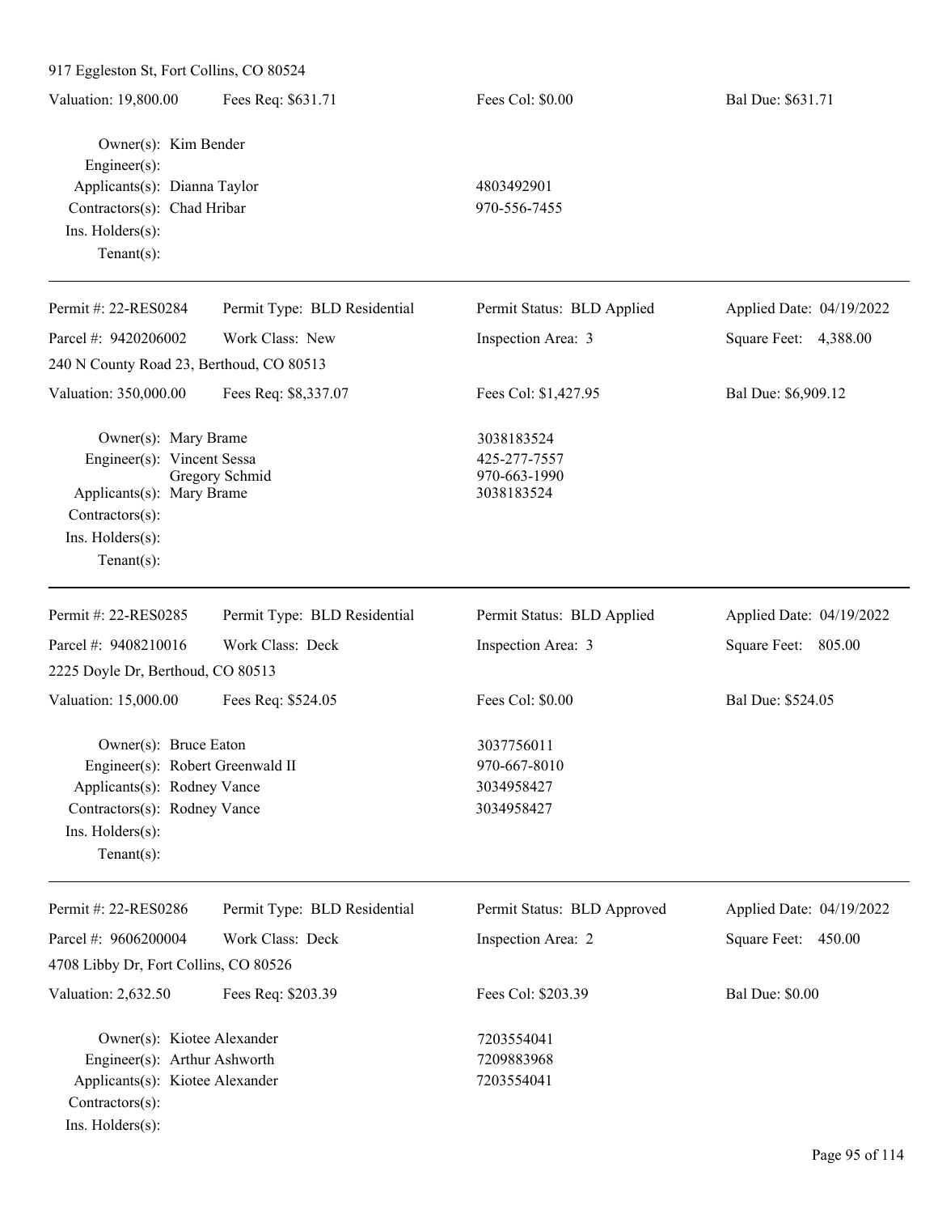917 Eggleston St, Fort Collins, CO 80524

Valuation: 19,800.00 | Fees Req: $631.71 | Fees Col: $0.00 | Bal Due: $631.71

Owner(s): Kim Bender
Engineer(s):
Applicants(s): Dianna Taylor — 4803492901
Contractors(s): Chad Hribar — 970-556-7455
Ins. Holders(s):
Tenant(s):

---

Permit #: 22-RES0284 | Permit Type: BLD Residential | Permit Status: BLD Applied | Applied Date: 04/19/2022
Parcel #: 9420206002 | Work Class: New | Inspection Area: 3 | Square Feet: 4,388.00

240 N County Road 23, Berthoud, CO 80513

Valuation: 350,000.00 | Fees Req: $8,337.07 | Fees Col: $1,427.95 | Bal Due: $6,909.12

Owner(s): Mary Brame — 3038183524
Engineer(s): Vincent Sessa — 425-277-7557
Gregory Schmid — 970-663-1990
Applicants(s): Mary Brame — 3038183524
Contractors(s):
Ins. Holders(s):
Tenant(s):

---

Permit #: 22-RES0285 | Permit Type: BLD Residential | Permit Status: BLD Applied | Applied Date: 04/19/2022
Parcel #: 9408210016 | Work Class: Deck | Inspection Area: 3 | Square Feet: 805.00

2225 Doyle Dr, Berthoud, CO 80513

Valuation: 15,000.00 | Fees Req: $524.05 | Fees Col: $0.00 | Bal Due: $524.05

Owner(s): Bruce Eaton — 3037756011
Engineer(s): Robert Greenwald II — 970-667-8010
Applicants(s): Rodney Vance — 3034958427
Contractors(s): Rodney Vance — 3034958427
Ins. Holders(s):
Tenant(s):

---

Permit #: 22-RES0286 | Permit Type: BLD Residential | Permit Status: BLD Approved | Applied Date: 04/19/2022
Parcel #: 9606200004 | Work Class: Deck | Inspection Area: 2 | Square Feet: 450.00

4708 Libby Dr, Fort Collins, CO 80526

Valuation: 2,632.50 | Fees Req: $203.39 | Fees Col: $203.39 | Bal Due: $0.00

Owner(s): Kiotee Alexander — 7203554041
Engineer(s): Arthur Ashworth — 7209883968
Applicants(s): Kiotee Alexander — 7203554041
Contractors(s):
Ins. Holders(s):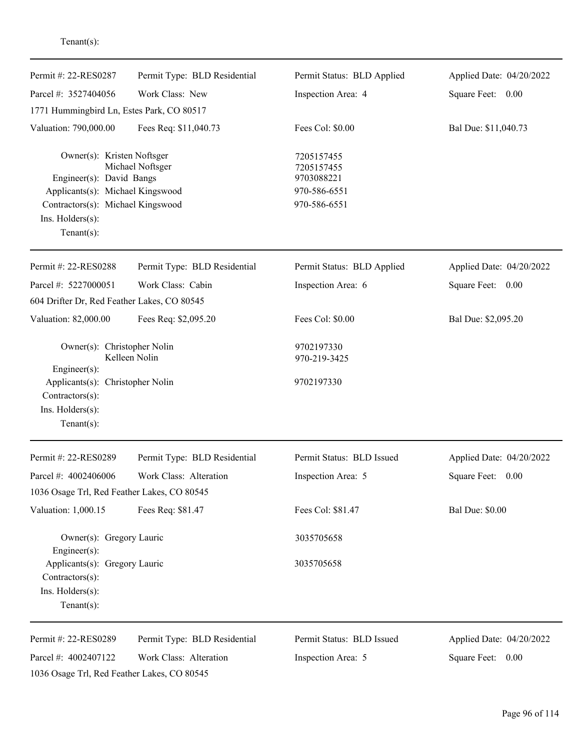Tenant(s):

---

| | | | |
|---|---|---|---|
| Permit #: 22-RES0287 | Permit Type: BLD Residential | Permit Status: BLD Applied | Applied Date: 04/20/2022 |
| Parcel #: 3527404056 | Work Class: New | Inspection Area: 4 | Square Feet: 0.00 |
| 1771 Hummingbird Ln, Estes Park, CO 80517 | | | |
| Valuation: 790,000.00 | Fees Req: $11,040.73 | Fees Col: $0.00 | Bal Due: $11,040.73 |

Owner(s): Kristen Noftsger — 7205157455
Michael Noftsger — 7205157455
Engineer(s): David Bangs — 9703088221
Applicants(s): Michael Kingswood — 970-586-6551
Contractors(s): Michael Kingswood — 970-586-6551
Ins. Holders(s):
Tenant(s):

---

| | | | |
|---|---|---|---|
| Permit #: 22-RES0288 | Permit Type: BLD Residential | Permit Status: BLD Applied | Applied Date: 04/20/2022 |
| Parcel #: 5227000051 | Work Class: Cabin | Inspection Area: 6 | Square Feet: 0.00 |
| 604 Drifter Dr, Red Feather Lakes, CO 80545 | | | |
| Valuation: 82,000.00 | Fees Req: $2,095.20 | Fees Col: $0.00 | Bal Due: $2,095.20 |

Owner(s): Christopher Nolin — 9702197330
Kelleen Nolin — 970-219-3425
Engineer(s):
Applicants(s): Christopher Nolin — 9702197330
Contractors(s):
Ins. Holders(s):
Tenant(s):

---

| | | | |
|---|---|---|---|
| Permit #: 22-RES0289 | Permit Type: BLD Residential | Permit Status: BLD Issued | Applied Date: 04/20/2022 |
| Parcel #: 4002406006 | Work Class: Alteration | Inspection Area: 5 | Square Feet: 0.00 |
| 1036 Osage Trl, Red Feather Lakes, CO 80545 | | | |
| Valuation: 1,000.15 | Fees Req: $81.47 | Fees Col: $81.47 | Bal Due: $0.00 |

Owner(s): Gregory Lauric — 3035705658
Engineer(s):
Applicants(s): Gregory Lauric — 3035705658
Contractors(s):
Ins. Holders(s):
Tenant(s):

---

| | | | |
|---|---|---|---|
| Permit #: 22-RES0289 | Permit Type: BLD Residential | Permit Status: BLD Issued | Applied Date: 04/20/2022 |
| Parcel #: 4002407122 | Work Class: Alteration | Inspection Area: 5 | Square Feet: 0.00 |
| 1036 Osage Trl, Red Feather Lakes, CO 80545 | | | |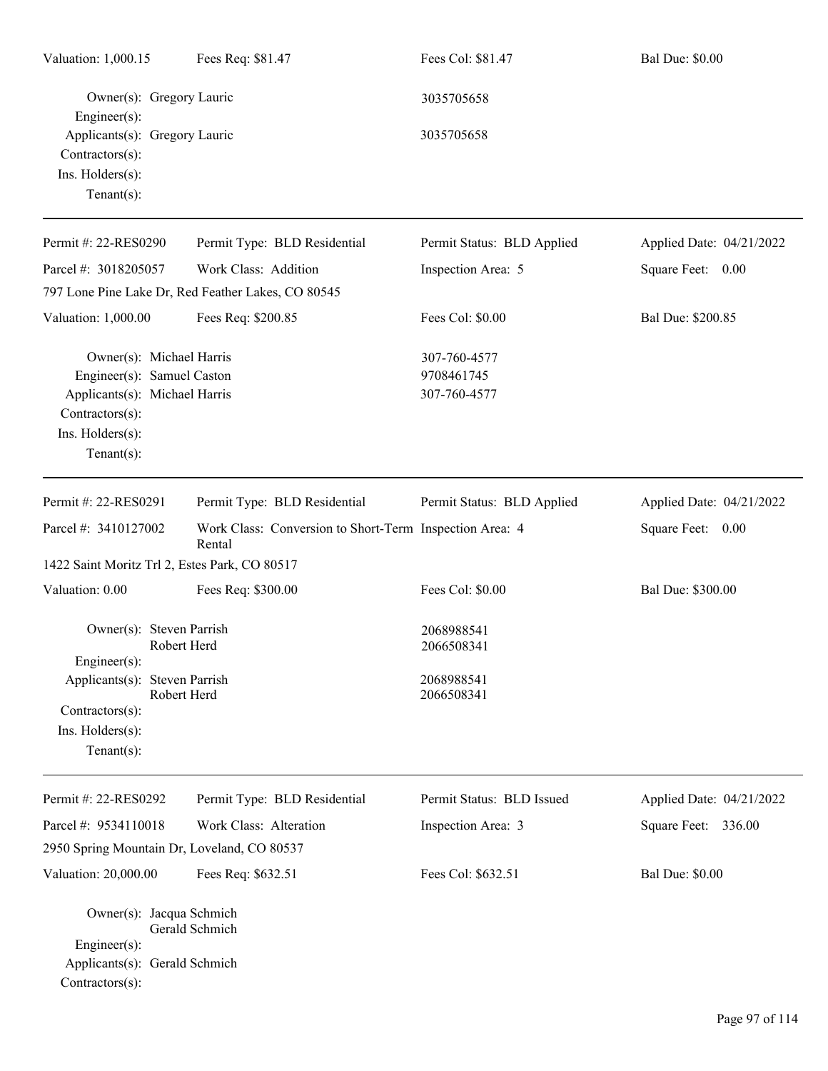Valuation: 1,000.15 | Fees Req: $81.47 | Fees Col: $81.47 | Bal Due: $0.00

Owner(s): Gregory Lauric 3035705658
Engineer(s):
Applicants(s): Gregory Lauric 3035705658
Contractors(s):
Ins. Holders(s):
Tenant(s):

---

Permit #: 22-RES0290 | Permit Type: BLD Residential | Permit Status: BLD Applied | Applied Date: 04/21/2022
Parcel #: 3018205057 | Work Class: Addition | Inspection Area: 5 | Square Feet: 0.00
797 Lone Pine Lake Dr, Red Feather Lakes, CO 80545
Valuation: 1,000.00 | Fees Req: $200.85 | Fees Col: $0.00 | Bal Due: $200.85

Owner(s): Michael Harris 307-760-4577
Engineer(s): Samuel Caston 9708461745
Applicants(s): Michael Harris 307-760-4577
Contractors(s):
Ins. Holders(s):
Tenant(s):

---

Permit #: 22-RES0291 | Permit Type: BLD Residential | Permit Status: BLD Applied | Applied Date: 04/21/2022
Parcel #: 3410127002 | Work Class: Conversion to Short-Term Rental | Inspection Area: 4 | Square Feet: 0.00
1422 Saint Moritz Trl 2, Estes Park, CO 80517
Valuation: 0.00 | Fees Req: $300.00 | Fees Col: $0.00 | Bal Due: $300.00

Owner(s): Steven Parrish 2068988541
Robert Herd 2066508341
Engineer(s):
Applicants(s): Steven Parrish 2068988541
Robert Herd 2066508341
Contractors(s):
Ins. Holders(s):
Tenant(s):

---

Permit #: 22-RES0292 | Permit Type: BLD Residential | Permit Status: BLD Issued | Applied Date: 04/21/2022
Parcel #: 9534110018 | Work Class: Alteration | Inspection Area: 3 | Square Feet: 336.00
2950 Spring Mountain Dr, Loveland, CO 80537
Valuation: 20,000.00 | Fees Req: $632.51 | Fees Col: $632.51 | Bal Due: $0.00

Owner(s): Jacqua Schmich
Gerald Schmich
Engineer(s):
Applicants(s): Gerald Schmich
Contractors(s):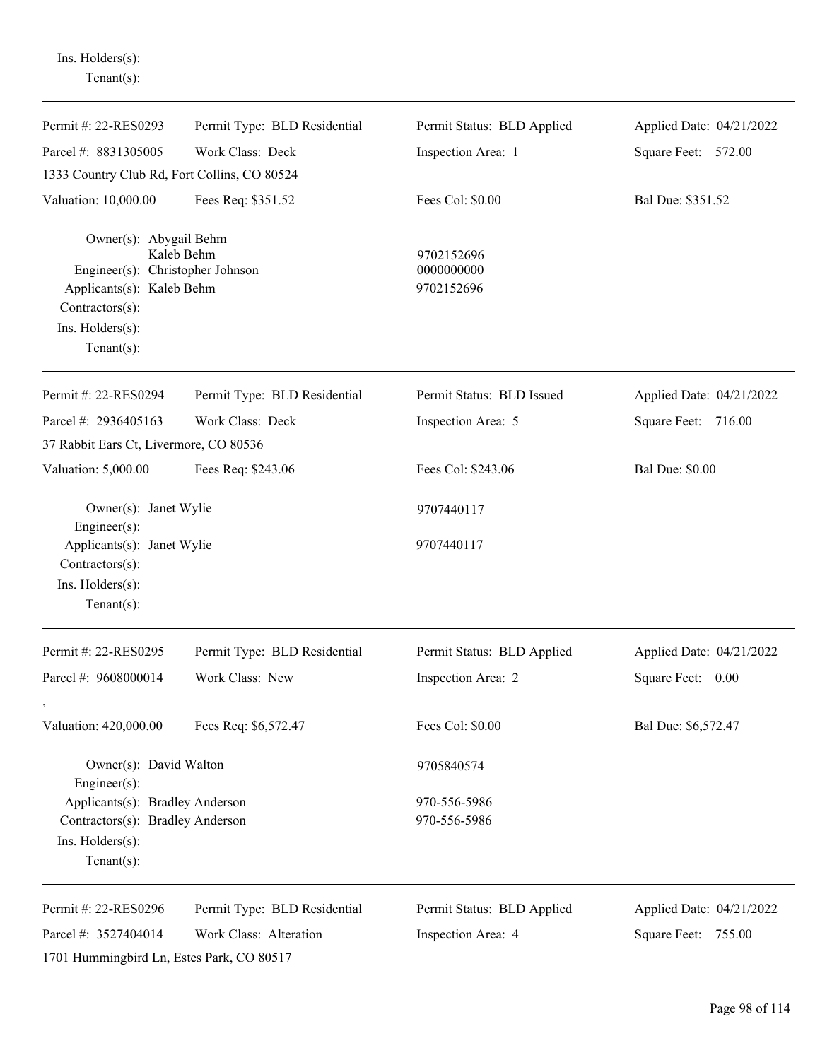Ins. Holders(s):
Tenant(s):

---

| | | | |
|---|---|---|---|
| Permit #: 22-RES0293 | Permit Type: BLD Residential | Permit Status: BLD Applied | Applied Date: 04/21/2022 |
| Parcel #: 8831305005 | Work Class: Deck | Inspection Area: 1 | Square Feet: 572.00 |
| 1333 Country Club Rd, Fort Collins, CO 80524 | | | |
| Valuation: 10,000.00 | Fees Req: $351.52 | Fees Col: $0.00 | Bal Due: $351.52 |

Owner(s): Abygail Behm
Kaleb Behm — 9702152696
Engineer(s): Christopher Johnson — 0000000000
Applicants(s): Kaleb Behm — 9702152696
Contractors(s):
Ins. Holders(s):
Tenant(s):

---

| | | | |
|---|---|---|---|
| Permit #: 22-RES0294 | Permit Type: BLD Residential | Permit Status: BLD Issued | Applied Date: 04/21/2022 |
| Parcel #: 2936405163 | Work Class: Deck | Inspection Area: 5 | Square Feet: 716.00 |
| 37 Rabbit Ears Ct, Livermore, CO 80536 | | | |
| Valuation: 5,000.00 | Fees Req: $243.06 | Fees Col: $243.06 | Bal Due: $0.00 |

Owner(s): Janet Wylie — 9707440117
Engineer(s):
Applicants(s): Janet Wylie — 9707440117
Contractors(s):
Ins. Holders(s):
Tenant(s):

---

| | | | |
|---|---|---|---|
| Permit #: 22-RES0295 | Permit Type: BLD Residential | Permit Status: BLD Applied | Applied Date: 04/21/2022 |
| Parcel #: 9608000014 | Work Class: New | Inspection Area: 2 | Square Feet: 0.00 |
| , | | | |
| Valuation: 420,000.00 | Fees Req: $6,572.47 | Fees Col: $0.00 | Bal Due: $6,572.47 |

Owner(s): David Walton — 9705840574
Engineer(s):
Applicants(s): Bradley Anderson — 970-556-5986
Contractors(s): Bradley Anderson — 970-556-5986
Ins. Holders(s):
Tenant(s):

---

| | | | |
|---|---|---|---|
| Permit #: 22-RES0296 | Permit Type: BLD Residential | Permit Status: BLD Applied | Applied Date: 04/21/2022 |
| Parcel #: 3527404014 | Work Class: Alteration | Inspection Area: 4 | Square Feet: 755.00 |
| 1701 Hummingbird Ln, Estes Park, CO 80517 | | | |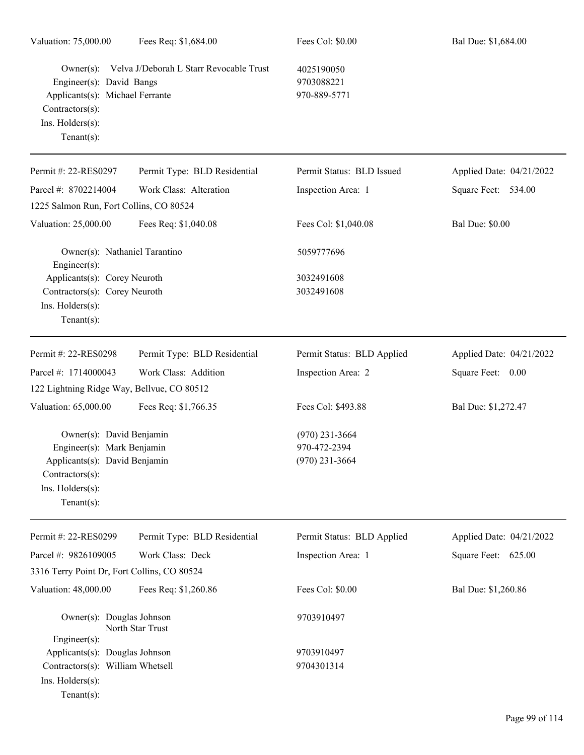| | | | |
|---|---|---|---|
| Valuation: 75,000.00 | Fees Req: $1,684.00 | Fees Col: $0.00 | Bal Due: $1,684.00 |

Owner(s): Velva J/Deborah L Starr Revocable Trust — 4025190050
Engineer(s): David Bangs — 9703088221
Applicants(s): Michael Ferrante — 970-889-5771
Contractors(s):
Ins. Holders(s):
Tenant(s):

---

| | | | |
|---|---|---|---|
| Permit #: 22-RES0297 | Permit Type: BLD Residential | Permit Status: BLD Issued | Applied Date: 04/21/2022 |
| Parcel #: 8702214004 | Work Class: Alteration | Inspection Area: 1 | Square Feet: 534.00 |
| 1225 Salmon Run, Fort Collins, CO 80524 | | | |
| Valuation: 25,000.00 | Fees Req: $1,040.08 | Fees Col: $1,040.08 | Bal Due: $0.00 |

Owner(s): Nathaniel Tarantino — 5059777696
Engineer(s):
Applicants(s): Corey Neuroth — 3032491608
Contractors(s): Corey Neuroth — 3032491608
Ins. Holders(s):
Tenant(s):

---

| | | | |
|---|---|---|---|
| Permit #: 22-RES0298 | Permit Type: BLD Residential | Permit Status: BLD Applied | Applied Date: 04/21/2022 |
| Parcel #: 1714000043 | Work Class: Addition | Inspection Area: 2 | Square Feet: 0.00 |
| 122 Lightning Ridge Way, Bellvue, CO 80512 | | | |
| Valuation: 65,000.00 | Fees Req: $1,766.35 | Fees Col: $493.88 | Bal Due: $1,272.47 |

Owner(s): David Benjamin — (970) 231-3664
Engineer(s): Mark Benjamin — 970-472-2394
Applicants(s): David Benjamin — (970) 231-3664
Contractors(s):
Ins. Holders(s):
Tenant(s):

---

| | | | |
|---|---|---|---|
| Permit #: 22-RES0299 | Permit Type: BLD Residential | Permit Status: BLD Applied | Applied Date: 04/21/2022 |
| Parcel #: 9826109005 | Work Class: Deck | Inspection Area: 1 | Square Feet: 625.00 |
| 3316 Terry Point Dr, Fort Collins, CO 80524 | | | |
| Valuation: 48,000.00 | Fees Req: $1,260.86 | Fees Col: $0.00 | Bal Due: $1,260.86 |

Owner(s): Douglas Johnson North Star Trust — 9703910497
Engineer(s):
Applicants(s): Douglas Johnson — 9703910497
Contractors(s): William Whetsell — 9704301314
Ins. Holders(s):
Tenant(s):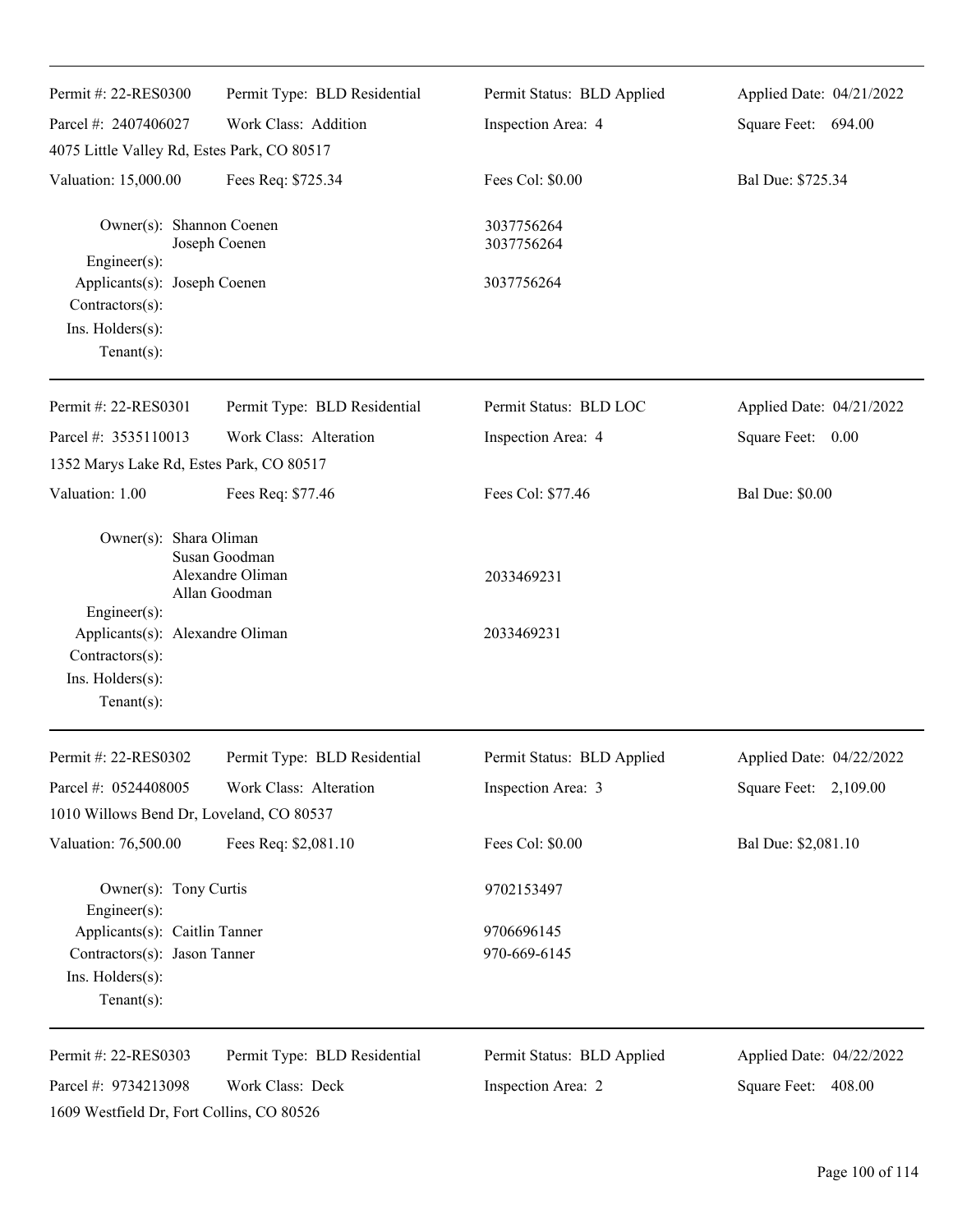| Permit #: 22-RES0300 | Permit Type: BLD Residential | Permit Status: BLD Applied | Applied Date: 04/21/2022 |
|---|---|---|---|
| Parcel #: 2407406027 | Work Class: Addition | Inspection Area: 4 | Square Feet: 694.00 |
| 4075 Little Valley Rd, Estes Park, CO 80517 | | | |
| Valuation: 15,000.00 | Fees Req: $725.34 | Fees Col: $0.00 | Bal Due: $725.34 |

Owner(s): Shannon Coenen — 3037756264
Joseph Coenen — 3037756264
Engineer(s):
Applicants(s): Joseph Coenen — 3037756264
Contractors(s):
Ins. Holders(s):
Tenant(s):

---

| Permit #: 22-RES0301 | Permit Type: BLD Residential | Permit Status: BLD LOC | Applied Date: 04/21/2022 |
|---|---|---|---|
| Parcel #: 3535110013 | Work Class: Alteration | Inspection Area: 4 | Square Feet: 0.00 |
| 1352 Marys Lake Rd, Estes Park, CO 80517 | | | |
| Valuation: 1.00 | Fees Req: $77.46 | Fees Col: $77.46 | Bal Due: $0.00 |

Owner(s): Shara Oliman
Susan Goodman
Alexandre Oliman — 2033469231
Allan Goodman
Engineer(s):
Applicants(s): Alexandre Oliman — 2033469231
Contractors(s):
Ins. Holders(s):
Tenant(s):

---

| Permit #: 22-RES0302 | Permit Type: BLD Residential | Permit Status: BLD Applied | Applied Date: 04/22/2022 |
|---|---|---|---|
| Parcel #: 0524408005 | Work Class: Alteration | Inspection Area: 3 | Square Feet: 2,109.00 |
| 1010 Willows Bend Dr, Loveland, CO 80537 | | | |
| Valuation: 76,500.00 | Fees Req: $2,081.10 | Fees Col: $0.00 | Bal Due: $2,081.10 |

Owner(s): Tony Curtis — 9702153497
Engineer(s):
Applicants(s): Caitlin Tanner — 9706696145
Contractors(s): Jason Tanner — 970-669-6145
Ins. Holders(s):
Tenant(s):

---

| Permit #: 22-RES0303 | Permit Type: BLD Residential | Permit Status: BLD Applied | Applied Date: 04/22/2022 |
|---|---|---|---|
| Parcel #: 9734213098 | Work Class: Deck | Inspection Area: 2 | Square Feet: 408.00 |
| 1609 Westfield Dr, Fort Collins, CO 80526 | | | |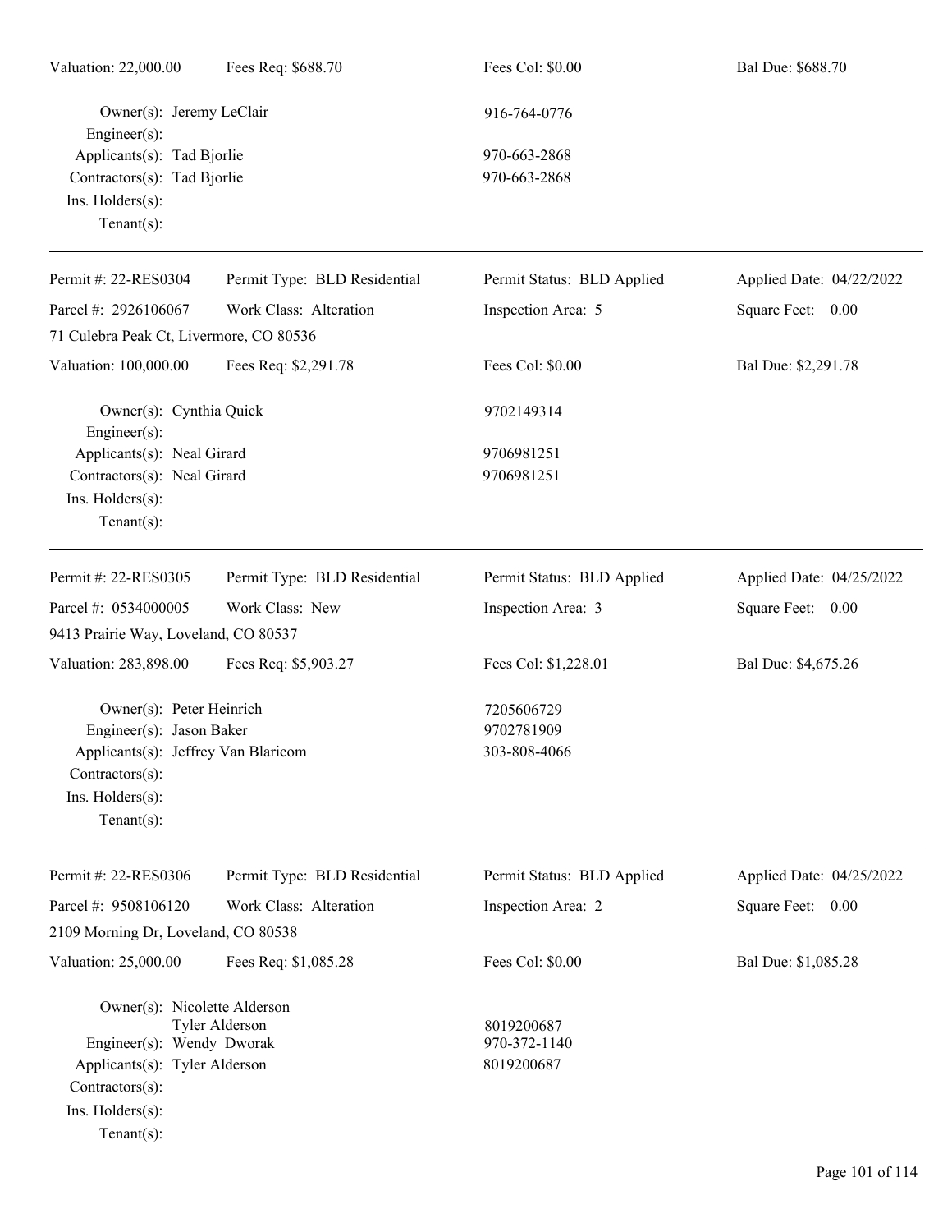Valuation: 22,000.00 | Fees Req: $688.70 | Fees Col: $0.00 | Bal Due: $688.70

Owner(s): Jeremy LeClair 916-764-0776
Engineer(s):
Applicants(s): Tad Bjorlie 970-663-2868
Contractors(s): Tad Bjorlie 970-663-2868
Ins. Holders(s):
Tenant(s):

---

Permit #: 22-RES0304 | Permit Type: BLD Residential | Permit Status: BLD Applied | Applied Date: 04/22/2022

Parcel #: 2926106067 | Work Class: Alteration | Inspection Area: 5 | Square Feet: 0.00

71 Culebra Peak Ct, Livermore, CO 80536

Valuation: 100,000.00 | Fees Req: $2,291.78 | Fees Col: $0.00 | Bal Due: $2,291.78

Owner(s): Cynthia Quick 9702149314
Engineer(s):
Applicants(s): Neal Girard 9706981251
Contractors(s): Neal Girard 9706981251
Ins. Holders(s):
Tenant(s):

---

Permit #: 22-RES0305 | Permit Type: BLD Residential | Permit Status: BLD Applied | Applied Date: 04/25/2022

Parcel #: 0534000005 | Work Class: New | Inspection Area: 3 | Square Feet: 0.00

9413 Prairie Way, Loveland, CO 80537

Valuation: 283,898.00 | Fees Req: $5,903.27 | Fees Col: $1,228.01 | Bal Due: $4,675.26

Owner(s): Peter Heinrich 7205606729
Engineer(s): Jason Baker 9702781909
Applicants(s): Jeffrey Van Blaricom 303-808-4066
Contractors(s):
Ins. Holders(s):
Tenant(s):

---

Permit #: 22-RES0306 | Permit Type: BLD Residential | Permit Status: BLD Applied | Applied Date: 04/25/2022

Parcel #: 9508106120 | Work Class: Alteration | Inspection Area: 2 | Square Feet: 0.00

2109 Morning Dr, Loveland, CO 80538

Valuation: 25,000.00 | Fees Req: $1,085.28 | Fees Col: $0.00 | Bal Due: $1,085.28

Owner(s): Nicolette Alderson
Tyler Alderson 8019200687
Engineer(s): Wendy Dworak 970-372-1140
Applicants(s): Tyler Alderson 8019200687
Contractors(s):
Ins. Holders(s):
Tenant(s):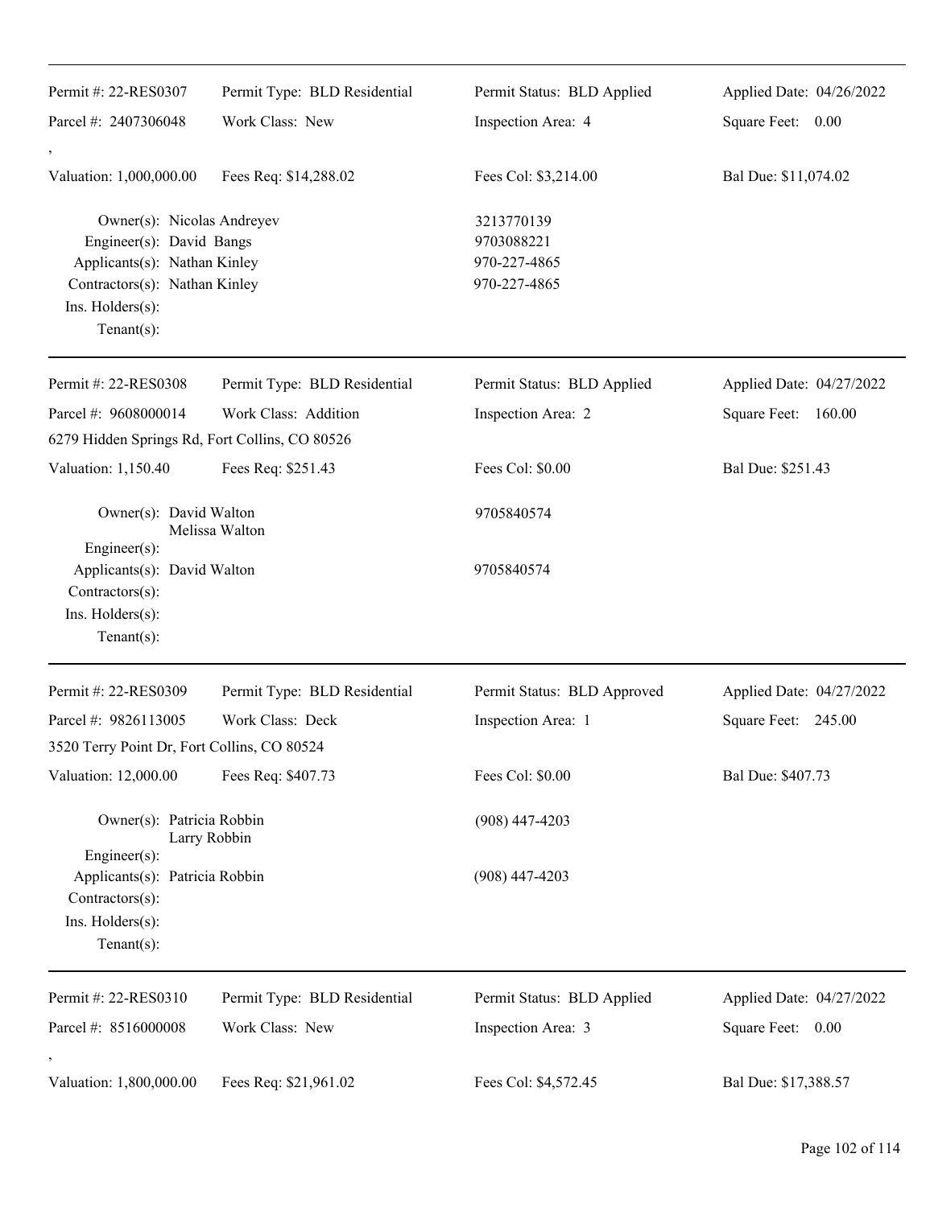| | | | |
|---|---|---|---|
| Permit #: 22-RES0307 | Permit Type: BLD Residential | Permit Status: BLD Applied | Applied Date: 04/26/2022 |
| Parcel #: 2407306048 | Work Class: New | Inspection Area: 4 | Square Feet: 0.00 |
| , | | | |
| Valuation: 1,000,000.00 | Fees Req: $14,288.02 | Fees Col: $3,214.00 | Bal Due: $11,074.02 |

Owner(s): Nicolas Andreyev — 3213770139
Engineer(s): David Bangs — 9703088221
Applicants(s): Nathan Kinley — 970-227-4865
Contractors(s): Nathan Kinley — 970-227-4865
Ins. Holders(s):
Tenant(s):

---

| | | | |
|---|---|---|---|
| Permit #: 22-RES0308 | Permit Type: BLD Residential | Permit Status: BLD Applied | Applied Date: 04/27/2022 |
| Parcel #: 9608000014 | Work Class: Addition | Inspection Area: 2 | Square Feet: 160.00 |
| 6279 Hidden Springs Rd, Fort Collins, CO 80526 | | | |
| Valuation: 1,150.40 | Fees Req: $251.43 | Fees Col: $0.00 | Bal Due: $251.43 |

Owner(s): David Walton, Melissa Walton — 9705840574
Engineer(s):
Applicants(s): David Walton — 9705840574
Contractors(s):
Ins. Holders(s):
Tenant(s):

---

| | | | |
|---|---|---|---|
| Permit #: 22-RES0309 | Permit Type: BLD Residential | Permit Status: BLD Approved | Applied Date: 04/27/2022 |
| Parcel #: 9826113005 | Work Class: Deck | Inspection Area: 1 | Square Feet: 245.00 |
| 3520 Terry Point Dr, Fort Collins, CO 80524 | | | |
| Valuation: 12,000.00 | Fees Req: $407.73 | Fees Col: $0.00 | Bal Due: $407.73 |

Owner(s): Patricia Robbin, Larry Robbin — (908) 447-4203
Engineer(s):
Applicants(s): Patricia Robbin — (908) 447-4203
Contractors(s):
Ins. Holders(s):
Tenant(s):

---

| | | | |
|---|---|---|---|
| Permit #: 22-RES0310 | Permit Type: BLD Residential | Permit Status: BLD Applied | Applied Date: 04/27/2022 |
| Parcel #: 8516000008 | Work Class: New | Inspection Area: 3 | Square Feet: 0.00 |
| , | | | |
| Valuation: 1,800,000.00 | Fees Req: $21,961.02 | Fees Col: $4,572.45 | Bal Due: $17,388.57 |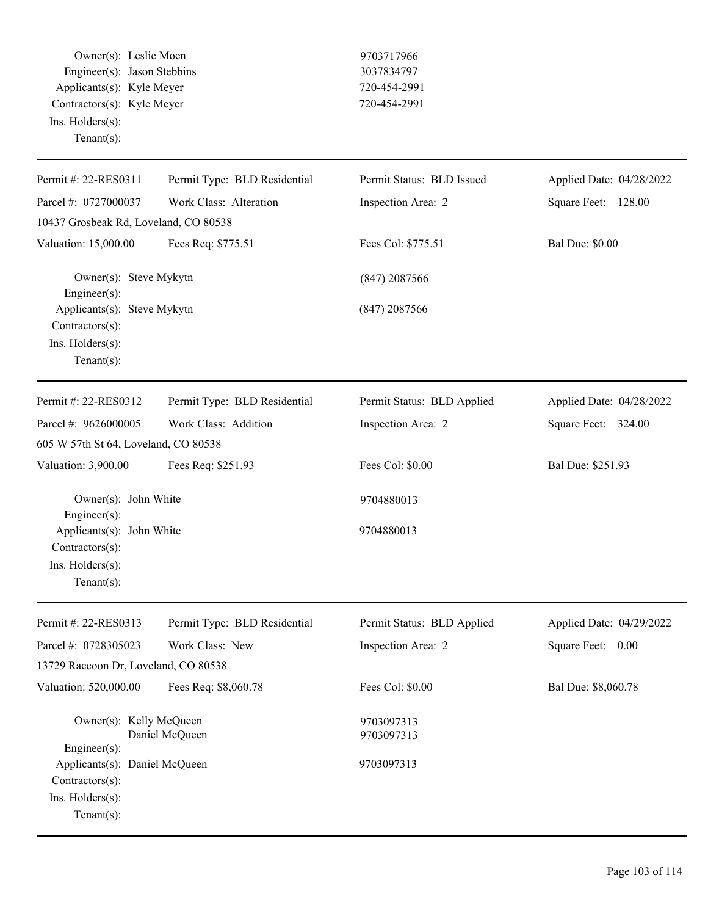Owner(s): Leslie Moen 9703717966
Engineer(s): Jason Stebbins 3037834797
Applicants(s): Kyle Meyer 720-454-2991
Contractors(s): Kyle Meyer 720-454-2991
Ins. Holders(s):
Tenant(s):

---

| | | | |
|---|---|---|---|
| Permit #: 22-RES0311 | Permit Type: BLD Residential | Permit Status: BLD Issued | Applied Date: 04/28/2022 |
| Parcel #: 0727000037 | Work Class: Alteration | Inspection Area: 2 | Square Feet: 128.00 |
| 10437 Grosbeak Rd, Loveland, CO 80538 | | | |
| Valuation: 15,000.00 | Fees Req: $775.51 | Fees Col: $775.51 | Bal Due: $0.00 |

Owner(s): Steve Mykytn (847) 2087566
Engineer(s):
Applicants(s): Steve Mykytn (847) 2087566
Contractors(s):
Ins. Holders(s):
Tenant(s):

---

| | | | |
|---|---|---|---|
| Permit #: 22-RES0312 | Permit Type: BLD Residential | Permit Status: BLD Applied | Applied Date: 04/28/2022 |
| Parcel #: 9626000005 | Work Class: Addition | Inspection Area: 2 | Square Feet: 324.00 |
| 605 W 57th St 64, Loveland, CO 80538 | | | |
| Valuation: 3,900.00 | Fees Req: $251.93 | Fees Col: $0.00 | Bal Due: $251.93 |

Owner(s): John White 9704880013
Engineer(s):
Applicants(s): John White 9704880013
Contractors(s):
Ins. Holders(s):
Tenant(s):

---

| | | | |
|---|---|---|---|
| Permit #: 22-RES0313 | Permit Type: BLD Residential | Permit Status: BLD Applied | Applied Date: 04/29/2022 |
| Parcel #: 0728305023 | Work Class: New | Inspection Area: 2 | Square Feet: 0.00 |
| 13729 Raccoon Dr, Loveland, CO 80538 | | | |
| Valuation: 520,000.00 | Fees Req: $8,060.78 | Fees Col: $0.00 | Bal Due: $8,060.78 |

Owner(s): Kelly McQueen 9703097313
Daniel McQueen 9703097313
Engineer(s):
Applicants(s): Daniel McQueen 9703097313
Contractors(s):
Ins. Holders(s):
Tenant(s):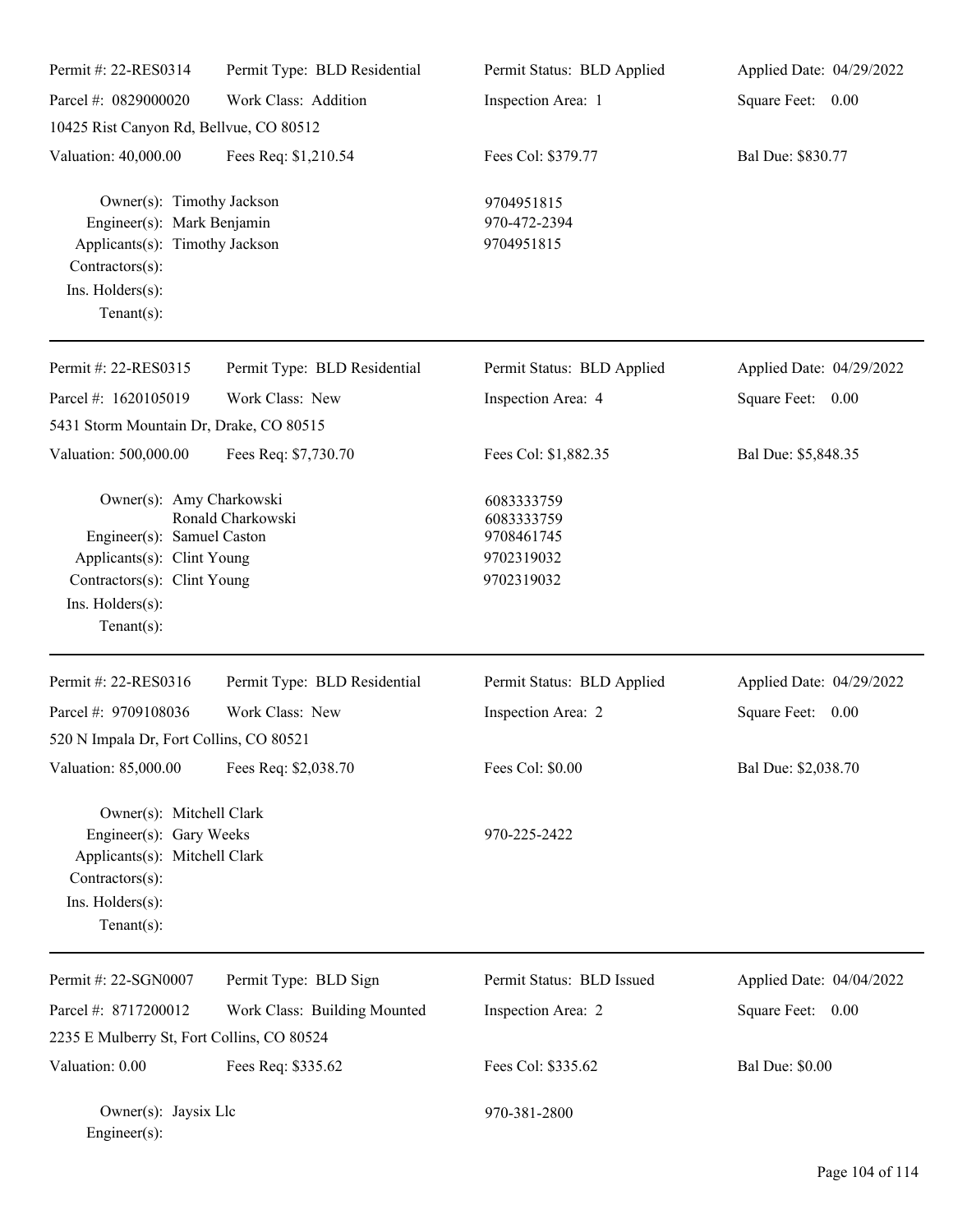Permit #: 22-RES0314 | Permit Type: BLD Residential | Permit Status: BLD Applied | Applied Date: 04/29/2022
Parcel #: 0829000020 | Work Class: Addition | Inspection Area: 1 | Square Feet: 0.00
10425 Rist Canyon Rd, Bellvue, CO 80512
Valuation: 40,000.00 | Fees Req: $1,210.54 | Fees Col: $379.77 | Bal Due: $830.77

Owner(s): Timothy Jackson — 9704951815
Engineer(s): Mark Benjamin — 970-472-2394
Applicants(s): Timothy Jackson — 9704951815
Contractors(s):
Ins. Holders(s):
Tenant(s):

---

Permit #: 22-RES0315 | Permit Type: BLD Residential | Permit Status: BLD Applied | Applied Date: 04/29/2022
Parcel #: 1620105019 | Work Class: New | Inspection Area: 4 | Square Feet: 0.00
5431 Storm Mountain Dr, Drake, CO 80515
Valuation: 500,000.00 | Fees Req: $7,730.70 | Fees Col: $1,882.35 | Bal Due: $5,848.35

Owner(s): Amy Charkowski — 6083333759
Ronald Charkowski — 6083333759
Engineer(s): Samuel Caston — 9708461745
Applicants(s): Clint Young — 9702319032
Contractors(s): Clint Young — 9702319032
Ins. Holders(s):
Tenant(s):

---

Permit #: 22-RES0316 | Permit Type: BLD Residential | Permit Status: BLD Applied | Applied Date: 04/29/2022
Parcel #: 9709108036 | Work Class: New | Inspection Area: 2 | Square Feet: 0.00
520 N Impala Dr, Fort Collins, CO 80521
Valuation: 85,000.00 | Fees Req: $2,038.70 | Fees Col: $0.00 | Bal Due: $2,038.70

Owner(s): Mitchell Clark
Engineer(s): Gary Weeks — 970-225-2422
Applicants(s): Mitchell Clark
Contractors(s):
Ins. Holders(s):
Tenant(s):

---

Permit #: 22-SGN0007 | Permit Type: BLD Sign | Permit Status: BLD Issued | Applied Date: 04/04/2022
Parcel #: 8717200012 | Work Class: Building Mounted | Inspection Area: 2 | Square Feet: 0.00
2235 E Mulberry St, Fort Collins, CO 80524
Valuation: 0.00 | Fees Req: $335.62 | Fees Col: $335.62 | Bal Due: $0.00

Owner(s): Jaysix Llc — 970-381-2800
Engineer(s):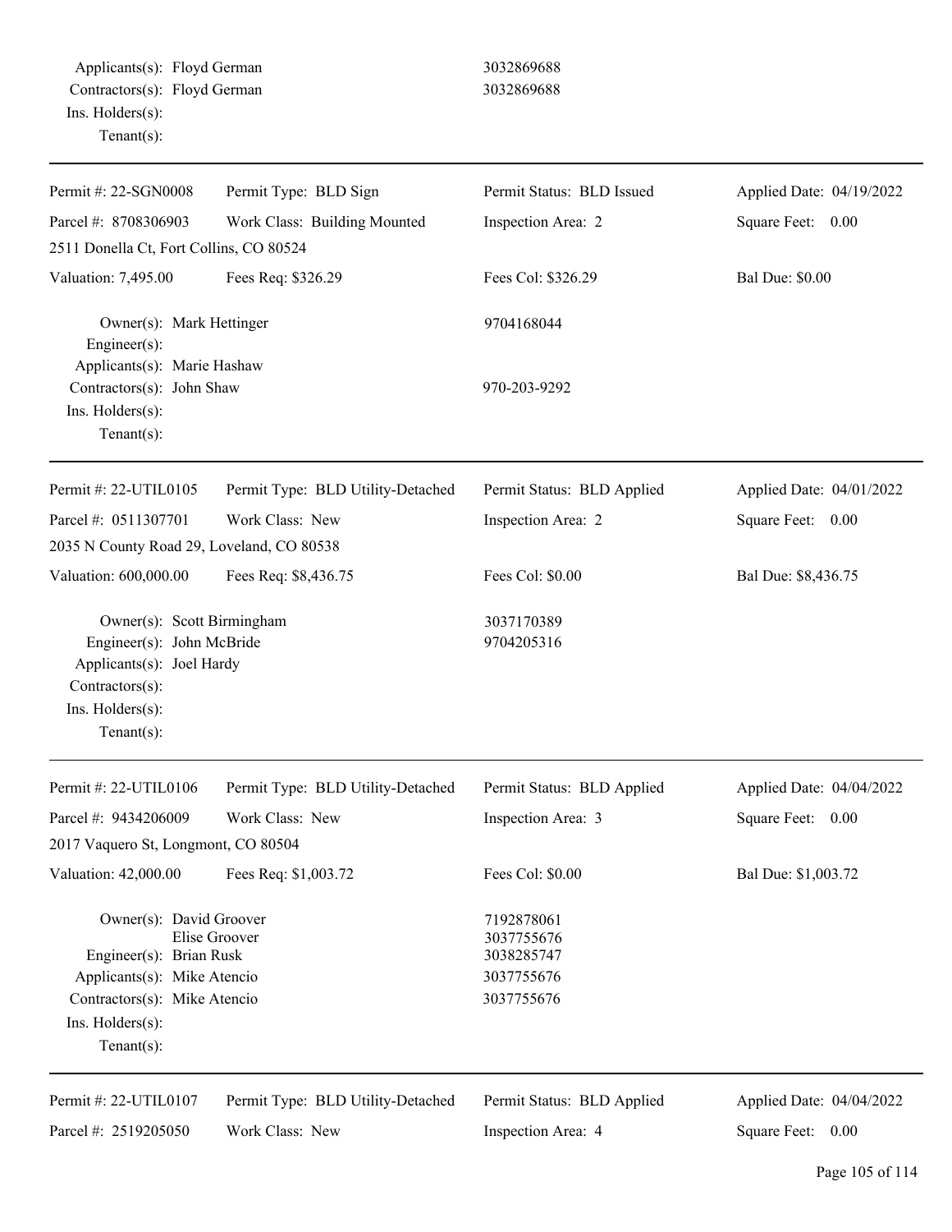Applicants(s): Floyd German 3032869688
Contractors(s): Floyd German 3032869688
Ins. Holders(s):
Tenant(s):

---

| | | | |
|---|---|---|---|
| Permit #: 22-SGN0008 | Permit Type: BLD Sign | Permit Status: BLD Issued | Applied Date: 04/19/2022 |
| Parcel #: 8708306903 | Work Class: Building Mounted | Inspection Area: 2 | Square Feet: 0.00 |
| 2511 Donella Ct, Fort Collins, CO 80524 | | | |
| Valuation: 7,495.00 | Fees Req: $326.29 | Fees Col: $326.29 | Bal Due: $0.00 |

Owner(s): Mark Hettinger 9704168044
Engineer(s):
Applicants(s): Marie Hashaw
Contractors(s): John Shaw 970-203-9292
Ins. Holders(s):
Tenant(s):

---

| | | | |
|---|---|---|---|
| Permit #: 22-UTIL0105 | Permit Type: BLD Utility-Detached | Permit Status: BLD Applied | Applied Date: 04/01/2022 |
| Parcel #: 0511307701 | Work Class: New | Inspection Area: 2 | Square Feet: 0.00 |
| 2035 N County Road 29, Loveland, CO 80538 | | | |
| Valuation: 600,000.00 | Fees Req: $8,436.75 | Fees Col: $0.00 | Bal Due: $8,436.75 |

Owner(s): Scott Birmingham 3037170389
Engineer(s): John McBride 9704205316
Applicants(s): Joel Hardy
Contractors(s):
Ins. Holders(s):
Tenant(s):

---

| | | | |
|---|---|---|---|
| Permit #: 22-UTIL0106 | Permit Type: BLD Utility-Detached | Permit Status: BLD Applied | Applied Date: 04/04/2022 |
| Parcel #: 9434206009 | Work Class: New | Inspection Area: 3 | Square Feet: 0.00 |
| 2017 Vaquero St, Longmont, CO 80504 | | | |
| Valuation: 42,000.00 | Fees Req: $1,003.72 | Fees Col: $0.00 | Bal Due: $1,003.72 |

Owner(s): David Groover 7192878061
Elise Groover 3037755676
Engineer(s): Brian Rusk 3038285747
Applicants(s): Mike Atencio 3037755676
Contractors(s): Mike Atencio 3037755676
Ins. Holders(s):
Tenant(s):

---

| | | | |
|---|---|---|---|
| Permit #: 22-UTIL0107 | Permit Type: BLD Utility-Detached | Permit Status: BLD Applied | Applied Date: 04/04/2022 |
| Parcel #: 2519205050 | Work Class: New | Inspection Area: 4 | Square Feet: 0.00 |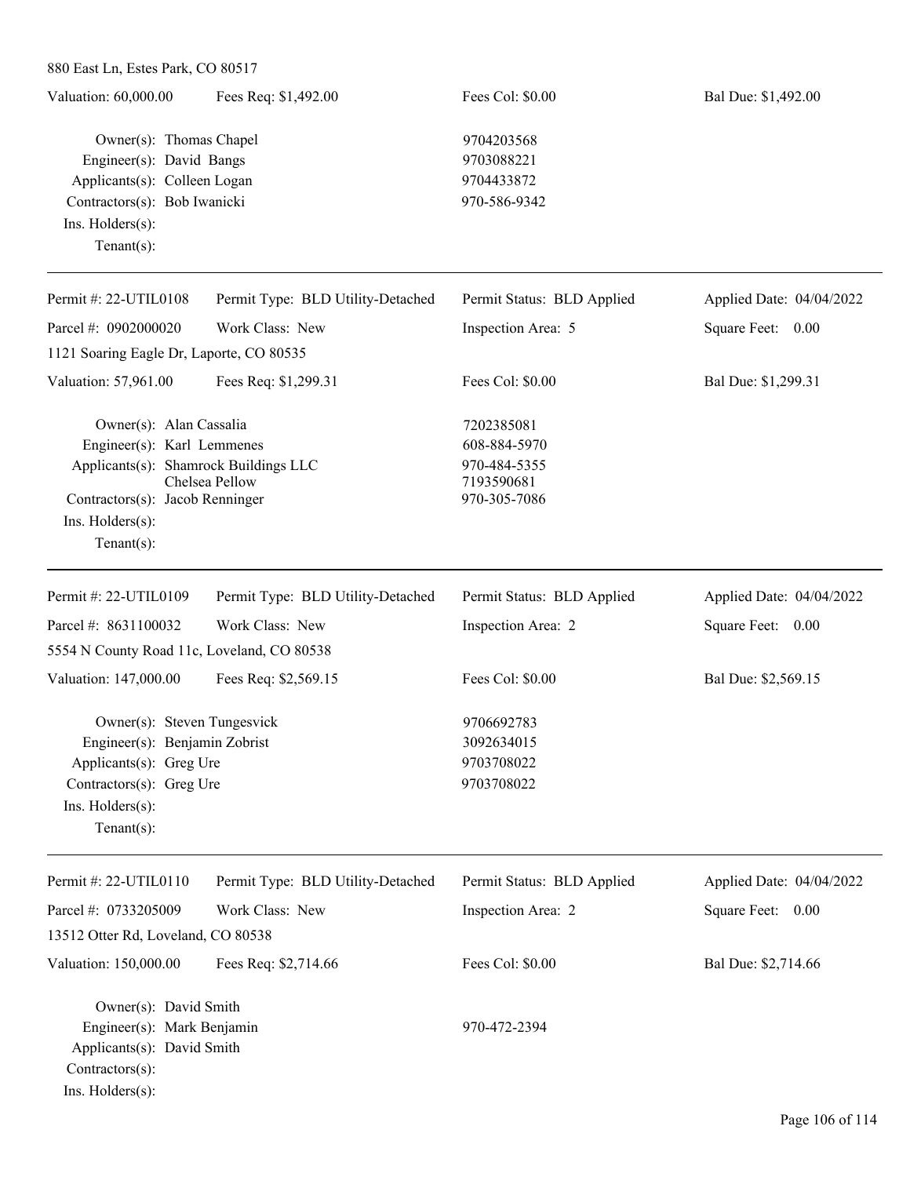880 East Ln, Estes Park, CO 80517

Valuation: 60,000.00 | Fees Req: $1,492.00 | Fees Col: $0.00 | Bal Due: $1,492.00

Owner(s): Thomas Chapel 9704203568
Engineer(s): David Bangs 9703088221
Applicants(s): Colleen Logan 9704433872
Contractors(s): Bob Iwanicki 970-586-9342
Ins. Holders(s):
Tenant(s):

---

Permit #: 22-UTIL0108 | Permit Type: BLD Utility-Detached | Permit Status: BLD Applied | Applied Date: 04/04/2022
Parcel #: 0902000020 | Work Class: New | Inspection Area: 5 | Square Feet: 0.00
1121 Soaring Eagle Dr, Laporte, CO 80535
Valuation: 57,961.00 | Fees Req: $1,299.31 | Fees Col: $0.00 | Bal Due: $1,299.31

Owner(s): Alan Cassalia 7202385081
Engineer(s): Karl Lemmenes 608-884-5970
Applicants(s): Shamrock Buildings LLC 970-484-5355
Chelsea Pellow 7193590681
Contractors(s): Jacob Renninger 970-305-7086
Ins. Holders(s):
Tenant(s):

---

Permit #: 22-UTIL0109 | Permit Type: BLD Utility-Detached | Permit Status: BLD Applied | Applied Date: 04/04/2022
Parcel #: 8631100032 | Work Class: New | Inspection Area: 2 | Square Feet: 0.00
5554 N County Road 11c, Loveland, CO 80538
Valuation: 147,000.00 | Fees Req: $2,569.15 | Fees Col: $0.00 | Bal Due: $2,569.15

Owner(s): Steven Tungesvick 9706692783
Engineer(s): Benjamin Zobrist 3092634015
Applicants(s): Greg Ure 9703708022
Contractors(s): Greg Ure 9703708022
Ins. Holders(s):
Tenant(s):

---

Permit #: 22-UTIL0110 | Permit Type: BLD Utility-Detached | Permit Status: BLD Applied | Applied Date: 04/04/2022
Parcel #: 0733205009 | Work Class: New | Inspection Area: 2 | Square Feet: 0.00
13512 Otter Rd, Loveland, CO 80538
Valuation: 150,000.00 | Fees Req: $2,714.66 | Fees Col: $0.00 | Bal Due: $2,714.66

Owner(s): David Smith
Engineer(s): Mark Benjamin 970-472-2394
Applicants(s): David Smith
Contractors(s):
Ins. Holders(s):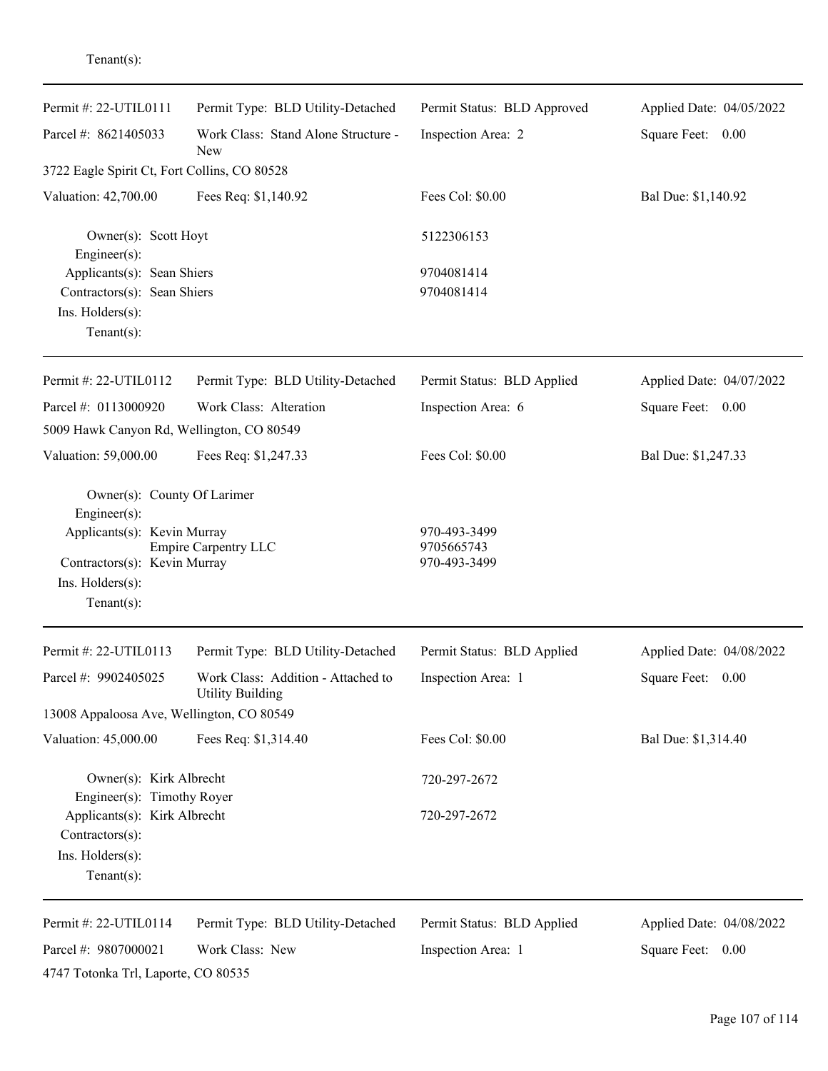Tenant(s):

---

| | | | |
|---|---|---|---|
| Permit #: 22-UTIL0111 | Permit Type: BLD Utility-Detached | Permit Status: BLD Approved | Applied Date: 04/05/2022 |
| Parcel #: 8621405033 | Work Class: Stand Alone Structure - New | Inspection Area: 2 | Square Feet: 0.00 |
| 3722 Eagle Spirit Ct, Fort Collins, CO 80528 | | | |
| Valuation: 42,700.00 | Fees Req: $1,140.92 | Fees Col: $0.00 | Bal Due: $1,140.92 |

Owner(s): Scott Hoyt — 5122306153
Engineer(s):
Applicants(s): Sean Shiers — 9704081414
Contractors(s): Sean Shiers — 9704081414
Ins. Holders(s):
Tenant(s):

---

| | | | |
|---|---|---|---|
| Permit #: 22-UTIL0112 | Permit Type: BLD Utility-Detached | Permit Status: BLD Applied | Applied Date: 04/07/2022 |
| Parcel #: 0113000920 | Work Class: Alteration | Inspection Area: 6 | Square Feet: 0.00 |
| 5009 Hawk Canyon Rd, Wellington, CO 80549 | | | |
| Valuation: 59,000.00 | Fees Req: $1,247.33 | Fees Col: $0.00 | Bal Due: $1,247.33 |

Owner(s): County Of Larimer
Engineer(s):
Applicants(s): Kevin Murray — 970-493-3499
Empire Carpentry LLC — 9705665743
Contractors(s): Kevin Murray — 970-493-3499
Ins. Holders(s):
Tenant(s):

---

| | | | |
|---|---|---|---|
| Permit #: 22-UTIL0113 | Permit Type: BLD Utility-Detached | Permit Status: BLD Applied | Applied Date: 04/08/2022 |
| Parcel #: 9902405025 | Work Class: Addition - Attached to Utility Building | Inspection Area: 1 | Square Feet: 0.00 |
| 13008 Appaloosa Ave, Wellington, CO 80549 | | | |
| Valuation: 45,000.00 | Fees Req: $1,314.40 | Fees Col: $0.00 | Bal Due: $1,314.40 |

Owner(s): Kirk Albrecht — 720-297-2672
Engineer(s): Timothy Royer
Applicants(s): Kirk Albrecht — 720-297-2672
Contractors(s):
Ins. Holders(s):
Tenant(s):

---

| | | | |
|---|---|---|---|
| Permit #: 22-UTIL0114 | Permit Type: BLD Utility-Detached | Permit Status: BLD Applied | Applied Date: 04/08/2022 |
| Parcel #: 9807000021 | Work Class: New | Inspection Area: 1 | Square Feet: 0.00 |
| 4747 Totonka Trl, Laporte, CO 80535 | | | |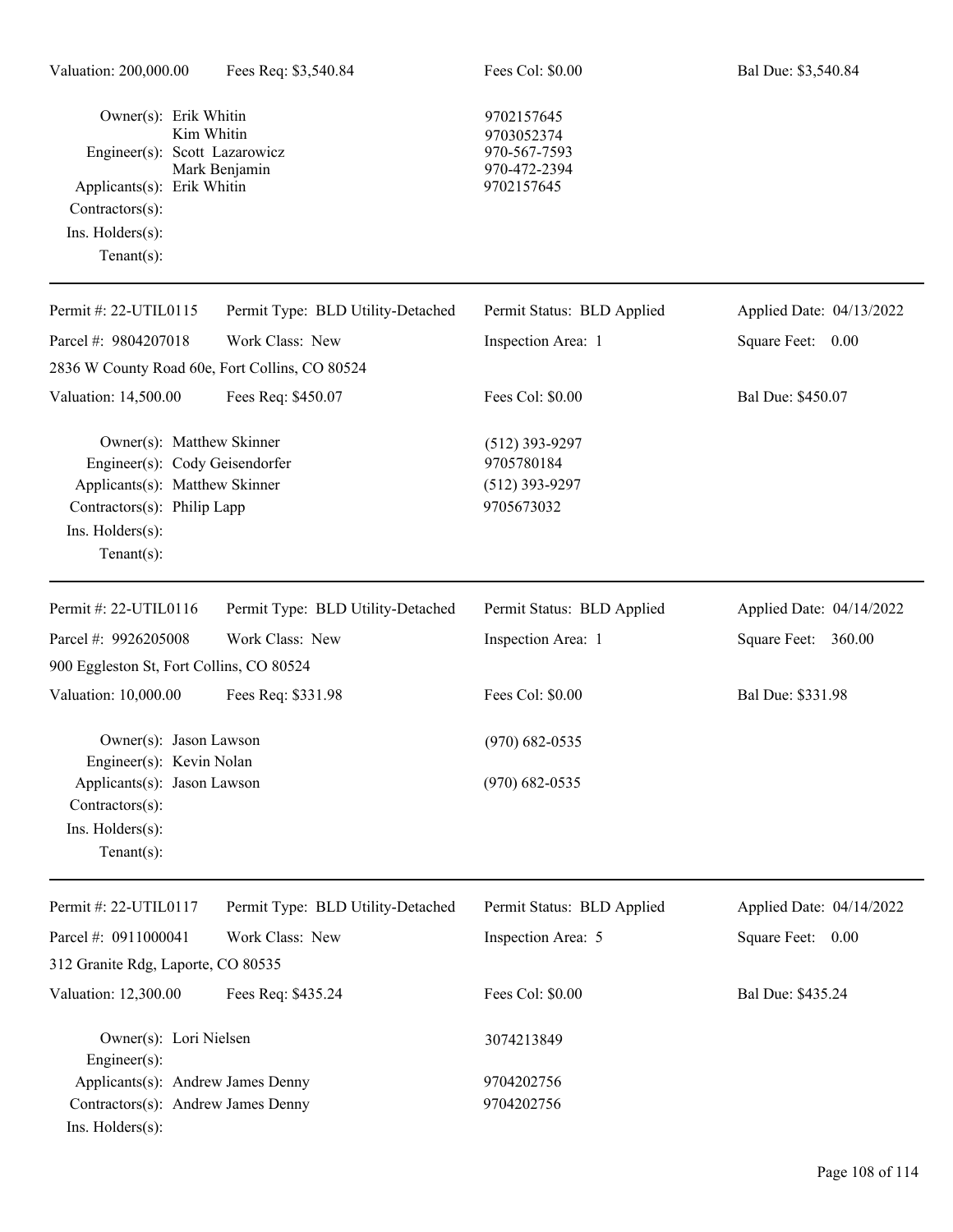Valuation: 200,000.00 | Fees Req: $3,540.84 | Fees Col: $0.00 | Bal Due: $3,540.84

Owner(s): Erik Whitin — 9702157645
Kim Whitin — 9703052374
Engineer(s): Scott Lazarowicz — 970-567-7593
Mark Benjamin — 970-472-2394
Applicants(s): Erik Whitin — 9702157645
Contractors(s):
Ins. Holders(s):
Tenant(s):

---

Permit #: 22-UTIL0115 | Permit Type: BLD Utility-Detached | Permit Status: BLD Applied | Applied Date: 04/13/2022

Parcel #: 9804207018 | Work Class: New | Inspection Area: 1 | Square Feet: 0.00

2836 W County Road 60e, Fort Collins, CO 80524

Valuation: 14,500.00 | Fees Req: $450.07 | Fees Col: $0.00 | Bal Due: $450.07

Owner(s): Matthew Skinner — (512) 393-9297
Engineer(s): Cody Geisendorfer — 9705780184
Applicants(s): Matthew Skinner — (512) 393-9297
Contractors(s): Philip Lapp — 9705673032
Ins. Holders(s):
Tenant(s):

---

Permit #: 22-UTIL0116 | Permit Type: BLD Utility-Detached | Permit Status: BLD Applied | Applied Date: 04/14/2022

Parcel #: 9926205008 | Work Class: New | Inspection Area: 1 | Square Feet: 360.00

900 Eggleston St, Fort Collins, CO 80524

Valuation: 10,000.00 | Fees Req: $331.98 | Fees Col: $0.00 | Bal Due: $331.98

Owner(s): Jason Lawson — (970) 682-0535
Engineer(s): Kevin Nolan
Applicants(s): Jason Lawson — (970) 682-0535
Contractors(s):
Ins. Holders(s):
Tenant(s):

---

Permit #: 22-UTIL0117 | Permit Type: BLD Utility-Detached | Permit Status: BLD Applied | Applied Date: 04/14/2022

Parcel #: 0911000041 | Work Class: New | Inspection Area: 5 | Square Feet: 0.00

312 Granite Rdg, Laporte, CO 80535

Valuation: 12,300.00 | Fees Req: $435.24 | Fees Col: $0.00 | Bal Due: $435.24

Owner(s): Lori Nielsen — 3074213849
Engineer(s):
Applicants(s): Andrew James Denny — 9704202756
Contractors(s): Andrew James Denny — 9704202756
Ins. Holders(s):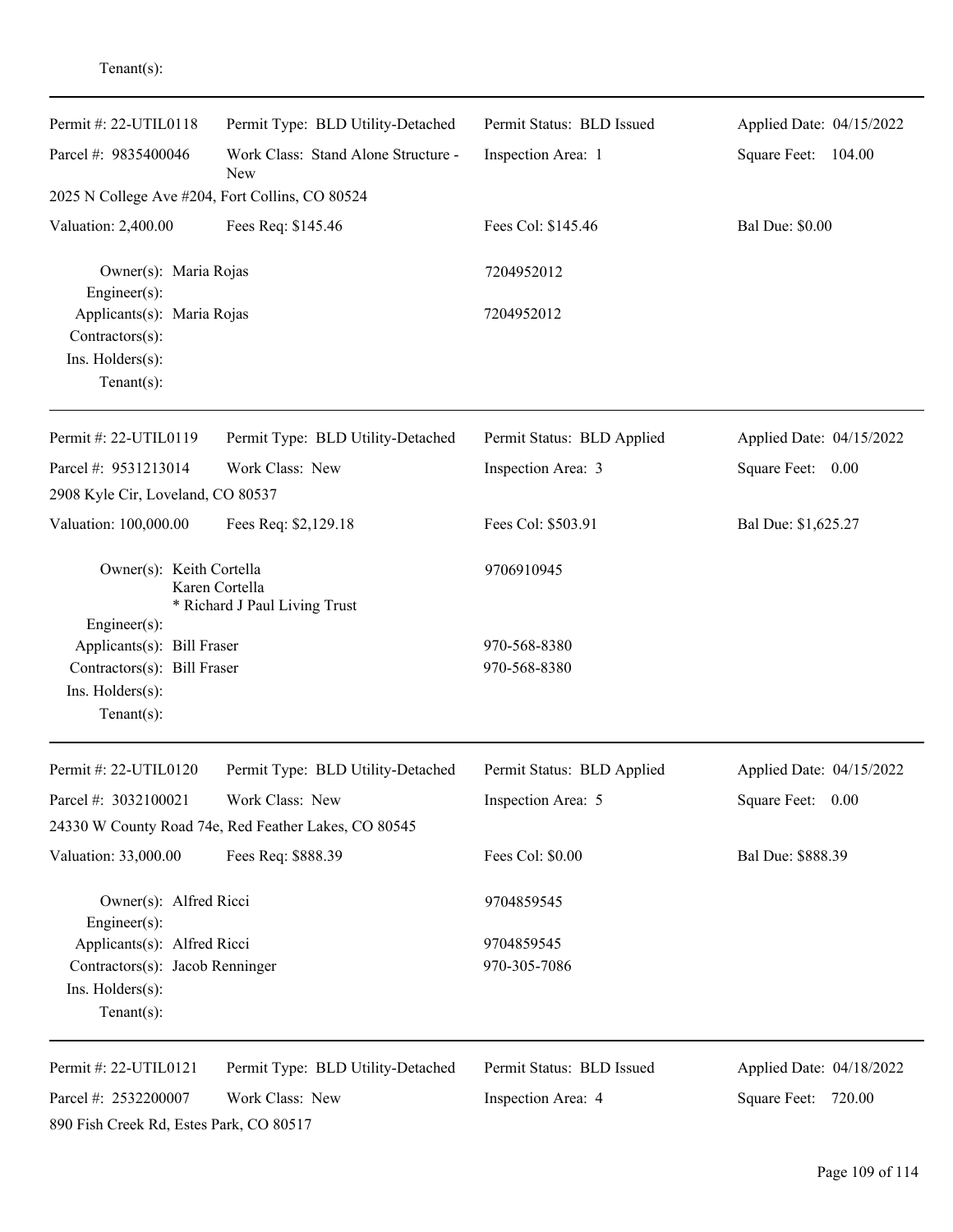Tenant(s):

---

| | | | |
|---|---|---|---|
| Permit #: 22-UTIL0118 | Permit Type: BLD Utility-Detached | Permit Status: BLD Issued | Applied Date: 04/15/2022 |
| Parcel #: 9835400046 | Work Class: Stand Alone Structure - New | Inspection Area: 1 | Square Feet: 104.00 |
| 2025 N College Ave #204, Fort Collins, CO 80524 | | | |
| Valuation: 2,400.00 | Fees Req: $145.46 | Fees Col: $145.46 | Bal Due: $0.00 |

Owner(s): Maria Rojas — 7204952012
Engineer(s):
Applicants(s): Maria Rojas — 7204952012
Contractors(s):
Ins. Holders(s):
Tenant(s):

---

| | | | |
|---|---|---|---|
| Permit #: 22-UTIL0119 | Permit Type: BLD Utility-Detached | Permit Status: BLD Applied | Applied Date: 04/15/2022 |
| Parcel #: 9531213014 | Work Class: New | Inspection Area: 3 | Square Feet: 0.00 |
| 2908 Kyle Cir, Loveland, CO 80537 | | | |
| Valuation: 100,000.00 | Fees Req: $2,129.18 | Fees Col: $503.91 | Bal Due: $1,625.27 |

Owner(s): Keith Cortella — 9706910945
Karen Cortella
* Richard J Paul Living Trust
Engineer(s):
Applicants(s): Bill Fraser — 970-568-8380
Contractors(s): Bill Fraser — 970-568-8380
Ins. Holders(s):
Tenant(s):

---

| | | | |
|---|---|---|---|
| Permit #: 22-UTIL0120 | Permit Type: BLD Utility-Detached | Permit Status: BLD Applied | Applied Date: 04/15/2022 |
| Parcel #: 3032100021 | Work Class: New | Inspection Area: 5 | Square Feet: 0.00 |
| 24330 W County Road 74e, Red Feather Lakes, CO 80545 | | | |
| Valuation: 33,000.00 | Fees Req: $888.39 | Fees Col: $0.00 | Bal Due: $888.39 |

Owner(s): Alfred Ricci — 9704859545
Engineer(s):
Applicants(s): Alfred Ricci — 9704859545
Contractors(s): Jacob Renninger — 970-305-7086
Ins. Holders(s):
Tenant(s):

---

| | | | |
|---|---|---|---|
| Permit #: 22-UTIL0121 | Permit Type: BLD Utility-Detached | Permit Status: BLD Issued | Applied Date: 04/18/2022 |
| Parcel #: 2532200007 | Work Class: New | Inspection Area: 4 | Square Feet: 720.00 |
| 890 Fish Creek Rd, Estes Park, CO 80517 | | | |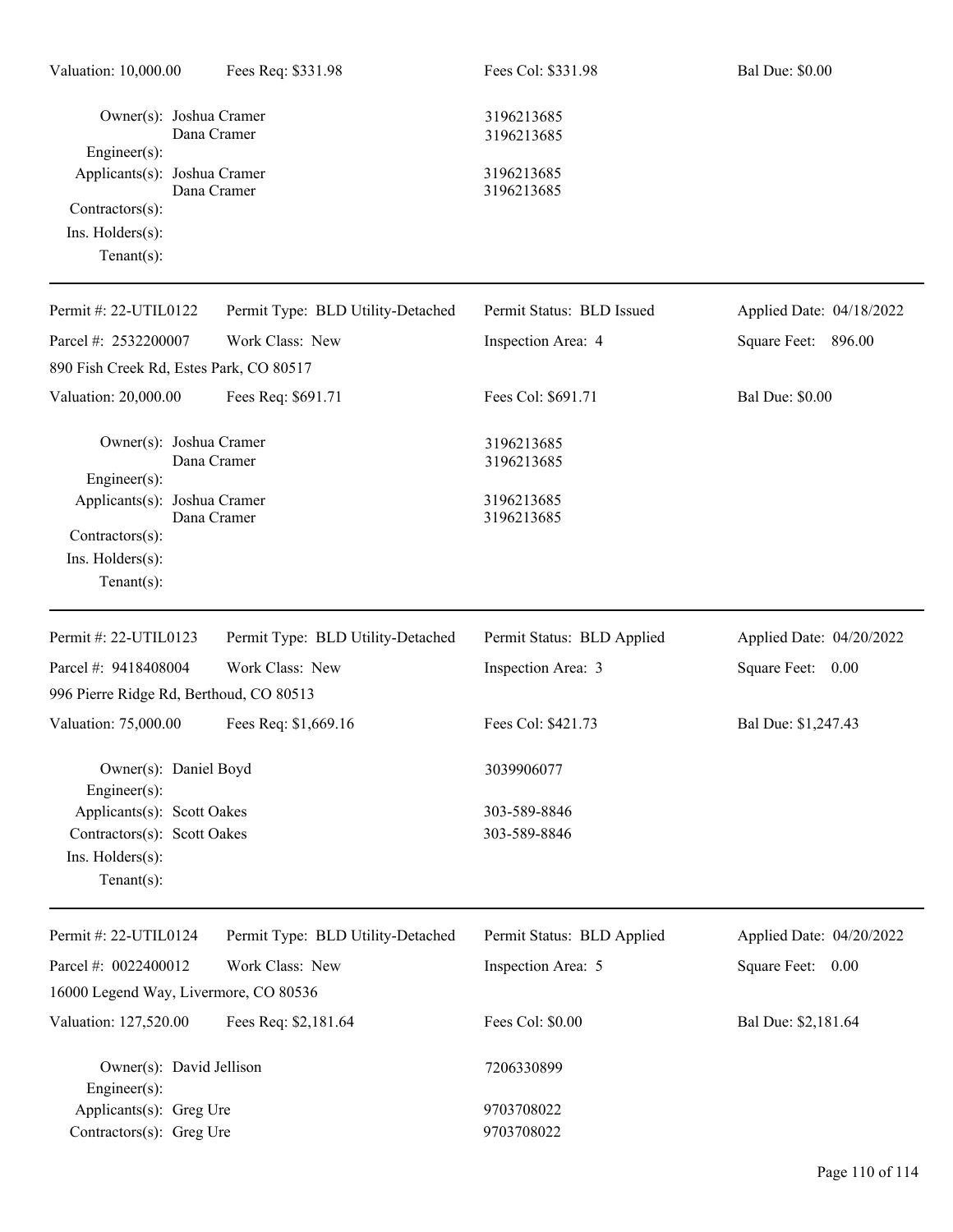Valuation: 10,000.00 | Fees Req: $331.98 | Fees Col: $331.98 | Bal Due: $0.00

Owner(s): Joshua Cramer 3196213685
Dana Cramer 3196213685
Engineer(s):
Applicants(s): Joshua Cramer 3196213685
Dana Cramer 3196213685
Contractors(s):
Ins. Holders(s):
Tenant(s):

---

Permit #: 22-UTIL0122 | Permit Type: BLD Utility-Detached | Permit Status: BLD Issued | Applied Date: 04/18/2022
Parcel #: 2532200007 | Work Class: New | Inspection Area: 4 | Square Feet: 896.00
890 Fish Creek Rd, Estes Park, CO 80517
Valuation: 20,000.00 | Fees Req: $691.71 | Fees Col: $691.71 | Bal Due: $0.00

Owner(s): Joshua Cramer 3196213685
Dana Cramer 3196213685
Engineer(s):
Applicants(s): Joshua Cramer 3196213685
Dana Cramer 3196213685
Contractors(s):
Ins. Holders(s):
Tenant(s):

---

Permit #: 22-UTIL0123 | Permit Type: BLD Utility-Detached | Permit Status: BLD Applied | Applied Date: 04/20/2022
Parcel #: 9418408004 | Work Class: New | Inspection Area: 3 | Square Feet: 0.00
996 Pierre Ridge Rd, Berthoud, CO 80513
Valuation: 75,000.00 | Fees Req: $1,669.16 | Fees Col: $421.73 | Bal Due: $1,247.43

Owner(s): Daniel Boyd 3039906077
Engineer(s):
Applicants(s): Scott Oakes 303-589-8846
Contractors(s): Scott Oakes 303-589-8846
Ins. Holders(s):
Tenant(s):

---

Permit #: 22-UTIL0124 | Permit Type: BLD Utility-Detached | Permit Status: BLD Applied | Applied Date: 04/20/2022
Parcel #: 0022400012 | Work Class: New | Inspection Area: 5 | Square Feet: 0.00
16000 Legend Way, Livermore, CO 80536
Valuation: 127,520.00 | Fees Req: $2,181.64 | Fees Col: $0.00 | Bal Due: $2,181.64

Owner(s): David Jellison 7206330899
Engineer(s):
Applicants(s): Greg Ure 9703708022
Contractors(s): Greg Ure 9703708022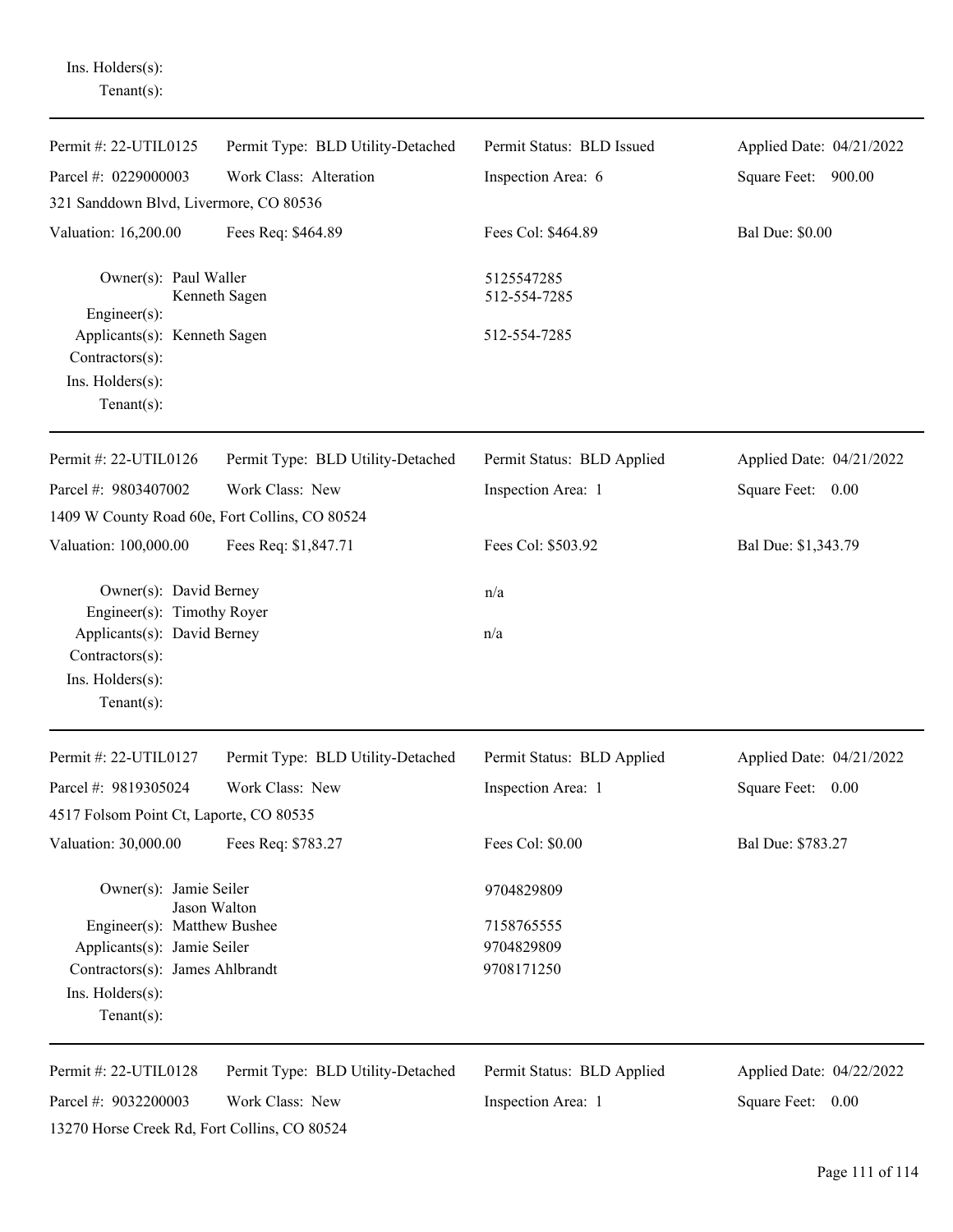Ins. Holders(s):
Tenant(s):

---

Permit #: 22-UTIL0125 | Permit Type: BLD Utility-Detached | Permit Status: BLD Issued | Applied Date: 04/21/2022
Parcel #: 0229000003 | Work Class: Alteration | Inspection Area: 6 | Square Feet: 900.00
321 Sanddown Blvd, Livermore, CO 80536
Valuation: 16,200.00 | Fees Req: $464.89 | Fees Col: $464.89 | Bal Due: $0.00

Owner(s): Paul Waller 5125547285
Kenneth Sagen 512-554-7285
Engineer(s):
Applicants(s): Kenneth Sagen 512-554-7285
Contractors(s):
Ins. Holders(s):
Tenant(s):

---

Permit #: 22-UTIL0126 | Permit Type: BLD Utility-Detached | Permit Status: BLD Applied | Applied Date: 04/21/2022
Parcel #: 9803407002 | Work Class: New | Inspection Area: 1 | Square Feet: 0.00
1409 W County Road 60e, Fort Collins, CO 80524
Valuation: 100,000.00 | Fees Req: $1,847.71 | Fees Col: $503.92 | Bal Due: $1,343.79

Owner(s): David Berney n/a
Engineer(s): Timothy Royer
Applicants(s): David Berney n/a
Contractors(s):
Ins. Holders(s):
Tenant(s):

---

Permit #: 22-UTIL0127 | Permit Type: BLD Utility-Detached | Permit Status: BLD Applied | Applied Date: 04/21/2022
Parcel #: 9819305024 | Work Class: New | Inspection Area: 1 | Square Feet: 0.00
4517 Folsom Point Ct, Laporte, CO 80535
Valuation: 30,000.00 | Fees Req: $783.27 | Fees Col: $0.00 | Bal Due: $783.27

Owner(s): Jamie Seiler 9704829809
Jason Walton
Engineer(s): Matthew Bushee 7158765555
Applicants(s): Jamie Seiler 9704829809
Contractors(s): James Ahlbrandt 9708171250
Ins. Holders(s):
Tenant(s):

---

Permit #: 22-UTIL0128 | Permit Type: BLD Utility-Detached | Permit Status: BLD Applied | Applied Date: 04/22/2022
Parcel #: 9032200003 | Work Class: New | Inspection Area: 1 | Square Feet: 0.00
13270 Horse Creek Rd, Fort Collins, CO 80524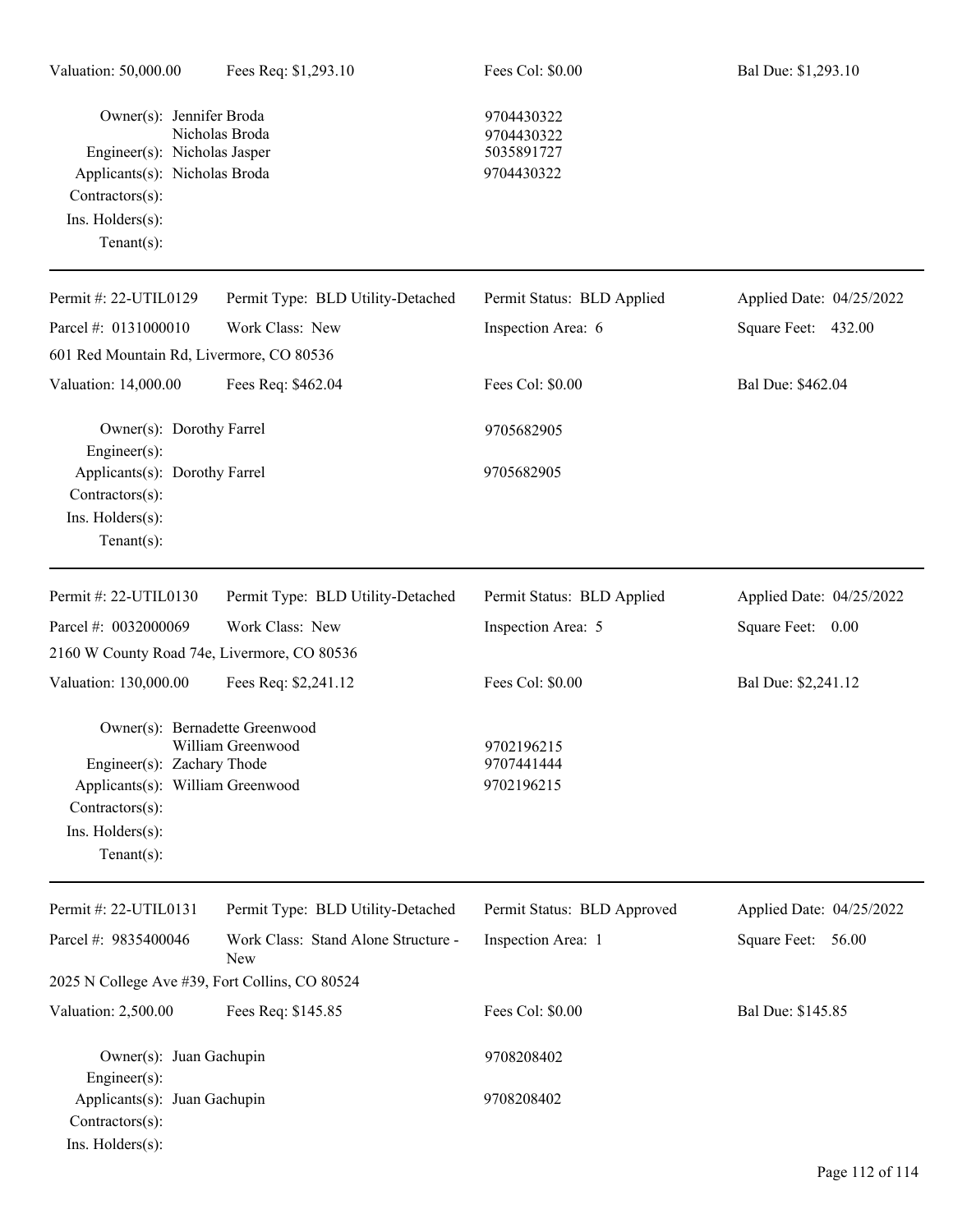Valuation: 50,000.00 | Fees Req: $1,293.10 | Fees Col: $0.00 | Bal Due: $1,293.10

Owner(s): Jennifer Broda 9704430322
Nicholas Broda 9704430322
Engineer(s): Nicholas Jasper 5035891727
Applicants(s): Nicholas Broda 9704430322
Contractors(s):
Ins. Holders(s):
Tenant(s):

---

Permit #: 22-UTIL0129 | Permit Type: BLD Utility-Detached | Permit Status: BLD Applied | Applied Date: 04/25/2022
Parcel #: 0131000010 | Work Class: New | Inspection Area: 6 | Square Feet: 432.00
601 Red Mountain Rd, Livermore, CO 80536
Valuation: 14,000.00 | Fees Req: $462.04 | Fees Col: $0.00 | Bal Due: $462.04

Owner(s): Dorothy Farrel 9705682905
Engineer(s):
Applicants(s): Dorothy Farrel 9705682905
Contractors(s):
Ins. Holders(s):
Tenant(s):

---

Permit #: 22-UTIL0130 | Permit Type: BLD Utility-Detached | Permit Status: BLD Applied | Applied Date: 04/25/2022
Parcel #: 0032000069 | Work Class: New | Inspection Area: 5 | Square Feet: 0.00
2160 W County Road 74e, Livermore, CO 80536
Valuation: 130,000.00 | Fees Req: $2,241.12 | Fees Col: $0.00 | Bal Due: $2,241.12

Owner(s): Bernadette Greenwood
William Greenwood 9702196215
Engineer(s): Zachary Thode 9707441444
Applicants(s): William Greenwood 9702196215
Contractors(s):
Ins. Holders(s):
Tenant(s):

---

Permit #: 22-UTIL0131 | Permit Type: BLD Utility-Detached | Permit Status: BLD Approved | Applied Date: 04/25/2022
Parcel #: 9835400046 | Work Class: Stand Alone Structure - New | Inspection Area: 1 | Square Feet: 56.00
2025 N College Ave #39, Fort Collins, CO 80524
Valuation: 2,500.00 | Fees Req: $145.85 | Fees Col: $0.00 | Bal Due: $145.85

Owner(s): Juan Gachupin 9708208402
Engineer(s):
Applicants(s): Juan Gachupin 9708208402
Contractors(s):
Ins. Holders(s):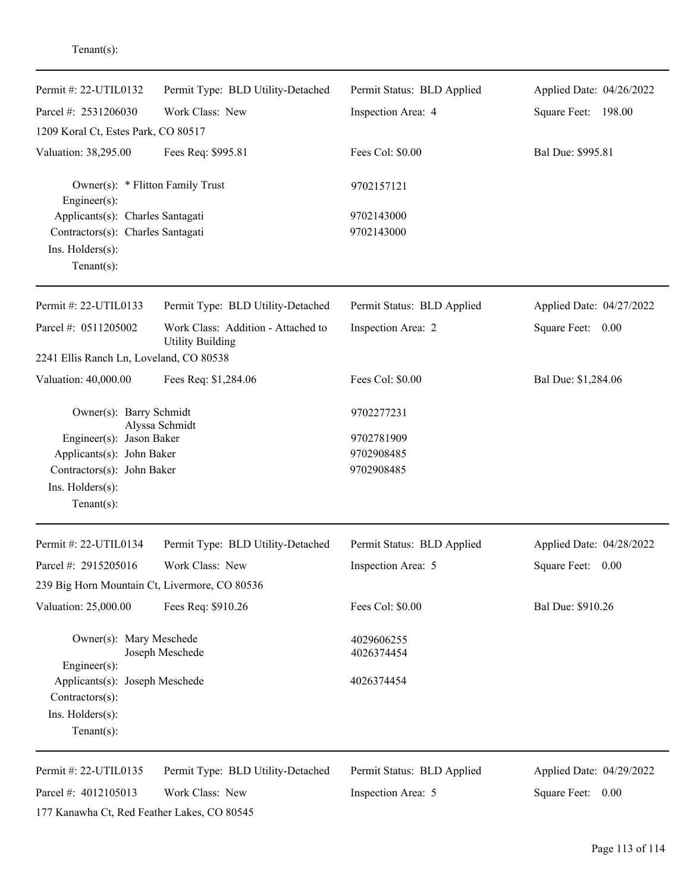Tenant(s):

---

| | | | |
|---|---|---|---|
| Permit #: 22-UTIL0132 | Permit Type: BLD Utility-Detached | Permit Status: BLD Applied | Applied Date: 04/26/2022 |
| Parcel #: 2531206030 | Work Class: New | Inspection Area: 4 | Square Feet: 198.00 |
| 1209 Koral Ct, Estes Park, CO 80517 | | | |
| Valuation: 38,295.00 | Fees Req: $995.81 | Fees Col: $0.00 | Bal Due: $995.81 |

Owner(s): * Flitton Family Trust — 9702157121
Engineer(s):
Applicants(s): Charles Santagati — 9702143000
Contractors(s): Charles Santagati — 9702143000
Ins. Holders(s):
Tenant(s):

---

| | | | |
|---|---|---|---|
| Permit #: 22-UTIL0133 | Permit Type: BLD Utility-Detached | Permit Status: BLD Applied | Applied Date: 04/27/2022 |
| Parcel #: 0511205002 | Work Class: Addition - Attached to Utility Building | Inspection Area: 2 | Square Feet: 0.00 |
| 2241 Ellis Ranch Ln, Loveland, CO 80538 | | | |
| Valuation: 40,000.00 | Fees Req: $1,284.06 | Fees Col: $0.00 | Bal Due: $1,284.06 |

Owner(s): Barry Schmidt, Alyssa Schmidt — 9702277231
Engineer(s): Jason Baker — 9702781909
Applicants(s): John Baker — 9702908485
Contractors(s): John Baker — 9702908485
Ins. Holders(s):
Tenant(s):

---

| | | | |
|---|---|---|---|
| Permit #: 22-UTIL0134 | Permit Type: BLD Utility-Detached | Permit Status: BLD Applied | Applied Date: 04/28/2022 |
| Parcel #: 2915205016 | Work Class: New | Inspection Area: 5 | Square Feet: 0.00 |
| 239 Big Horn Mountain Ct, Livermore, CO 80536 | | | |
| Valuation: 25,000.00 | Fees Req: $910.26 | Fees Col: $0.00 | Bal Due: $910.26 |

Owner(s): Mary Meschede — 4029606255
Joseph Meschede — 4026374454
Engineer(s):
Applicants(s): Joseph Meschede — 4026374454
Contractors(s):
Ins. Holders(s):
Tenant(s):

---

| | | | |
|---|---|---|---|
| Permit #: 22-UTIL0135 | Permit Type: BLD Utility-Detached | Permit Status: BLD Applied | Applied Date: 04/29/2022 |
| Parcel #: 4012105013 | Work Class: New | Inspection Area: 5 | Square Feet: 0.00 |
| 177 Kanawha Ct, Red Feather Lakes, CO 80545 | | | |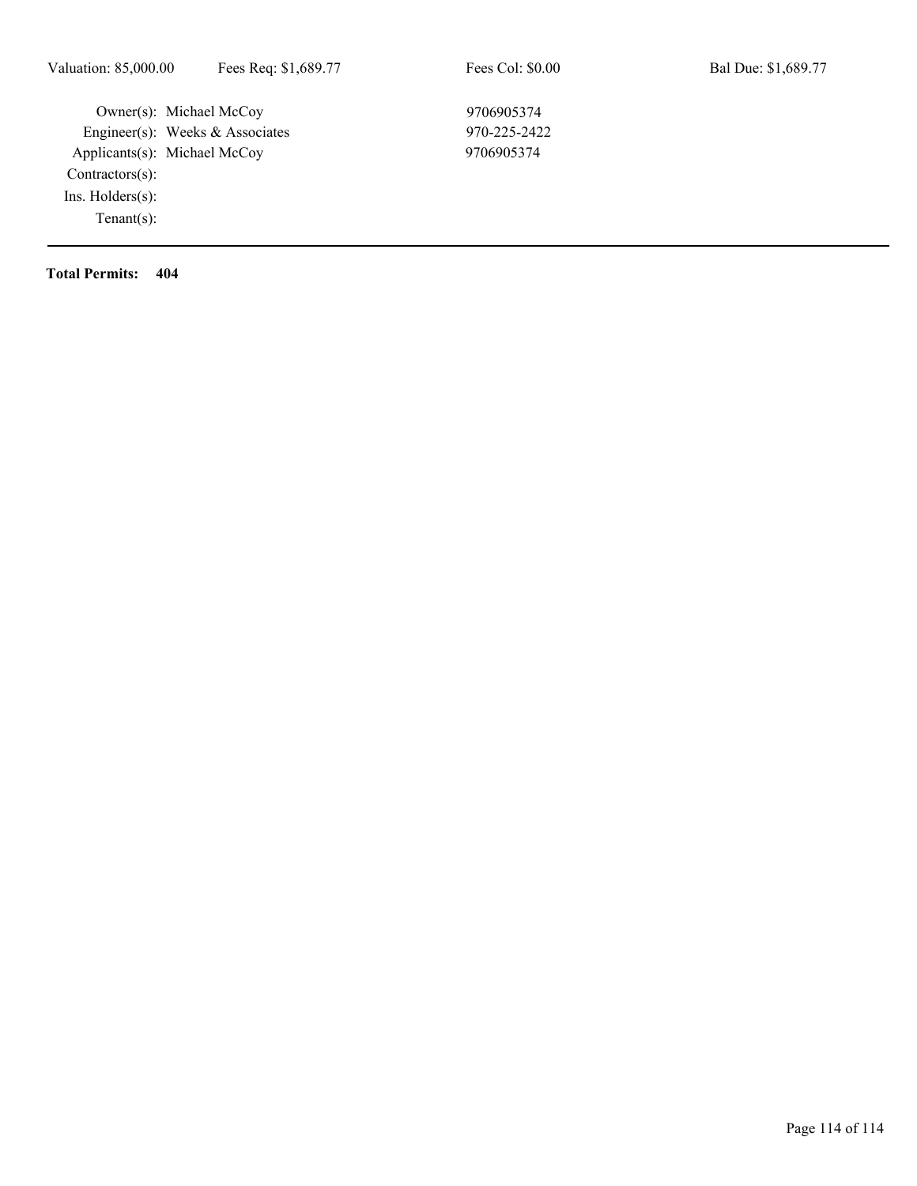| | | | |
|---|---|---|---|
| Valuation: 85,000.00 | Fees Req: $1,689.77 | Fees Col: $0.00 | Bal Due: $1,689.77 |

| | | |
|---|---|---|
| Owner(s): | Michael McCoy | 9706905374 |
| Engineer(s): | Weeks & Associates | 970-225-2422 |
| Applicants(s): | Michael McCoy | 9706905374 |
| Contractors(s): | | |
| Ins. Holders(s): | | |
| Tenant(s): | | |

**Total Permits: 404**